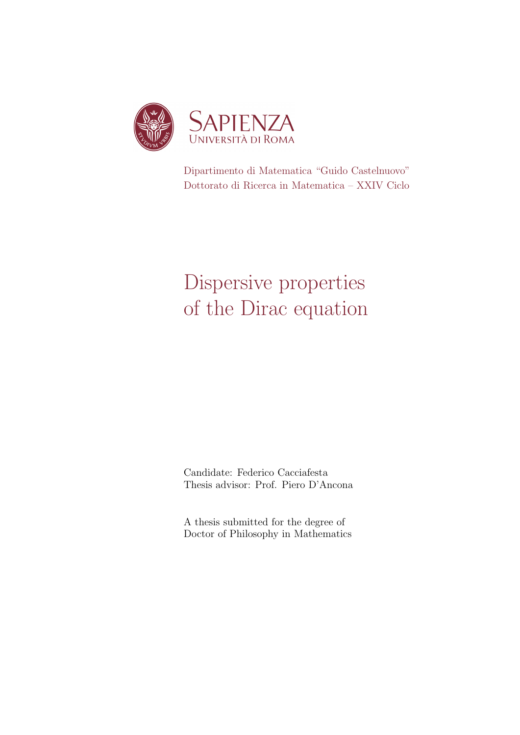SAPIENZA
UNIVERSITÀ DI ROMA

Dipartimento di Matematica "Guido Castelnuovo"
Dottorato di Ricerca in Matematica – XXIV Ciclo

# Dispersive properties of the Dirac equation

Candidate: Federico Cacciafesta
Thesis advisor: Prof. Piero D'Ancona

A thesis submitted for the degree of
Doctor of Philosophy in Mathematics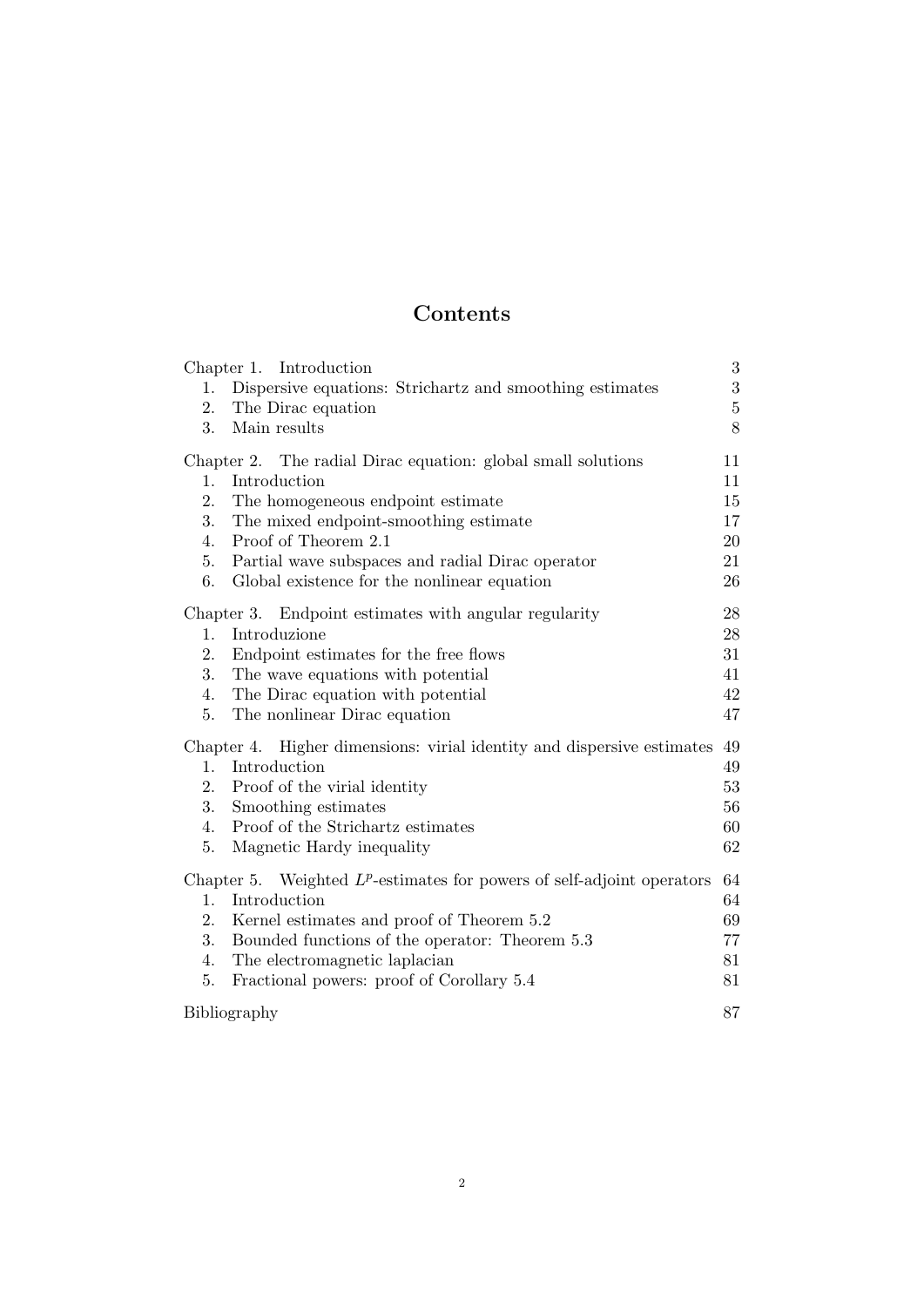# Contents

| | |
|---|---|
| Chapter 1. Introduction | 3 |
| 1. Dispersive equations: Strichartz and smoothing estimates | 3 |
| 2. The Dirac equation | 5 |
| 3. Main results | 8 |
| Chapter 2. The radial Dirac equation: global small solutions | 11 |
| 1. Introduction | 11 |
| 2. The homogeneous endpoint estimate | 15 |
| 3. The mixed endpoint-smoothing estimate | 17 |
| 4. Proof of Theorem 2.1 | 20 |
| 5. Partial wave subspaces and radial Dirac operator | 21 |
| 6. Global existence for the nonlinear equation | 26 |
| Chapter 3. Endpoint estimates with angular regularity | 28 |
| 1. Introduzione | 28 |
| 2. Endpoint estimates for the free flows | 31 |
| 3. The wave equations with potential | 41 |
| 4. The Dirac equation with potential | 42 |
| 5. The nonlinear Dirac equation | 47 |
| Chapter 4. Higher dimensions: virial identity and dispersive estimates | 49 |
| 1. Introduction | 49 |
| 2. Proof of the virial identity | 53 |
| 3. Smoothing estimates | 56 |
| 4. Proof of the Strichartz estimates | 60 |
| 5. Magnetic Hardy inequality | 62 |
| Chapter 5. Weighted $L^p$-estimates for powers of self-adjoint operators | 64 |
| 1. Introduction | 64 |
| 2. Kernel estimates and proof of Theorem 5.2 | 69 |
| 3. Bounded functions of the operator: Theorem 5.3 | 77 |
| 4. The electromagnetic laplacian | 81 |
| 5. Fractional powers: proof of Corollary 5.4 | 81 |
| Bibliography | 87 |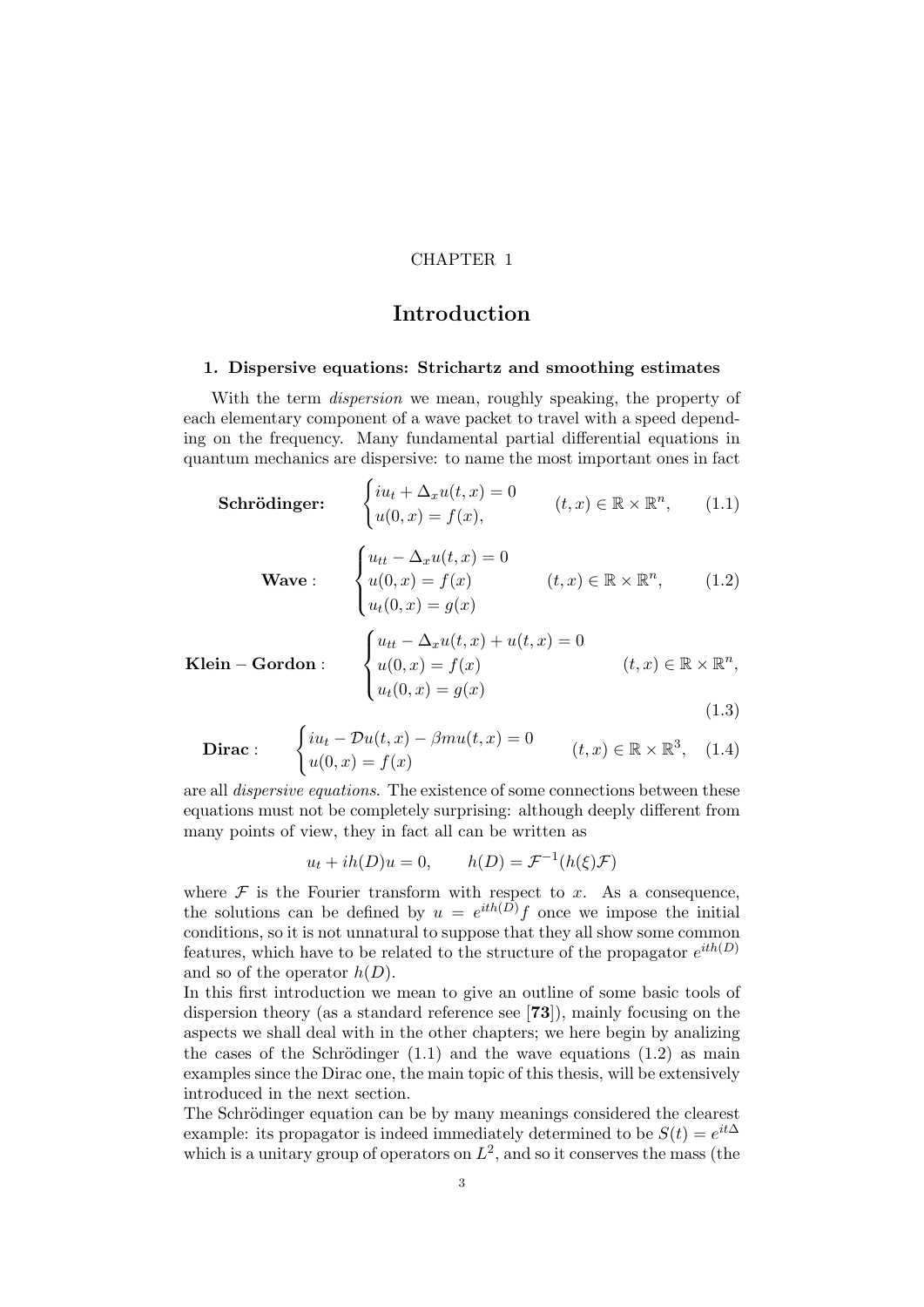CHAPTER 1

# Introduction

### 1. Dispersive equations: Strichartz and smoothing estimates

With the term *dispersion* we mean, roughly speaking, the property of each elementary component of a wave packet to travel with a speed depending on the frequency. Many fundamental partial differential equations in quantum mechanics are dispersive: to name the most important ones in fact

$$\textbf{Schrödinger:} \qquad \begin{cases} iu_t + \Delta_x u(t,x) = 0 \\ u(0,x) = f(x), \end{cases} \qquad (t,x) \in \mathbb{R} \times \mathbb{R}^n, \tag{1.1}$$

$$\textbf{Wave}: \qquad \begin{cases} u_{tt} - \Delta_x u(t,x) = 0 \\ u(0,x) = f(x) \\ u_t(0,x) = g(x) \end{cases} \qquad (t,x) \in \mathbb{R} \times \mathbb{R}^n, \tag{1.2}$$

$$\textbf{Klein-Gordon}: \qquad \begin{cases} u_{tt} - \Delta_x u(t,x) + u(t,x) = 0 \\ u(0,x) = f(x) \\ u_t(0,x) = g(x) \end{cases} \qquad (t,x) \in \mathbb{R} \times \mathbb{R}^n, \tag{1.3}$$

$$\textbf{Dirac}: \qquad \begin{cases} iu_t - \mathcal{D}u(t,x) - \beta m u(t,x) = 0 \\ u(0,x) = f(x) \end{cases} \qquad (t,x) \in \mathbb{R} \times \mathbb{R}^3, \tag{1.4}$$

are all *dispersive equations*. The existence of some connections between these equations must not be completely surprising: although deeply different from many points of view, they in fact all can be written as

$$u_t + ih(D)u = 0, \qquad h(D) = \mathcal{F}^{-1}(h(\xi)\mathcal{F})$$

where $\mathcal{F}$ is the Fourier transform with respect to $x$. As a consequence, the solutions can be defined by $u = e^{ith(D)}f$ once we impose the initial conditions, so it is not unnatural to suppose that they all show some common features, which have to be related to the structure of the propagator $e^{ith(D)}$ and so of the operator $h(D)$.

In this first introduction we mean to give an outline of some basic tools of dispersion theory (as a standard reference see [**73**]), mainly focusing on the aspects we shall deal with in the other chapters; we here begin by analizing the cases of the Schrödinger (1.1) and the wave equations (1.2) as main examples since the Dirac one, the main topic of this thesis, will be extensively introduced in the next section.

The Schrödinger equation can be by many meanings considered the clearest example: its propagator is indeed immediately determined to be $S(t) = e^{it\Delta}$ which is a unitary group of operators on $L^2$, and so it conserves the mass (the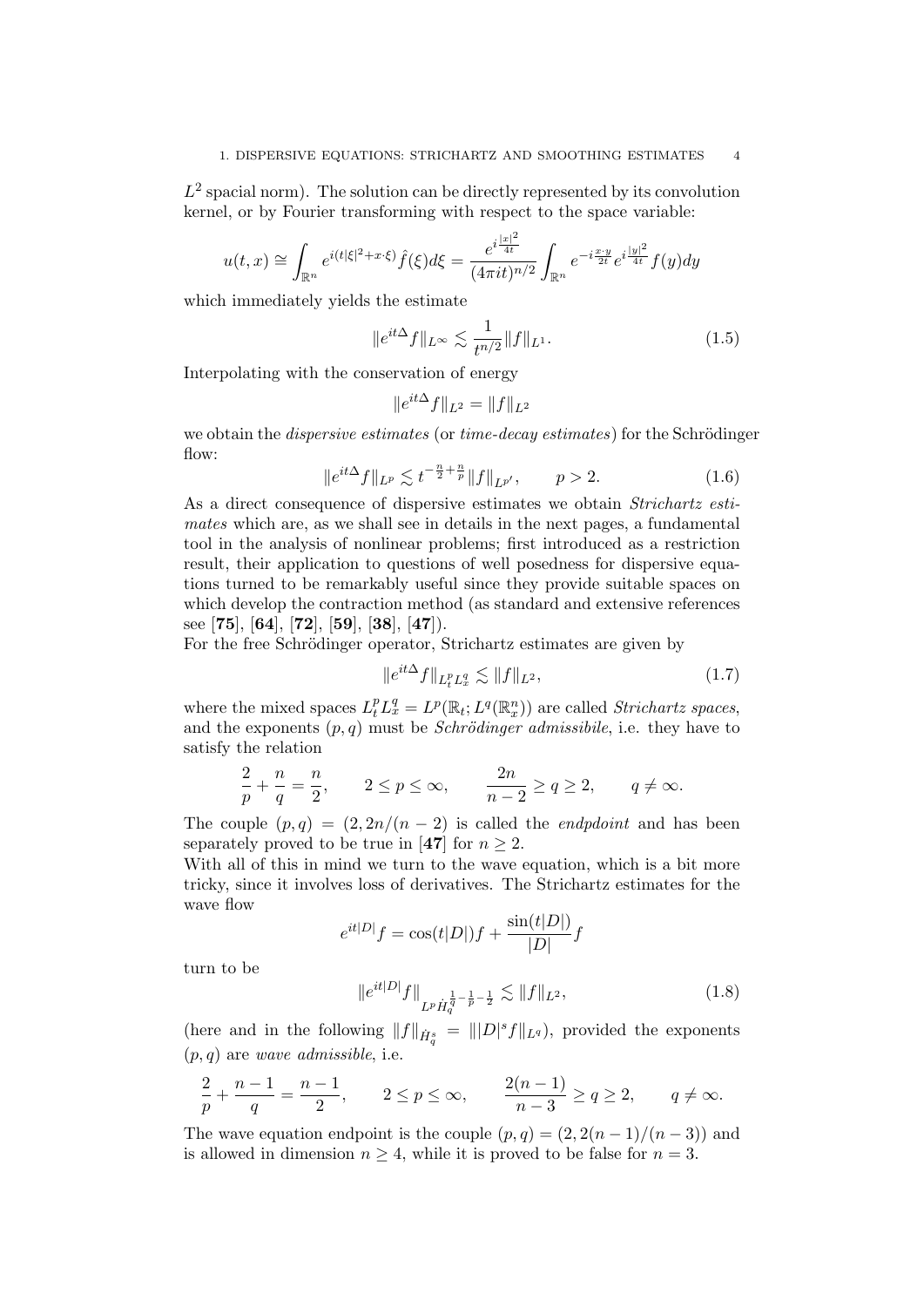$L^2$ spacial norm). The solution can be directly represented by its convolution kernel, or by Fourier transforming with respect to the space variable:

$$u(t,x) \cong \int_{\mathbb{R}^n} e^{i(t|\xi|^2 + x\cdot\xi)} \hat{f}(\xi) d\xi = \frac{e^{i\frac{|x|^2}{4t}}}{(4\pi i t)^{n/2}} \int_{\mathbb{R}^n} e^{-i\frac{x\cdot y}{2t}} e^{i\frac{|y|^2}{4t}} f(y) dy$$

which immediately yields the estimate

$$\|e^{it\Delta} f\|_{L^\infty} \lesssim \frac{1}{t^{n/2}} \|f\|_{L^1}. \tag{1.5}$$

Interpolating with the conservation of energy

$$\|e^{it\Delta} f\|_{L^2} = \|f\|_{L^2}$$

we obtain the *dispersive estimates* (or *time-decay estimates*) for the Schrödinger flow:

$$\|e^{it\Delta} f\|_{L^p} \lesssim t^{-\frac{n}{2}+\frac{n}{p}} \|f\|_{L^{p'}}, \qquad p > 2. \tag{1.6}$$

As a direct consequence of dispersive estimates we obtain *Strichartz estimates* which are, as we shall see in details in the next pages, a fundamental tool in the analysis of nonlinear problems; first introduced as a restriction result, their application to questions of well posedness for dispersive equations turned to be remarkably useful since they provide suitable spaces on which develop the contraction method (as standard and extensive references see [**75**], [**64**], [**72**], [**59**], [**38**], [**47**]).
For the free Schrödinger operator, Strichartz estimates are given by

$$\|e^{it\Delta} f\|_{L^p_t L^q_x} \lesssim \|f\|_{L^2}, \tag{1.7}$$

where the mixed spaces $L^p_t L^q_x = L^p(\mathbb{R}_t; L^q(\mathbb{R}^n_x))$ are called *Strichartz spaces*, and the exponents $(p,q)$ must be *Schrödinger admissibile*, i.e. they have to satisfy the relation

$$\frac{2}{p} + \frac{n}{q} = \frac{n}{2}, \qquad 2 \leq p \leq \infty, \qquad \frac{2n}{n-2} \geq q \geq 2, \qquad q \neq \infty.$$

The couple $(p,q) = (2, 2n/(n-2))$ is called the *endpdoint* and has been separately proved to be true in [**47**] for $n \geq 2$.
With all of this in mind we turn to the wave equation, which is a bit more tricky, since it involves loss of derivatives. The Strichartz estimates for the wave flow

$$e^{it|D|} f = \cos(t|D|) f + \frac{\sin(t|D|)}{|D|} f$$

turn to be

$$\|e^{it|D|} f\|_{L^p \dot{H}_q^{\frac{1}{q}-\frac{1}{p}-\frac{1}{2}}} \lesssim \|f\|_{L^2}, \tag{1.8}$$

(here and in the following $\|f\|_{\dot{H}^s_q} = \||D|^s f\|_{L^q}$), provided the exponents $(p,q)$ are *wave admissible*, i.e.

$$\frac{2}{p} + \frac{n-1}{q} = \frac{n-1}{2}, \qquad 2 \leq p \leq \infty, \qquad \frac{2(n-1)}{n-3} \geq q \geq 2, \qquad q \neq \infty.$$

The wave equation endpoint is the couple $(p,q) = (2, 2(n-1)/(n-3))$ and is allowed in dimension $n \geq 4$, while it is proved to be false for $n = 3$.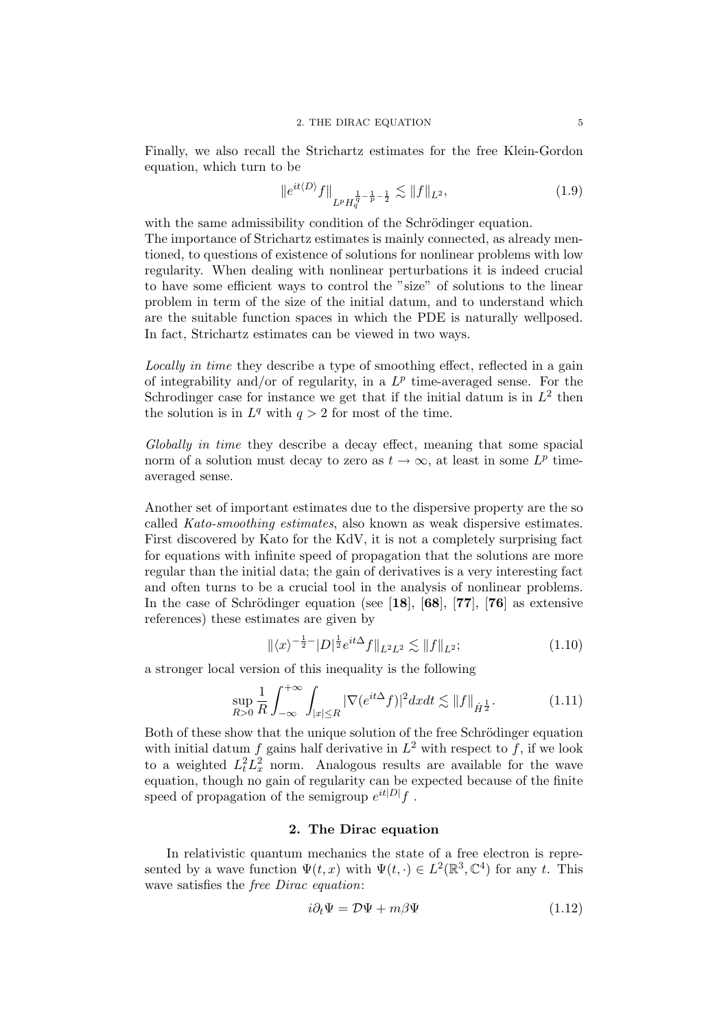Finally, we also recall the Strichartz estimates for the free Klein-Gordon equation, which turn to be

$$\|e^{it\langle D\rangle}f\|_{L^pH_q^{\frac{1}{q}-\frac{1}{p}-\frac{1}{2}}} \lesssim \|f\|_{L^2}, \tag{1.9}$$

with the same admissibility condition of the Schrödinger equation.
The importance of Strichartz estimates is mainly connected, as already mentioned, to questions of existence of solutions for nonlinear problems with low regularity. When dealing with nonlinear perturbations it is indeed crucial to have some efficient ways to control the "size" of solutions to the linear problem in term of the size of the initial datum, and to understand which are the suitable function spaces in which the PDE is naturally wellposed. In fact, Strichartz estimates can be viewed in two ways.

*Locally in time* they describe a type of smoothing effect, reflected in a gain of integrability and/or of regularity, in a $L^p$ time-averaged sense. For the Schrodinger case for instance we get that if the initial datum is in $L^2$ then the solution is in $L^q$ with $q > 2$ for most of the time.

*Globally in time* they describe a decay effect, meaning that some spacial norm of a solution must decay to zero as $t \to \infty$, at least in some $L^p$ time-averaged sense.

Another set of important estimates due to the dispersive property are the so called *Kato-smoothing estimates*, also known as weak dispersive estimates. First discovered by Kato for the KdV, it is not a completely surprising fact for equations with infinite speed of propagation that the solutions are more regular than the initial data; the gain of derivatives is a very interesting fact and often turns to be a crucial tool in the analysis of nonlinear problems. In the case of Schrödinger equation (see **[18]**, **[68]**, **[77]**, **[76]** as extensive references) these estimates are given by

$$\|\langle x\rangle^{-\frac{1}{2}-}|D|^{\frac{1}{2}}e^{it\Delta}f\|_{L^2L^2} \lesssim \|f\|_{L^2}; \tag{1.10}$$

a stronger local version of this inequality is the following

$$\sup_{R>0}\frac{1}{R}\int_{-\infty}^{+\infty}\int_{|x|\leq R}|\nabla(e^{it\Delta}f)|^2dxdt \lesssim \|f\|_{\dot{H}^{\frac{1}{2}}}. \tag{1.11}$$

Both of these show that the unique solution of the free Schrödinger equation with initial datum $f$ gains half derivative in $L^2$ with respect to $f$, if we look to a weighted $L_t^2L_x^2$ norm. Analogous results are available for the wave equation, though no gain of regularity can be expected because of the finite speed of propagation of the semigroup $e^{it|D|}f$ .

## 2. The Dirac equation

In relativistic quantum mechanics the state of a free electron is represented by a wave function $\Psi(t,x)$ with $\Psi(t,\cdot) \in L^2(\mathbb{R}^3,\mathbb{C}^4)$ for any $t$. This wave satisfies the *free Dirac equation*:

$$i\partial_t\Psi = \mathcal{D}\Psi + m\beta\Psi \tag{1.12}$$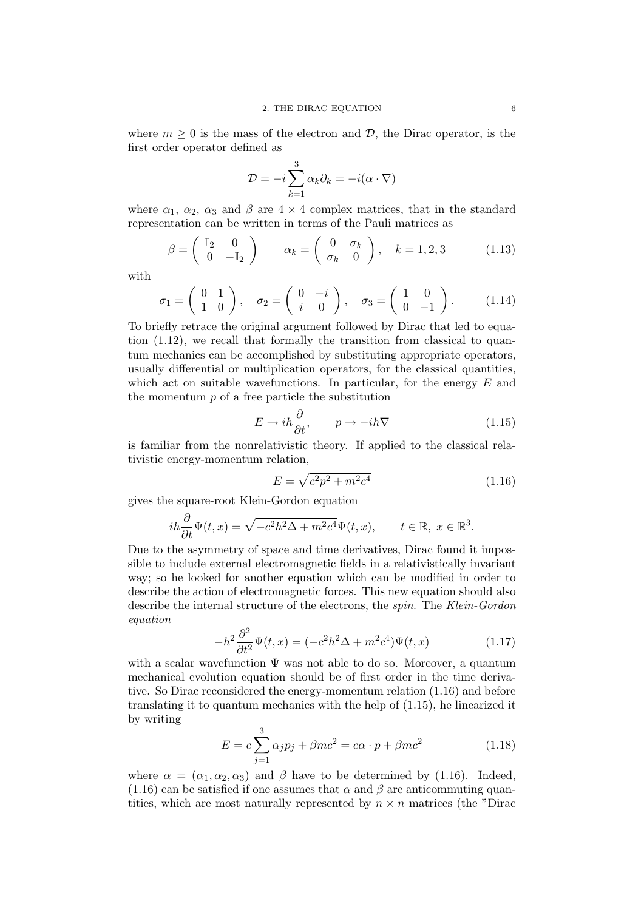where $m \geq 0$ is the mass of the electron and $\mathcal{D}$, the Dirac operator, is the first order operator defined as

$$\mathcal{D} = -i \sum_{k=1}^{3} \alpha_k \partial_k = -i(\alpha \cdot \nabla)$$

where $\alpha_1$, $\alpha_2$, $\alpha_3$ and $\beta$ are $4 \times 4$ complex matrices, that in the standard representation can be written in terms of the Pauli matrices as

$$\beta = \begin{pmatrix} \mathbb{I}_2 & 0 \\ 0 & -\mathbb{I}_2 \end{pmatrix} \qquad \alpha_k = \begin{pmatrix} 0 & \sigma_k \\ \sigma_k & 0 \end{pmatrix}, \quad k = 1, 2, 3 \tag{1.13}$$

with

$$\sigma_1 = \begin{pmatrix} 0 & 1 \\ 1 & 0 \end{pmatrix}, \quad \sigma_2 = \begin{pmatrix} 0 & -i \\ i & 0 \end{pmatrix}, \quad \sigma_3 = \begin{pmatrix} 1 & 0 \\ 0 & -1 \end{pmatrix}. \tag{1.14}$$

To briefly retrace the original argument followed by Dirac that led to equation (1.12), we recall that formally the transition from classical to quantum mechanics can be accomplished by substituting appropriate operators, usually differential or multiplication operators, for the classical quantities, which act on suitable wavefunctions. In particular, for the energy $E$ and the momentum $p$ of a free particle the substitution

$$E \to ih\frac{\partial}{\partial t}, \qquad p \to -ih\nabla \tag{1.15}$$

is familiar from the nonrelativistic theory. If applied to the classical relativistic energy-momentum relation,

$$E = \sqrt{c^2 p^2 + m^2 c^4} \tag{1.16}$$

gives the square-root Klein-Gordon equation

$$ih\frac{\partial}{\partial t}\Psi(t, x) = \sqrt{-c^2 h^2 \Delta + m^2 c^4}\Psi(t, x), \qquad t \in \mathbb{R},\ x \in \mathbb{R}^3.$$

Due to the asymmetry of space and time derivatives, Dirac found it impossible to include external electromagnetic fields in a relativistically invariant way; so he looked for another equation which can be modified in order to describe the action of electromagnetic forces. This new equation should also describe the internal structure of the electrons, the *spin*. The *Klein-Gordon equation*

$$-h^2 \frac{\partial^2}{\partial t^2}\Psi(t, x) = (-c^2 h^2 \Delta + m^2 c^4)\Psi(t, x) \tag{1.17}$$

with a scalar wavefunction $\Psi$ was not able to do so. Moreover, a quantum mechanical evolution equation should be of first order in the time derivative. So Dirac reconsidered the energy-momentum relation (1.16) and before translating it to quantum mechanics with the help of (1.15), he linearized it by writing

$$E = c\sum_{j=1}^{3} \alpha_j p_j + \beta m c^2 = c\alpha \cdot p + \beta m c^2 \tag{1.18}$$

where $\alpha = (\alpha_1, \alpha_2, \alpha_3)$ and $\beta$ have to be determined by (1.16). Indeed, (1.16) can be satisfied if one assumes that $\alpha$ and $\beta$ are anticommuting quantities, which are most naturally represented by $n \times n$ matrices (the "Dirac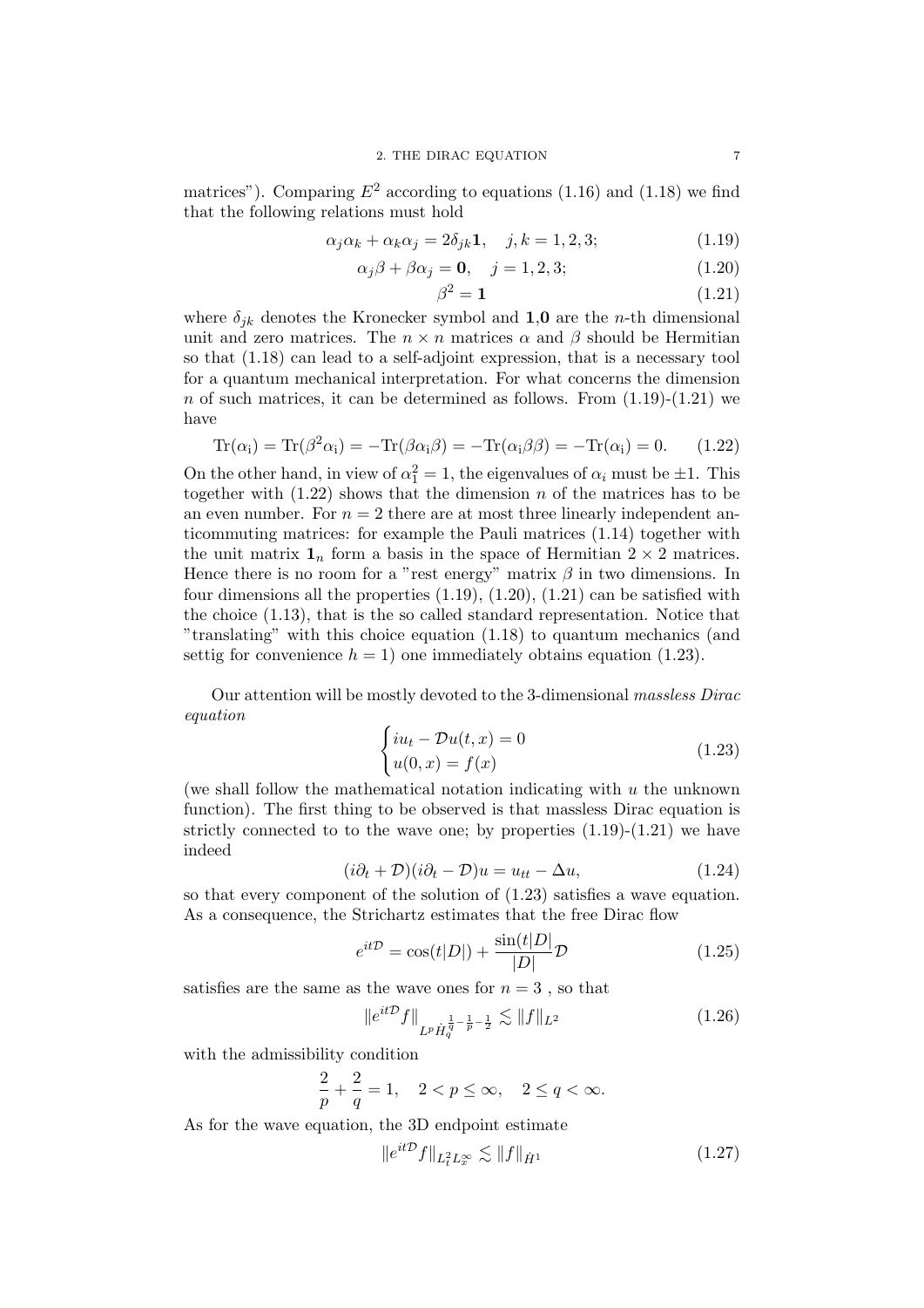matrices"). Comparing $E^2$ according to equations (1.16) and (1.18) we find that the following relations must hold

$$\alpha_j\alpha_k + \alpha_k\alpha_j = 2\delta_{jk}\mathbf{1}, \quad j,k = 1,2,3; \tag{1.19}$$

$$\alpha_j\beta + \beta\alpha_j = \mathbf{0}, \quad j = 1,2,3; \tag{1.20}$$

$$\beta^2 = \mathbf{1} \tag{1.21}$$

where $\delta_{jk}$ denotes the Kronecker symbol and $\mathbf{1}$,$\mathbf{0}$ are the $n$-th dimensional unit and zero matrices. The $n \times n$ matrices $\alpha$ and $\beta$ should be Hermitian so that (1.18) can lead to a self-adjoint expression, that is a necessary tool for a quantum mechanical interpretation. For what concerns the dimension $n$ of such matrices, it can be determined as follows. From (1.19)-(1.21) we have

$$\mathrm{Tr}(\alpha_{\mathrm{i}}) = \mathrm{Tr}(\beta^2\alpha_{\mathrm{i}}) = -\mathrm{Tr}(\beta\alpha_{\mathrm{i}}\beta) = -\mathrm{Tr}(\alpha_{\mathrm{i}}\beta\beta) = -\mathrm{Tr}(\alpha_{\mathrm{i}}) = 0. \tag{1.22}$$

On the other hand, in view of $\alpha_1^2 = 1$, the eigenvalues of $\alpha_i$ must be $\pm 1$. This together with (1.22) shows that the dimension $n$ of the matrices has to be an even number. For $n = 2$ there are at most three linearly independent anticommuting matrices: for example the Pauli matrices (1.14) together with the unit matrix $\mathbf{1}_n$ form a basis in the space of Hermitian $2 \times 2$ matrices. Hence there is no room for a "rest energy" matrix $\beta$ in two dimensions. In four dimensions all the properties (1.19), (1.20), (1.21) can be satisfied with the choice (1.13), that is the so called standard representation. Notice that "translating" with this choice equation (1.18) to quantum mechanics (and settig for convenience $h = 1$) one immediately obtains equation (1.23).

Our attention will be mostly devoted to the 3-dimensional *massless Dirac equation*

$$\begin{cases} iu_t - \mathcal{D}u(t,x) = 0 \\ u(0,x) = f(x) \end{cases} \tag{1.23}$$

(we shall follow the mathematical notation indicating with $u$ the unknown function). The first thing to be observed is that massless Dirac equation is strictly connected to to the wave one; by properties (1.19)-(1.21) we have indeed

$$(i\partial_t + \mathcal{D})(i\partial_t - \mathcal{D})u = u_{tt} - \Delta u, \tag{1.24}$$

so that every component of the solution of (1.23) satisfies a wave equation. As a consequence, the Strichartz estimates that the free Dirac flow

$$e^{it\mathcal{D}} = \cos(t|D|) + \frac{\sin(t|D|}{|D|}\mathcal{D} \tag{1.25}$$

satisfies are the same as the wave ones for $n = 3$ , so that

$$\|e^{it\mathcal{D}}f\|_{L^p\dot{H}_q^{\frac{1}{q}-\frac{1}{p}-\frac{1}{2}}} \lesssim \|f\|_{L^2} \tag{1.26}$$

with the admissibility condition

$$\frac{2}{p} + \frac{2}{q} = 1, \quad 2 < p \leq \infty, \quad 2 \leq q < \infty.$$

As for the wave equation, the 3D endpoint estimate

$$\|e^{it\mathcal{D}}f\|_{L_t^2 L_x^\infty} \lesssim \|f\|_{\dot{H}^1} \tag{1.27}$$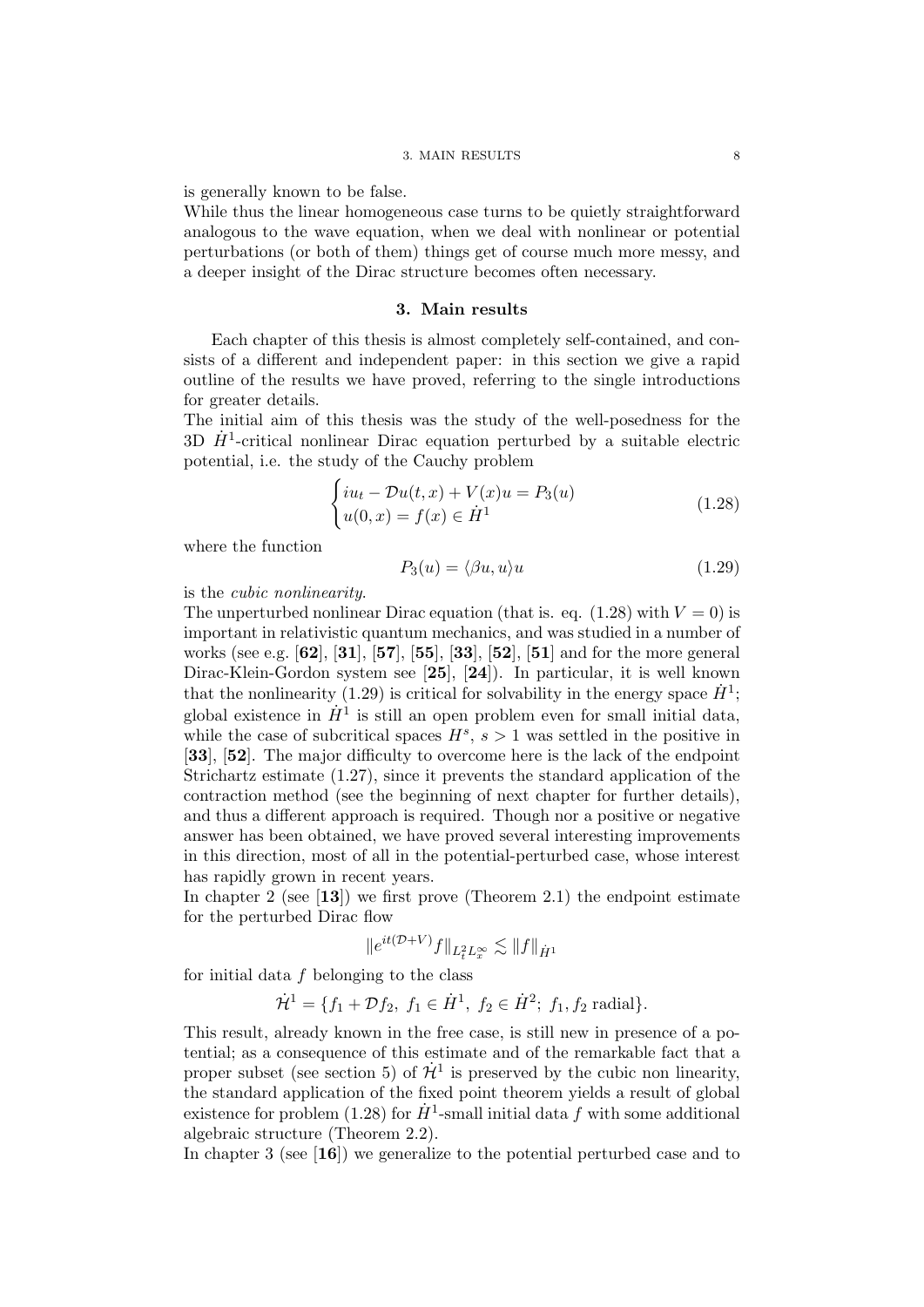is generally known to be false.

While thus the linear homogeneous case turns to be quietly straightforward analogous to the wave equation, when we deal with nonlinear or potential perturbations (or both of them) things get of course much more messy, and a deeper insight of the Dirac structure becomes often necessary.

## 3. Main results

Each chapter of this thesis is almost completely self-contained, and consists of a different and independent paper: in this section we give a rapid outline of the results we have proved, referring to the single introductions for greater details.

The initial aim of this thesis was the study of the well-posedness for the 3D $\dot{H}^1$-critical nonlinear Dirac equation perturbed by a suitable electric potential, i.e. the study of the Cauchy problem

$$\begin{cases} iu_t - \mathcal{D}u(t,x) + V(x)u = P_3(u) \\ u(0,x) = f(x) \in \dot{H}^1 \end{cases} \tag{1.28}$$

where the function

$$P_3(u) = \langle \beta u, u \rangle u \tag{1.29}$$

is the *cubic nonlinearity*.

The unperturbed nonlinear Dirac equation (that is. eq. (1.28) with $V = 0$) is important in relativistic quantum mechanics, and was studied in a number of works (see e.g. [**62**], [**31**], [**57**], [**55**], [**33**], [**52**], [**51**] and for the more general Dirac-Klein-Gordon system see [**25**], [**24**]). In particular, it is well known that the nonlinearity (1.29) is critical for solvability in the energy space $\dot{H}^1$; global existence in $\dot{H}^1$ is still an open problem even for small initial data, while the case of subcritical spaces $H^s$, $s > 1$ was settled in the positive in [**33**], [**52**]. The major difficulty to overcome here is the lack of the endpoint Strichartz estimate (1.27), since it prevents the standard application of the contraction method (see the beginning of next chapter for further details), and thus a different approach is required. Though nor a positive or negative answer has been obtained, we have proved several interesting improvements in this direction, most of all in the potential-perturbed case, whose interest has rapidly grown in recent years.

In chapter 2 (see [**13**]) we first prove (Theorem 2.1) the endpoint estimate for the perturbed Dirac flow

$$\| e^{it(\mathcal{D}+V)} f \|_{L^2_t L^\infty_x} \lesssim \| f \|_{\dot{H}^1}$$

for initial data $f$ belonging to the class

$$\dot{\mathcal{H}}^1 = \{ f_1 + \mathcal{D} f_2, \; f_1 \in \dot{H}^1, \; f_2 \in \dot{H}^2; \; f_1, f_2 \text{ radial} \}.$$

This result, already known in the free case, is still new in presence of a potential; as a consequence of this estimate and of the remarkable fact that a proper subset (see section 5) of $\dot{\mathcal{H}}^1$ is preserved by the cubic non linearity, the standard application of the fixed point theorem yields a result of global existence for problem (1.28) for $\dot{H}^1$-small initial data $f$ with some additional algebraic structure (Theorem 2.2).

In chapter 3 (see [**16**]) we generalize to the potential perturbed case and to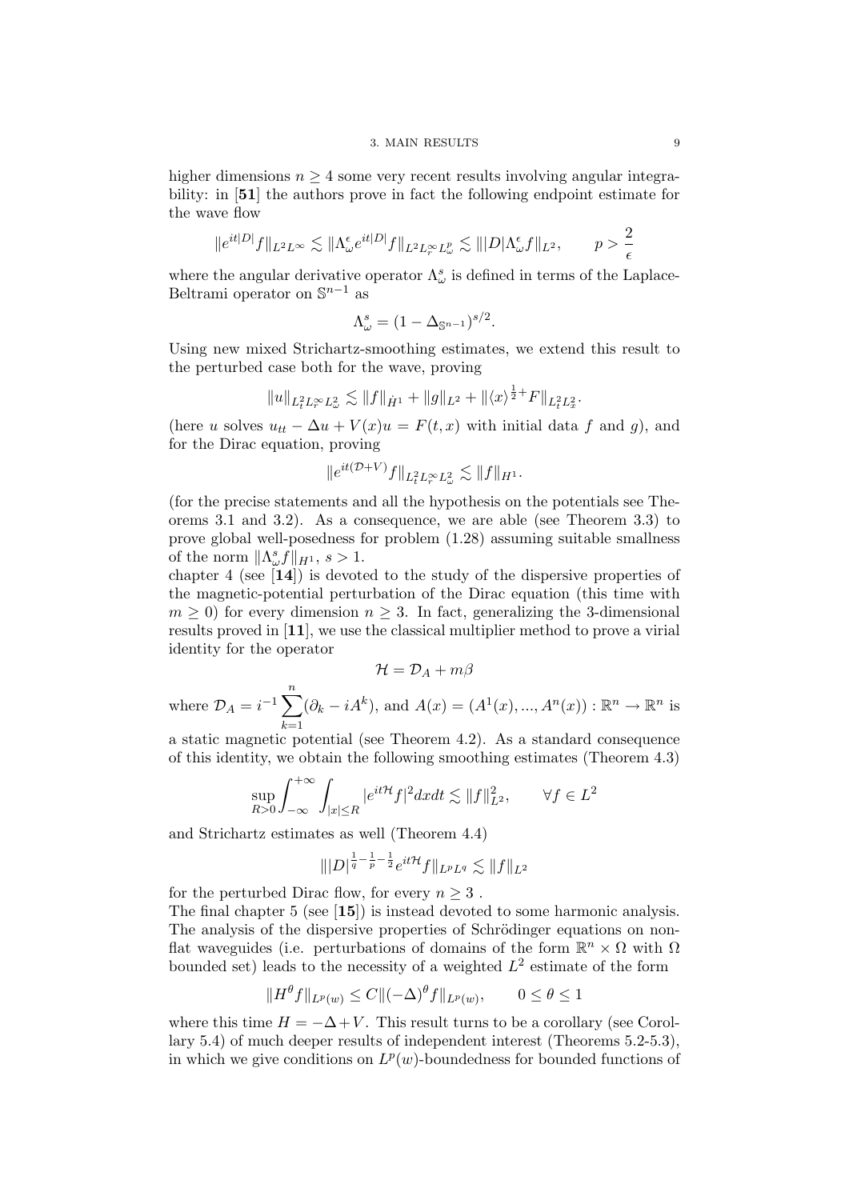higher dimensions $n \geq 4$ some very recent results involving angular integrability: in [**51**] the authors prove in fact the following endpoint estimate for the wave flow

$$\|e^{it|D|}f\|_{L^2L^\infty} \lesssim \|\Lambda_\omega^\epsilon e^{it|D|}f\|_{L^2L^\infty_r L^p_\omega} \lesssim \||D|\Lambda_\omega^\epsilon f\|_{L^2}, \qquad p > \frac{2}{\epsilon}$$

where the angular derivative operator $\Lambda_\omega^s$ is defined in terms of the Laplace-Beltrami operator on $\mathbb{S}^{n-1}$ as

$$\Lambda_\omega^s = (1 - \Delta_{\mathbb{S}^{n-1}})^{s/2}.$$

Using new mixed Strichartz-smoothing estimates, we extend this result to the perturbed case both for the wave, proving

$$\|u\|_{L^2_t L^\infty_r L^2_\omega} \lesssim \|f\|_{\dot{H}^1} + \|g\|_{L^2} + \|\langle x\rangle^{\frac{1}{2}+}F\|_{L^2_t L^2_x}.$$

(here $u$ solves $u_{tt} - \Delta u + V(x)u = F(t,x)$ with initial data $f$ and $g$), and for the Dirac equation, proving

$$\|e^{it(\mathcal{D}+V)}f\|_{L^2_t L^\infty_r L^2_\omega} \lesssim \|f\|_{H^1}.$$

(for the precise statements and all the hypothesis on the potentials see Theorems 3.1 and 3.2). As a consequence, we are able (see Theorem 3.3) to prove global well-posedness for problem (1.28) assuming suitable smallness of the norm $\|\Lambda_\omega^s f\|_{H^1}$, $s > 1$.

chapter 4 (see [**14**]) is devoted to the study of the dispersive properties of the magnetic-potential perturbation of the Dirac equation (this time with $m \geq 0$) for every dimension $n \geq 3$. In fact, generalizing the 3-dimensional results proved in [**11**], we use the classical multiplier method to prove a virial identity for the operator

$$\mathcal{H} = \mathcal{D}_A + m\beta$$

where $\mathcal{D}_A = i^{-1}\sum_{k=1}^{n}(\partial_k - iA^k)$, and $A(x) = (A^1(x), ..., A^n(x)) : \mathbb{R}^n \to \mathbb{R}^n$ is a static magnetic potential (see Theorem 4.2). As a standard consequence of this identity, we obtain the following smoothing estimates (Theorem 4.3)

$$\sup_{R>0}\int_{-\infty}^{+\infty}\int_{|x|\leq R}|e^{it\mathcal{H}}f|^2 dx dt \lesssim \|f\|^2_{L^2}, \qquad \forall f \in L^2$$

and Strichartz estimates as well (Theorem 4.4)

$$\||D|^{\frac{1}{q}-\frac{1}{p}-\frac{1}{2}}e^{it\mathcal{H}}f\|_{L^pL^q} \lesssim \|f\|_{L^2}$$

for the perturbed Dirac flow, for every $n \geq 3$ .

The final chapter 5 (see [**15**]) is instead devoted to some harmonic analysis. The analysis of the dispersive properties of Schrödinger equations on non-flat waveguides (i.e. perturbations of domains of the form $\mathbb{R}^n \times \Omega$ with $\Omega$ bounded set) leads to the necessity of a weighted $L^2$ estimate of the form

$$\|H^\theta f\|_{L^p(w)} \leq C\|(-\Delta)^\theta f\|_{L^p(w)}, \qquad 0 \leq \theta \leq 1$$

where this time $H = -\Delta + V$. This result turns to be a corollary (see Corollary 5.4) of much deeper results of independent interest (Theorems 5.2-5.3), in which we give conditions on $L^p(w)$-boundedness for bounded functions of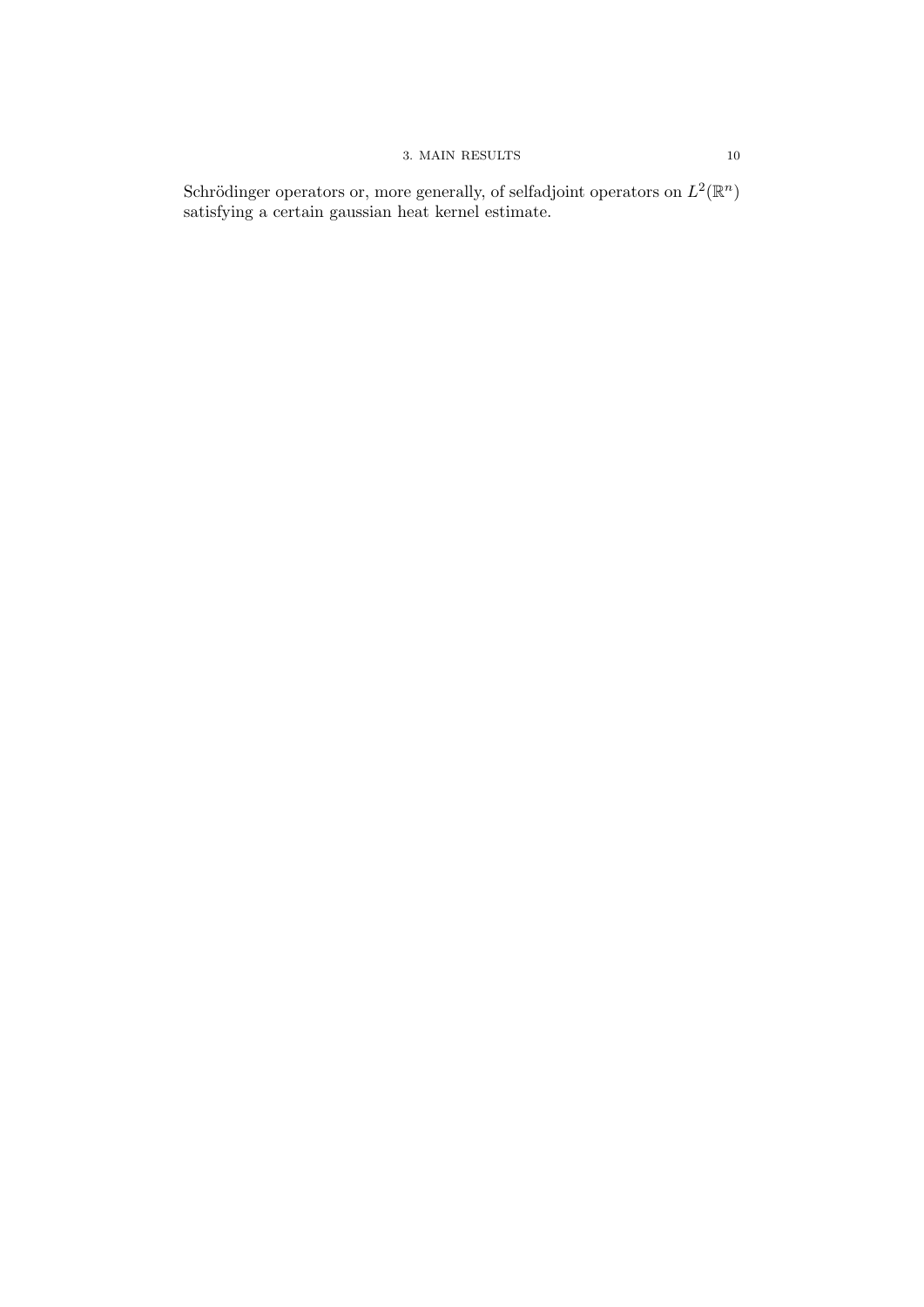Schrödinger operators or, more generally, of selfadjoint operators on $L^2(\mathbb{R}^n)$ satisfying a certain gaussian heat kernel estimate.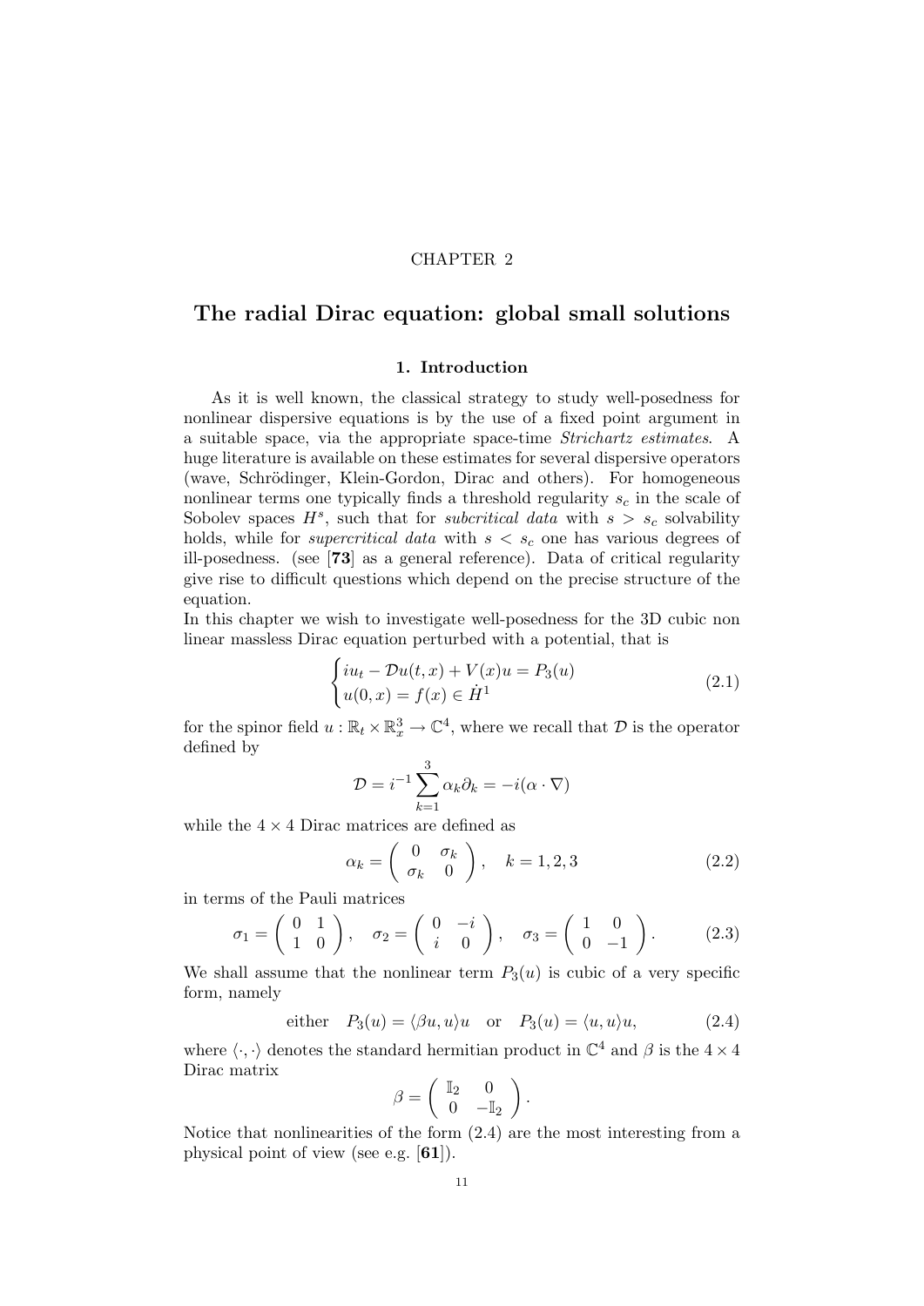CHAPTER 2

# The radial Dirac equation: global small solutions

## 1. Introduction

As it is well known, the classical strategy to study well-posedness for nonlinear dispersive equations is by the use of a fixed point argument in a suitable space, via the appropriate space-time *Strichartz estimates*. A huge literature is available on these estimates for several dispersive operators (wave, Schrödinger, Klein-Gordon, Dirac and others). For homogeneous nonlinear terms one typically finds a threshold regularity $s_c$ in the scale of Sobolev spaces $H^s$, such that for *subcritical data* with $s > s_c$ solvability holds, while for *supercritical data* with $s < s_c$ one has various degrees of ill-posedness. (see [**73**] as a general reference). Data of critical regularity give rise to difficult questions which depend on the precise structure of the equation.

In this chapter we wish to investigate well-posedness for the 3D cubic non linear massless Dirac equation perturbed with a potential, that is

$$\begin{cases} iu_t - \mathcal{D}u(t,x) + V(x)u = P_3(u) \\ u(0,x) = f(x) \in \dot{H}^1 \end{cases} \tag{2.1}$$

for the spinor field $u : \mathbb{R}_t \times \mathbb{R}^3_x \to \mathbb{C}^4$, where we recall that $\mathcal{D}$ is the operator defined by

$$\mathcal{D} = i^{-1} \sum_{k=1}^{3} \alpha_k \partial_k = -i(\alpha \cdot \nabla)$$

while the $4 \times 4$ Dirac matrices are defined as

$$\alpha_k = \begin{pmatrix} 0 & \sigma_k \\ \sigma_k & 0 \end{pmatrix}, \quad k = 1, 2, 3 \tag{2.2}$$

in terms of the Pauli matrices

$$\sigma_1 = \begin{pmatrix} 0 & 1 \\ 1 & 0 \end{pmatrix}, \quad \sigma_2 = \begin{pmatrix} 0 & -i \\ i & 0 \end{pmatrix}, \quad \sigma_3 = \begin{pmatrix} 1 & 0 \\ 0 & -1 \end{pmatrix}. \tag{2.3}$$

We shall assume that the nonlinear term $P_3(u)$ is cubic of a very specific form, namely

$$\text{either} \quad P_3(u) = \langle \beta u, u \rangle u \quad \text{or} \quad P_3(u) = \langle u, u \rangle u, \tag{2.4}$$

where $\langle \cdot, \cdot \rangle$ denotes the standard hermitian product in $\mathbb{C}^4$ and $\beta$ is the $4 \times 4$ Dirac matrix

$$\beta = \begin{pmatrix} \mathbb{I}_2 & 0 \\ 0 & -\mathbb{I}_2 \end{pmatrix}.$$

Notice that nonlinearities of the form (2.4) are the most interesting from a physical point of view (see e.g. [**61**]).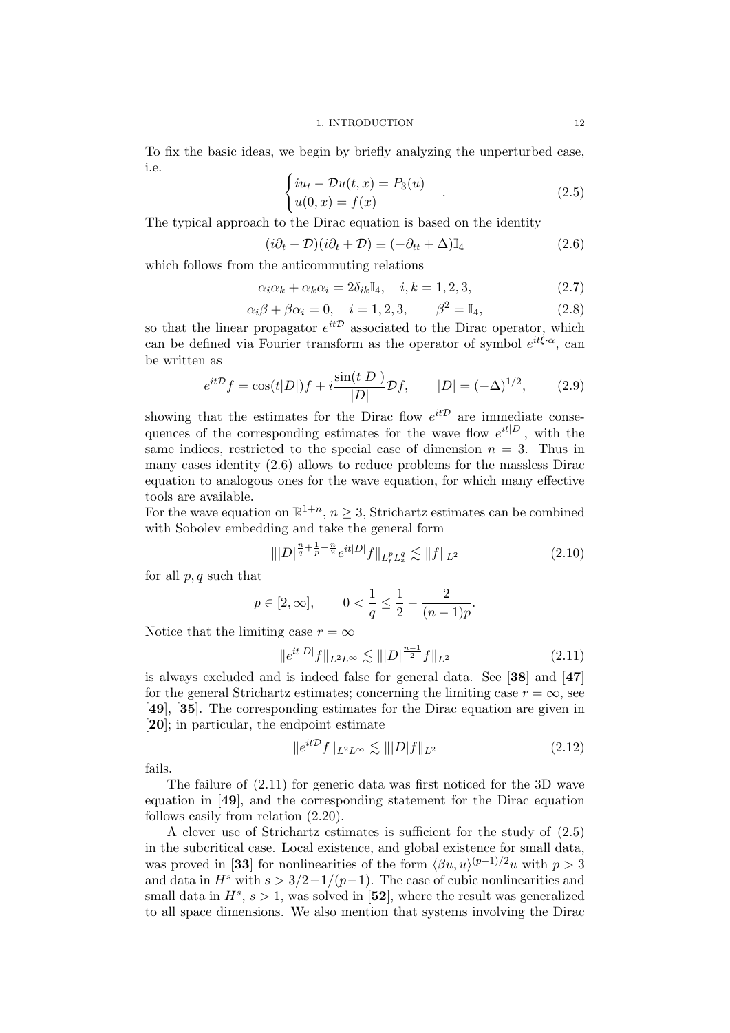To fix the basic ideas, we begin by briefly analyzing the unperturbed case, i.e.

$$\begin{cases} iu_t - \mathcal{D}u(t,x) = P_3(u) \\ u(0,x) = f(x) \end{cases} . \tag{2.5}$$

The typical approach to the Dirac equation is based on the identity

$$(i\partial_t - \mathcal{D})(i\partial_t + \mathcal{D}) \equiv (-\partial_{tt} + \Delta)\mathbb{I}_4 \tag{2.6}$$

which follows from the anticommuting relations

$$\alpha_i\alpha_k + \alpha_k\alpha_i = 2\delta_{ik}\mathbb{I}_4, \quad i,k = 1,2,3, \tag{2.7}$$

$$\alpha_i\beta + \beta\alpha_i = 0, \quad i = 1,2,3, \qquad \beta^2 = \mathbb{I}_4, \tag{2.8}$$

so that the linear propagator $e^{it\mathcal{D}}$ associated to the Dirac operator, which can be defined via Fourier transform as the operator of symbol $e^{it\xi\cdot\alpha}$, can be written as

$$e^{it\mathcal{D}}f = \cos(t|D|)f + i\frac{\sin(t|D|)}{|D|}\mathcal{D}f, \qquad |D| = (-\Delta)^{1/2}, \tag{2.9}$$

showing that the estimates for the Dirac flow $e^{it\mathcal{D}}$ are immediate consequences of the corresponding estimates for the wave flow $e^{it|D|}$, with the same indices, restricted to the special case of dimension $n = 3$. Thus in many cases identity (2.6) allows to reduce problems for the massless Dirac equation to analogous ones for the wave equation, for which many effective tools are available.
For the wave equation on $\mathbb{R}^{1+n}$, $n \geq 3$, Strichartz estimates can be combined with Sobolev embedding and take the general form

$$\||D|^{\frac{n}{q}+\frac{1}{p}-\frac{n}{2}}e^{it|D|}f\|_{L^p_tL^q_x} \lesssim \|f\|_{L^2} \tag{2.10}$$

for all $p, q$ such that

$$p \in [2,\infty], \qquad 0 < \frac{1}{q} \leq \frac{1}{2} - \frac{2}{(n-1)p}.$$

Notice that the limiting case $r = \infty$

$$\|e^{it|D|}f\|_{L^2L^\infty} \lesssim \||D|^{\frac{n-1}{2}}f\|_{L^2} \tag{2.11}$$

is always excluded and is indeed false for general data. See [**38**] and [**47**] for the general Strichartz estimates; concerning the limiting case $r = \infty$, see [**49**], [**35**]. The corresponding estimates for the Dirac equation are given in [**20**]; in particular, the endpoint estimate

$$\|e^{it\mathcal{D}}f\|_{L^2L^\infty} \lesssim \||D|f\|_{L^2} \tag{2.12}$$

fails.

The failure of (2.11) for generic data was first noticed for the 3D wave equation in [**49**], and the corresponding statement for the Dirac equation follows easily from relation (2.20).

A clever use of Strichartz estimates is sufficient for the study of (2.5) in the subcritical case. Local existence, and global existence for small data, was proved in [**33**] for nonlinearities of the form $\langle\beta u, u\rangle^{(p-1)/2}u$ with $p > 3$ and data in $H^s$ with $s > 3/2 - 1/(p-1)$. The case of cubic nonlinearities and small data in $H^s$, $s > 1$, was solved in [**52**], where the result was generalized to all space dimensions. We also mention that systems involving the Dirac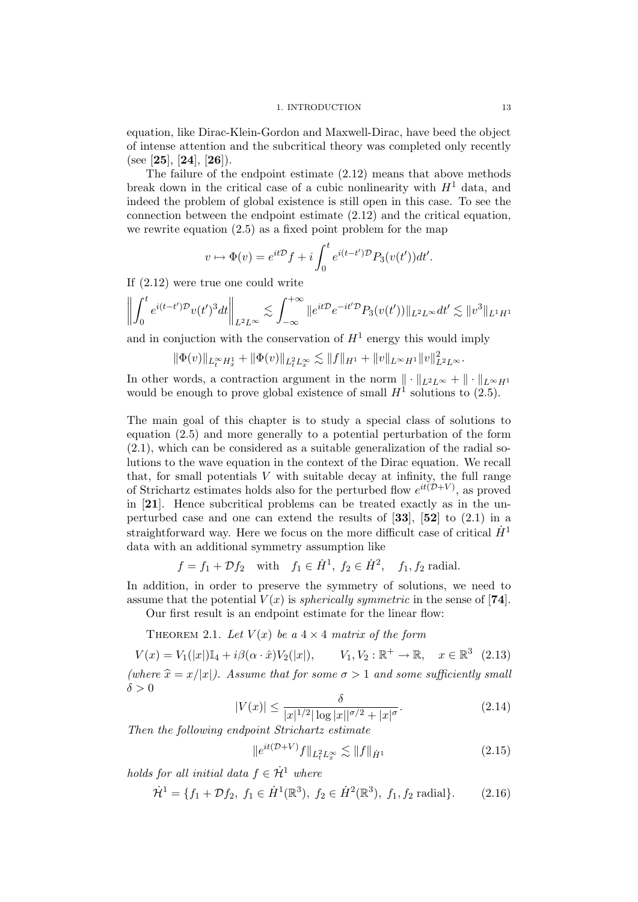equation, like Dirac-Klein-Gordon and Maxwell-Dirac, have beed the object of intense attention and the subcritical theory was completed only recently (see [**25**], [**24**], [**26**]).

The failure of the endpoint estimate (2.12) means that above methods break down in the critical case of a cubic nonlinearity with $H^1$ data, and indeed the problem of global existence is still open in this case. To see the connection between the endpoint estimate (2.12) and the critical equation, we rewrite equation (2.5) as a fixed point problem for the map

$$v \mapsto \Phi(v) = e^{it\mathcal{D}} f + i \int_0^t e^{i(t-t')\mathcal{D}} P_3(v(t'))dt'.$$

If (2.12) were true one could write

$$\left\| \int_0^t e^{i(t-t')\mathcal{D}} v(t')^3 dt \right\|_{L^2L^\infty} \lesssim \int_{-\infty}^{+\infty} \| e^{it\mathcal{D}} e^{-it'\mathcal{D}} P_3(v(t')) \|_{L^2L^\infty} dt' \lesssim \|v^3\|_{L^1H^1}$$

and in conjuction with the conservation of $H^1$ energy this would imply

$$\|\Phi(v)\|_{L^\infty_t H^1_x} + \|\Phi(v)\|_{L^2_t L^\infty_x} \lesssim \|f\|_{H^1} + \|v\|_{L^\infty H^1} \|v\|^2_{L^2L^\infty}.$$

In other words, a contraction argument in the norm $\|\cdot\|_{L^2L^\infty} + \|\cdot\|_{L^\infty H^1}$ would be enough to prove global existence of small $H^1$ solutions to (2.5).

The main goal of this chapter is to study a special class of solutions to equation (2.5) and more generally to a potential perturbation of the form (2.1), which can be considered as a suitable generalization of the radial solutions to the wave equation in the context of the Dirac equation. We recall that, for small potentials $V$ with suitable decay at infinity, the full range of Strichartz estimates holds also for the perturbed flow $e^{it(\mathcal{D}+V)}$, as proved in [**21**]. Hence subcritical problems can be treated exactly as in the unperturbed case and one can extend the results of [**33**], [**52**] to (2.1) in a straightforward way. Here we focus on the more difficult case of critical $\dot{H}^1$ data with an additional symmetry assumption like

$$f = f_1 + \mathcal{D} f_2 \quad \text{with} \quad f_1 \in \dot{H}^1, \ f_2 \in \dot{H}^2, \quad f_1, f_2 \text{ radial}.$$

In addition, in order to preserve the symmetry of solutions, we need to assume that the potential $V(x)$ is *spherically symmetric* in the sense of [**74**].

Our first result is an endpoint estimate for the linear flow:

THEOREM 2.1. *Let $V(x)$ be a $4 \times 4$ matrix of the form*

$$V(x) = V_1(|x|)\mathbb{I}_4 + i\beta(\alpha \cdot \hat{x})V_2(|x|), \qquad V_1, V_2 : \mathbb{R}^+ \to \mathbb{R}, \quad x \in \mathbb{R}^3 \quad (2.13)$$

*(where $\widehat{x} = x/|x|$). Assume that for some $\sigma > 1$ and some sufficiently small $\delta > 0$*

$$|V(x)| \leq \frac{\delta}{|x|^{1/2} |\log |x||^{\sigma/2} + |x|^\sigma}. \qquad (2.14)$$

*Then the following endpoint Strichartz estimate*

$$\|e^{it(\mathcal{D}+V)} f\|_{L^2_t L^\infty_x} \lesssim \|f\|_{\dot{H}^1} \qquad (2.15)$$

*holds for all initial data $f \in \dot{\mathcal{H}}^1$ where*

$$\dot{\mathcal{H}}^1 = \{f_1 + \mathcal{D} f_2, \ f_1 \in \dot{H}^1(\mathbb{R}^3), \ f_2 \in \dot{H}^2(\mathbb{R}^3), \ f_1, f_2 \text{ radial}\}. \qquad (2.16)$$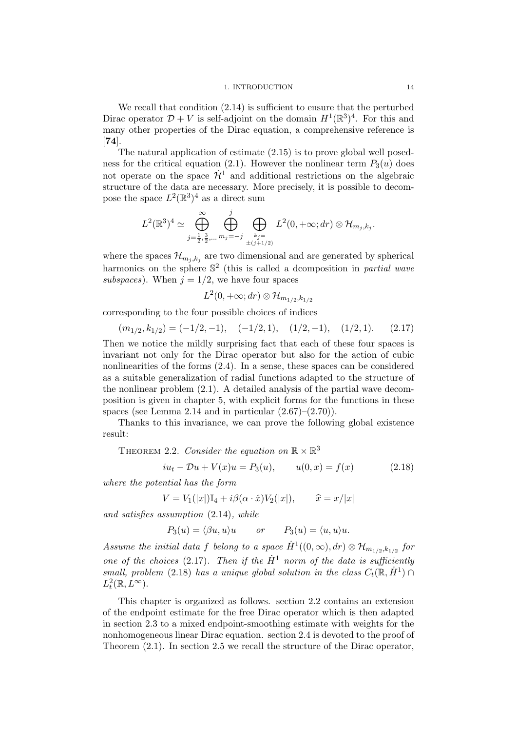We recall that condition (2.14) is sufficient to ensure that the perturbed Dirac operator $\mathcal{D} + V$ is self-adjoint on the domain $H^1(\mathbb{R}^3)^4$. For this and many other properties of the Dirac equation, a comprehensive reference is [**74**].

The natural application of estimate (2.15) is to prove global well posedness for the critical equation (2.1). However the nonlinear term $P_3(u)$ does not operate on the space $\dot{\mathcal{H}}^1$ and additional restrictions on the algebraic structure of the data are necessary. More precisely, it is possible to decompose the space $L^2(\mathbb{R}^3)^4$ as a direct sum

$$L^2(\mathbb{R}^3)^4 \simeq \bigoplus_{j=\frac{1}{2},\frac{3}{2},\dots}^{\infty} \bigoplus_{m_j=-j}^{j} \bigoplus_{\substack{k_j=\\ \pm(j+1/2)}} L^2(0,+\infty;dr) \otimes \mathcal{H}_{m_j,k_j}.$$

where the spaces $\mathcal{H}_{m_j,k_j}$ are two dimensional and are generated by spherical harmonics on the sphere $\mathbb{S}^2$ (this is called a dcomposition in *partial wave subspaces*). When $j = 1/2$, we have four spaces

$$L^2(0,+\infty;dr) \otimes \mathcal{H}_{m_{1/2},k_{1/2}}$$

corresponding to the four possible choices of indices

$$(m_{1/2}, k_{1/2}) = (-1/2, -1), \quad (-1/2, 1), \quad (1/2, -1), \quad (1/2, 1). \tag{2.17}$$

Then we notice the mildly surprising fact that each of these four spaces is invariant not only for the Dirac operator but also for the action of cubic nonlinearities of the forms (2.4). In a sense, these spaces can be considered as a suitable generalization of radial functions adapted to the structure of the nonlinear problem (2.1). A detailed analysis of the partial wave decomposition is given in chapter 5, with explicit forms for the functions in these spaces (see Lemma 2.14 and in particular (2.67)–(2.70)).

Thanks to this invariance, we can prove the following global existence result:

THEOREM 2.2. *Consider the equation on $\mathbb{R} \times \mathbb{R}^3$*

$$iu_t - \mathcal{D}u + V(x)u = P_3(u), \qquad u(0,x) = f(x) \tag{2.18}$$

*where the potential has the form*

$$V = V_1(|x|)\mathbb{I}_4 + i\beta(\alpha \cdot \hat{x})V_2(|x|), \qquad \widehat{x} = x/|x|$$

*and satisfies assumption* (2.14)*, while*

$$P_3(u) = \langle \beta u, u \rangle u \qquad or \qquad P_3(u) = \langle u, u \rangle u.$$

*Assume the initial data $f$ belong to a space $\dot{H}^1((0,\infty),dr) \otimes \mathcal{H}_{m_{1/2},k_{1/2}}$ for one of the choices* (2.17)*. Then if the $\dot{H}^1$ norm of the data is sufficiently small, problem* (2.18) *has a unique global solution in the class $C_t(\mathbb{R}, \dot{H}^1) \cap L^2_t(\mathbb{R}, L^\infty)$.*

This chapter is organized as follows. section 2.2 contains an extension of the endpoint estimate for the free Dirac operator which is then adapted in section 2.3 to a mixed endpoint-smoothing estimate with weights for the nonhomogeneous linear Dirac equation. section 2.4 is devoted to the proof of Theorem (2.1). In section 2.5 we recall the structure of the Dirac operator,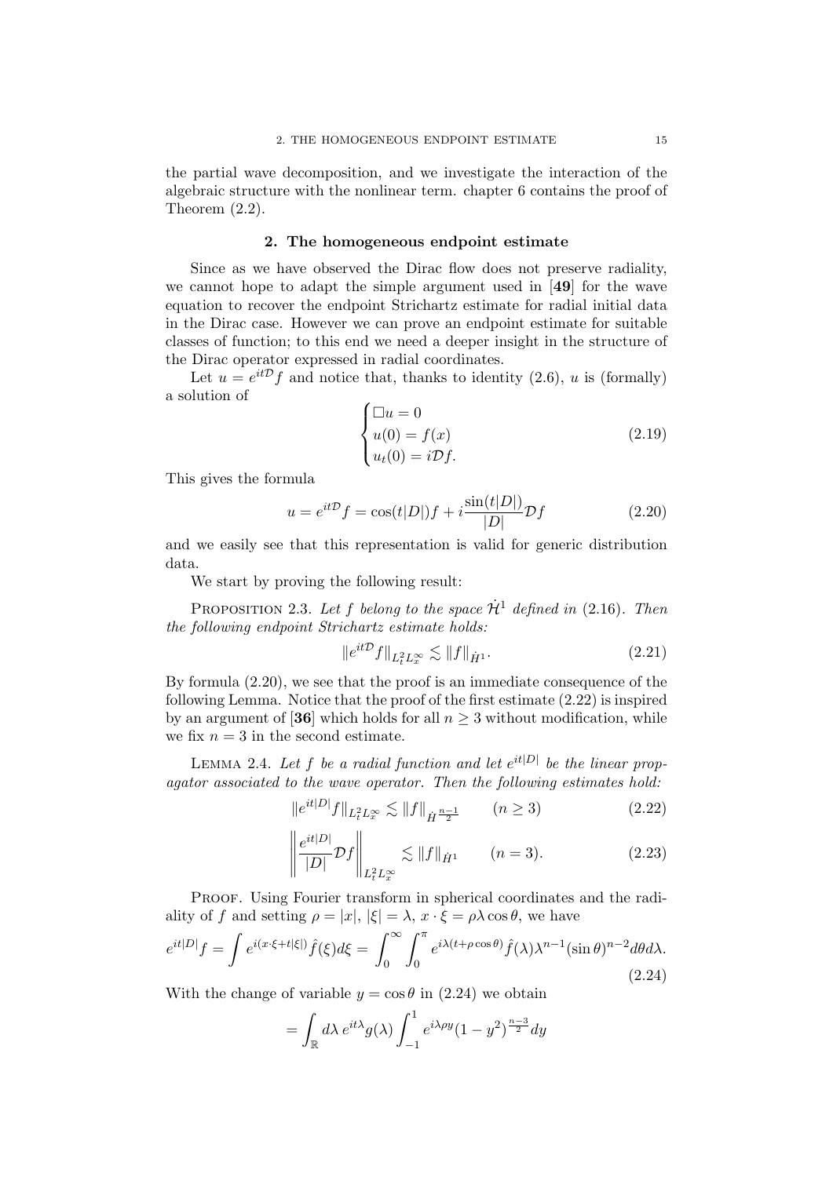the partial wave decomposition, and we investigate the interaction of the algebraic structure with the nonlinear term. chapter 6 contains the proof of Theorem (2.2).

## 2. The homogeneous endpoint estimate

Since as we have observed the Dirac flow does not preserve radiality, we cannot hope to adapt the simple argument used in [**49**] for the wave equation to recover the endpoint Strichartz estimate for radial initial data in the Dirac case. However we can prove an endpoint estimate for suitable classes of function; to this end we need a deeper insight in the structure of the Dirac operator expressed in radial coordinates.

Let $u = e^{it\mathcal{D}}f$ and notice that, thanks to identity (2.6), $u$ is (formally) a solution of

$$\begin{cases} \Box u = 0 \\ u(0) = f(x) \\ u_t(0) = i\mathcal{D}f. \end{cases} \tag{2.19}$$

This gives the formula

$$u = e^{it\mathcal{D}}f = \cos(t|D|)f + i\frac{\sin(t|D|)}{|D|}\mathcal{D}f \tag{2.20}$$

and we easily see that this representation is valid for generic distribution data.

We start by proving the following result:

Proposition 2.3. *Let $f$ belong to the space $\dot{\mathcal{H}}^1$ defined in* (2.16). *Then the following endpoint Strichartz estimate holds:*

$$\|e^{it\mathcal{D}}f\|_{L^2_t L^\infty_x} \lesssim \|f\|_{\dot{H}^1}. \tag{2.21}$$

By formula (2.20), we see that the proof is an immediate consequence of the following Lemma. Notice that the proof of the first estimate (2.22) is inspired by an argument of [**36**] which holds for all $n \geq 3$ without modification, while we fix $n = 3$ in the second estimate.

Lemma 2.4. *Let $f$ be a radial function and let $e^{it|D|}$ be the linear propagator associated to the wave operator. Then the following estimates hold:*

$$\|e^{it|D|}f\|_{L^2_t L^\infty_x} \lesssim \|f\|_{\dot{H}^{\frac{n-1}{2}}} \qquad (n \geq 3) \tag{2.22}$$

$$\left\| \frac{e^{it|D|}}{|D|}\mathcal{D}f \right\|_{L^2_t L^\infty_x} \lesssim \|f\|_{\dot{H}^1} \qquad (n = 3). \tag{2.23}$$

Proof. Using Fourier transform in spherical coordinates and the radiality of $f$ and setting $\rho = |x|$, $|\xi| = \lambda$, $x \cdot \xi = \rho\lambda\cos\theta$, we have

$$e^{it|D|}f = \int e^{i(x\cdot\xi + t|\xi|)}\hat{f}(\xi)d\xi = \int_0^\infty \int_0^\pi e^{i\lambda(t+\rho\cos\theta)}\hat{f}(\lambda)\lambda^{n-1}(\sin\theta)^{n-2}d\theta d\lambda. \tag{2.24}$$

With the change of variable $y = \cos\theta$ in (2.24) we obtain

$$= \int_{\mathbb{R}} d\lambda\, e^{it\lambda}g(\lambda)\int_{-1}^1 e^{i\lambda\rho y}(1-y^2)^{\frac{n-3}{2}}dy$$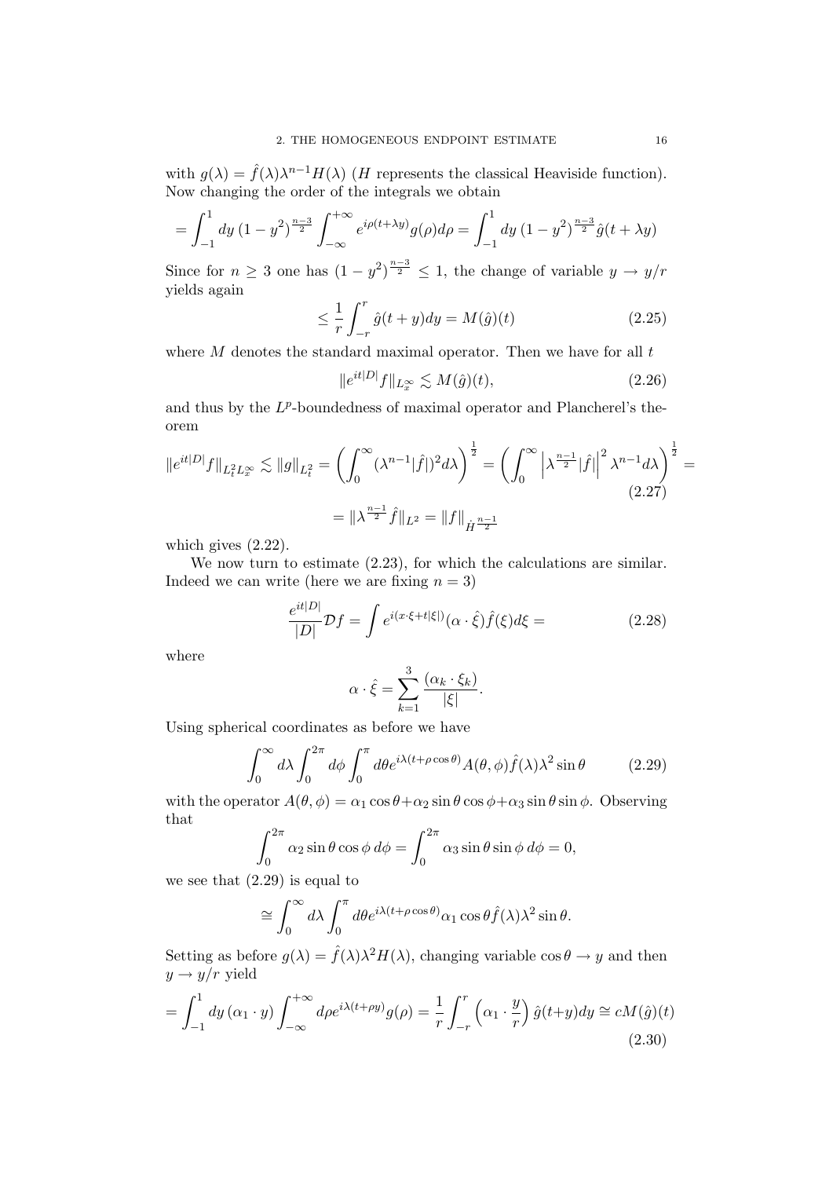with $g(\lambda) = \hat{f}(\lambda)\lambda^{n-1}H(\lambda)$ ($H$ represents the classical Heaviside function). Now changing the order of the integrals we obtain

$$= \int_{-1}^{1} dy\,(1-y^2)^{\frac{n-3}{2}} \int_{-\infty}^{+\infty} e^{i\rho(t+\lambda y)} g(\rho)d\rho = \int_{-1}^{1} dy\,(1-y^2)^{\frac{n-3}{2}} \hat{g}(t+\lambda y)$$

Since for $n \geq 3$ one has $(1-y^2)^{\frac{n-3}{2}} \leq 1$, the change of variable $y \to y/r$ yields again

$$\leq \frac{1}{r}\int_{-r}^{r} \hat{g}(t+y)dy = M(\hat{g})(t) \tag{2.25}$$

where $M$ denotes the standard maximal operator. Then we have for all $t$

$$\|e^{it|D|}f\|_{L^\infty_x} \lesssim M(\hat{g})(t), \tag{2.26}$$

and thus by the $L^p$-boundedness of maximal operator and Plancherel's theorem

$$\|e^{it|D|}f\|_{L^2_tL^\infty_x} \lesssim \|g\|_{L^2_t} = \left(\int_0^\infty (\lambda^{n-1}|\hat{f}|)^2 d\lambda\right)^{\frac{1}{2}} = \left(\int_0^\infty \left|\lambda^{\frac{n-1}{2}}|\hat{f}|\right|^2 \lambda^{n-1} d\lambda\right)^{\frac{1}{2}} = \tag{2.27}$$

$$= \|\lambda^{\frac{n-1}{2}}\hat{f}\|_{L^2} = \|f\|_{\dot{H}^{\frac{n-1}{2}}}$$

which gives (2.22).

We now turn to estimate (2.23), for which the calculations are similar. Indeed we can write (here we are fixing $n=3$)

$$\frac{e^{it|D|}}{|D|}\mathcal{D}f = \int e^{i(x\cdot\xi + t|\xi|)}(\alpha\cdot\hat{\xi})\hat{f}(\xi)d\xi = \tag{2.28}$$

where

$$\alpha\cdot\hat{\xi} = \sum_{k=1}^{3}\frac{(\alpha_k\cdot\xi_k)}{|\xi|}.$$

Using spherical coordinates as before we have

$$\int_0^\infty d\lambda \int_0^{2\pi} d\phi \int_0^\pi d\theta e^{i\lambda(t+\rho\cos\theta)} A(\theta,\phi)\hat{f}(\lambda)\lambda^2\sin\theta \tag{2.29}$$

with the operator $A(\theta,\phi) = \alpha_1\cos\theta + \alpha_2\sin\theta\cos\phi + \alpha_3\sin\theta\sin\phi$. Observing that

$$\int_0^{2\pi}\alpha_2\sin\theta\cos\phi\,d\phi = \int_0^{2\pi}\alpha_3\sin\theta\sin\phi\,d\phi = 0,$$

we see that (2.29) is equal to

$$\cong \int_0^\infty d\lambda \int_0^\pi d\theta e^{i\lambda(t+\rho\cos\theta)}\alpha_1\cos\theta\hat{f}(\lambda)\lambda^2\sin\theta.$$

Setting as before $g(\lambda) = \hat{f}(\lambda)\lambda^2 H(\lambda)$, changing variable $\cos\theta \to y$ and then $y \to y/r$ yield

$$= \int_{-1}^{1} dy\,(\alpha_1\cdot y)\int_{-\infty}^{+\infty} d\rho e^{i\lambda(t+\rho y)}g(\rho) = \frac{1}{r}\int_{-r}^{r}\left(\alpha_1\cdot\frac{y}{r}\right)\hat{g}(t+y)dy \cong cM(\hat{g})(t) \tag{2.30}$$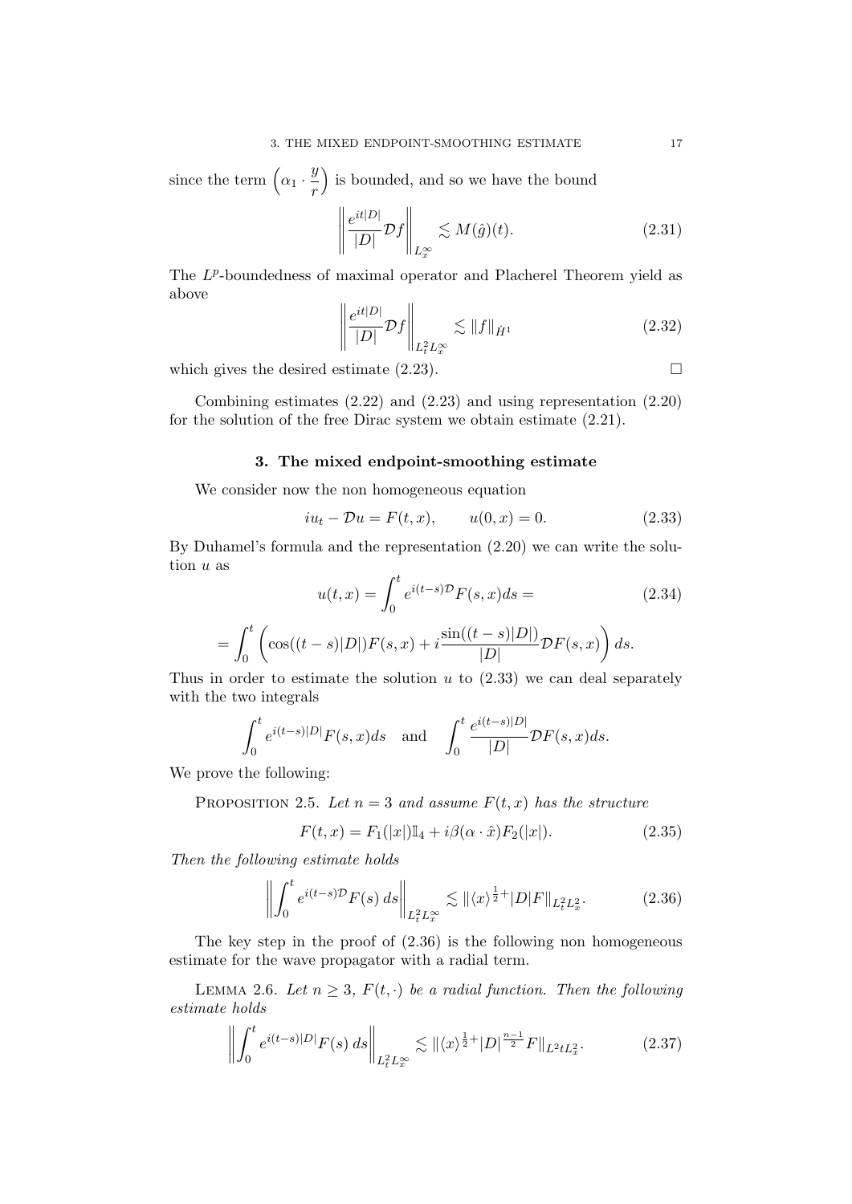since the term $\left(\alpha_1 \cdot \frac{y}{r}\right)$ is bounded, and so we have the bound

$$\left\| \frac{e^{it|D|}}{|D|} \mathcal{D} f \right\|_{L^\infty_x} \lesssim M(\hat{g})(t). \tag{2.31}$$

The $L^p$-boundedness of maximal operator and Placherel Theorem yield as above

$$\left\| \frac{e^{it|D|}}{|D|} \mathcal{D} f \right\|_{L^2_t L^\infty_x} \lesssim \|f\|_{\dot{H}^1} \tag{2.32}$$

which gives the desired estimate (2.23). $\square$

Combining estimates (2.22) and (2.23) and using representation (2.20) for the solution of the free Dirac system we obtain estimate (2.21).

## 3. The mixed endpoint-smoothing estimate

We consider now the non homogeneous equation

$$iu_t - \mathcal{D}u = F(t, x), \qquad u(0, x) = 0. \tag{2.33}$$

By Duhamel's formula and the representation (2.20) we can write the solution $u$ as

$$u(t, x) = \int_0^t e^{i(t-s)\mathcal{D}} F(s, x) ds = \tag{2.34}$$

$$= \int_0^t \left( \cos((t-s)|D|) F(s, x) + i \frac{\sin((t-s)|D|)}{|D|} \mathcal{D} F(s, x) \right) ds.$$

Thus in order to estimate the solution $u$ to (2.33) we can deal separately with the two integrals

$$\int_0^t e^{i(t-s)|D|} F(s, x) ds \quad \text{and} \quad \int_0^t \frac{e^{i(t-s)|D|}}{|D|} \mathcal{D} F(s, x) ds.$$

We prove the following:

Proposition 2.5. *Let $n = 3$ and assume $F(t, x)$ has the structure*

$$F(t, x) = F_1(|x|)\mathbb{I}_4 + i\beta(\alpha \cdot \hat{x}) F_2(|x|). \tag{2.35}$$

*Then the following estimate holds*

$$\left\| \int_0^t e^{i(t-s)\mathcal{D}} F(s) \, ds \right\|_{L^2_t L^\infty_x} \lesssim \|\langle x \rangle^{\frac{1}{2}+} |D| F\|_{L^2_t L^2_x}. \tag{2.36}$$

The key step in the proof of (2.36) is the following non homogeneous estimate for the wave propagator with a radial term.

Lemma 2.6. *Let $n \geq 3$, $F(t, \cdot)$ be a radial function. Then the following estimate holds*

$$\left\| \int_0^t e^{i(t-s)|D|} F(s) \, ds \right\|_{L^2_t L^\infty_x} \lesssim \|\langle x \rangle^{\frac{1}{2}+} |D|^{\frac{n-1}{2}} F\|_{L^2 t L^2_x}. \tag{2.37}$$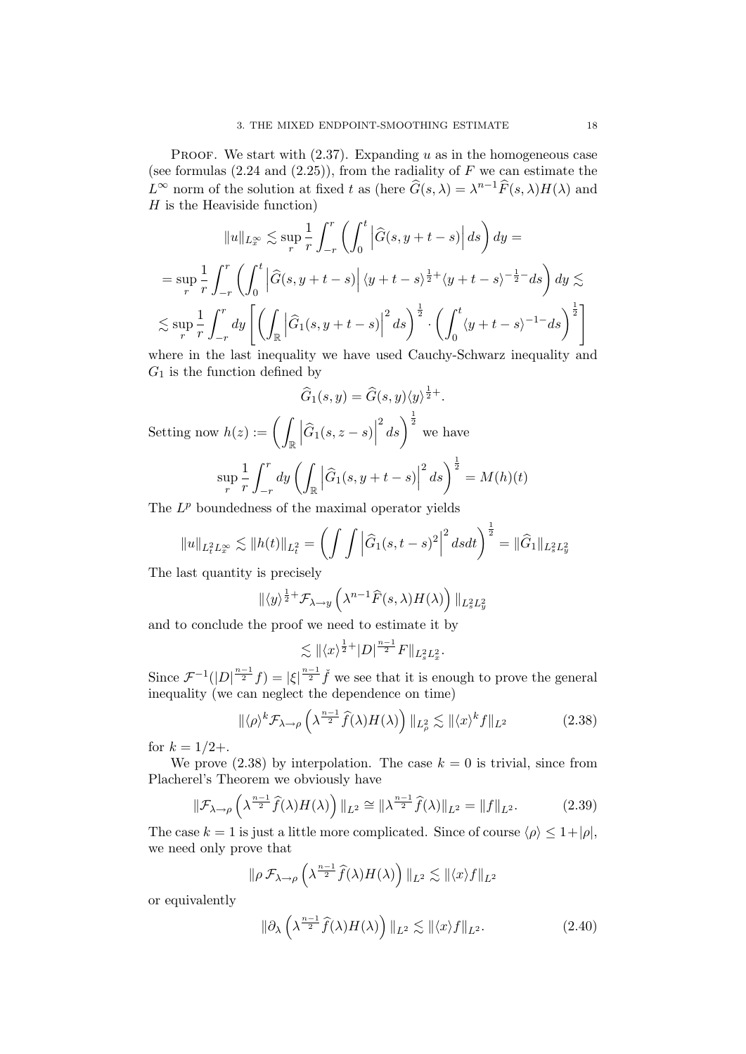Proof. We start with (2.37). Expanding $u$ as in the homogeneous case (see formulas (2.24 and (2.25)), from the radiality of $F$ we can estimate the $L^\infty$ norm of the solution at fixed $t$ as (here $\widehat{G}(s,\lambda) = \lambda^{n-1}\widehat{F}(s,\lambda)H(\lambda)$ and $H$ is the Heaviside function)

$$\|u\|_{L^\infty_x} \lesssim \sup_r \frac{1}{r}\int_{-r}^{r}\left(\int_0^t \left|\widehat{G}(s, y+t-s)\right| ds\right) dy =$$

$$= \sup_r \frac{1}{r}\int_{-r}^{r}\left(\int_0^t \left|\widehat{G}(s, y+t-s)\right| \langle y+t-s\rangle^{\frac{1}{2}+}\langle y+t-s\rangle^{-\frac{1}{2}-} ds\right) dy \lesssim$$

$$\lesssim \sup_r \frac{1}{r}\int_{-r}^{r} dy \left[\left(\int_{\mathbb{R}} \left|\widehat{G}_1(s, y+t-s)\right|^2 ds\right)^{\frac{1}{2}} \cdot \left(\int_0^t \langle y+t-s\rangle^{-1-} ds\right)^{\frac{1}{2}}\right]$$

where in the last inequality we have used Cauchy-Schwarz inequality and $G_1$ is the function defined by

$$\widehat{G}_1(s,y) = \widehat{G}(s,y)\langle y\rangle^{\frac{1}{2}+}.$$

Setting now $h(z) := \left(\int_{\mathbb{R}} \left|\widehat{G}_1(s, z-s)\right|^2 ds\right)^{\frac{1}{2}}$ we have

$$\sup_r \frac{1}{r}\int_{-r}^{r} dy \left(\int_{\mathbb{R}} \left|\widehat{G}_1(s, y+t-s)\right|^2 ds\right)^{\frac{1}{2}} = M(h)(t)$$

The $L^p$ boundedness of the maximal operator yields

$$\|u\|_{L^2_t L^\infty_x} \lesssim \|h(t)\|_{L^2_t} = \left(\int\int \left|\widehat{G}_1(s, t-s)^2\right|^2 ds dt\right)^{\frac{1}{2}} = \|\widehat{G}_1\|_{L^2_s L^2_y}$$

The last quantity is precisely

$$\|\langle y\rangle^{\frac{1}{2}+}\mathcal{F}_{\lambda\to y}\left(\lambda^{n-1}\widehat{F}(s,\lambda)H(\lambda)\right)\|_{L^2_s L^2_y}$$

and to conclude the proof we need to estimate it by

$$\lesssim \|\langle x\rangle^{\frac{1}{2}+}|D|^{\frac{n-1}{2}}F\|_{L^2_s L^2_x}.$$

Since $\mathcal{F}^{-1}(|D|^{\frac{n-1}{2}}f) = |\xi|^{\frac{n-1}{2}}\check{f}$ we see that it is enough to prove the general inequality (we can neglect the dependence on time)

$$\|\langle\rho\rangle^k \mathcal{F}_{\lambda\to\rho}\left(\lambda^{\frac{n-1}{2}}\widehat{f}(\lambda)H(\lambda)\right)\|_{L^2_\rho} \lesssim \|\langle x\rangle^k f\|_{L^2} \tag{2.38}$$

for $k = 1/2+$.

We prove (2.38) by interpolation. The case $k=0$ is trivial, since from Placherel's Theorem we obviously have

$$\|\mathcal{F}_{\lambda\to\rho}\left(\lambda^{\frac{n-1}{2}}\widehat{f}(\lambda)H(\lambda)\right)\|_{L^2} \cong \|\lambda^{\frac{n-1}{2}}\widehat{f}(\lambda)\|_{L^2} = \|f\|_{L^2}. \tag{2.39}$$

The case $k=1$ is just a little more complicated. Since of course $\langle\rho\rangle \le 1+|\rho|$, we need only prove that

$$\|\rho\,\mathcal{F}_{\lambda\to\rho}\left(\lambda^{\frac{n-1}{2}}\widehat{f}(\lambda)H(\lambda)\right)\|_{L^2} \lesssim \|\langle x\rangle f\|_{L^2}$$

or equivalently

$$\|\partial_\lambda\left(\lambda^{\frac{n-1}{2}}\widehat{f}(\lambda)H(\lambda)\right)\|_{L^2} \lesssim \|\langle x\rangle f\|_{L^2}. \tag{2.40}$$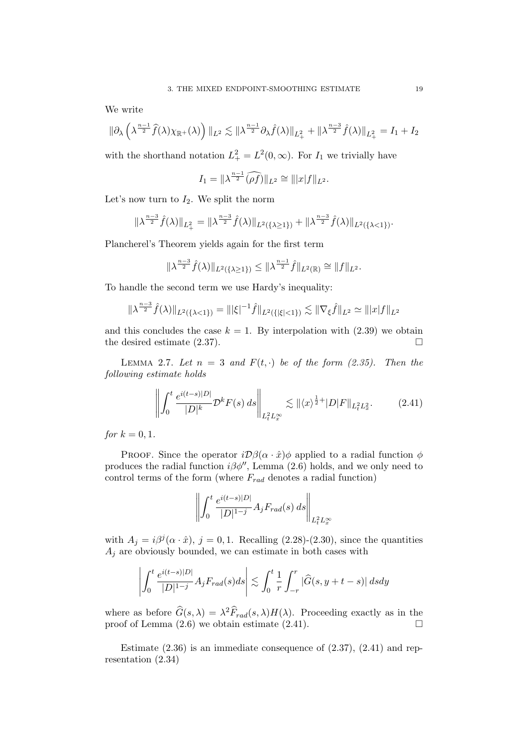We write

$$\|\partial_\lambda \left( \lambda^{\frac{n-1}{2}} \widehat{f}(\lambda) \chi_{\mathbb{R}^+}(\lambda) \right) \|_{L^2} \lesssim \|\lambda^{\frac{n-1}{2}} \partial_\lambda \hat{f}(\lambda)\|_{L^2_+} + \|\lambda^{\frac{n-3}{2}} \hat{f}(\lambda)\|_{L^2_+} = I_1 + I_2$$

with the shorthand notation $L^2_+ = L^2(0, \infty)$. For $I_1$ we trivially have

$$I_1 = \|\lambda^{\frac{n-1}{2}} \widehat{(\rho f)}\|_{L^2} \cong \||x| f\|_{L^2}.$$

Let's now turn to $I_2$. We split the norm

$$\|\lambda^{\frac{n-3}{2}} \hat{f}(\lambda)\|_{L^2_+} = \|\lambda^{\frac{n-3}{2}} \hat{f}(\lambda)\|_{L^2(\{\lambda \geq 1\})} + \|\lambda^{\frac{n-3}{2}} \hat{f}(\lambda)\|_{L^2(\{\lambda < 1\})}.$$

Plancherel's Theorem yields again for the first term

$$\|\lambda^{\frac{n-3}{2}} \hat{f}(\lambda)\|_{L^2(\{\lambda \geq 1\})} \leq \|\lambda^{\frac{n-1}{2}} \hat{f}\|_{L^2(\mathbb{R})} \cong \|f\|_{L^2}.$$

To handle the second term we use Hardy's inequality:

$$\|\lambda^{\frac{n-3}{2}} \hat{f}(\lambda)\|_{L^2(\{\lambda < 1\})} = \||\xi|^{-1} \hat{f}\|_{L^2(\{|\xi| < 1\})} \lesssim \|\nabla_\xi \hat{f}\|_{L^2} \simeq \||x| f\|_{L^2}$$

and this concludes the case $k = 1$. By interpolation with (2.39) we obtain the desired estimate (2.37). $\square$

Lemma 2.7. *Let $n = 3$ and $F(t, \cdot)$ be of the form (2.35). Then the following estimate holds*

$$\left\| \int_0^t \frac{e^{i(t-s)|D|}}{|D|^k} \mathcal{D}^k F(s)\, ds \right\|_{L^2_t L^\infty_x} \lesssim \|\langle x \rangle^{\frac{1}{2}+} |D| F\|_{L^2_t L^2_x}. \tag{2.41}$$

*for $k = 0, 1$.*

Proof. Since the operator $i\mathcal{D}\beta(\alpha \cdot \hat{x})\phi$ applied to a radial function $\phi$ produces the radial function $i\beta\phi''$, Lemma (2.6) holds, and we only need to control terms of the form (where $F_{rad}$ denotes a radial function)

$$\left\| \int_0^t \frac{e^{i(t-s)|D|}}{|D|^{1-j}} A_j F_{rad}(s)\, ds \right\|_{L^2_t L^\infty_x}$$

with $A_j = i\beta^j(\alpha \cdot \hat{x})$, $j = 0, 1$. Recalling (2.28)-(2.30), since the quantities $A_j$ are obviously bounded, we can estimate in both cases with

$$\left| \int_0^t \frac{e^{i(t-s)|D|}}{|D|^{1-j}} A_j F_{rad}(s) ds \right| \lesssim \int_0^t \frac{1}{r} \int_{-r}^r |\widehat{G}(s, y + t - s)|\, ds dy$$

where as before $\widehat{G}(s, \lambda) = \lambda^2 \widehat{F}_{rad}(s, \lambda) H(\lambda)$. Proceeding exactly as in the proof of Lemma (2.6) we obtain estimate (2.41). $\square$

Estimate (2.36) is an immediate consequence of (2.37), (2.41) and representation (2.34)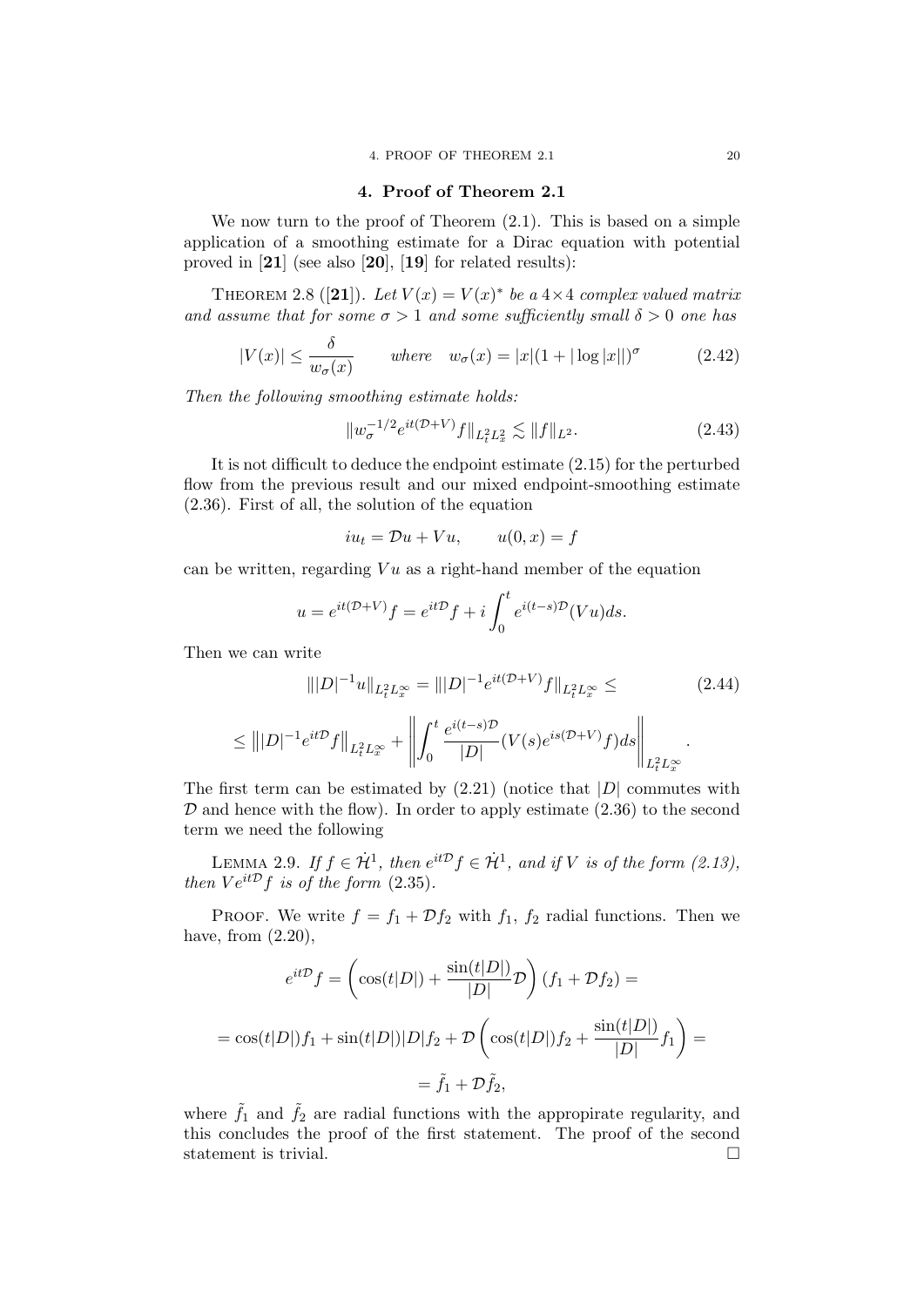## 4. Proof of Theorem 2.1

We now turn to the proof of Theorem (2.1). This is based on a simple application of a smoothing estimate for a Dirac equation with potential proved in [**21**] (see also [**20**], [**19**] for related results):

THEOREM 2.8 ([**21**]). *Let $V(x) = V(x)^*$ be a $4\times 4$ complex valued matrix and assume that for some $\sigma > 1$ and some sufficiently small $\delta > 0$ one has*

$$|V(x)| \leq \frac{\delta}{w_\sigma(x)} \qquad \text{where} \quad w_\sigma(x) = |x|(1+|\log|x||)^\sigma \tag{2.42}$$

*Then the following smoothing estimate holds:*

$$\|w_\sigma^{-1/2} e^{it(\mathcal{D}+V)} f\|_{L_t^2 L_x^2} \lesssim \|f\|_{L^2}. \tag{2.43}$$

It is not difficult to deduce the endpoint estimate (2.15) for the perturbed flow from the previous result and our mixed endpoint-smoothing estimate (2.36). First of all, the solution of the equation

$$iu_t = \mathcal{D}u + Vu, \qquad u(0,x) = f$$

can be written, regarding $Vu$ as a right-hand member of the equation

$$u = e^{it(\mathcal{D}+V)}f = e^{it\mathcal{D}}f + i\int_0^t e^{i(t-s)\mathcal{D}}(Vu)ds.$$

Then we can write

$$\||D|^{-1}u\|_{L_t^2 L_x^\infty} = \||D|^{-1}e^{it(\mathcal{D}+V)}f\|_{L_t^2 L_x^\infty} \leq \tag{2.44}$$

$$\leq \left\||D|^{-1}e^{it\mathcal{D}}f\right\|_{L_t^2 L_x^\infty} + \left\|\int_0^t \frac{e^{i(t-s)\mathcal{D}}}{|D|}(V(s)e^{is(\mathcal{D}+V)}f)ds\right\|_{L_t^2 L_x^\infty}.$$

The first term can be estimated by (2.21) (notice that $|D|$ commutes with $\mathcal{D}$ and hence with the flow). In order to apply estimate (2.36) to the second term we need the following

LEMMA 2.9. *If $f \in \dot{\mathcal{H}}^1$, then $e^{it\mathcal{D}}f \in \dot{\mathcal{H}}^1$, and if $V$ is of the form (2.13), then $Ve^{it\mathcal{D}}f$ is of the form* (2.35).

PROOF. We write $f = f_1 + \mathcal{D}f_2$ with $f_1$, $f_2$ radial functions. Then we have, from (2.20),

$$e^{it\mathcal{D}}f = \left(\cos(t|D|) + \frac{\sin(t|D|)}{|D|}\mathcal{D}\right)(f_1 + \mathcal{D}f_2) =$$

$$= \cos(t|D|)f_1 + \sin(t|D|)|D|f_2 + \mathcal{D}\left(\cos(t|D|)f_2 + \frac{\sin(t|D|)}{|D|}f_1\right) =$$

$$= \tilde{f}_1 + \mathcal{D}\tilde{f}_2,$$

where $\tilde{f}_1$ and $\tilde{f}_2$ are radial functions with the appropirate regularity, and this concludes the proof of the first statement. The proof of the second statement is trivial. $\square$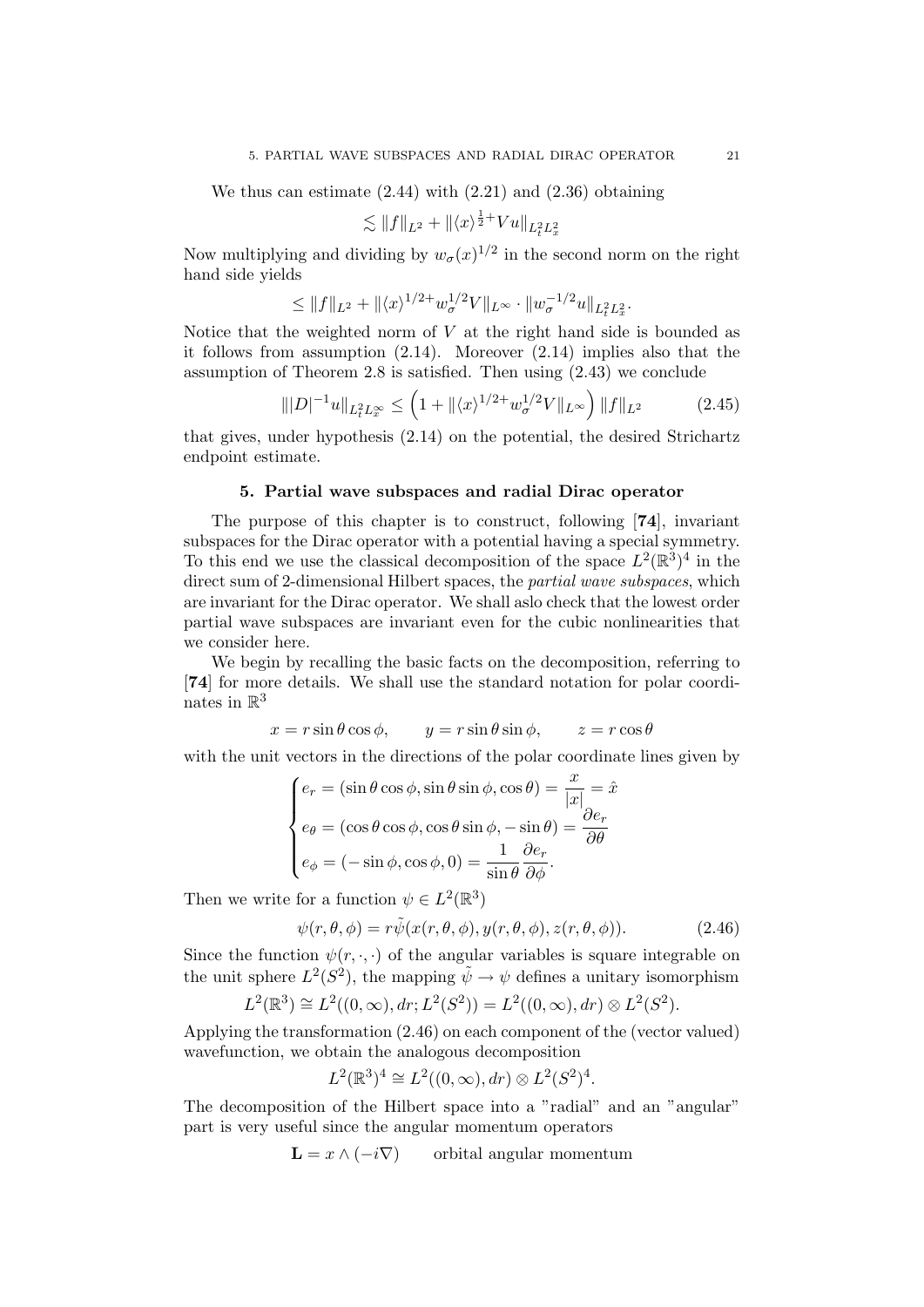We thus can estimate (2.44) with (2.21) and (2.36) obtaining

$$\lesssim \|f\|_{L^2} + \|\langle x\rangle^{\frac{1}{2}+} V u\|_{L^2_t L^2_x}$$

Now multiplying and dividing by $w_\sigma(x)^{1/2}$ in the second norm on the right hand side yields

$$\leq \|f\|_{L^2} + \|\langle x\rangle^{1/2+} w_\sigma^{1/2} V\|_{L^\infty} \cdot \|w_\sigma^{-1/2} u\|_{L^2_t L^2_x}.$$

Notice that the weighted norm of $V$ at the right hand side is bounded as it follows from assumption (2.14). Moreover (2.14) implies also that the assumption of Theorem 2.8 is satisfied. Then using (2.43) we conclude

$$\||D|^{-1}u\|_{L^2_t L^\infty_x} \leq \left(1 + \|\langle x\rangle^{1/2+} w_\sigma^{1/2} V\|_{L^\infty}\right) \|f\|_{L^2} \tag{2.45}$$

that gives, under hypothesis (2.14) on the potential, the desired Strichartz endpoint estimate.

## 5. Partial wave subspaces and radial Dirac operator

The purpose of this chapter is to construct, following [**74**], invariant subspaces for the Dirac operator with a potential having a special symmetry. To this end we use the classical decomposition of the space $L^2(\mathbb{R}^3)^4$ in the direct sum of 2-dimensional Hilbert spaces, the *partial wave subspaces*, which are invariant for the Dirac operator. We shall aslo check that the lowest order partial wave subspaces are invariant even for the cubic nonlinearities that we consider here.

We begin by recalling the basic facts on the decomposition, referring to [**74**] for more details. We shall use the standard notation for polar coordinates in $\mathbb{R}^3$

$$x = r\sin\theta\cos\phi, \qquad y = r\sin\theta\sin\phi, \qquad z = r\cos\theta$$

with the unit vectors in the directions of the polar coordinate lines given by

$$\begin{cases} e_r = (\sin\theta\cos\phi, \sin\theta\sin\phi, \cos\theta) = \dfrac{x}{|x|} = \hat{x} \\ e_\theta = (\cos\theta\cos\phi, \cos\theta\sin\phi, -\sin\theta) = \dfrac{\partial e_r}{\partial\theta} \\ e_\phi = (-\sin\phi, \cos\phi, 0) = \dfrac{1}{\sin\theta}\dfrac{\partial e_r}{\partial\phi}. \end{cases}$$

Then we write for a function $\psi \in L^2(\mathbb{R}^3)$

$$\psi(r,\theta,\phi) = r\tilde{\psi}(x(r,\theta,\phi), y(r,\theta,\phi), z(r,\theta,\phi)). \tag{2.46}$$

Since the function $\psi(r,\cdot,\cdot)$ of the angular variables is square integrable on the unit sphere $L^2(S^2)$, the mapping $\tilde{\psi} \to \psi$ defines a unitary isomorphism

$$L^2(\mathbb{R}^3) \cong L^2((0,\infty), dr; L^2(S^2)) = L^2((0,\infty), dr) \otimes L^2(S^2).$$

Applying the transformation (2.46) on each component of the (vector valued) wavefunction, we obtain the analogous decomposition

$$L^2(\mathbb{R}^3)^4 \cong L^2((0,\infty), dr) \otimes L^2(S^2)^4.$$

The decomposition of the Hilbert space into a "radial" and an "angular" part is very useful since the angular momentum operators

$$\mathbf{L} = x \wedge (-i\nabla) \qquad \text{orbital angular momentum}$$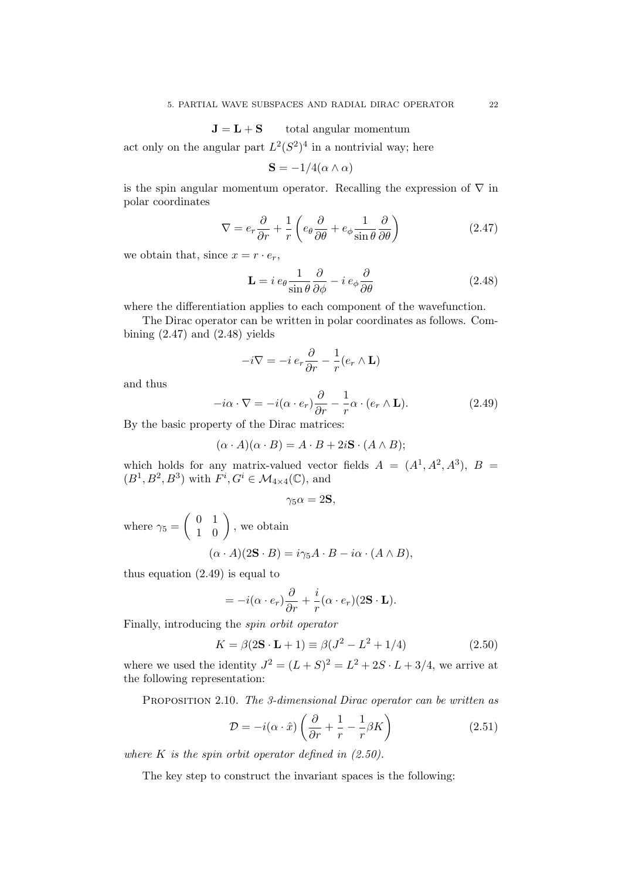$$\mathbf{J} = \mathbf{L} + \mathbf{S} \qquad \text{total angular momentum}$$

act only on the angular part $L^2(S^2)^4$ in a nontrivial way; here

$$\mathbf{S} = -1/4(\alpha \wedge \alpha)$$

is the spin angular momentum operator. Recalling the expression of $\nabla$ in polar coordinates

$$\nabla = e_r \frac{\partial}{\partial r} + \frac{1}{r}\left( e_\theta \frac{\partial}{\partial \theta} + e_\phi \frac{1}{\sin\theta}\frac{\partial}{\partial \theta}\right) \tag{2.47}$$

we obtain that, since $x = r \cdot e_r$,

$$\mathbf{L} = i\, e_\theta \frac{1}{\sin\theta}\frac{\partial}{\partial \phi} - i\, e_\phi \frac{\partial}{\partial \theta} \tag{2.48}$$

where the differentiation applies to each component of the wavefunction.

The Dirac operator can be written in polar coordinates as follows. Combining (2.47) and (2.48) yields

$$-i\nabla = -i\, e_r \frac{\partial}{\partial r} - \frac{1}{r}(e_r \wedge \mathbf{L})$$

and thus

$$-i\alpha \cdot \nabla = -i(\alpha \cdot e_r)\frac{\partial}{\partial r} - \frac{1}{r}\alpha \cdot (e_r \wedge \mathbf{L}). \tag{2.49}$$

By the basic property of the Dirac matrices:

$$(\alpha \cdot A)(\alpha \cdot B) = A \cdot B + 2i\mathbf{S} \cdot (A \wedge B);$$

which holds for any matrix-valued vector fields $A = (A^1, A^2, A^3)$, $B = (B^1, B^2, B^3)$ with $F^i, G^i \in \mathcal{M}_{4\times 4}(\mathbb{C})$, and

$$\gamma_5 \alpha = 2\mathbf{S},$$

where $\gamma_5 = \begin{pmatrix} 0 & 1 \\ 1 & 0 \end{pmatrix}$, we obtain

$$(\alpha \cdot A)(2\mathbf{S} \cdot B) = i\gamma_5 A \cdot B - i\alpha \cdot (A \wedge B),$$

thus equation (2.49) is equal to

$$= -i(\alpha \cdot e_r)\frac{\partial}{\partial r} + \frac{i}{r}(\alpha \cdot e_r)(2\mathbf{S} \cdot \mathbf{L}).$$

Finally, introducing the *spin orbit operator*

$$K = \beta(2\mathbf{S} \cdot \mathbf{L} + 1) \equiv \beta(J^2 - L^2 + 1/4) \tag{2.50}$$

where we used the identity $J^2 = (L+S)^2 = L^2 + 2S \cdot L + 3/4$, we arrive at the following representation:

Proposition 2.10. *The 3-dimensional Dirac operator can be written as*

$$\mathcal{D} = -i(\alpha \cdot \hat{x})\left(\frac{\partial}{\partial r} + \frac{1}{r} - \frac{1}{r}\beta K\right) \tag{2.51}$$

*where $K$ is the spin orbit operator defined in (2.50).*

The key step to construct the invariant spaces is the following: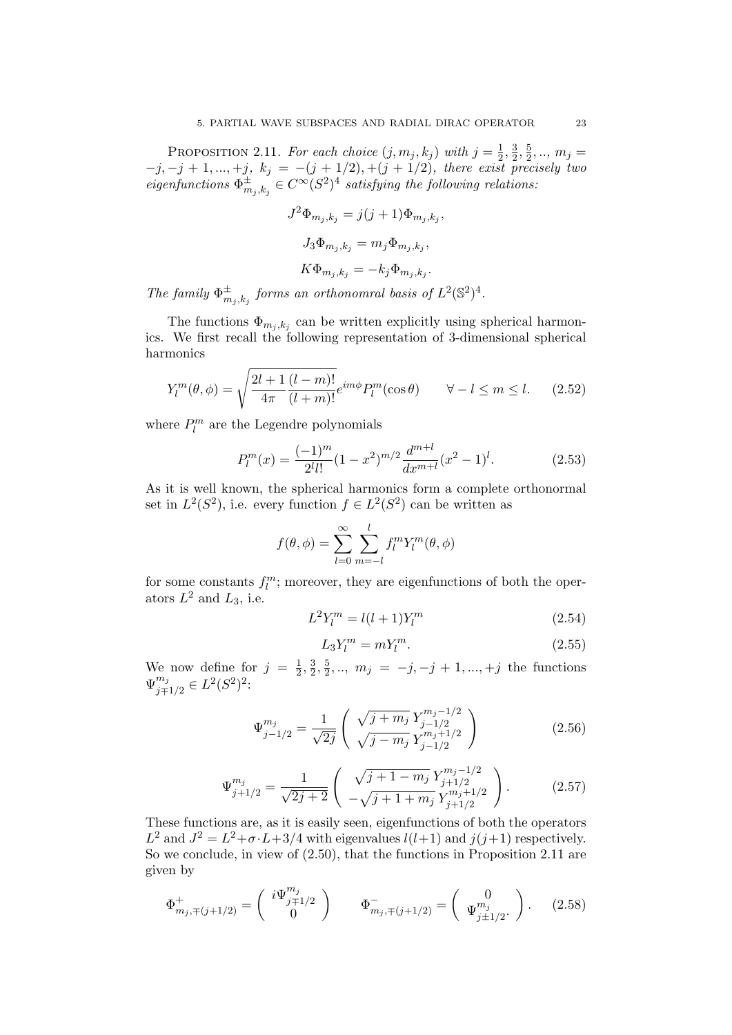**Proposition 2.11.** *For each choice $(j, m_j, k_j)$ with $j = \frac{1}{2}, \frac{3}{2}, \frac{5}{2}, .., m_j = -j, -j+1, ..., +j,\ k_j = -(j+1/2), +(j+1/2)$, there exist precisely two eigenfunctions $\Phi^{\pm}_{m_j,k_j} \in C^\infty(S^2)^4$ satisfying the following relations:*

$$J^2 \Phi_{m_j,k_j} = j(j+1)\Phi_{m_j,k_j},$$

$$J_3 \Phi_{m_j,k_j} = m_j \Phi_{m_j,k_j},$$

$$K\Phi_{m_j,k_j} = -k_j \Phi_{m_j,k_j}.$$

*The family $\Phi^{\pm}_{m_j,k_j}$ forms an orthonomral basis of $L^2(\mathbb{S}^2)^4$.*

The functions $\Phi_{m_j,k_j}$ can be written explicitly using spherical harmonics. We first recall the following representation of 3-dimensional spherical harmonics

$$Y_l^m(\theta,\phi) = \sqrt{\frac{2l+1}{4\pi}\frac{(l-m)!}{(l+m)!}} e^{im\phi} P_l^m(\cos\theta) \qquad \forall -l \le m \le l. \tag{2.52}$$

where $P_l^m$ are the Legendre polynomials

$$P_l^m(x) = \frac{(-1)^m}{2^l l!}(1-x^2)^{m/2}\frac{d^{m+l}}{dx^{m+l}}(x^2-1)^l. \tag{2.53}$$

As it is well known, the spherical harmonics form a complete orthonormal set in $L^2(S^2)$, i.e. every function $f \in L^2(S^2)$ can be written as

$$f(\theta,\phi) = \sum_{l=0}^{\infty}\sum_{m=-l}^{l} f_l^m Y_l^m(\theta,\phi)$$

for some constants $f_l^m$; moreover, they are eigenfunctions of both the operators $L^2$ and $L_3$, i.e.

$$L^2 Y_l^m = l(l+1)Y_l^m \tag{2.54}$$

$$L_3 Y_l^m = m Y_l^m. \tag{2.55}$$

We now define for $j = \frac{1}{2}, \frac{3}{2}, \frac{5}{2}, .., m_j = -j, -j+1, ..., +j$ the functions $\Psi^{m_j}_{j\mp 1/2} \in L^2(S^2)^2$:

$$\Psi^{m_j}_{j-1/2} = \frac{1}{\sqrt{2j}} \begin{pmatrix} \sqrt{j+m_j}\, Y^{m_j-1/2}_{j-1/2} \\ \sqrt{j-m_j}\, Y^{m_j+1/2}_{j-1/2} \end{pmatrix} \tag{2.56}$$

$$\Psi^{m_j}_{j+1/2} = \frac{1}{\sqrt{2j+2}} \begin{pmatrix} \sqrt{j+1-m_j}\, Y^{m_j-1/2}_{j+1/2} \\ -\sqrt{j+1+m_j}\, Y^{m_j+1/2}_{j+1/2} \end{pmatrix}. \tag{2.57}$$

These functions are, as it is easily seen, eigenfunctions of both the operators $L^2$ and $J^2 = L^2 + \sigma\cdot L + 3/4$ with eigenvalues $l(l+1)$ and $j(j+1)$ respectively. So we conclude, in view of (2.50), that the functions in Proposition 2.11 are given by

$$\Phi^{+}_{m_j,\mp(j+1/2)} = \begin{pmatrix} i\Psi^{m_j}_{j\mp 1/2} \\ 0 \end{pmatrix} \qquad \Phi^{-}_{m_j,\mp(j+1/2)} = \begin{pmatrix} 0 \\ \Psi^{m_j}_{j\pm 1/2}. \end{pmatrix}. \tag{2.58}$$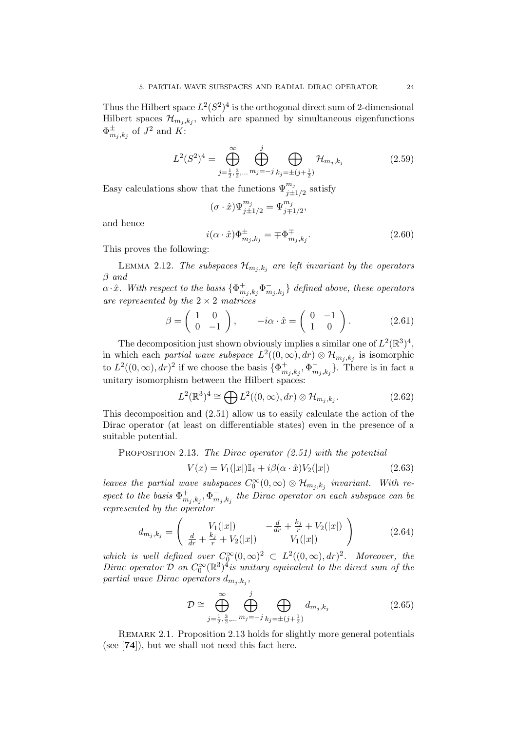Thus the Hilbert space $L^2(S^2)^4$ is the orthogonal direct sum of 2-dimensional Hilbert spaces $\mathcal{H}_{m_j,k_j}$, which are spanned by simultaneous eigenfunctions $\Phi^{\pm}_{m_j,k_j}$ of $J^2$ and $K$:

$$L^2(S^2)^4 = \bigoplus_{j=\frac{1}{2},\frac{3}{2},\dots}^{\infty} \bigoplus_{m_j=-j}^{j} \bigoplus_{k_j=\pm(j+\frac{1}{2})} \mathcal{H}_{m_j,k_j} \tag{2.59}$$

Easy calculations show that the functions $\Psi^{m_j}_{j\pm 1/2}$ satisfy

$$(\sigma\cdot\hat{x})\Psi^{m_j}_{j\pm 1/2} = \Psi^{m_j}_{j\mp 1/2},$$

and hence

$$i(\alpha\cdot\hat{x})\Phi^{\pm}_{m_j,k_j} = \mp\Phi^{\mp}_{m_j,k_j}. \tag{2.60}$$

This proves the following:

Lemma 2.12. *The subspaces $\mathcal{H}_{m_j,k_j}$ are left invariant by the operators $\beta$ and*
*$\alpha\cdot\hat{x}$. With respect to the basis $\{\Phi^{+}_{m_j,k_j}\Phi^{-}_{m_j,k_j}\}$ defined above, these operators are represented by the $2\times 2$ matrices*

$$\beta = \begin{pmatrix} 1 & 0 \\ 0 & -1 \end{pmatrix}, \qquad -i\alpha\cdot\hat{x} = \begin{pmatrix} 0 & -1 \\ 1 & 0 \end{pmatrix}. \tag{2.61}$$

The decomposition just shown obviously implies a similar one of $L^2(\mathbb{R}^3)^4$, in which each *partial wave subspace* $L^2((0,\infty),dr)\otimes\mathcal{H}_{m_j,k_j}$ is isomorphic to $L^2((0,\infty),dr)^2$ if we choose the basis $\{\Phi^{+}_{m_j,k_j},\Phi^{-}_{m_j,k_j}\}$. There is in fact a unitary isomorphism between the Hilbert spaces:

$$L^2(\mathbb{R}^3)^4 \cong \bigoplus L^2((0,\infty),dr)\otimes\mathcal{H}_{m_j,k_j}. \tag{2.62}$$

This decomposition and (2.51) allow us to easily calculate the action of the Dirac operator (at least on differentiable states) even in the presence of a suitable potential.

Proposition 2.13. *The Dirac operator (2.51) with the potential*

$$V(x) = V_1(|x|)\mathbb{I}_4 + i\beta(\alpha\cdot\hat{x})V_2(|x|) \tag{2.63}$$

*leaves the partial wave subspaces $C_0^\infty(0,\infty)\otimes\mathcal{H}_{m_j,k_j}$ invariant. With respect to the basis $\Phi^{+}_{m_j,k_j},\Phi^{-}_{m_j,k_j}$ the Dirac operator on each subspace can be represented by the operator*

$$d_{m_j,k_j} = \begin{pmatrix} V_1(|x|) & -\frac{d}{dr}+\frac{k_j}{r}+V_2(|x|) \\ \frac{d}{dr}+\frac{k_j}{r}+V_2(|x|) & V_1(|x|) \end{pmatrix} \tag{2.64}$$

*which is well defined over $C_0^\infty(0,\infty)^2\subset L^2((0,\infty),dr)^2$. Moreover, the Dirac operator $\mathcal{D}$ on $C_0^\infty(\mathbb{R}^3)^4$is unitary equivalent to the direct sum of the partial wave Dirac operators $d_{m_j,k_j}$,*

$$\mathcal{D} \cong \bigoplus_{j=\frac{1}{2},\frac{3}{2},\dots}^{\infty} \bigoplus_{m_j=-j}^{j} \bigoplus_{k_j=\pm(j+\frac{1}{2})} d_{m_j,k_j} \tag{2.65}$$

Remark 2.1. Proposition 2.13 holds for slightly more general potentials (see [**74**]), but we shall not need this fact here.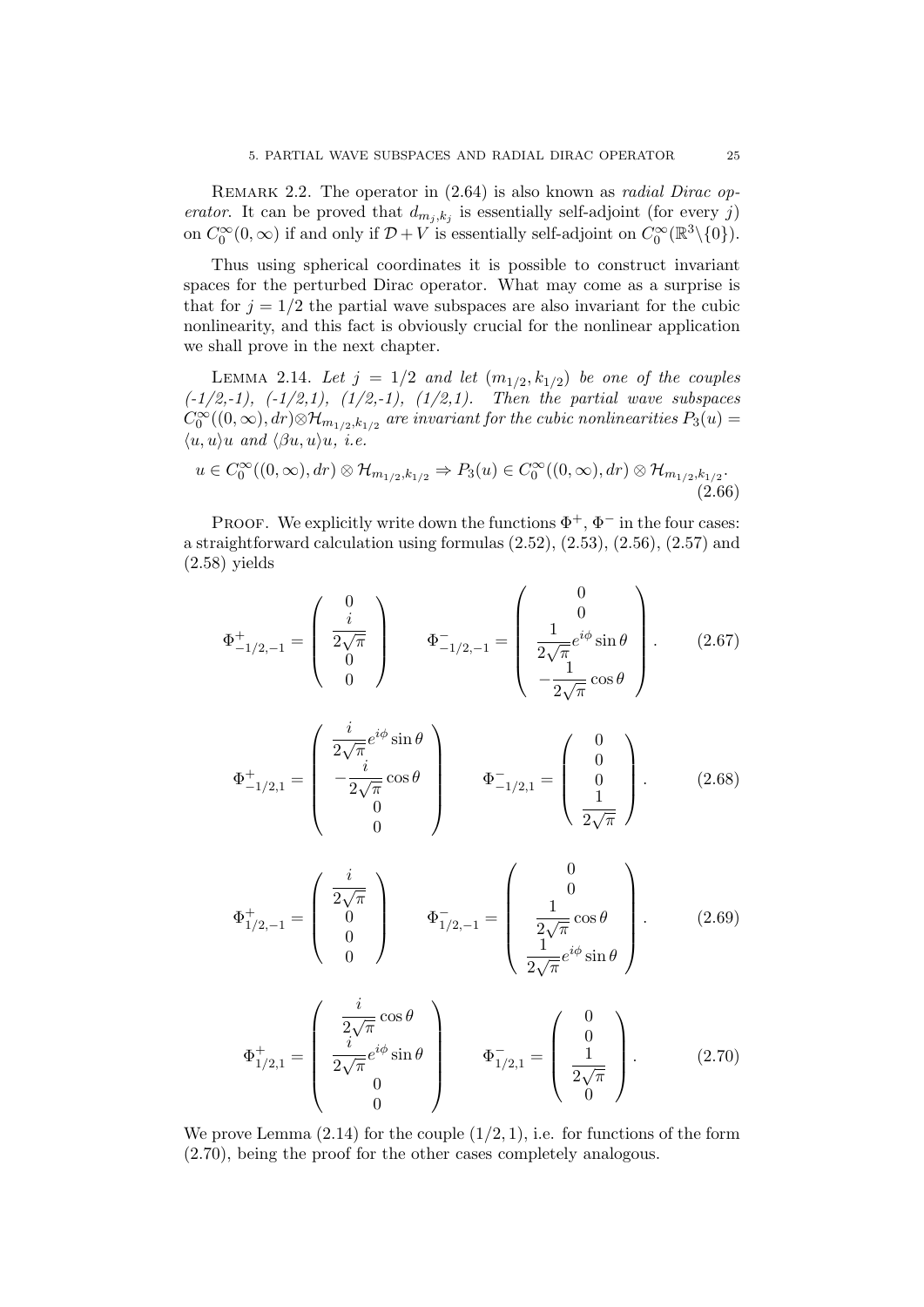Remark 2.2. The operator in (2.64) is also known as *radial Dirac operator*. It can be proved that $d_{m_j,k_j}$ is essentially self-adjoint (for every $j$) on $C_0^\infty(0,\infty)$ if and only if $\mathcal{D}+V$ is essentially self-adjoint on $C_0^\infty(\mathbb{R}^3\backslash\{0\})$.

Thus using spherical coordinates it is possible to construct invariant spaces for the perturbed Dirac operator. What may come as a surprise is that for $j = 1/2$ the partial wave subspaces are also invariant for the cubic nonlinearity, and this fact is obviously crucial for the nonlinear application we shall prove in the next chapter.

Lemma 2.14. *Let $j = 1/2$ and let $(m_{1/2}, k_{1/2})$ be one of the couples (-1/2,-1), (-1/2,1), (1/2,-1), (1/2,1). Then the partial wave subspaces $C_0^\infty((0,\infty), dr)\otimes\mathcal{H}_{m_{1/2},k_{1/2}}$ are invariant for the cubic nonlinearities $P_3(u) = \langle u,u\rangle u$ and $\langle\beta u,u\rangle u$, i.e.*

$$u \in C_0^\infty((0,\infty), dr)\otimes\mathcal{H}_{m_{1/2},k_{1/2}} \Rightarrow P_3(u) \in C_0^\infty((0,\infty), dr)\otimes\mathcal{H}_{m_{1/2},k_{1/2}}. \tag{2.66}$$

Proof. We explicitly write down the functions $\Phi^+$, $\Phi^-$ in the four cases: a straightforward calculation using formulas (2.52), (2.53), (2.56), (2.57) and (2.58) yields

$$\Phi^+_{-1/2,-1} = \begin{pmatrix} 0 \\ \dfrac{i}{2\sqrt{\pi}} \\ 0 \\ 0 \end{pmatrix} \qquad \Phi^-_{-1/2,-1} = \begin{pmatrix} 0 \\ 0 \\ \dfrac{1}{2\sqrt{\pi}}e^{i\phi}\sin\theta \\ -\dfrac{1}{2\sqrt{\pi}}\cos\theta \end{pmatrix}. \tag{2.67}$$

$$\Phi^+_{-1/2,1} = \begin{pmatrix} \dfrac{i}{2\sqrt{\pi}}e^{i\phi}\sin\theta \\ -\dfrac{i}{2\sqrt{\pi}}\cos\theta \\ 0 \\ 0 \end{pmatrix} \qquad \Phi^-_{-1/2,1} = \begin{pmatrix} 0 \\ 0 \\ 0 \\ \dfrac{1}{2\sqrt{\pi}} \end{pmatrix}. \tag{2.68}$$

$$\Phi^+_{1/2,-1} = \begin{pmatrix} \dfrac{i}{2\sqrt{\pi}} \\ 0 \\ 0 \\ 0 \end{pmatrix} \qquad \Phi^-_{1/2,-1} = \begin{pmatrix} 0 \\ 0 \\ \dfrac{1}{2\sqrt{\pi}}\cos\theta \\ \dfrac{1}{2\sqrt{\pi}}e^{i\phi}\sin\theta \end{pmatrix}. \tag{2.69}$$

$$\Phi^+_{1/2,1} = \begin{pmatrix} \dfrac{i}{2\sqrt{\pi}}\cos\theta \\ \dfrac{i}{2\sqrt{\pi}}e^{i\phi}\sin\theta \\ 0 \\ 0 \end{pmatrix} \qquad \Phi^-_{1/2,1} = \begin{pmatrix} 0 \\ 0 \\ \dfrac{1}{2\sqrt{\pi}} \\ 0 \end{pmatrix}. \tag{2.70}$$

We prove Lemma (2.14) for the couple $(1/2, 1)$, i.e. for functions of the form (2.70), being the proof for the other cases completely analogous.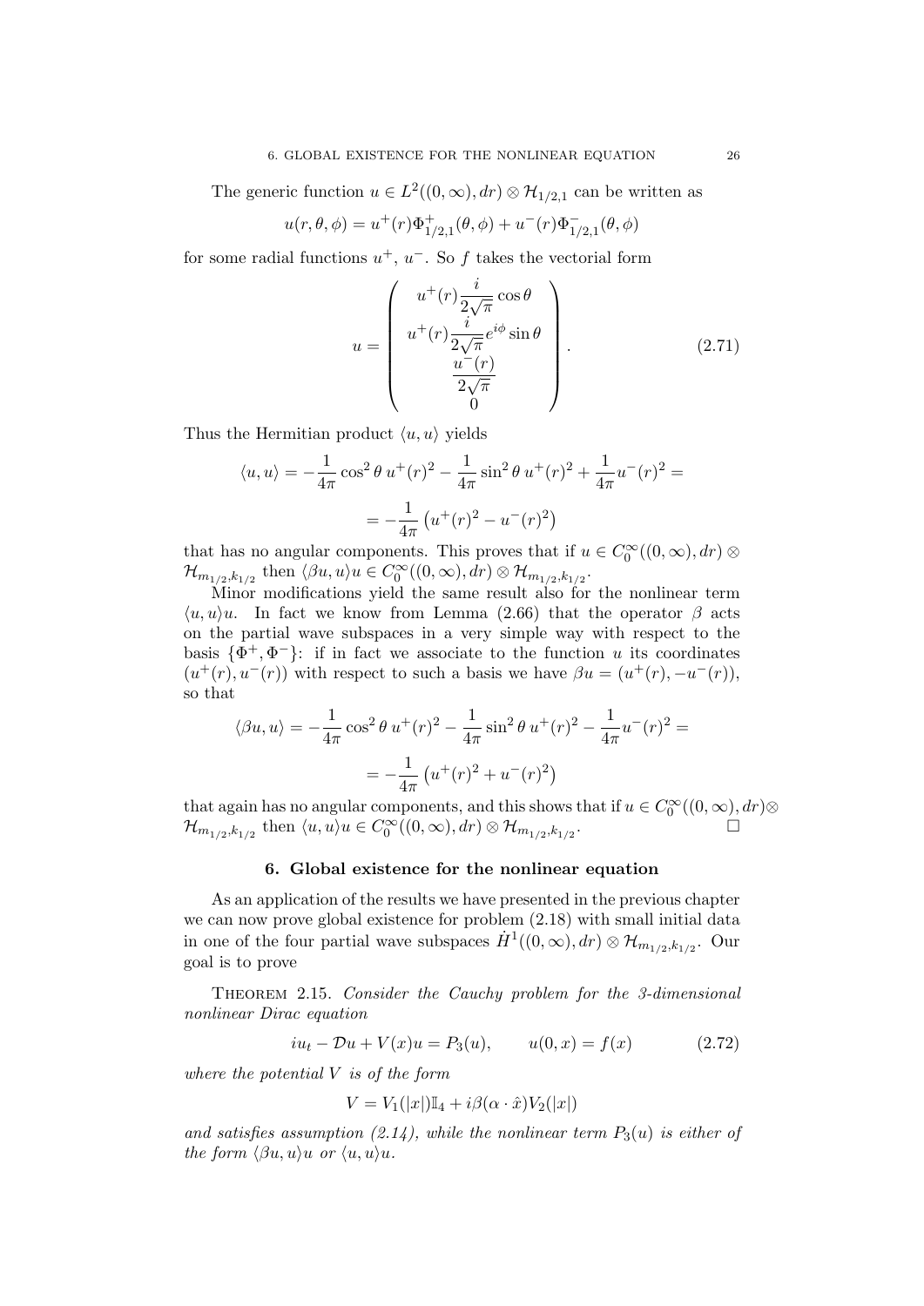The generic function $u \in L^2((0,\infty), dr) \otimes \mathcal{H}_{1/2,1}$ can be written as

$$u(r,\theta,\phi) = u^+(r)\Phi^+_{1/2,1}(\theta,\phi) + u^-(r)\Phi^-_{1/2,1}(\theta,\phi)$$

for some radial functions $u^+$, $u^-$. So $f$ takes the vectorial form

$$u = \begin{pmatrix} u^+(r)\dfrac{i}{2\sqrt{\pi}}\cos\theta \\ u^+(r)\dfrac{i}{2\sqrt{\pi}}e^{i\phi}\sin\theta \\ \dfrac{u^-(r)}{2\sqrt{\pi}} \\ 0 \end{pmatrix}. \tag{2.71}$$

Thus the Hermitian product $\langle u, u\rangle$ yields

$$\langle u, u\rangle = -\frac{1}{4\pi}\cos^2\theta\, u^+(r)^2 - \frac{1}{4\pi}\sin^2\theta\, u^+(r)^2 + \frac{1}{4\pi}u^-(r)^2 =$$
$$= -\frac{1}{4\pi}\left(u^+(r)^2 - u^-(r)^2\right)$$

that has no angular components. This proves that if $u \in C_0^\infty((0,\infty), dr) \otimes \mathcal{H}_{m_{1/2},k_{1/2}}$ then $\langle \beta u, u\rangle u \in C_0^\infty((0,\infty), dr) \otimes \mathcal{H}_{m_{1/2},k_{1/2}}$.

Minor modifications yield the same result also for the nonlinear term $\langle u, u\rangle u$. In fact we know from Lemma (2.66) that the operator $\beta$ acts on the partial wave subspaces in a very simple way with respect to the basis $\{\Phi^+, \Phi^-\}$: if in fact we associate to the function $u$ its coordinates $(u^+(r), u^-(r))$ with respect to such a basis we have $\beta u = (u^+(r), -u^-(r))$, so that

$$\langle \beta u, u\rangle = -\frac{1}{4\pi}\cos^2\theta\, u^+(r)^2 - \frac{1}{4\pi}\sin^2\theta\, u^+(r)^2 - \frac{1}{4\pi}u^-(r)^2 =$$
$$= -\frac{1}{4\pi}\left(u^+(r)^2 + u^-(r)^2\right)$$

that again has no angular components, and this shows that if $u \in C_0^\infty((0,\infty), dr) \otimes \mathcal{H}_{m_{1/2},k_{1/2}}$ then $\langle u, u\rangle u \in C_0^\infty((0,\infty), dr) \otimes \mathcal{H}_{m_{1/2},k_{1/2}}$. □

## 6. Global existence for the nonlinear equation

As an application of the results we have presented in the previous chapter we can now prove global existence for problem (2.18) with small initial data in one of the four partial wave subspaces $\dot{H}^1((0,\infty), dr) \otimes \mathcal{H}_{m_{1/2},k_{1/2}}$. Our goal is to prove

Theorem 2.15. *Consider the Cauchy problem for the 3-dimensional nonlinear Dirac equation*

$$iu_t - \mathcal{D}u + V(x)u = P_3(u), \qquad u(0,x) = f(x) \tag{2.72}$$

*where the potential $V$ is of the form*

$$V = V_1(|x|)\mathbb{I}_4 + i\beta(\alpha\cdot\hat{x})V_2(|x|)$$

*and satisfies assumption (2.14), while the nonlinear term $P_3(u)$ is either of the form $\langle \beta u, u\rangle u$ or $\langle u, u\rangle u$.*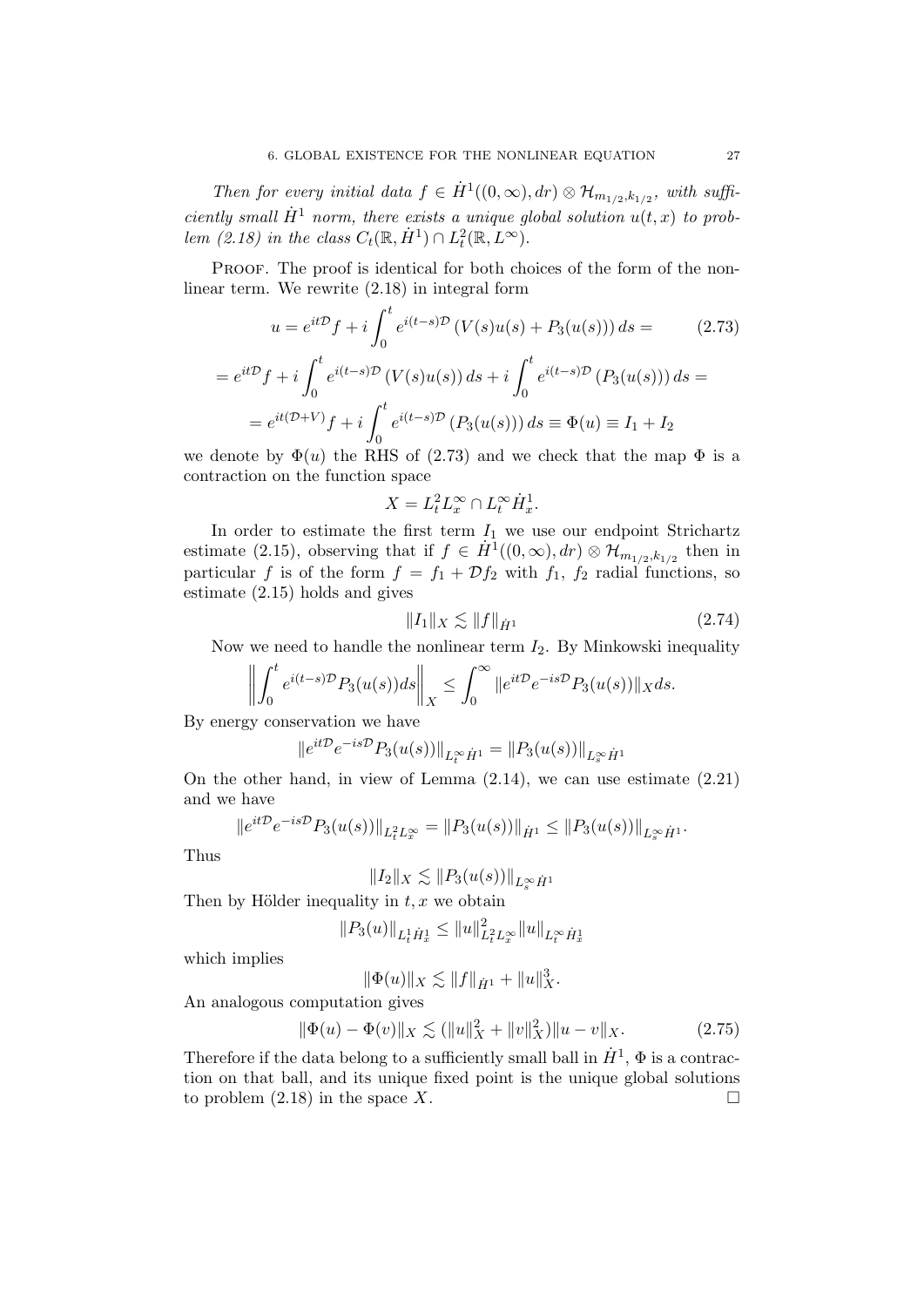*Then for every initial data $f \in \dot{H}^1((0,\infty), dr) \otimes \mathcal{H}_{m_{1/2},k_{1/2}}$, with sufficiently small $\dot{H}^1$ norm, there exists a unique global solution $u(t,x)$ to problem (2.18) in the class $C_t(\mathbb{R}, \dot{H}^1) \cap L^2_t(\mathbb{R}, L^\infty)$.*

Proof. The proof is identical for both choices of the form of the nonlinear term. We rewrite (2.18) in integral form

$$u = e^{it\mathcal{D}} f + i \int_0^t e^{i(t-s)\mathcal{D}} \left( V(s)u(s) + P_3(u(s)) \right) ds = \tag{2.73}$$

$$= e^{it\mathcal{D}} f + i \int_0^t e^{i(t-s)\mathcal{D}} \left( V(s)u(s) \right) ds + i \int_0^t e^{i(t-s)\mathcal{D}} \left( P_3(u(s)) \right) ds =$$

$$= e^{it(\mathcal{D}+V)} f + i \int_0^t e^{i(t-s)\mathcal{D}} \left( P_3(u(s)) \right) ds \equiv \Phi(u) \equiv I_1 + I_2$$

we denote by $\Phi(u)$ the RHS of (2.73) and we check that the map $\Phi$ is a contraction on the function space

$$X = L^2_t L^\infty_x \cap L^\infty_t \dot{H}^1_x.$$

In order to estimate the first term $I_1$ we use our endpoint Strichartz estimate (2.15), observing that if $f \in \dot{H}^1((0,\infty), dr) \otimes \mathcal{H}_{m_{1/2},k_{1/2}}$ then in particular $f$ is of the form $f = f_1 + \mathcal{D} f_2$ with $f_1$, $f_2$ radial functions, so estimate (2.15) holds and gives

$$\|I_1\|_X \lesssim \|f\|_{\dot{H}^1} \tag{2.74}$$

Now we need to handle the nonlinear term $I_2$. By Minkowski inequality

$$\left\| \int_0^t e^{i(t-s)\mathcal{D}} P_3(u(s)) ds \right\|_X \leq \int_0^\infty \| e^{it\mathcal{D}} e^{-is\mathcal{D}} P_3(u(s)) \|_X ds.$$

By energy conservation we have

$$\| e^{it\mathcal{D}} e^{-is\mathcal{D}} P_3(u(s)) \|_{L^\infty_t \dot{H}^1} = \| P_3(u(s)) \|_{L^\infty_s \dot{H}^1}$$

On the other hand, in view of Lemma (2.14), we can use estimate (2.21) and we have

$$\| e^{it\mathcal{D}} e^{-is\mathcal{D}} P_3(u(s)) \|_{L^2_t L^\infty_x} = \| P_3(u(s)) \|_{\dot{H}^1} \leq \| P_3(u(s)) \|_{L^\infty_s \dot{H}^1}.$$

Thus

$$\|I_2\|_X \lesssim \| P_3(u(s)) \|_{L^\infty_s \dot{H}^1}$$

Then by Hölder inequality in $t, x$ we obtain

$$\| P_3(u) \|_{L^1_t \dot{H}^1_x} \leq \|u\|^2_{L^2_t L^\infty_x} \|u\|_{L^\infty_t \dot{H}^1_x}$$

which implies

$$\|\Phi(u)\|_X \lesssim \|f\|_{\dot{H}^1} + \|u\|^3_X.$$

An analogous computation gives

$$\|\Phi(u) - \Phi(v)\|_X \lesssim (\|u\|^2_X + \|v\|^2_X) \|u - v\|_X. \tag{2.75}$$

Therefore if the data belong to a sufficiently small ball in $\dot{H}^1$, $\Phi$ is a contraction on that ball, and its unique fixed point is the unique global solutions to problem (2.18) in the space $X$. $\square$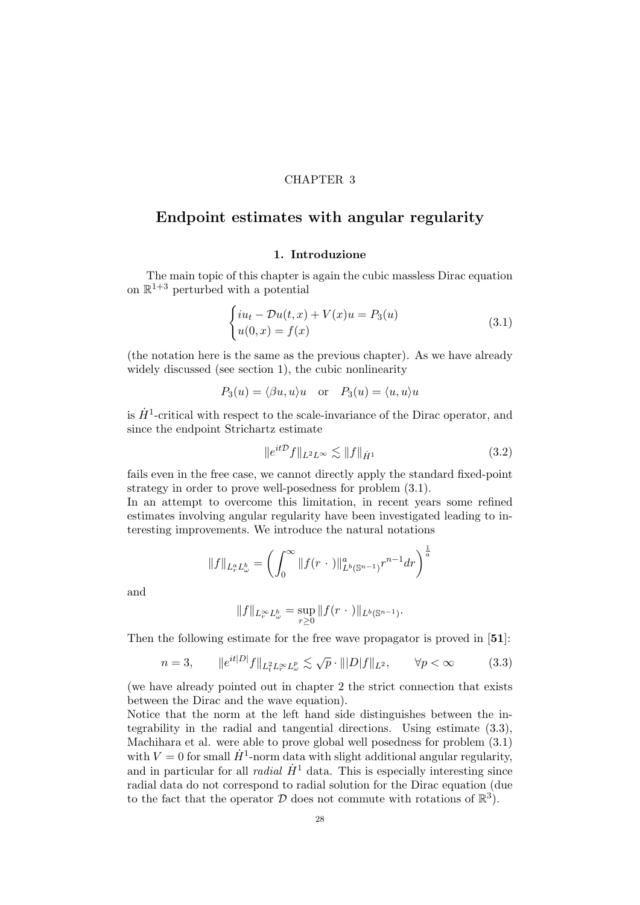CHAPTER 3

# Endpoint estimates with angular regularity

## 1. Introduzione

The main topic of this chapter is again the cubic massless Dirac equation on $\mathbb{R}^{1+3}$ perturbed with a potential

$$\begin{cases} iu_t - \mathcal{D}u(t,x) + V(x)u = P_3(u) \\ u(0,x) = f(x) \end{cases} \tag{3.1}$$

(the notation here is the same as the previous chapter). As we have already widely discussed (see section 1), the cubic nonlinearity

$$P_3(u) = \langle \beta u, u \rangle u \quad \text{or} \quad P_3(u) = \langle u, u \rangle u$$

is $\dot{H}^1$-critical with respect to the scale-invariance of the Dirac operator, and since the endpoint Strichartz estimate

$$\| e^{it\mathcal{D}} f \|_{L^2 L^\infty} \lesssim \| f \|_{\dot{H}^1} \tag{3.2}$$

fails even in the free case, we cannot directly apply the standard fixed-point strategy in order to prove well-posedness for problem (3.1).
In an attempt to overcome this limitation, in recent years some refined estimates involving angular regularity have been investigated leading to interesting improvements. We introduce the natural notations

$$\| f \|_{L^a_r L^b_\omega} = \left( \int_0^\infty \| f(r\ \cdot\ ) \|^a_{L^b(\mathbb{S}^{n-1})} r^{n-1} dr \right)^{\frac{1}{a}}$$

and

$$\| f \|_{L^\infty_r L^b_\omega} = \sup_{r \geq 0} \| f(r\ \cdot\ ) \|_{L^b(\mathbb{S}^{n-1})}.$$

Then the following estimate for the free wave propagator is proved in [**51**]:

$$n = 3, \qquad \| e^{it|D|} f \|_{L^2_t L^\infty_r L^p_\omega} \lesssim \sqrt{p} \cdot \| |D| f \|_{L^2}, \qquad \forall p < \infty \tag{3.3}$$

(we have already pointed out in chapter 2 the strict connection that exists between the Dirac and the wave equation).
Notice that the norm at the left hand side distinguishes between the integrability in the radial and tangential directions. Using estimate (3.3), Machihara et al. were able to prove global well posedness for problem (3.1) with $V = 0$ for small $\dot{H}^1$-norm data with slight additional angular regularity, and in particular for all *radial* $\dot{H}^1$ data. This is especially interesting since radial data do not correspond to radial solution for the Dirac equation (due to the fact that the operator $\mathcal{D}$ does not commute with rotations of $\mathbb{R}^3$).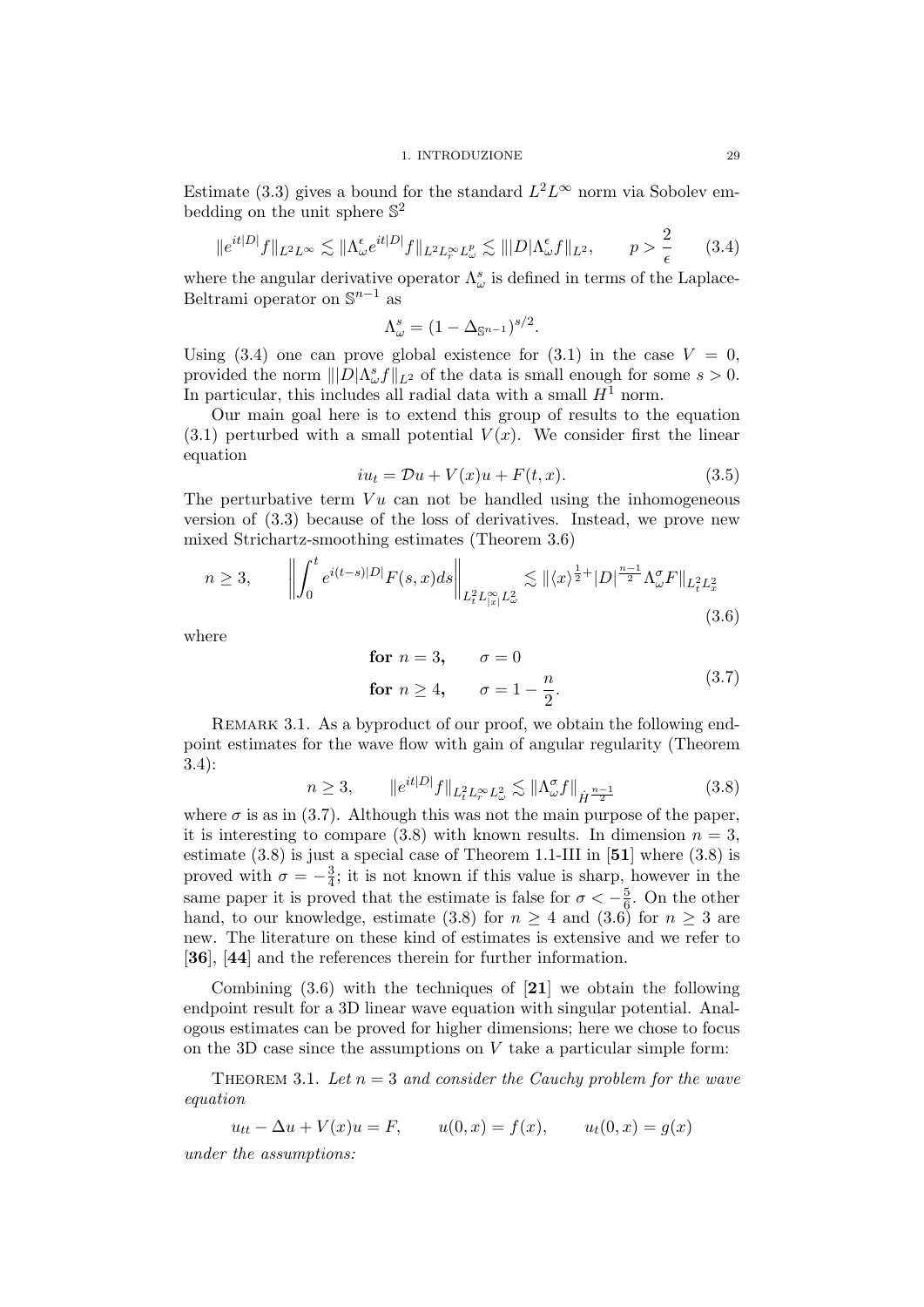Estimate (3.3) gives a bound for the standard $L^2L^\infty$ norm via Sobolev embedding on the unit sphere $\mathbb{S}^2$

$$\|e^{it|D|}f\|_{L^2L^\infty} \lesssim \|\Lambda_\omega^\epsilon e^{it|D|}f\|_{L^2L_r^\infty L_\omega^p} \lesssim \||D|\Lambda_\omega^\epsilon f\|_{L^2}, \qquad p > \frac{2}{\epsilon} \tag{3.4}$$

where the angular derivative operator $\Lambda_\omega^s$ is defined in terms of the Laplace-Beltrami operator on $\mathbb{S}^{n-1}$ as

$$\Lambda_\omega^s = (1 - \Delta_{\mathbb{S}^{n-1}})^{s/2}.$$

Using (3.4) one can prove global existence for (3.1) in the case $V = 0$, provided the norm $\||D|\Lambda_\omega^s f\|_{L^2}$ of the data is small enough for some $s > 0$. In particular, this includes all radial data with a small $H^1$ norm.

Our main goal here is to extend this group of results to the equation (3.1) perturbed with a small potential $V(x)$. We consider first the linear equation

$$iu_t = \mathcal{D}u + V(x)u + F(t, x). \tag{3.5}$$

The perturbative term $Vu$ can not be handled using the inhomogeneous version of (3.3) because of the loss of derivatives. Instead, we prove new mixed Strichartz-smoothing estimates (Theorem 3.6)

$$n \geq 3, \qquad \left\| \int_0^t e^{i(t-s)|D|} F(s,x) ds \right\|_{L_t^2 L_{|x|}^\infty L_\omega^2} \lesssim \|\langle x \rangle^{\frac{1}{2}+} |D|^{\frac{n-1}{2}} \Lambda_\omega^\sigma F\|_{L_t^2 L_x^2} \tag{3.6}$$

where

$$\begin{aligned} &\textbf{for } n = 3, \qquad \sigma = 0 \\ &\textbf{for } n \geq 4, \qquad \sigma = 1 - \frac{n}{2}. \end{aligned} \tag{3.7}$$

Remark 3.1. As a byproduct of our proof, we obtain the following endpoint estimates for the wave flow with gain of angular regularity (Theorem 3.4):

$$n \geq 3, \qquad \|e^{it|D|}f\|_{L_t^2 L_r^\infty L_\omega^2} \lesssim \|\Lambda_\omega^\sigma f\|_{\dot{H}^{\frac{n-1}{2}}} \tag{3.8}$$

where $\sigma$ is as in (3.7). Although this was not the main purpose of the paper, it is interesting to compare (3.8) with known results. In dimension $n = 3$, estimate (3.8) is just a special case of Theorem 1.1-III in [**51**] where (3.8) is proved with $\sigma = -\frac{3}{4}$; it is not known if this value is sharp, however in the same paper it is proved that the estimate is false for $\sigma < -\frac{5}{6}$. On the other hand, to our knowledge, estimate (3.8) for $n \geq 4$ and (3.6) for $n \geq 3$ are new. The literature on these kind of estimates is extensive and we refer to [**36**], [**44**] and the references therein for further information.

Combining (3.6) with the techniques of [**21**] we obtain the following endpoint result for a 3D linear wave equation with singular potential. Analogous estimates can be proved for higher dimensions; here we chose to focus on the 3D case since the assumptions on $V$ take a particular simple form:

Theorem 3.1. *Let $n = 3$ and consider the Cauchy problem for the wave equation*

$$u_{tt} - \Delta u + V(x)u = F, \qquad u(0, x) = f(x), \qquad u_t(0, x) = g(x)$$

*under the assumptions:*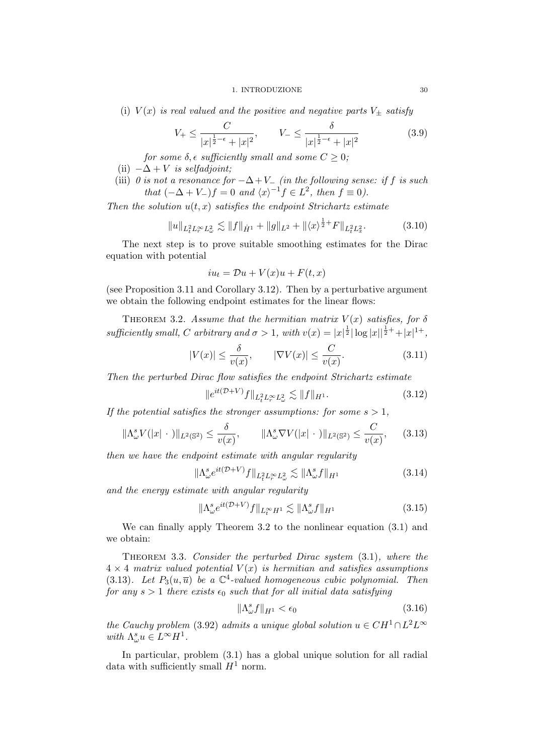(i) *$V(x)$ is real valued and the positive and negative parts $V_\pm$ satisfy*

$$V_+ \leq \frac{C}{|x|^{\frac{1}{2}-\epsilon} + |x|^2}, \qquad V_- \leq \frac{\delta}{|x|^{\frac{1}{2}-\epsilon} + |x|^2} \tag{3.9}$$

*for some $\delta, \epsilon$ sufficiently small and some $C \geq 0$;*

(ii) *$-\Delta + V$ is selfadjoint;*

(iii) *0 is not a resonance for $-\Delta + V_-$ (in the following sense: if $f$ is such that $(-\Delta + V_-)f = 0$ and $\langle x \rangle^{-1} f \in L^2$, then $f \equiv 0$).*

*Then the solution $u(t,x)$ satisfies the endpoint Strichartz estimate*

$$\|u\|_{L^2_t L^\infty_r L^2_\omega} \lesssim \|f\|_{\dot{H}^1} + \|g\|_{L^2} + \|\langle x \rangle^{\frac{1}{2}+} F\|_{L^2_t L^2_x}. \tag{3.10}$$

The next step is to prove suitable smoothing estimates for the Dirac equation with potential

$$iu_t = \mathcal{D}u + V(x)u + F(t,x)$$

(see Proposition 3.11 and Corollary 3.12). Then by a perturbative argument we obtain the following endpoint estimates for the linear flows:

Theorem 3.2. *Assume that the hermitian matrix $V(x)$ satisfies, for $\delta$ sufficiently small, $C$ arbitrary and $\sigma > 1$, with $v(x) = |x|^{\frac{1}{2}} |\log |x||^{\frac{1}{2}+} + |x|^{1+}$,*

$$|V(x)| \leq \frac{\delta}{v(x)}, \qquad |\nabla V(x)| \leq \frac{C}{v(x)}. \tag{3.11}$$

*Then the perturbed Dirac flow satisfies the endpoint Strichartz estimate*

$$\|e^{it(\mathcal{D}+V)} f\|_{L^2_t L^\infty_r L^2_\omega} \lesssim \|f\|_{H^1}. \tag{3.12}$$

*If the potential satisfies the stronger assumptions: for some $s > 1$,*

$$\|\Lambda^s_\omega V(|x| \ \cdot \ )\|_{L^2(\mathbb{S}^2)} \leq \frac{\delta}{v(x)}, \qquad \|\Lambda^s_\omega \nabla V(|x| \ \cdot \ )\|_{L^2(\mathbb{S}^2)} \leq \frac{C}{v(x)}, \tag{3.13}$$

*then we have the endpoint estimate with angular regularity*

$$\|\Lambda^s_\omega e^{it(\mathcal{D}+V)} f\|_{L^2_t L^\infty_r L^2_\omega} \lesssim \|\Lambda^s_\omega f\|_{H^1} \tag{3.14}$$

*and the energy estimate with angular regularity*

$$\|\Lambda^s_\omega e^{it(\mathcal{D}+V)} f\|_{L^\infty_t H^1} \lesssim \|\Lambda^s_\omega f\|_{H^1} \tag{3.15}$$

We can finally apply Theorem 3.2 to the nonlinear equation (3.1) and we obtain:

Theorem 3.3. *Consider the perturbed Dirac system* (3.1)*, where the $4 \times 4$ matrix valued potential $V(x)$ is hermitian and satisfies assumptions* (3.13)*. Let $P_3(u, \overline{u})$ be a $\mathbb{C}^4$-valued homogeneous cubic polynomial. Then for any $s > 1$ there exists $\epsilon_0$ such that for all initial data satisfying*

$$\|\Lambda^s_\omega f\|_{H^1} < \epsilon_0 \tag{3.16}$$

*the Cauchy problem* (3.92) *admits a unique global solution $u \in CH^1 \cap L^2 L^\infty$ with $\Lambda^s_\omega u \in L^\infty H^1$.*

In particular, problem (3.1) has a global unique solution for all radial data with sufficiently small $H^1$ norm.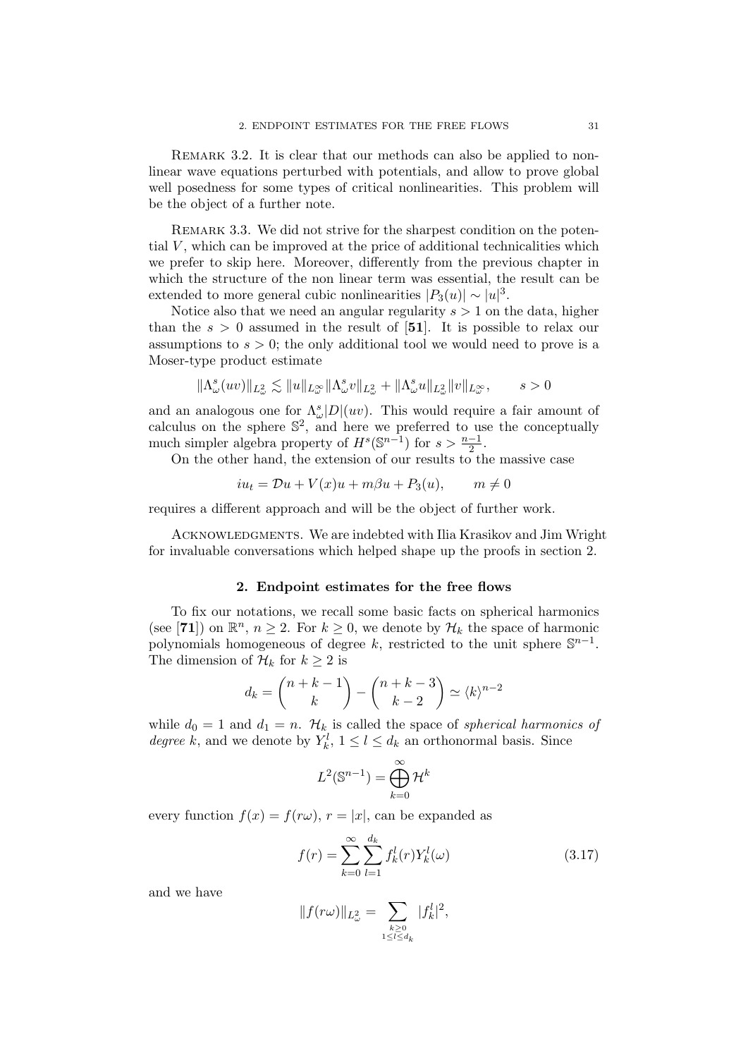Remark 3.2. It is clear that our methods can also be applied to nonlinear wave equations perturbed with potentials, and allow to prove global well posedness for some types of critical nonlinearities. This problem will be the object of a further note.

Remark 3.3. We did not strive for the sharpest condition on the potential $V$, which can be improved at the price of additional technicalities which we prefer to skip here. Moreover, differently from the previous chapter in which the structure of the non linear term was essential, the result can be extended to more general cubic nonlinearities $|P_3(u)| \sim |u|^3$.

Notice also that we need an angular regularity $s > 1$ on the data, higher than the $s > 0$ assumed in the result of [**51**]. It is possible to relax our assumptions to $s > 0$; the only additional tool we would need to prove is a Moser-type product estimate

$$\|\Lambda_\omega^s(uv)\|_{L^2_\omega} \lesssim \|u\|_{L^\infty_\omega}\|\Lambda_\omega^s v\|_{L^2_\omega} + \|\Lambda_\omega^s u\|_{L^2_\omega}\|v\|_{L^\infty_\omega}, \qquad s > 0$$

and an analogous one for $\Lambda_\omega^s|D|(uv)$. This would require a fair amount of calculus on the sphere $\mathbb{S}^2$, and here we preferred to use the conceptually much simpler algebra property of $H^s(\mathbb{S}^{n-1})$ for $s > \frac{n-1}{2}$.

On the other hand, the extension of our results to the massive case

$$iu_t = \mathcal{D}u + V(x)u + m\beta u + P_3(u), \qquad m \neq 0$$

requires a different approach and will be the object of further work.

Acknowledgments. We are indebted with Ilia Krasikov and Jim Wright for invaluable conversations which helped shape up the proofs in section 2.

## 2. Endpoint estimates for the free flows

To fix our notations, we recall some basic facts on spherical harmonics (see [**71**]) on $\mathbb{R}^n$, $n \geq 2$. For $k \geq 0$, we denote by $\mathcal{H}_k$ the space of harmonic polynomials homogeneous of degree $k$, restricted to the unit sphere $\mathbb{S}^{n-1}$. The dimension of $\mathcal{H}_k$ for $k \geq 2$ is

$$d_k = \binom{n+k-1}{k} - \binom{n+k-3}{k-2} \simeq \langle k \rangle^{n-2}$$

while $d_0 = 1$ and $d_1 = n$. $\mathcal{H}_k$ is called the space of *spherical harmonics of degree* $k$, and we denote by $Y_k^l$, $1 \leq l \leq d_k$ an orthonormal basis. Since

$$L^2(\mathbb{S}^{n-1}) = \bigoplus_{k=0}^{\infty} \mathcal{H}^k$$

every function $f(x) = f(r\omega)$, $r = |x|$, can be expanded as

$$f(r) = \sum_{k=0}^{\infty} \sum_{l=1}^{d_k} f_k^l(r) Y_k^l(\omega) \tag{3.17}$$

and we have

$$\|f(r\omega)\|_{L^2_\omega} = \sum_{\substack{k \geq 0 \\ 1 \leq l \leq d_k}} |f_k^l|^2,$$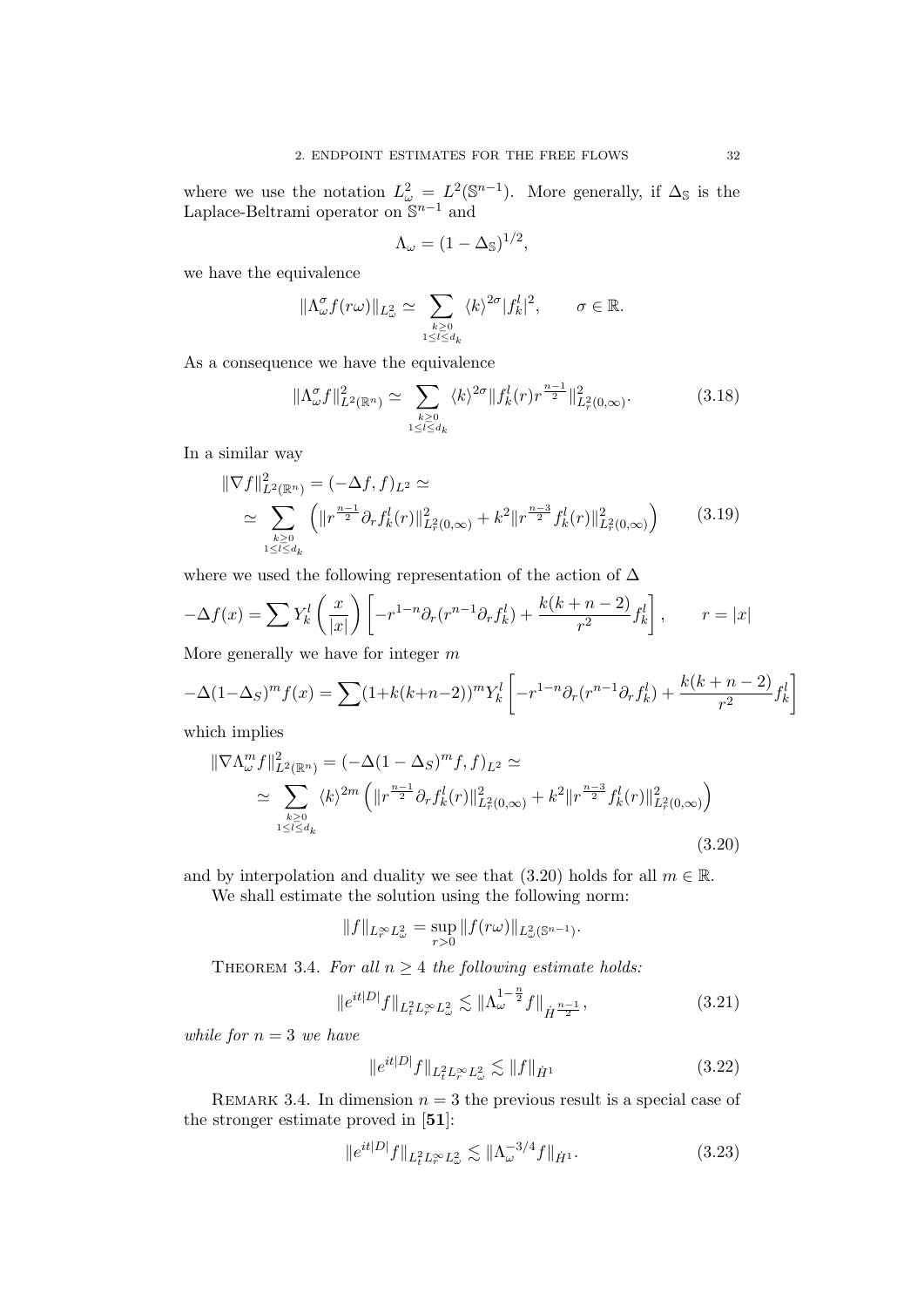where we use the notation $L^2_\omega = L^2(\mathbb{S}^{n-1})$. More generally, if $\Delta_\mathbb{S}$ is the Laplace-Beltrami operator on $\mathbb{S}^{n-1}$ and

$$\Lambda_\omega = (1 - \Delta_\mathbb{S})^{1/2},$$

we have the equivalence

$$\|\Lambda^\sigma_\omega f(r\omega)\|_{L^2_\omega} \simeq \sum_{\substack{k\geq 0 \\ 1\leq l\leq d_k}} \langle k\rangle^{2\sigma} |f^l_k|^2, \qquad \sigma \in \mathbb{R}.$$

As a consequence we have the equivalence

$$\|\Lambda^\sigma_\omega f\|^2_{L^2(\mathbb{R}^n)} \simeq \sum_{\substack{k\geq 0 \\ 1\leq l\leq d_k}} \langle k\rangle^{2\sigma} \|f^l_k(r) r^{\frac{n-1}{2}}\|^2_{L^2_r(0,\infty)}. \tag{3.18}$$

In a similar way

$$\begin{aligned} \|\nabla f\|^2_{L^2(\mathbb{R}^n)} &= (-\Delta f, f)_{L^2} \simeq \\ &\simeq \sum_{\substack{k\geq 0 \\ 1\leq l\leq d_k}} \left( \|r^{\frac{n-1}{2}} \partial_r f^l_k(r)\|^2_{L^2_r(0,\infty)} + k^2 \|r^{\frac{n-3}{2}} f^l_k(r)\|^2_{L^2_r(0,\infty)} \right) \end{aligned} \tag{3.19}$$

where we used the following representation of the action of $\Delta$

$$-\Delta f(x) = \sum Y^l_k\left(\frac{x}{|x|}\right)\left[ -r^{1-n}\partial_r(r^{n-1}\partial_r f^l_k) + \frac{k(k+n-2)}{r^2} f^l_k \right], \qquad r = |x|$$

More generally we have for integer $m$

$$-\Delta(1-\Delta_S)^m f(x) = \sum (1+k(k+n-2))^m Y^l_k \left[ -r^{1-n}\partial_r(r^{n-1}\partial_r f^l_k) + \frac{k(k+n-2)}{r^2} f^l_k \right]$$

which implies

$$\begin{aligned} \|\nabla \Lambda^m_\omega f\|^2_{L^2(\mathbb{R}^n)} &= (-\Delta(1-\Delta_S)^m f, f)_{L^2} \simeq \\ &\simeq \sum_{\substack{k\geq 0 \\ 1\leq l\leq d_k}} \langle k\rangle^{2m} \left( \|r^{\frac{n-1}{2}} \partial_r f^l_k(r)\|^2_{L^2_r(0,\infty)} + k^2 \|r^{\frac{n-3}{2}} f^l_k(r)\|^2_{L^2_r(0,\infty)} \right) \end{aligned} \tag{3.20}$$

and by interpolation and duality we see that (3.20) holds for all $m \in \mathbb{R}$.

We shall estimate the solution using the following norm:

$$\|f\|_{L^\infty_r L^2_\omega} = \sup_{r>0} \|f(r\omega)\|_{L^2_\omega(\mathbb{S}^{n-1})}.$$

**Theorem 3.4.** *For all $n \geq 4$ the following estimate holds:*

$$\|e^{it|D|} f\|_{L^2_t L^\infty_r L^2_\omega} \lesssim \|\Lambda^{1-\frac{n}{2}}_\omega f\|_{\dot H^{\frac{n-1}{2}}}, \tag{3.21}$$

*while for $n = 3$ we have*

$$\|e^{it|D|} f\|_{L^2_t L^\infty_r L^2_\omega} \lesssim \|f\|_{\dot H^1} \tag{3.22}$$

Remark 3.4. In dimension $n = 3$ the previous result is a special case of the stronger estimate proved in [**51**]:

$$\|e^{it|D|} f\|_{L^2_t L^\infty_r L^2_\omega} \lesssim \|\Lambda^{-3/4}_\omega f\|_{\dot H^1}. \tag{3.23}$$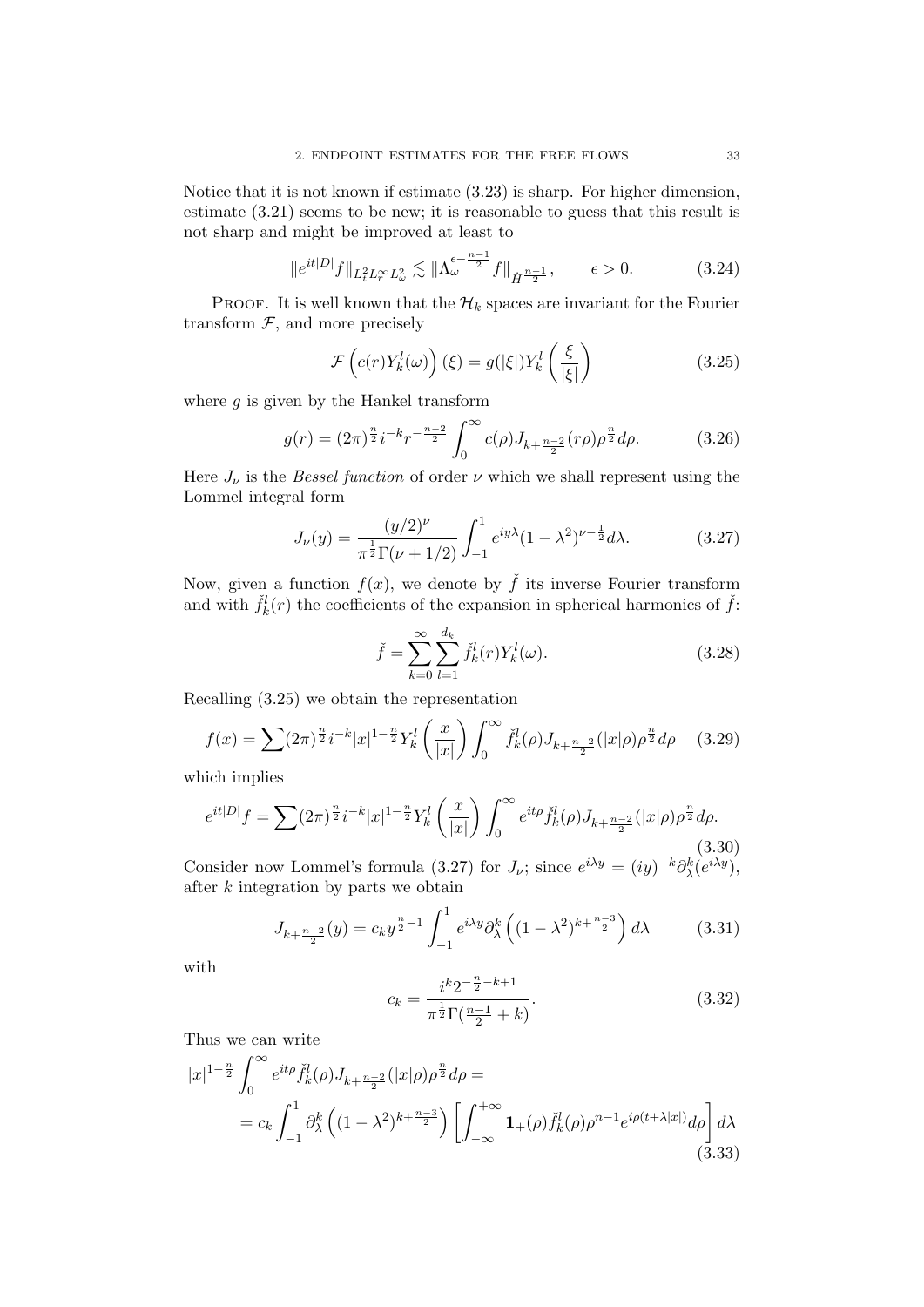Notice that it is not known if estimate (3.23) is sharp. For higher dimension, estimate (3.21) seems to be new; it is reasonable to guess that this result is not sharp and might be improved at least to

$$\|e^{it|D|}f\|_{L^2_t L^\infty_r L^2_\omega} \lesssim \|\Lambda_\omega^{\epsilon-\frac{n-1}{2}} f\|_{\dot{H}^{\frac{n-1}{2}}}, \qquad \epsilon > 0. \tag{3.24}$$

PROOF. It is well known that the $\mathcal{H}_k$ spaces are invariant for the Fourier transform $\mathcal{F}$, and more precisely

$$\mathcal{F}\left(c(r)Y_k^l(\omega)\right)(\xi) = g(|\xi|)Y_k^l\left(\frac{\xi}{|\xi|}\right) \tag{3.25}$$

where $g$ is given by the Hankel transform

$$g(r) = (2\pi)^{\frac{n}{2}} i^{-k} r^{-\frac{n-2}{2}} \int_0^\infty c(\rho) J_{k+\frac{n-2}{2}}(r\rho)\rho^{\frac{n}{2}} d\rho. \tag{3.26}$$

Here $J_\nu$ is the *Bessel function* of order $\nu$ which we shall represent using the Lommel integral form

$$J_\nu(y) = \frac{(y/2)^\nu}{\pi^{\frac{1}{2}}\Gamma(\nu+1/2)} \int_{-1}^1 e^{iy\lambda}(1-\lambda^2)^{\nu-\frac{1}{2}} d\lambda. \tag{3.27}$$

Now, given a function $f(x)$, we denote by $\check{f}$ its inverse Fourier transform and with $\check{f}_k^l(r)$ the coefficients of the expansion in spherical harmonics of $\check{f}$:

$$\check{f} = \sum_{k=0}^\infty \sum_{l=1}^{d_k} \check{f}_k^l(r) Y_k^l(\omega). \tag{3.28}$$

Recalling (3.25) we obtain the representation

$$f(x) = \sum (2\pi)^{\frac{n}{2}} i^{-k} |x|^{1-\frac{n}{2}} Y_k^l\left(\frac{x}{|x|}\right) \int_0^\infty \check{f}_k^l(\rho) J_{k+\frac{n-2}{2}}(|x|\rho)\rho^{\frac{n}{2}} d\rho \tag{3.29}$$

which implies

$$e^{it|D|}f = \sum (2\pi)^{\frac{n}{2}} i^{-k} |x|^{1-\frac{n}{2}} Y_k^l\left(\frac{x}{|x|}\right) \int_0^\infty e^{it\rho} \check{f}_k^l(\rho) J_{k+\frac{n-2}{2}}(|x|\rho)\rho^{\frac{n}{2}} d\rho. \tag{3.30}$$

Consider now Lommel's formula (3.27) for $J_\nu$; since $e^{i\lambda y} = (iy)^{-k}\partial_\lambda^k(e^{i\lambda y})$, after $k$ integration by parts we obtain

$$J_{k+\frac{n-2}{2}}(y) = c_k y^{\frac{n}{2}-1} \int_{-1}^1 e^{i\lambda y} \partial_\lambda^k \left((1-\lambda^2)^{k+\frac{n-3}{2}}\right) d\lambda \tag{3.31}$$

with

$$c_k = \frac{i^k 2^{-\frac{n}{2}-k+1}}{\pi^{\frac{1}{2}}\Gamma(\frac{n-1}{2}+k)}. \tag{3.32}$$

Thus we can write

$$\begin{aligned} |x|^{1-\frac{n}{2}} \int_0^\infty e^{it\rho} \check{f}_k^l(\rho) J_{k+\frac{n-2}{2}}(|x|\rho)\rho^{\frac{n}{2}} d\rho = \\ = c_k \int_{-1}^1 \partial_\lambda^k \left((1-\lambda^2)^{k+\frac{n-3}{2}}\right) \left[\int_{-\infty}^{+\infty} \mathbf{1}_+(\rho)\check{f}_k^l(\rho)\rho^{n-1} e^{i\rho(t+\lambda|x|)} d\rho\right] d\lambda \end{aligned} \tag{3.33}$$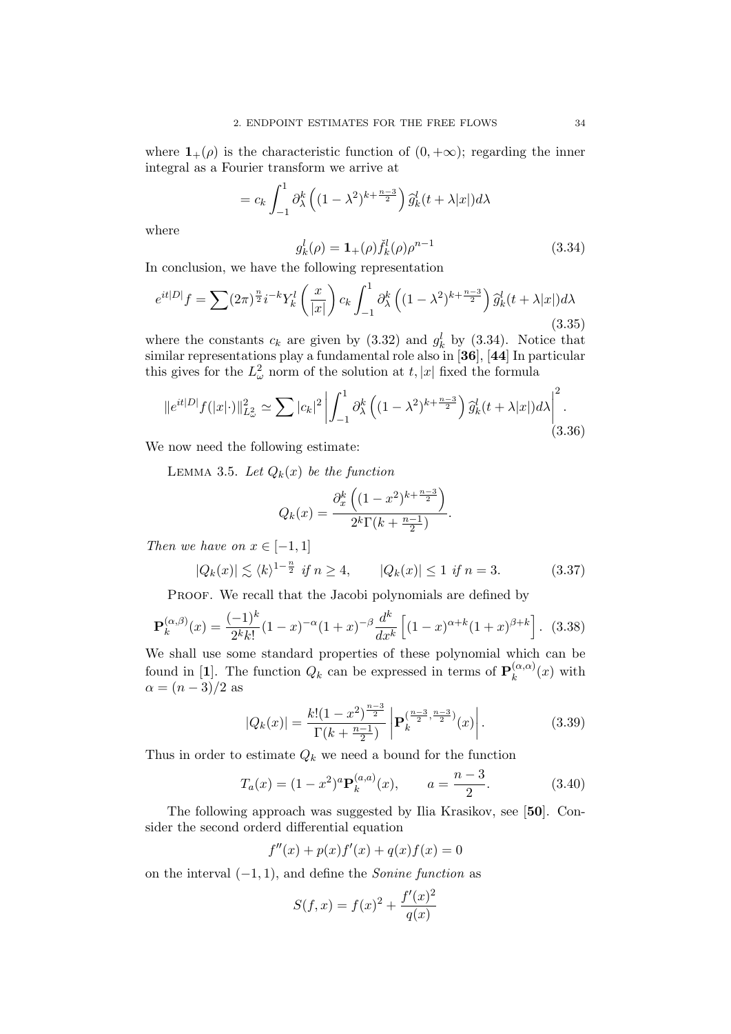where $\mathbf{1}_+(\rho)$ is the characteristic function of $(0, +\infty)$; regarding the inner integral as a Fourier transform we arrive at

$$= c_k \int_{-1}^{1} \partial_\lambda^k \left( (1-\lambda^2)^{k+\frac{n-3}{2}} \right) \widehat{g}_k^l(t + \lambda |x|) d\lambda$$

where

$$g_k^l(\rho) = \mathbf{1}_+(\rho) \check{f}_k^l(\rho) \rho^{n-1} \tag{3.34}$$

In conclusion, we have the following representation

$$e^{it|D|}f = \sum (2\pi)^{\frac{n}{2}} i^{-k} Y_k^l \left( \frac{x}{|x|} \right) c_k \int_{-1}^{1} \partial_\lambda^k \left( (1-\lambda^2)^{k+\frac{n-3}{2}} \right) \widehat{g}_k^l(t + \lambda|x|) d\lambda \tag{3.35}$$

where the constants $c_k$ are given by (3.32) and $g_k^l$ by (3.34). Notice that similar representations play a fundamental role also in [**36**], [**44**] In particular this gives for the $L^2_\omega$ norm of the solution at $t, |x|$ fixed the formula

$$\|e^{it|D|}f(|x|\cdot)\|^2_{L^2_\omega} \simeq \sum |c_k|^2 \left| \int_{-1}^{1} \partial_\lambda^k \left( (1-\lambda^2)^{k+\frac{n-3}{2}} \right) \widehat{g}_k^l(t + \lambda|x|) d\lambda \right|^2. \tag{3.36}$$

We now need the following estimate:

Lemma 3.5. *Let $Q_k(x)$ be the function*

$$Q_k(x) = \frac{\partial_x^k \left( (1-x^2)^{k+\frac{n-3}{2}} \right)}{2^k \Gamma(k + \frac{n-1}{2})}.$$

*Then we have on $x \in [-1, 1]$*

$$|Q_k(x)| \lesssim \langle k \rangle^{1-\frac{n}{2}} \text{ if } n \geq 4, \qquad |Q_k(x)| \leq 1 \text{ if } n = 3. \tag{3.37}$$

Proof. We recall that the Jacobi polynomials are defined by

$$\mathbf{P}_k^{(\alpha,\beta)}(x) = \frac{(-1)^k}{2^k k!} (1-x)^{-\alpha} (1+x)^{-\beta} \frac{d^k}{dx^k} \left[ (1-x)^{\alpha+k} (1+x)^{\beta+k} \right]. \tag{3.38}$$

We shall use some standard properties of these polynomial which can be found in [**1**]. The function $Q_k$ can be expressed in terms of $\mathbf{P}_k^{(\alpha,\alpha)}(x)$ with $\alpha = (n-3)/2$ as

$$|Q_k(x)| = \frac{k!(1-x^2)^{\frac{n-3}{2}}}{\Gamma(k + \frac{n-1}{2})} \left| \mathbf{P}_k^{(\frac{n-3}{2}, \frac{n-3}{2})}(x) \right|. \tag{3.39}$$

Thus in order to estimate $Q_k$ we need a bound for the function

$$T_a(x) = (1-x^2)^a \mathbf{P}_k^{(a,a)}(x), \qquad a = \frac{n-3}{2}. \tag{3.40}$$

The following approach was suggested by Ilia Krasikov, see [**50**]. Consider the second orderd differential equation

$$f''(x) + p(x) f'(x) + q(x) f(x) = 0$$

on the interval $(-1, 1)$, and define the *Sonine function* as

$$S(f, x) = f(x)^2 + \frac{f'(x)^2}{q(x)}$$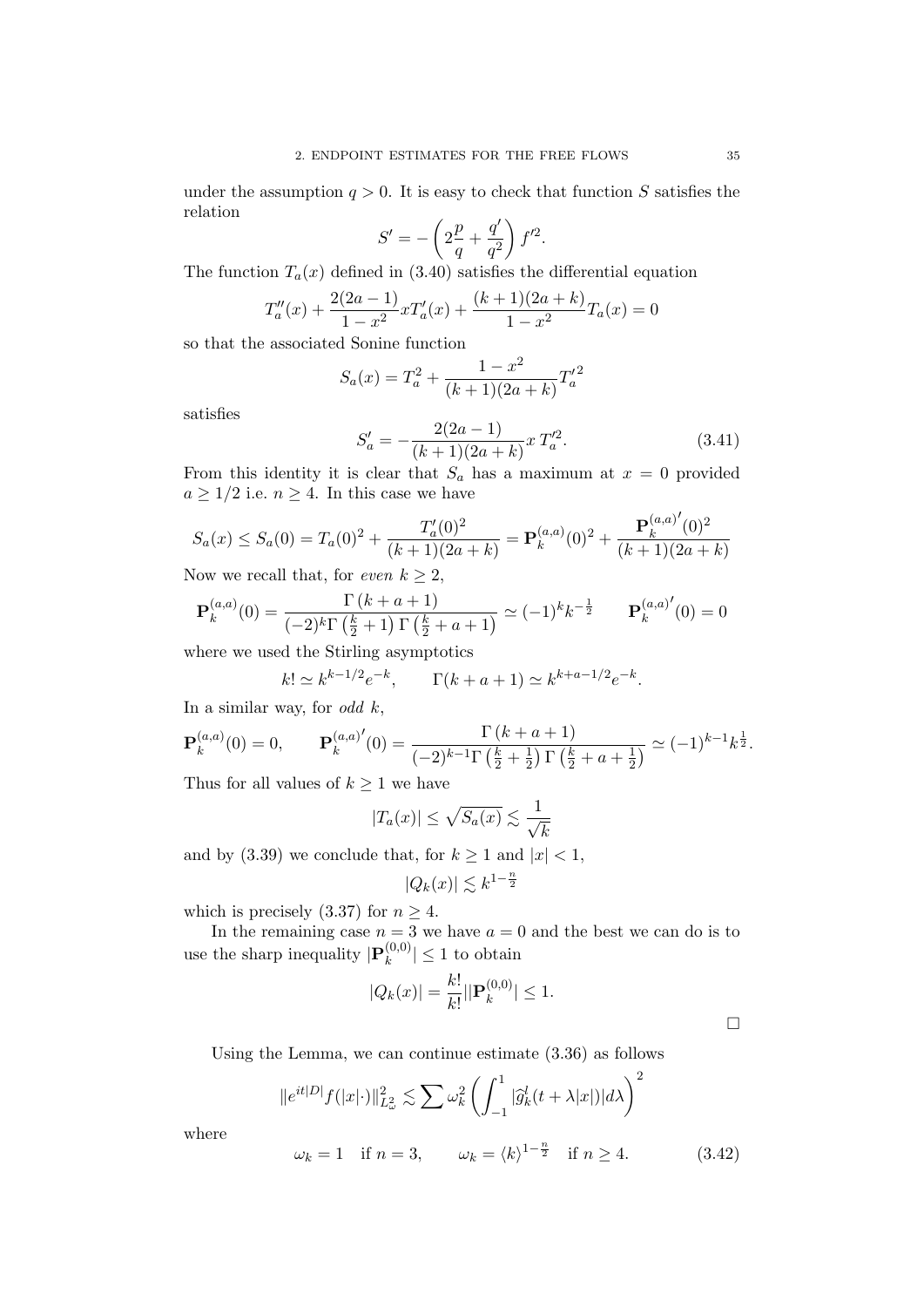under the assumption $q > 0$. It is easy to check that function $S$ satisfies the relation

$$S' = -\left(2\frac{p}{q} + \frac{q'}{q^2}\right) f'^2.$$

The function $T_a(x)$ defined in (3.40) satisfies the differential equation

$$T_a''(x) + \frac{2(2a-1)}{1-x^2} x T_a'(x) + \frac{(k+1)(2a+k)}{1-x^2} T_a(x) = 0$$

so that the associated Sonine function

$$S_a(x) = T_a^2 + \frac{1-x^2}{(k+1)(2a+k)} {T_a'}^2$$

satisfies

$$S_a' = -\frac{2(2a-1)}{(k+1)(2a+k)} x\, T_a'^2. \tag{3.41}$$

From this identity it is clear that $S_a$ has a maximum at $x = 0$ provided $a \geq 1/2$ i.e. $n \geq 4$. In this case we have

$$S_a(x) \leq S_a(0) = T_a(0)^2 + \frac{T_a'(0)^2}{(k+1)(2a+k)} = \mathbf{P}_k^{(a,a)}(0)^2 + \frac{{\mathbf{P}_k^{(a,a)}}'(0)^2}{(k+1)(2a+k)}$$

Now we recall that, for *even* $k \geq 2$,

$$\mathbf{P}_k^{(a,a)}(0) = \frac{\Gamma\left(k+a+1\right)}{(-2)^k \Gamma\left(\frac{k}{2}+1\right)\Gamma\left(\frac{k}{2}+a+1\right)} \simeq (-1)^k k^{-\frac{1}{2}} \qquad {\mathbf{P}_k^{(a,a)}}'(0) = 0$$

where we used the Stirling asymptotics

$$k! \simeq k^{k-1/2} e^{-k}, \qquad \Gamma(k+a+1) \simeq k^{k+a-1/2} e^{-k}.$$

In a similar way, for *odd* $k$,

$$\mathbf{P}_k^{(a,a)}(0) = 0, \qquad {\mathbf{P}_k^{(a,a)}}'(0) = \frac{\Gamma\left(k+a+1\right)}{(-2)^{k-1}\Gamma\left(\frac{k}{2}+\frac{1}{2}\right)\Gamma\left(\frac{k}{2}+a+\frac{1}{2}\right)} \simeq (-1)^{k-1} k^{\frac{1}{2}}.$$

Thus for all values of $k \geq 1$ we have

$$|T_a(x)| \leq \sqrt{S_a(x)} \lesssim \frac{1}{\sqrt{k}}$$

and by (3.39) we conclude that, for $k \geq 1$ and $|x| < 1$,

$$|Q_k(x)| \lesssim k^{1-\frac{n}{2}}$$

which is precisely (3.37) for $n \geq 4$.

In the remaining case $n = 3$ we have $a = 0$ and the best we can do is to use the sharp inequality $|\mathbf{P}_k^{(0,0)}| \leq 1$ to obtain

$$|Q_k(x)| = \frac{k!}{k!} || \mathbf{P}_k^{(0,0)}| \leq 1.$$

$\square$

Using the Lemma, we can continue estimate (3.36) as follows

$$\|e^{it|D|} f(|x|\cdot)\|^2_{L^2_\omega} \lesssim \sum \omega_k^2 \left( \int_{-1}^{1} |\widehat{g}_k^l(t + \lambda|x|)| d\lambda \right)^2$$

where

$$\omega_k = 1 \quad \text{if } n = 3, \qquad \omega_k = \langle k \rangle^{1-\frac{n}{2}} \quad \text{if } n \geq 4. \tag{3.42}$$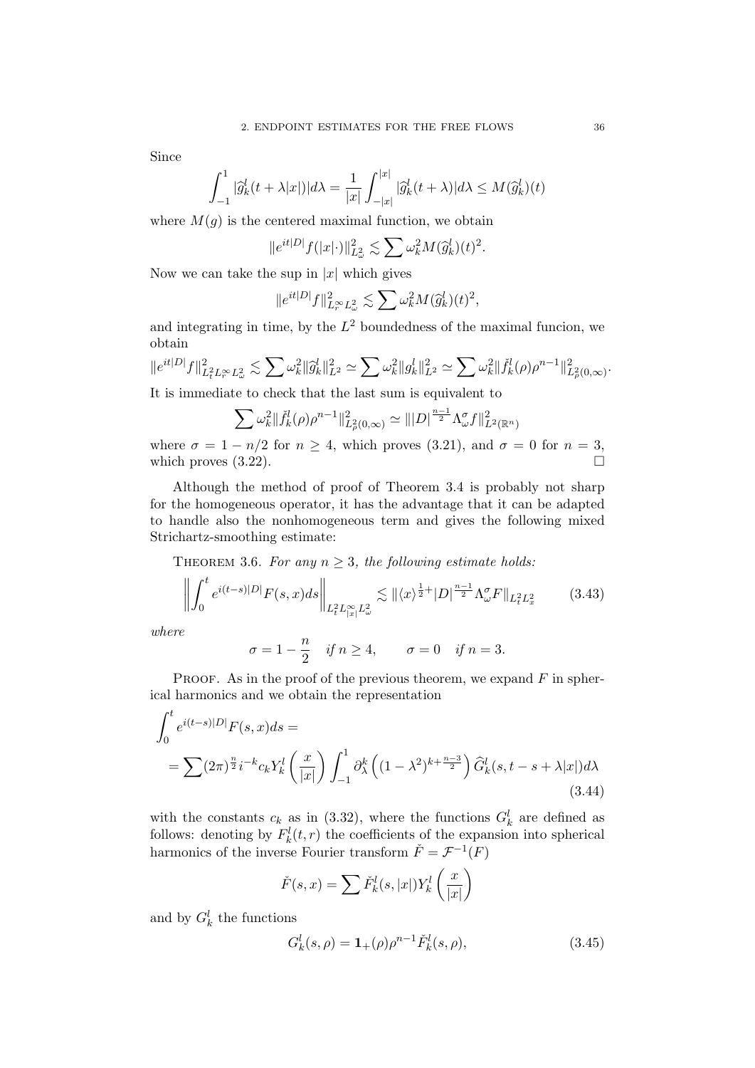Since

$$\int_{-1}^{1} |\widehat{g}_k^l(t+\lambda|x|)|d\lambda = \frac{1}{|x|}\int_{-|x|}^{|x|} |\widehat{g}_k^l(t+\lambda)|d\lambda \leq M(\widehat{g}_k^l)(t)$$

where $M(g)$ is the centered maximal function, we obtain

$$\|e^{it|D|}f(|x|\cdot)\|_{L^2_\omega}^2 \lesssim \sum \omega_k^2 M(\widehat{g}_k^l)(t)^2.$$

Now we can take the sup in $|x|$ which gives

$$\|e^{it|D|}f\|_{L^\infty_r L^2_\omega}^2 \lesssim \sum \omega_k^2 M(\widehat{g}_k^l)(t)^2,$$

and integrating in time, by the $L^2$ boundedness of the maximal funcion, we obtain

$$\|e^{it|D|}f\|_{L^2_t L^\infty_r L^2_\omega}^2 \lesssim \sum \omega_k^2 \|\widehat{g}_k^l\|_{L^2}^2 \simeq \sum \omega_k^2 \|g_k^l\|_{L^2}^2 \simeq \sum \omega_k^2 \|\check{f}_k^l(\rho)\rho^{n-1}\|_{L^2_\rho(0,\infty)}^2.$$

It is immediate to check that the last sum is equivalent to

$$\sum \omega_k^2 \|\check{f}_k^l(\rho)\rho^{n-1}\|_{L^2_\rho(0,\infty)}^2 \simeq \||D|^{\frac{n-1}{2}}\Lambda_\omega^\sigma f\|_{L^2(\mathbb{R}^n)}^2$$

where $\sigma = 1 - n/2$ for $n \geq 4$, which proves (3.21), and $\sigma = 0$ for $n = 3$, which proves (3.22). $\square$

Although the method of proof of Theorem 3.4 is probably not sharp for the homogeneous operator, it has the advantage that it can be adapted to handle also the nonhomogeneous term and gives the following mixed Strichartz-smoothing estimate:

Theorem 3.6. *For any $n \geq 3$, the following estimate holds:*

$$\left\|\int_0^t e^{i(t-s)|D|}F(s,x)ds\right\|_{L^2_t L^\infty_{|x|} L^2_\omega} \lesssim \|\langle x\rangle^{\frac{1}{2}+}|D|^{\frac{n-1}{2}}\Lambda_\omega^\sigma F\|_{L^2_t L^2_x} \tag{3.43}$$

*where*

$$\sigma = 1 - \frac{n}{2} \quad \text{if } n \geq 4, \qquad \sigma = 0 \quad \text{if } n = 3.$$

Proof. As in the proof of the previous theorem, we expand $F$ in spherical harmonics and we obtain the representation

$$\begin{aligned}\int_0^t & e^{i(t-s)|D|}F(s,x)ds = \\ &= \sum (2\pi)^{\frac{n}{2}} i^{-k} c_k Y_k^l\left(\frac{x}{|x|}\right)\int_{-1}^{1} \partial_\lambda^k\left((1-\lambda^2)^{k+\frac{n-3}{2}}\right)\widehat{G}_k^l(s, t-s+\lambda|x|)d\lambda\end{aligned} \tag{3.44}$$

with the constants $c_k$ as in (3.32), where the functions $G_k^l$ are defined as follows: denoting by $F_k^l(t,r)$ the coefficients of the expansion into spherical harmonics of the inverse Fourier transform $\check{F} = \mathcal{F}^{-1}(F)$

$$\check{F}(s,x) = \sum \check{F}_k^l(s,|x|)Y_k^l\left(\frac{x}{|x|}\right)$$

and by $G_k^l$ the functions

$$G_k^l(s,\rho) = \mathbf{1}_+(\rho)\rho^{n-1}\check{F}_k^l(s,\rho), \tag{3.45}$$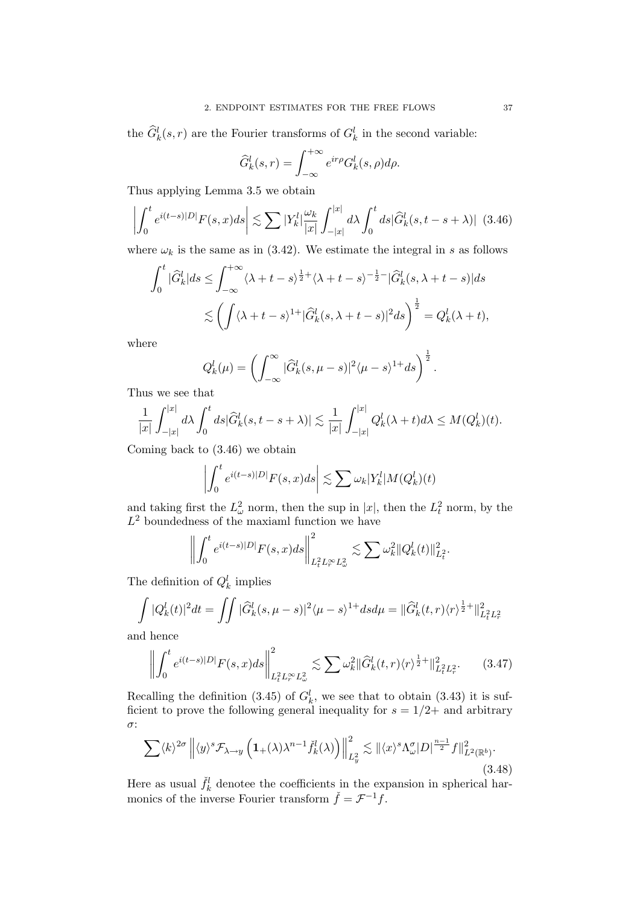the $\widehat{G}_k^l(s,r)$ are the Fourier transforms of $G_k^l$ in the second variable:

$$\widehat{G}_k^l(s,r) = \int_{-\infty}^{+\infty} e^{ir\rho} G_k^l(s,\rho) d\rho.$$

Thus applying Lemma 3.5 we obtain

$$\left| \int_0^t e^{i(t-s)|D|} F(s,x) ds \right| \lesssim \sum |Y_k^l| \frac{\omega_k}{|x|} \int_{-|x|}^{|x|} d\lambda \int_0^t ds |\widehat{G}_k^l(s, t-s+\lambda)| \quad (3.46)$$

where $\omega_k$ is the same as in (3.42). We estimate the integral in $s$ as follows

$$\int_0^t |\widehat{G}_k^l| ds \leq \int_{-\infty}^{+\infty} \langle \lambda + t - s\rangle^{\frac{1}{2}+} \langle \lambda + t - s\rangle^{-\frac{1}{2}-} |\widehat{G}_k^l(s, \lambda + t - s)| ds$$

$$\lesssim \left( \int \langle \lambda + t - s\rangle^{1+} |\widehat{G}_k^l(s, \lambda + t - s)|^2 ds \right)^{\frac{1}{2}} = Q_k^l(\lambda + t),$$

where

$$Q_k^l(\mu) = \left( \int_{-\infty}^{\infty} |\widehat{G}_k^l(s, \mu - s)|^2 \langle \mu - s\rangle^{1+} ds \right)^{\frac{1}{2}}.$$

Thus we see that

$$\frac{1}{|x|} \int_{-|x|}^{|x|} d\lambda \int_0^t ds |\widehat{G}_k^l(s, t-s+\lambda)| \lesssim \frac{1}{|x|} \int_{-|x|}^{|x|} Q_k^l(\lambda + t) d\lambda \leq M(Q_k^l)(t).$$

Coming back to (3.46) we obtain

$$\left| \int_0^t e^{i(t-s)|D|} F(s,x) ds \right| \lesssim \sum \omega_k |Y_k^l| M(Q_k^l)(t)$$

and taking first the $L^2_\omega$ norm, then the sup in $|x|$, then the $L^2_t$ norm, by the $L^2$ boundedness of the maxiaml function we have

$$\left\| \int_0^t e^{i(t-s)|D|} F(s,x) ds \right\|^2_{L^2_t L^\infty_r L^2_\omega} \lesssim \sum \omega_k^2 \|Q_k^l(t)\|^2_{L^2_t}.$$

The definition of $Q_k^l$ implies

$$\int |Q_k^l(t)|^2 dt = \iint |\widehat{G}_k^l(s, \mu - s)|^2 \langle \mu - s\rangle^{1+} ds d\mu = \|\widehat{G}_k^l(t,r) \langle r\rangle^{\frac{1}{2}+}\|^2_{L^2_t L^2_r}$$

and hence

$$\left\| \int_0^t e^{i(t-s)|D|} F(s,x) ds \right\|^2_{L^2_t L^\infty_r L^2_\omega} \lesssim \sum \omega_k^2 \|\widehat{G}_k^l(t,r) \langle r\rangle^{\frac{1}{2}+}\|^2_{L^2_t L^2_r}. \quad (3.47)$$

Recalling the definition (3.45) of $G_k^l$, we see that to obtain (3.43) it is sufficient to prove the following general inequality for $s = 1/2+$ and arbitrary $\sigma$:

$$\sum \langle k\rangle^{2\sigma} \left\| \langle y\rangle^s \mathcal{F}_{\lambda \to y} \left( \mathbf{1}_+(\lambda) \lambda^{n-1} \check{f}_k^l(\lambda) \right) \right\|^2_{L^2_y} \lesssim \|\langle x\rangle^s \Lambda^\sigma_\omega |D|^{\frac{n-1}{2}} f\|^2_{L^2(\mathbb{R}^b)}. \quad (3.48)$$

Here as usual $\check{f}_k^l$ denotee the coefficients in the expansion in spherical harmonics of the inverse Fourier transform $\check{f} = \mathcal{F}^{-1} f$.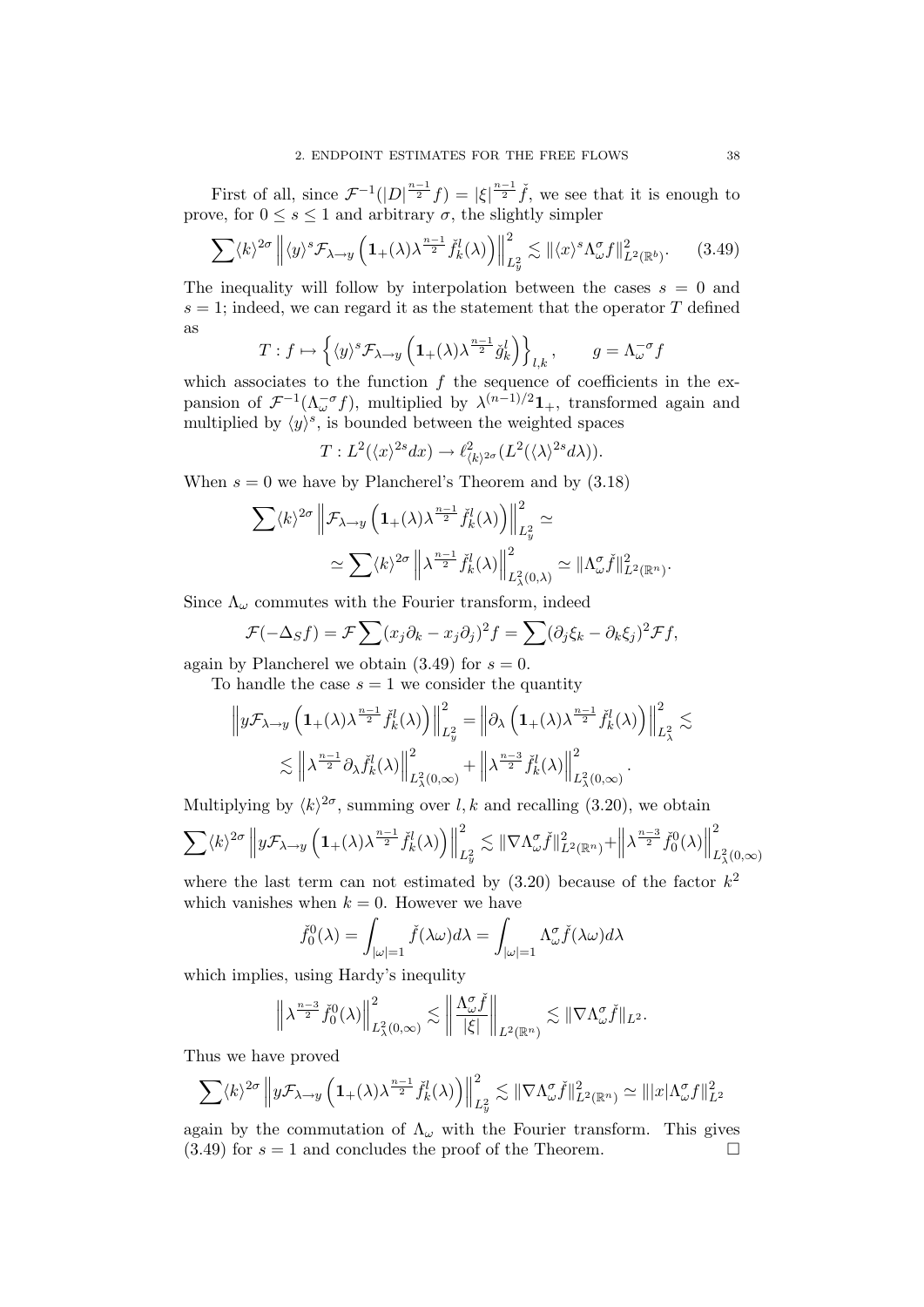First of all, since $\mathcal{F}^{-1}(|D|^{\frac{n-1}{2}} f) = |\xi|^{\frac{n-1}{2}} \check{f}$, we see that it is enough to prove, for $0 \leq s \leq 1$ and arbitrary $\sigma$, the slightly simpler

$$\sum \langle k \rangle^{2\sigma} \left\| \langle y \rangle^s \mathcal{F}_{\lambda \to y} \left( \mathbf{1}_+(\lambda) \lambda^{\frac{n-1}{2}} \check{f}_k(\lambda) \right) \right\|^2_{L^2_y} \lesssim \| \langle x \rangle^s \Lambda^\sigma_\omega f \|^2_{L^2(\mathbb{R}^b)}. \tag{3.49}$$

The inequality will follow by interpolation between the cases $s = 0$ and $s = 1$; indeed, we can regard it as the statement that the operator $T$ defined as

$$T : f \mapsto \left\{ \langle y \rangle^s \mathcal{F}_{\lambda \to y} \left( \mathbf{1}_+(\lambda) \lambda^{\frac{n-1}{2}} \check{g}^l_k \right) \right\}_{l,k}, \qquad g = \Lambda^{-\sigma}_\omega f$$

which associates to the function $f$ the sequence of coefficients in the expansion of $\mathcal{F}^{-1}(\Lambda^{-\sigma}_\omega f)$, multiplied by $\lambda^{(n-1)/2} \mathbf{1}_+$, transformed again and multiplied by $\langle y \rangle^s$, is bounded between the weighted spaces

$$T : L^2(\langle x \rangle^{2s} dx) \to \ell^2_{\langle k \rangle^{2\sigma}}(L^2(\langle \lambda \rangle^{2s} d\lambda)).$$

When $s = 0$ we have by Plancherel's Theorem and by (3.18)

$$\sum \langle k \rangle^{2\sigma} \left\| \mathcal{F}_{\lambda \to y} \left( \mathbf{1}_+(\lambda) \lambda^{\frac{n-1}{2}} \check{f}^l_k(\lambda) \right) \right\|^2_{L^2_y} \simeq$$

$$\simeq \sum \langle k \rangle^{2\sigma} \left\| \lambda^{\frac{n-1}{2}} \check{f}^l_k(\lambda) \right\|^2_{L^2_\lambda(0,\lambda)} \simeq \| \Lambda^\sigma_\omega \check{f} \|^2_{L^2(\mathbb{R}^n)}.$$

Since $\Lambda_\omega$ commutes with the Fourier transform, indeed

$$\mathcal{F}(-\Delta_S f) = \mathcal{F} \sum (x_j \partial_k - x_j \partial_j)^2 f = \sum (\partial_j \xi_k - \partial_k \xi_j)^2 \mathcal{F} f,$$

again by Plancherel we obtain (3.49) for $s = 0$.

To handle the case $s = 1$ we consider the quantity

$$\left\| y \mathcal{F}_{\lambda \to y} \left( \mathbf{1}_+(\lambda) \lambda^{\frac{n-1}{2}} \check{f}^l_k(\lambda) \right) \right\|^2_{L^2_y} = \left\| \partial_\lambda \left( \mathbf{1}_+(\lambda) \lambda^{\frac{n-1}{2}} \check{f}^l_k(\lambda) \right) \right\|^2_{L^2_\lambda} \lesssim$$

$$\lesssim \left\| \lambda^{\frac{n-1}{2}} \partial_\lambda \check{f}^l_k(\lambda) \right\|^2_{L^2_\lambda(0,\infty)} + \left\| \lambda^{\frac{n-3}{2}} \check{f}^l_k(\lambda) \right\|^2_{L^2_\lambda(0,\infty)}.$$

Multiplying by $\langle k \rangle^{2\sigma}$, summing over $l, k$ and recalling (3.20), we obtain

$$\sum \langle k \rangle^{2\sigma} \left\| y \mathcal{F}_{\lambda \to y} \left( \mathbf{1}_+(\lambda) \lambda^{\frac{n-1}{2}} \check{f}^l_k(\lambda) \right) \right\|^2_{L^2_y} \lesssim \| \nabla \Lambda^\sigma_\omega \check{f} \|^2_{L^2(\mathbb{R}^n)} + \left\| \lambda^{\frac{n-3}{2}} \check{f}^0_0(\lambda) \right\|^2_{L^2_\lambda(0,\infty)}$$

where the last term can not estimated by (3.20) because of the factor $k^2$ which vanishes when $k = 0$. However we have

$$\check{f}^0_0(\lambda) = \int_{|\omega|=1} \check{f}(\lambda\omega) d\lambda = \int_{|\omega|=1} \Lambda^\sigma_\omega \check{f}(\lambda\omega) d\lambda$$

which implies, using Hardy's inequlity

$$\left\| \lambda^{\frac{n-3}{2}} \check{f}^0_0(\lambda) \right\|^2_{L^2_\lambda(0,\infty)} \lesssim \left\| \frac{\Lambda^\sigma_\omega \check{f}}{|\xi|} \right\|_{L^2(\mathbb{R}^n)} \lesssim \| \nabla \Lambda^\sigma_\omega \check{f} \|_{L^2}.$$

Thus we have proved

$$\sum \langle k \rangle^{2\sigma} \left\| y \mathcal{F}_{\lambda \to y} \left( \mathbf{1}_+(\lambda) \lambda^{\frac{n-1}{2}} \check{f}^l_k(\lambda) \right) \right\|^2_{L^2_y} \lesssim \| \nabla \Lambda^\sigma_\omega \check{f} \|^2_{L^2(\mathbb{R}^n)} \simeq \| |x| \Lambda^\sigma_\omega f \|^2_{L^2}$$

again by the commutation of $\Lambda_\omega$ with the Fourier transform. This gives (3.49) for $s = 1$ and concludes the proof of the Theorem. □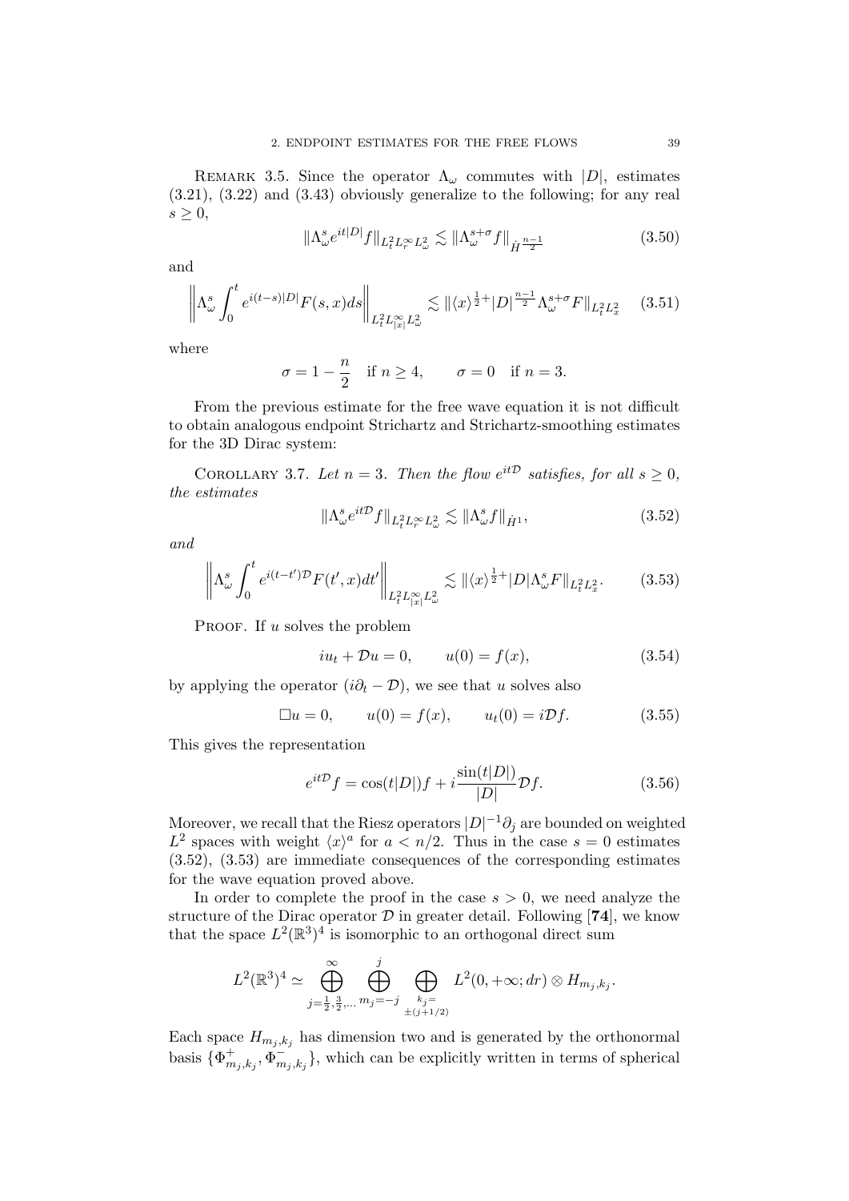REMARK 3.5. Since the operator $\Lambda_\omega$ commutes with $|D|$, estimates (3.21), (3.22) and (3.43) obviously generalize to the following; for any real $s \geq 0$,

$$\|\Lambda_\omega^s e^{it|D|} f\|_{L^2_t L^\infty_r L^2_\omega} \lesssim \|\Lambda_\omega^{s+\sigma} f\|_{\dot{H}^{\frac{n-1}{2}}} \tag{3.50}$$

and

$$\left\| \Lambda_\omega^s \int_0^t e^{i(t-s)|D|} F(s,x) ds \right\|_{L^2_t L^\infty_{|x|} L^2_\omega} \lesssim \|\langle x \rangle^{\frac{1}{2}+} |D|^{\frac{n-1}{2}} \Lambda_\omega^{s+\sigma} F\|_{L^2_t L^2_x} \tag{3.51}$$

where

$$\sigma = 1 - \frac{n}{2} \quad \text{if } n \geq 4, \qquad \sigma = 0 \quad \text{if } n = 3.$$

From the previous estimate for the free wave equation it is not difficult to obtain analogous endpoint Strichartz and Strichartz-smoothing estimates for the 3D Dirac system:

COROLLARY 3.7. *Let $n = 3$. Then the flow $e^{it\mathcal{D}}$ satisfies, for all $s \geq 0$, the estimates*

$$\|\Lambda_\omega^s e^{it\mathcal{D}} f\|_{L^2_t L^\infty_r L^2_\omega} \lesssim \|\Lambda_\omega^s f\|_{\dot{H}^1}, \tag{3.52}$$

*and*

$$\left\| \Lambda_\omega^s \int_0^t e^{i(t-t')\mathcal{D}} F(t',x) dt' \right\|_{L^2_t L^\infty_{|x|} L^2_\omega} \lesssim \|\langle x \rangle^{\frac{1}{2}+} |D| \Lambda_\omega^s F\|_{L^2_t L^2_x}. \tag{3.53}$$

PROOF. If $u$ solves the problem

$$iu_t + \mathcal{D}u = 0, \qquad u(0) = f(x), \tag{3.54}$$

by applying the operator $(i\partial_t - \mathcal{D})$, we see that $u$ solves also

$$\Box u = 0, \qquad u(0) = f(x), \qquad u_t(0) = i\mathcal{D}f. \tag{3.55}$$

This gives the representation

$$e^{it\mathcal{D}} f = \cos(t|D|) f + i \frac{\sin(t|D|)}{|D|} \mathcal{D} f. \tag{3.56}$$

Moreover, we recall that the Riesz operators $|D|^{-1}\partial_j$ are bounded on weighted $L^2$ spaces with weight $\langle x \rangle^a$ for $a < n/2$. Thus in the case $s = 0$ estimates (3.52), (3.53) are immediate consequences of the corresponding estimates for the wave equation proved above.

In order to complete the proof in the case $s > 0$, we need analyze the structure of the Dirac operator $\mathcal{D}$ in greater detail. Following [**74**], we know that the space $L^2(\mathbb{R}^3)^4$ is isomorphic to an orthogonal direct sum

$$L^2(\mathbb{R}^3)^4 \simeq \bigoplus_{j=\frac{1}{2},\frac{3}{2},\ldots}^{\infty} \bigoplus_{m_j=-j}^{j} \bigoplus_{\substack{k_j= \\ \pm(j+1/2)}} L^2(0,+\infty; dr) \otimes H_{m_j,k_j}.$$

Each space $H_{m_j,k_j}$ has dimension two and is generated by the orthonormal basis $\{\Phi^+_{m_j,k_j}, \Phi^-_{m_j,k_j}\}$, which can be explicitly written in terms of spherical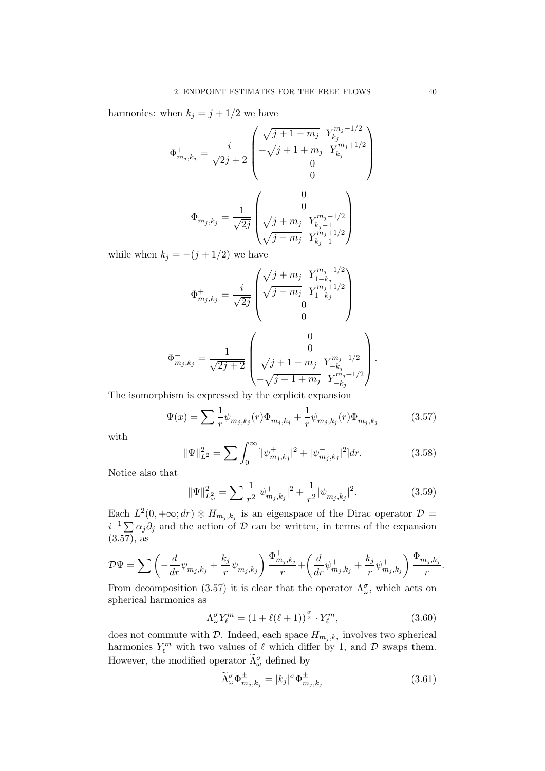harmonics: when $k_j = j + 1/2$ we have

$$\Phi^+_{m_j,k_j} = \frac{i}{\sqrt{2j+2}} \begin{pmatrix} \sqrt{j+1-m_j} \;\; Y^{m_j-1/2}_{k_j} \\ -\sqrt{j+1+m_j} \;\; Y^{m_j+1/2}_{k_j} \\ 0 \\ 0 \end{pmatrix}$$

$$\Phi^-_{m_j,k_j} = \frac{1}{\sqrt{2j}} \begin{pmatrix} 0 \\ 0 \\ \sqrt{j+m_j} \;\; Y^{m_j-1/2}_{k_j-1} \\ \sqrt{j-m_j} \;\; Y^{m_j+1/2}_{k_j-1} \end{pmatrix}$$

while when $k_j = -(j + 1/2)$ we have

$$\Phi^+_{m_j,k_j} = \frac{i}{\sqrt{2j}} \begin{pmatrix} \sqrt{j+m_j} \;\; Y^{m_j-1/2}_{1-k_j} \\ \sqrt{j-m_j} \;\; Y^{m_j+1/2}_{1-k_j} \\ 0 \\ 0 \end{pmatrix}$$

$$\Phi^-_{m_j,k_j} = \frac{1}{\sqrt{2j+2}} \begin{pmatrix} 0 \\ 0 \\ \sqrt{j+1-m_j} \;\; Y^{m_j-1/2}_{-k_j} \\ -\sqrt{j+1+m_j} \;\; Y^{m_j+1/2}_{-k_j} \end{pmatrix}.$$

The isomorphism is expressed by the explicit expansion

$$\Psi(x) = \sum \frac{1}{r}\psi^+_{m_j,k_j}(r)\Phi^+_{m_j,k_j} + \frac{1}{r}\psi^-_{m_j,k_j}(r)\Phi^-_{m_j,k_j} \tag{3.57}$$

with

$$\|\Psi\|^2_{L^2} = \sum \int_0^\infty [|\psi^+_{m_j,k_j}|^2 + |\psi^-_{m_j,k_j}|^2]dr. \tag{3.58}$$

Notice also that

$$\|\Psi\|^2_{L^2_\omega} = \sum \frac{1}{r^2}|\psi^+_{m_j,k_j}|^2 + \frac{1}{r^2}|\psi^-_{m_j,k_j}|^2. \tag{3.59}$$

Each $L^2(0,+\infty;dr) \otimes H_{m_j,k_j}$ is an eigenspace of the Dirac operator $\mathcal{D} = i^{-1}\sum \alpha_j \partial_j$ and the action of $\mathcal{D}$ can be written, in terms of the expansion (3.57), as

$$\mathcal{D}\Psi = \sum \left(-\frac{d}{dr}\psi^-_{m_j,k_j} + \frac{k_j}{r}\psi^-_{m_j,k_j}\right)\frac{\Phi^+_{m_j,k_j}}{r} + \left(\frac{d}{dr}\psi^+_{m_j,k_j} + \frac{k_j}{r}\psi^+_{m_j,k_j}\right)\frac{\Phi^-_{m_j,k_j}}{r}.$$

From decomposition (3.57) it is clear that the operator $\Lambda^\sigma_\omega$, which acts on spherical harmonics as

$$\Lambda^\sigma_\omega Y^m_\ell = (1 + \ell(\ell+1))^{\frac{\sigma}{2}} \cdot Y^m_\ell, \tag{3.60}$$

does not commute with $\mathcal{D}$. Indeed, each space $H_{m_j,k_j}$ involves two spherical harmonics $Y^m_\ell$ with two values of $\ell$ which differ by 1, and $\mathcal{D}$ swaps them. However, the modified operator $\widetilde{\Lambda}^\sigma_\omega$ defined by

$$\widetilde{\Lambda}^\sigma_\omega \Phi^\pm_{m_j,k_j} = |k_j|^\sigma \Phi^\pm_{m_j,k_j} \tag{3.61}$$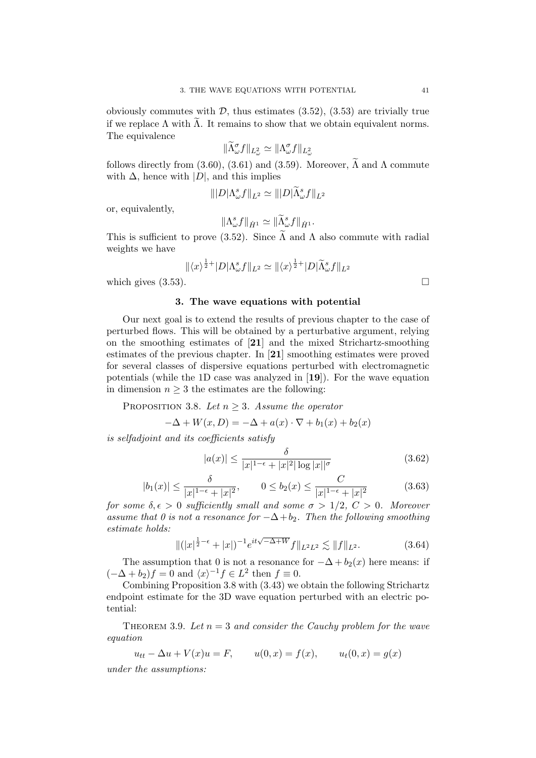obviously commutes with $\mathcal{D}$, thus estimates (3.52), (3.53) are trivially true if we replace $\Lambda$ with $\widetilde{\Lambda}$. It remains to show that we obtain equivalent norms. The equivalence

$$\|\widetilde{\Lambda}_\omega^\sigma f\|_{L^2_\omega} \simeq \|\Lambda_\omega^\sigma f\|_{L^2_\omega}$$

follows directly from (3.60), (3.61) and (3.59). Moreover, $\widetilde{\Lambda}$ and $\Lambda$ commute with $\Delta$, hence with $|D|$, and this implies

$$\||D|\Lambda_\omega^s f\|_{L^2} \simeq \||D|\widetilde{\Lambda}_\omega^s f\|_{L^2}$$

or, equivalently,

$$\|\Lambda_\omega^s f\|_{\dot{H}^1} \simeq \|\widetilde{\Lambda}_\omega^s f\|_{\dot{H}^1}.$$

This is sufficient to prove (3.52). Since $\widetilde{\Lambda}$ and $\Lambda$ also commute with radial weights we have

$$\|\langle x\rangle^{\frac{1}{2}+}|D|\Lambda_\omega^s f\|_{L^2} \simeq \|\langle x\rangle^{\frac{1}{2}+}|D|\widetilde{\Lambda}_\omega^s f\|_{L^2}$$

which gives (3.53). □

## 3. The wave equations with potential

Our next goal is to extend the results of previous chapter to the case of perturbed flows. This will be obtained by a perturbative argument, relying on the smoothing estimates of [**21**] and the mixed Strichartz-smoothing estimates of the previous chapter. In [**21**] smoothing estimates were proved for several classes of dispersive equations perturbed with electromagnetic potentials (while the 1D case was analyzed in [**19**]). For the wave equation in dimension $n \geq 3$ the estimates are the following:

Proposition 3.8. *Let $n \geq 3$. Assume the operator*

$$-\Delta + W(x,D) = -\Delta + a(x)\cdot\nabla + b_1(x) + b_2(x)$$

*is selfadjoint and its coefficients satisfy*

$$|a(x)| \leq \frac{\delta}{|x|^{1-\epsilon} + |x|^2|\log|x||^\sigma} \tag{3.62}$$

$$|b_1(x)| \leq \frac{\delta}{|x|^{1-\epsilon} + |x|^2}, \qquad 0 \leq b_2(x) \leq \frac{C}{|x|^{1-\epsilon} + |x|^2} \tag{3.63}$$

*for some $\delta, \epsilon > 0$ sufficiently small and some $\sigma > 1/2$, $C > 0$. Moreover assume that 0 is not a resonance for $-\Delta + b_2$. Then the following smoothing estimate holds:*

$$\|(|x|^{\frac{1}{2}-\epsilon} + |x|)^{-1} e^{it\sqrt{-\Delta+W}} f\|_{L^2L^2} \lesssim \|f\|_{L^2}. \tag{3.64}$$

The assumption that 0 is not a resonance for $-\Delta + b_2(x)$ here means: if $(-\Delta + b_2)f = 0$ and $\langle x\rangle^{-1} f \in L^2$ then $f \equiv 0$.

Combining Proposition 3.8 with (3.43) we obtain the following Strichartz endpoint estimate for the 3D wave equation perturbed with an electric potential:

Theorem 3.9. *Let $n = 3$ and consider the Cauchy problem for the wave equation*

$$u_{tt} - \Delta u + V(x)u = F, \qquad u(0,x) = f(x), \qquad u_t(0,x) = g(x)$$

*under the assumptions:*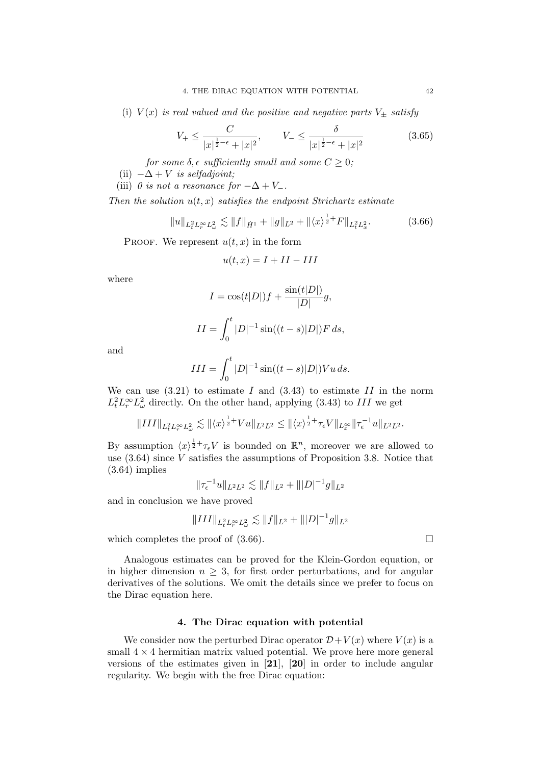(i) *$V(x)$ is real valued and the positive and negative parts $V_\pm$ satisfy*

$$V_+ \leq \frac{C}{|x|^{\frac{1}{2}-\epsilon}+|x|^2}, \qquad V_- \leq \frac{\delta}{|x|^{\frac{1}{2}-\epsilon}+|x|^2} \tag{3.65}$$

*for some $\delta, \epsilon$ sufficiently small and some $C \geq 0$;*

(ii) *$-\Delta + V$ is selfadjoint;*

(iii) *0 is not a resonance for $-\Delta + V_-$.*

*Then the solution $u(t,x)$ satisfies the endpoint Strichartz estimate*

$$\|u\|_{L^2_t L^\infty_r L^2_\omega} \lesssim \|f\|_{\dot H^1} + \|g\|_{L^2} + \|\langle x\rangle^{\frac{1}{2}+} F\|_{L^2_t L^2_x}. \tag{3.66}$$

Proof. We represent $u(t,x)$ in the form

$$u(t,x) = I + II - III$$

where

$$I = \cos(t|D|)f + \frac{\sin(t|D|)}{|D|}g,$$

$$II = \int_0^t |D|^{-1}\sin((t-s)|D|)F\,ds,$$

and

$$III = \int_0^t |D|^{-1}\sin((t-s)|D|)Vu\,ds.$$

We can use (3.21) to estimate $I$ and (3.43) to estimate $II$ in the norm $L^2_t L^\infty_r L^2_\omega$ directly. On the other hand, applying (3.43) to $III$ we get

$$\|III\|_{L^2_t L^\infty_r L^2_\omega} \lesssim \|\langle x\rangle^{\frac{1}{2}+} Vu\|_{L^2L^2} \leq \|\langle x\rangle^{\frac{1}{2}+}\tau_\epsilon V\|_{L^\infty_x}\|\tau_\epsilon^{-1}u\|_{L^2L^2}.$$

By assumption $\langle x\rangle^{\frac{1}{2}+}\tau_\epsilon V$ is bounded on $\mathbb{R}^n$, moreover we are allowed to use (3.64) since $V$ satisfies the assumptions of Proposition 3.8. Notice that (3.64) implies

$$\|\tau_\epsilon^{-1}u\|_{L^2L^2} \lesssim \|f\|_{L^2} + \||D|^{-1}g\|_{L^2}$$

and in conclusion we have proved

$$\|III\|_{L^2_t L^\infty_r L^2_\omega} \lesssim \|f\|_{L^2} + \||D|^{-1}g\|_{L^2}$$

which completes the proof of (3.66). □

Analogous estimates can be proved for the Klein-Gordon equation, or in higher dimension $n \geq 3$, for first order perturbations, and for angular derivatives of the solutions. We omit the details since we prefer to focus on the Dirac equation here.

## 4. The Dirac equation with potential

We consider now the perturbed Dirac operator $\mathcal{D} + V(x)$ where $V(x)$ is a small $4 \times 4$ hermitian matrix valued potential. We prove here more general versions of the estimates given in [**21**], [**20**] in order to include angular regularity. We begin with the free Dirac equation: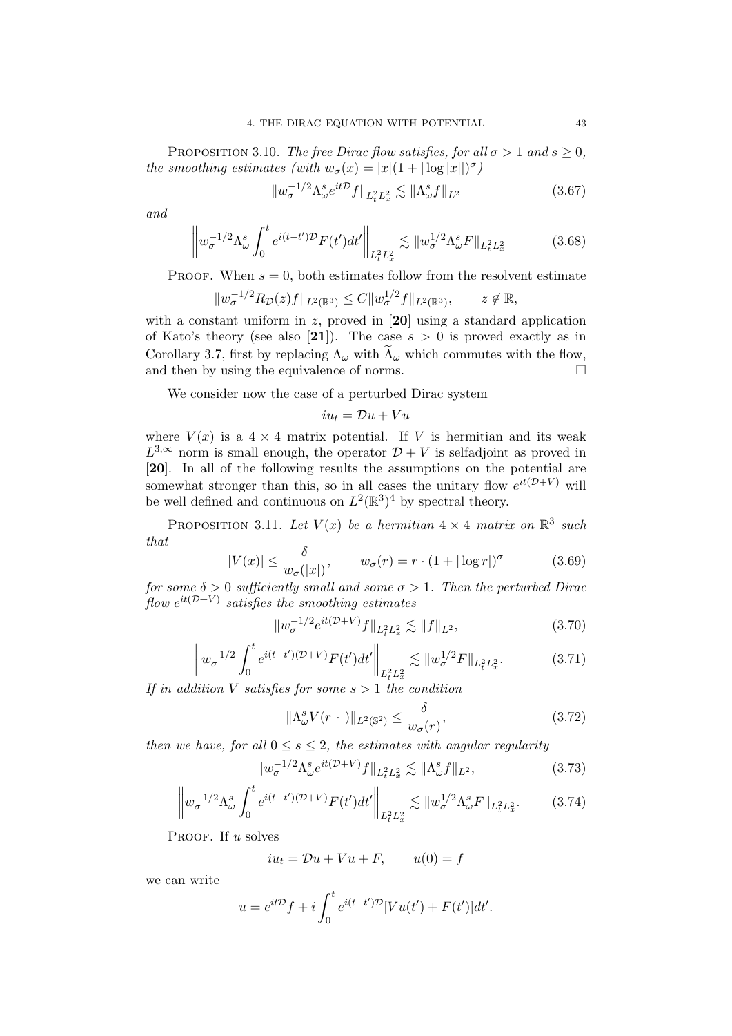Proposition 3.10. *The free Dirac flow satisfies, for all $\sigma > 1$ and $s \geq 0$, the smoothing estimates (with $w_\sigma(x) = |x|(1 + |\log |x||)^\sigma$)*

$$\|w_\sigma^{-1/2} \Lambda_\omega^s e^{it\mathcal{D}} f\|_{L_t^2 L_x^2} \lesssim \|\Lambda_\omega^s f\|_{L^2} \tag{3.67}$$

*and*

$$\left\| w_\sigma^{-1/2} \Lambda_\omega^s \int_0^t e^{i(t-t')\mathcal{D}} F(t') dt' \right\|_{L_t^2 L_x^2} \lesssim \|w_\sigma^{1/2} \Lambda_\omega^s F\|_{L_t^2 L_x^2} \tag{3.68}$$

Proof. When $s = 0$, both estimates follow from the resolvent estimate

$$\|w_\sigma^{-1/2} R_{\mathcal{D}}(z) f\|_{L^2(\mathbb{R}^3)} \leq C \|w_\sigma^{1/2} f\|_{L^2(\mathbb{R}^3)}, \qquad z \notin \mathbb{R},$$

with a constant uniform in $z$, proved in [**20**] using a standard application of Kato's theory (see also [**21**]). The case $s > 0$ is proved exactly as in Corollary 3.7, first by replacing $\Lambda_\omega$ with $\widetilde{\Lambda}_\omega$ which commutes with the flow, and then by using the equivalence of norms. $\square$

We consider now the case of a perturbed Dirac system

$$iu_t = \mathcal{D}u + Vu$$

where $V(x)$ is a $4 \times 4$ matrix potential. If $V$ is hermitian and its weak $L^{3,\infty}$ norm is small enough, the operator $\mathcal{D} + V$ is selfadjoint as proved in [**20**]. In all of the following results the assumptions on the potential are somewhat stronger than this, so in all cases the unitary flow $e^{it(\mathcal{D}+V)}$ will be well defined and continuous on $L^2(\mathbb{R}^3)^4$ by spectral theory.

Proposition 3.11. *Let $V(x)$ be a hermitian $4 \times 4$ matrix on $\mathbb{R}^3$ such that*

$$|V(x)| \leq \frac{\delta}{w_\sigma(|x|)}, \qquad w_\sigma(r) = r \cdot (1 + |\log r|)^\sigma \tag{3.69}$$

*for some $\delta > 0$ sufficiently small and some $\sigma > 1$. Then the perturbed Dirac flow $e^{it(\mathcal{D}+V)}$ satisfies the smoothing estimates*

$$\|w_\sigma^{-1/2} e^{it(\mathcal{D}+V)} f\|_{L_t^2 L_x^2} \lesssim \|f\|_{L^2}, \tag{3.70}$$

$$\left\| w_\sigma^{-1/2} \int_0^t e^{i(t-t')(\mathcal{D}+V)} F(t') dt' \right\|_{L_t^2 L_x^2} \lesssim \|w_\sigma^{1/2} F\|_{L_t^2 L_x^2}. \tag{3.71}$$

*If in addition $V$ satisfies for some $s > 1$ the condition*

$$\|\Lambda_\omega^s V(r\ \cdot\ )\|_{L^2(\mathbb{S}^2)} \leq \frac{\delta}{w_\sigma(r)}, \tag{3.72}$$

*then we have, for all $0 \leq s \leq 2$, the estimates with angular regularity*

$$\|w_\sigma^{-1/2} \Lambda_\omega^s e^{it(\mathcal{D}+V)} f\|_{L_t^2 L_x^2} \lesssim \|\Lambda_\omega^s f\|_{L^2}, \tag{3.73}$$

$$\left\| w_\sigma^{-1/2} \Lambda_\omega^s \int_0^t e^{i(t-t')(\mathcal{D}+V)} F(t') dt' \right\|_{L_t^2 L_x^2} \lesssim \|w_\sigma^{1/2} \Lambda_\omega^s F\|_{L_t^2 L_x^2}. \tag{3.74}$$

Proof. If $u$ solves

$$iu_t = \mathcal{D}u + Vu + F, \qquad u(0) = f$$

we can write

$$u = e^{it\mathcal{D}} f + i \int_0^t e^{i(t-t')\mathcal{D}} [Vu(t') + F(t')] dt'.$$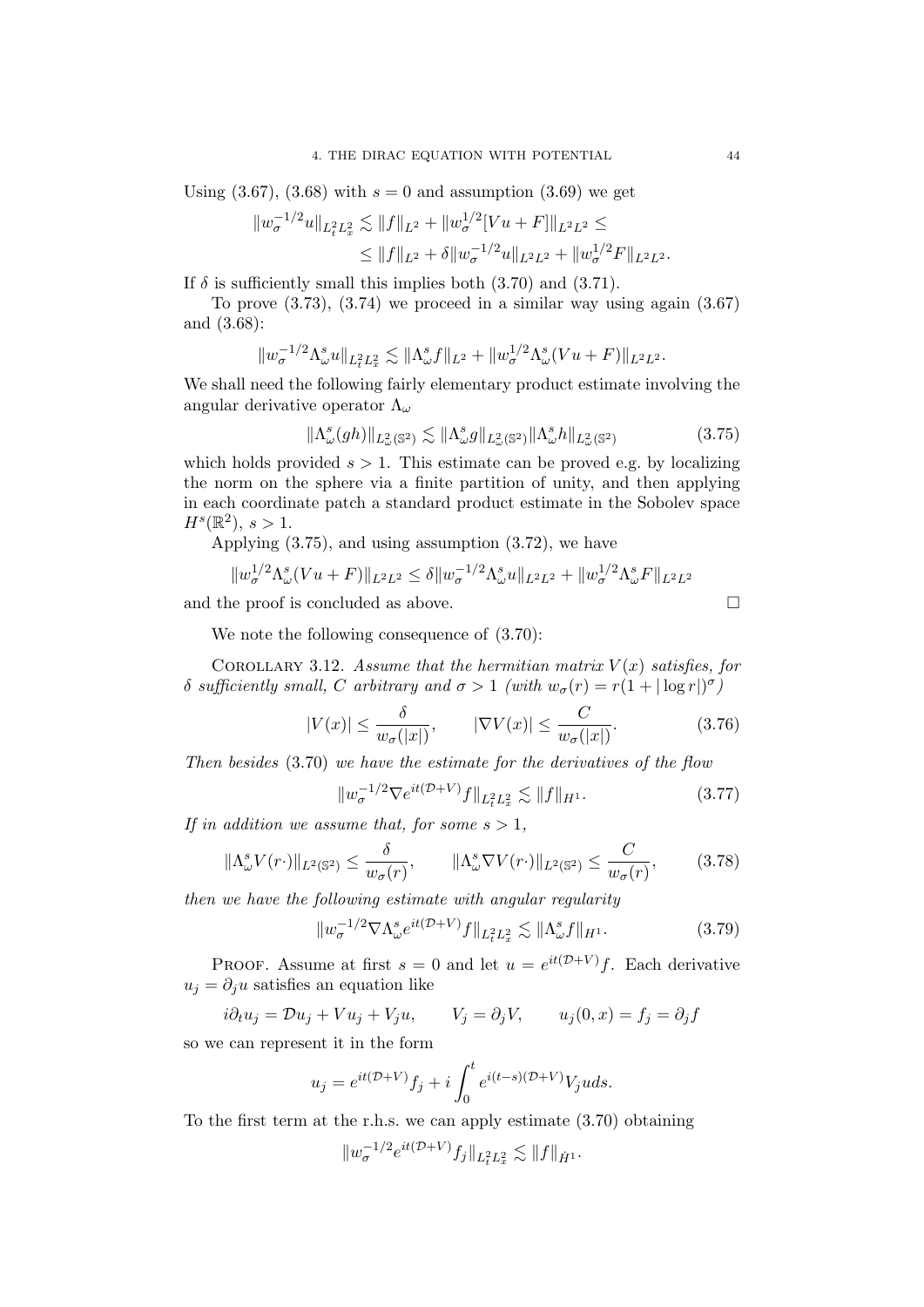Using (3.67), (3.68) with $s = 0$ and assumption (3.69) we get

$$\|w_\sigma^{-1/2} u\|_{L^2_t L^2_x} \lesssim \|f\|_{L^2} + \|w_\sigma^{1/2}[Vu + F]\|_{L^2 L^2} \leq$$
$$\leq \|f\|_{L^2} + \delta \|w_\sigma^{-1/2} u\|_{L^2 L^2} + \|w_\sigma^{1/2} F\|_{L^2 L^2}.$$

If $\delta$ is sufficiently small this implies both (3.70) and (3.71).

To prove (3.73), (3.74) we proceed in a similar way using again (3.67) and (3.68):

$$\|w_\sigma^{-1/2} \Lambda_\omega^s u\|_{L^2_t L^2_x} \lesssim \|\Lambda_\omega^s f\|_{L^2} + \|w_\sigma^{1/2} \Lambda_\omega^s (Vu + F)\|_{L^2 L^2}.$$

We shall need the following fairly elementary product estimate involving the angular derivative operator $\Lambda_\omega$

$$\|\Lambda_\omega^s (gh)\|_{L^2_\omega(\mathbb{S}^2)} \lesssim \|\Lambda_\omega^s g\|_{L^2_\omega(\mathbb{S}^2)} \|\Lambda_\omega^s h\|_{L^2_\omega(\mathbb{S}^2)} \tag{3.75}$$

which holds provided $s > 1$. This estimate can be proved e.g. by localizing the norm on the sphere via a finite partition of unity, and then applying in each coordinate patch a standard product estimate in the Sobolev space $H^s(\mathbb{R}^2)$, $s > 1$.

Applying (3.75), and using assumption (3.72), we have

$$\|w_\sigma^{1/2} \Lambda_\omega^s (Vu + F)\|_{L^2 L^2} \leq \delta \|w_\sigma^{-1/2} \Lambda_\omega^s u\|_{L^2 L^2} + \|w_\sigma^{1/2} \Lambda_\omega^s F\|_{L^2 L^2}$$

and the proof is concluded as above. □

We note the following consequence of (3.70):

Corollary 3.12. *Assume that the hermitian matrix $V(x)$ satisfies, for $\delta$ sufficiently small, $C$ arbitrary and $\sigma > 1$ (with $w_\sigma(r) = r(1 + |\log r|)^\sigma$)*

$$|V(x)| \leq \frac{\delta}{w_\sigma(|x|)}, \qquad |\nabla V(x)| \leq \frac{C}{w_\sigma(|x|)}. \tag{3.76}$$

*Then besides* (3.70) *we have the estimate for the derivatives of the flow*

$$\|w_\sigma^{-1/2} \nabla e^{it(\mathcal{D}+V)} f\|_{L^2_t L^2_x} \lesssim \|f\|_{H^1}. \tag{3.77}$$

*If in addition we assume that, for some $s > 1$,*

$$\|\Lambda_\omega^s V(r\cdot)\|_{L^2(\mathbb{S}^2)} \leq \frac{\delta}{w_\sigma(r)}, \qquad \|\Lambda_\omega^s \nabla V(r\cdot)\|_{L^2(\mathbb{S}^2)} \leq \frac{C}{w_\sigma(r)}, \tag{3.78}$$

*then we have the following estimate with angular regularity*

$$\|w_\sigma^{-1/2} \nabla \Lambda_\omega^s e^{it(\mathcal{D}+V)} f\|_{L^2_t L^2_x} \lesssim \|\Lambda_\omega^s f\|_{H^1}. \tag{3.79}$$

Proof. Assume at first $s = 0$ and let $u = e^{it(\mathcal{D}+V)} f$. Each derivative $u_j = \partial_j u$ satisfies an equation like

$$i\partial_t u_j = \mathcal{D} u_j + V u_j + V_j u, \qquad V_j = \partial_j V, \qquad u_j(0, x) = f_j = \partial_j f$$

so we can represent it in the form

$$u_j = e^{it(\mathcal{D}+V)} f_j + i \int_0^t e^{i(t-s)(\mathcal{D}+V)} V_j u ds.$$

To the first term at the r.h.s. we can apply estimate (3.70) obtaining

$$\|w_\sigma^{-1/2} e^{it(\mathcal{D}+V)} f_j\|_{L^2_t L^2_x} \lesssim \|f\|_{\dot{H}^1}.$$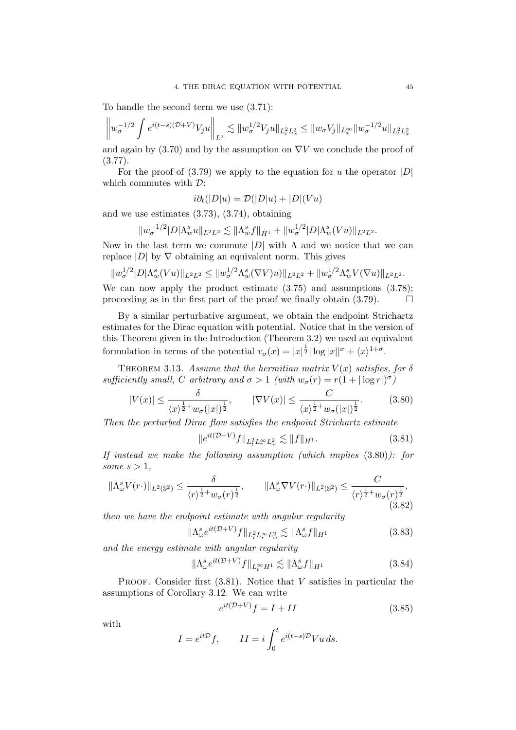To handle the second term we use (3.71):

$$\left\| w_\sigma^{-1/2} \int e^{i(t-s)(\mathcal{D}+V)} V_j u \right\|_{L^2} \lesssim \| w_\sigma^{1/2} V_j u\|_{L^2_t L^2_x} \leq \| w_\sigma V_j \|_{L^\infty_x} \| w_\sigma^{-1/2} u \|_{L^2_t L^2_x}$$

and again by (3.70) and by the assumption on $\nabla V$ we conclude the proof of (3.77).

For the proof of (3.79) we apply to the equation for $u$ the operator $|D|$ which commutes with $\mathcal{D}$:

$$i\partial_t (|D|u) = \mathcal{D}(|D|u) + |D|(Vu)$$

and we use estimates (3.73), (3.74), obtaining

$$\| w_\sigma^{-1/2} |D| \Lambda^s_w u \|_{L^2 L^2} \lesssim \| \Lambda^s_w f \|_{\dot H^1} + \| w_\sigma^{1/2} |D| \Lambda^s_w (Vu) \|_{L^2 L^2}.$$

Now in the last term we commute $|D|$ with $\Lambda$ and we notice that we can replace $|D|$ by $\nabla$ obtaining an equivalent norm. This gives

$$\| w_\sigma^{1/2} |D| \Lambda^s_w (Vu) \|_{L^2 L^2} \leq \| w_\sigma^{1/2} \Lambda^s_w (\nabla V) u) \|_{L^2 L^2} + \| w_\sigma^{1/2} \Lambda^s_w V (\nabla u) \|_{L^2 L^2}.$$

We can now apply the product estimate (3.75) and assumptions (3.78); proceeding as in the first part of the proof we finally obtain (3.79). $\square$

By a similar perturbative argument, we obtain the endpoint Strichartz estimates for the Dirac equation with potential. Notice that in the version of this Theorem given in the Introduction (Theorem 3.2) we used an equivalent formulation in terms of the potential $v_\sigma(x) = |x|^{\frac{1}{2}} |\log|x||^\sigma + \langle x \rangle^{1+\sigma}$.

THEOREM 3.13. *Assume that the hermitian matrix $V(x)$ satisfies, for $\delta$ sufficiently small, $C$ arbitrary and $\sigma > 1$ (with $w_\sigma(r) = r(1 + |\log r|)^\sigma$)*

$$|V(x)| \leq \frac{\delta}{\langle x \rangle^{\frac{1}{2}+} w_\sigma(|x|)^{\frac{1}{2}}}, \qquad |\nabla V(x)| \leq \frac{C}{\langle x \rangle^{\frac{1}{2}+} w_\sigma(|x|)^{\frac{1}{2}}}. \tag{3.80}$$

*Then the perturbed Dirac flow satisfies the endpoint Strichartz estimate*

$$\| e^{it(\mathcal{D}+V)} f \|_{L^2_t L^\infty_r L^2_\omega} \lesssim \| f \|_{H^1}. \tag{3.81}$$

*If instead we make the following assumption (which implies (3.80)): for some $s > 1$,*

$$\| \Lambda^s_\omega V(r\cdot) \|_{L^2(\mathbb{S}^2)} \leq \frac{\delta}{\langle r \rangle^{\frac{1}{2}+} w_\sigma(r)^{\frac{1}{2}}}, \qquad \| \Lambda^s_\omega \nabla V(r\cdot) \|_{L^2(\mathbb{S}^2)} \leq \frac{C}{\langle r \rangle^{\frac{1}{2}+} w_\sigma(r)^{\frac{1}{2}}}, \tag{3.82}$$

*then we have the endpoint estimate with angular regularity*

$$\| \Lambda^s_\omega e^{it(\mathcal{D}+V)} f \|_{L^2_t L^\infty_r L^2_\omega} \lesssim \| \Lambda^s_\omega f \|_{H^1} \tag{3.83}$$

*and the energy estimate with angular regularity*

$$\| \Lambda^s_\omega e^{it(\mathcal{D}+V)} f \|_{L^\infty_t H^1} \lesssim \| \Lambda^s_\omega f \|_{H^1} \tag{3.84}$$

PROOF. Consider first (3.81). Notice that $V$ satisfies in particular the assumptions of Corollary 3.12. We can write

$$e^{it(\mathcal{D}+V)} f = I + II \tag{3.85}$$

with

$$I = e^{it\mathcal{D}} f, \qquad II = i \int_0^t e^{i(t-s)\mathcal{D}} V u \, ds.$$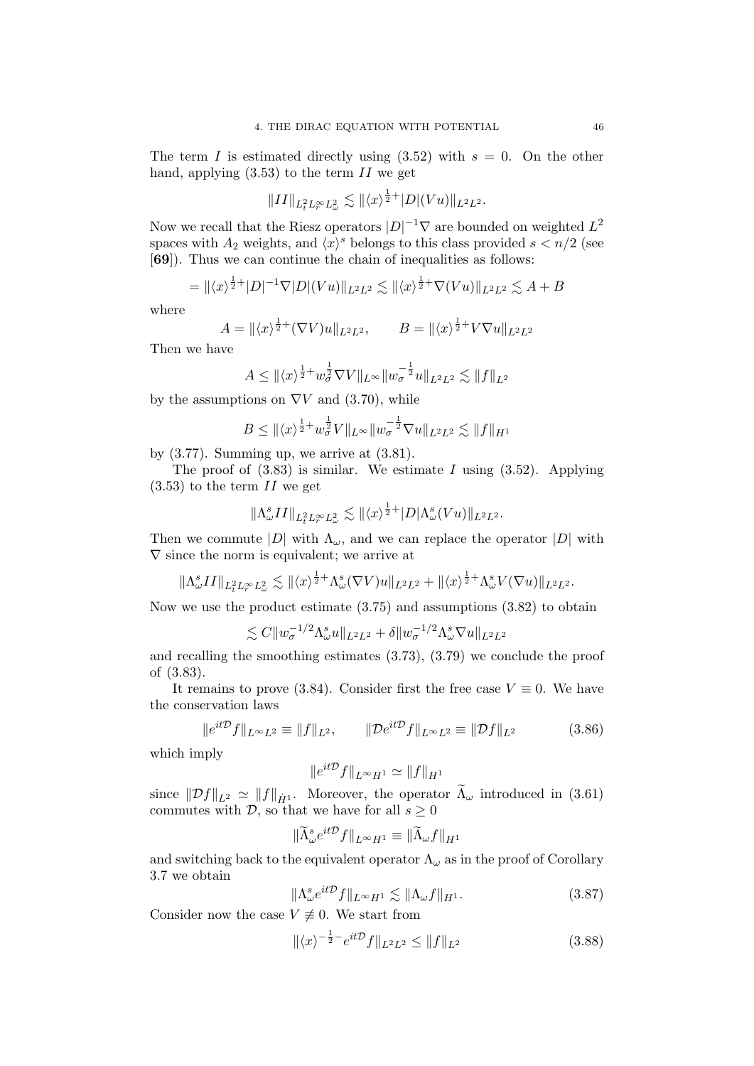The term $I$ is estimated directly using (3.52) with $s = 0$. On the other hand, applying (3.53) to the term $II$ we get

$$\|II\|_{L^2_t L^\infty_r L^2_\omega} \lesssim \|\langle x\rangle^{\frac{1}{2}+}|D|(Vu)\|_{L^2L^2}.$$

Now we recall that the Riesz operators $|D|^{-1}\nabla$ are bounded on weighted $L^2$ spaces with $A_2$ weights, and $\langle x\rangle^s$ belongs to this class provided $s < n/2$ (see [**69**]). Thus we can continue the chain of inequalities as follows:

$$= \|\langle x\rangle^{\frac{1}{2}+}|D|^{-1}\nabla|D|(Vu)\|_{L^2L^2} \lesssim \|\langle x\rangle^{\frac{1}{2}+}\nabla(Vu)\|_{L^2L^2} \lesssim A + B$$

where

$$A = \|\langle x\rangle^{\frac{1}{2}+}(\nabla V)u\|_{L^2L^2}, \qquad B = \|\langle x\rangle^{\frac{1}{2}+}V\nabla u\|_{L^2L^2}$$

Then we have

$$A \leq \|\langle x\rangle^{\frac{1}{2}+}w_\sigma^{\frac{1}{2}}\nabla V\|_{L^\infty}\|w_\sigma^{-\frac{1}{2}}u\|_{L^2L^2} \lesssim \|f\|_{L^2}$$

by the assumptions on $\nabla V$ and (3.70), while

$$B \leq \|\langle x\rangle^{\frac{1}{2}+}w_\sigma^{\frac{1}{2}}V\|_{L^\infty}\|w_\sigma^{-\frac{1}{2}}\nabla u\|_{L^2L^2} \lesssim \|f\|_{H^1}$$

by (3.77). Summing up, we arrive at (3.81).

The proof of (3.83) is similar. We estimate $I$ using (3.52). Applying (3.53) to the term $II$ we get

$$\|\Lambda^s_\omega II\|_{L^2_t L^\infty_r L^2_\omega} \lesssim \|\langle x\rangle^{\frac{1}{2}+}|D|\Lambda^s_\omega(Vu)\|_{L^2L^2}.$$

Then we commute $|D|$ with $\Lambda_\omega$, and we can replace the operator $|D|$ with $\nabla$ since the norm is equivalent; we arrive at

$$\|\Lambda^s_\omega II\|_{L^2_t L^\infty_r L^2_\omega} \lesssim \|\langle x\rangle^{\frac{1}{2}+}\Lambda^s_\omega(\nabla V)u\|_{L^2L^2} + \|\langle x\rangle^{\frac{1}{2}+}\Lambda^s_\omega V(\nabla u)\|_{L^2L^2}.$$

Now we use the product estimate (3.75) and assumptions (3.82) to obtain

$$\lesssim C\|w_\sigma^{-1/2}\Lambda^s_\omega u\|_{L^2L^2} + \delta\|w_\sigma^{-1/2}\Lambda^s_\omega\nabla u\|_{L^2L^2}$$

and recalling the smoothing estimates (3.73), (3.79) we conclude the proof of (3.83).

It remains to prove (3.84). Consider first the free case $V \equiv 0$. We have the conservation laws

$$\|e^{it\mathcal{D}}f\|_{L^\infty L^2} \equiv \|f\|_{L^2}, \qquad \|\mathcal{D}e^{it\mathcal{D}}f\|_{L^\infty L^2} \equiv \|\mathcal{D}f\|_{L^2} \tag{3.86}$$

which imply

$$\|e^{it\mathcal{D}}f\|_{L^\infty H^1} \simeq \|f\|_{H^1}$$

since $\|\mathcal{D}f\|_{L^2} \simeq \|f\|_{\dot{H}^1}$. Moreover, the operator $\widetilde{\Lambda}_\omega$ introduced in (3.61) commutes with $\mathcal{D}$, so that we have for all $s \geq 0$

$$\|\widetilde{\Lambda}^s_\omega e^{it\mathcal{D}}f\|_{L^\infty H^1} \equiv \|\widetilde{\Lambda}_\omega f\|_{H^1}$$

and switching back to the equivalent operator $\Lambda_\omega$ as in the proof of Corollary 3.7 we obtain

$$\|\Lambda^s_\omega e^{it\mathcal{D}}f\|_{L^\infty H^1} \lesssim \|\Lambda_\omega f\|_{H^1}. \tag{3.87}$$

Consider now the case $V \not\equiv 0$. We start from

$$\|\langle x\rangle^{-\frac{1}{2}-}e^{it\mathcal{D}}f\|_{L^2L^2} \leq \|f\|_{L^2} \tag{3.88}$$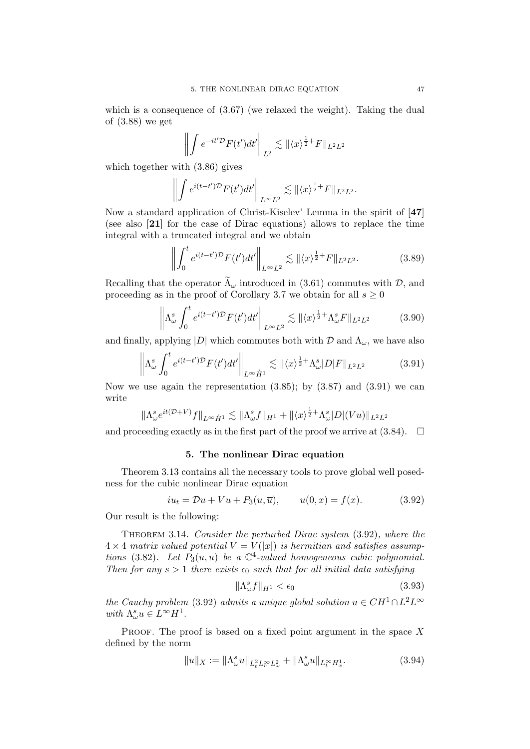which is a consequence of (3.67) (we relaxed the weight). Taking the dual of (3.88) we get

$$\left\| \int e^{-it'\mathcal{D}} F(t') dt' \right\|_{L^2} \lesssim \| \langle x \rangle^{\frac{1}{2}+} F \|_{L^2 L^2}$$

which together with (3.86) gives

$$\left\| \int e^{i(t-t')\mathcal{D}} F(t') dt' \right\|_{L^\infty L^2} \lesssim \| \langle x \rangle^{\frac{1}{2}+} F \|_{L^2 L^2}.$$

Now a standard application of Christ-Kiselev' Lemma in the spirit of [**47**] (see also [**21**] for the case of Dirac equations) allows to replace the time integral with a truncated integral and we obtain

$$\left\| \int_0^t e^{i(t-t')\mathcal{D}} F(t') dt' \right\|_{L^\infty L^2} \lesssim \| \langle x \rangle^{\frac{1}{2}+} F \|_{L^2 L^2}. \tag{3.89}$$

Recalling that the operator $\widetilde{\Lambda}_\omega$ introduced in (3.61) commutes with $\mathcal{D}$, and proceeding as in the proof of Corollary 3.7 we obtain for all $s \geq 0$

$$\left\| \Lambda_\omega^s \int_0^t e^{i(t-t')\mathcal{D}} F(t') dt' \right\|_{L^\infty L^2} \lesssim \| \langle x \rangle^{\frac{1}{2}+} \Lambda_\omega^s F \|_{L^2 L^2} \tag{3.90}$$

and finally, applying $|D|$ which commutes both with $\mathcal{D}$ and $\Lambda_\omega$, we have also

$$\left\| \Lambda_\omega^s \int_0^t e^{i(t-t')\mathcal{D}} F(t') dt' \right\|_{L^\infty \dot{H}^1} \lesssim \| \langle x \rangle^{\frac{1}{2}+} \Lambda_\omega^s |D| F \|_{L^2 L^2} \tag{3.91}$$

Now we use again the representation (3.85); by (3.87) and (3.91) we can write

$$\| \Lambda_\omega^s e^{it(\mathcal{D}+V)} f \|_{L^\infty \dot{H}^1} \lesssim \| \Lambda_\omega^s f \|_{H^1} + \| \langle x \rangle^{\frac{1}{2}+} \Lambda_\omega^s |D| (Vu) \|_{L^2 L^2}$$

and proceeding exactly as in the first part of the proof we arrive at (3.84). $\square$

## 5. The nonlinear Dirac equation

Theorem 3.13 contains all the necessary tools to prove global well posedness for the cubic nonlinear Dirac equation

$$iu_t = \mathcal{D}u + Vu + P_3(u, \overline{u}), \qquad u(0, x) = f(x). \tag{3.92}$$

Our result is the following:

Theorem 3.14. *Consider the perturbed Dirac system* (3.92)*, where the* $4 \times 4$ *matrix valued potential* $V = V(|x|)$ *is hermitian and satisfies assumptions* (3.82)*. Let* $P_3(u, \overline{u})$ *be a* $\mathbb{C}^4$*-valued homogeneous cubic polynomial. Then for any* $s > 1$ *there exists* $\epsilon_0$ *such that for all initial data satisfying*

$$\| \Lambda_\omega^s f \|_{H^1} < \epsilon_0 \tag{3.93}$$

*the Cauchy problem* (3.92) *admits a unique global solution* $u \in CH^1 \cap L^2 L^\infty$ *with* $\Lambda_\omega^s u \in L^\infty H^1$.

Proof. The proof is based on a fixed point argument in the space $X$ defined by the norm

$$\| u \|_X := \| \Lambda_\omega^s u \|_{L_t^2 L_r^\infty L_\omega^2} + \| \Lambda_\omega^s u \|_{L_t^\infty H_x^1}. \tag{3.94}$$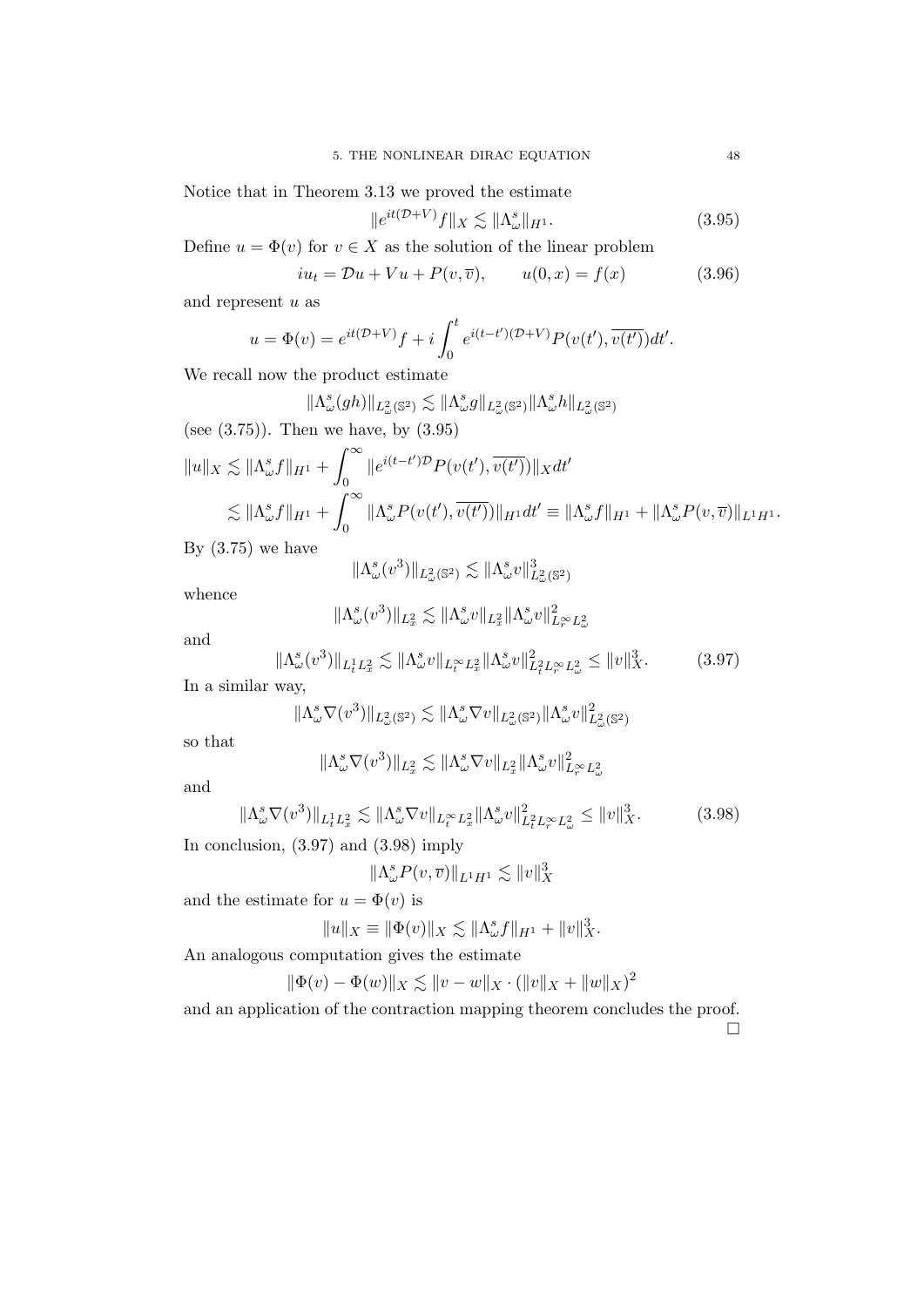Notice that in Theorem 3.13 we proved the estimate

$$\|e^{it(\mathcal{D}+V)}f\|_X \lesssim \|\Lambda^s_\omega\|_{H^1}. \tag{3.95}$$

Define $u = \Phi(v)$ for $v \in X$ as the solution of the linear problem

$$iu_t = \mathcal{D}u + Vu + P(v, \overline{v}), \qquad u(0,x) = f(x) \tag{3.96}$$

and represent $u$ as

$$u = \Phi(v) = e^{it(\mathcal{D}+V)}f + i\int_0^t e^{i(t-t')(\mathcal{D}+V)} P(v(t'), \overline{v(t')})dt'.$$

We recall now the product estimate

$$\|\Lambda^s_\omega(gh)\|_{L^2_\omega(\mathbb{S}^2)} \lesssim \|\Lambda^s_\omega g\|_{L^2_\omega(\mathbb{S}^2)}\|\Lambda^s_\omega h\|_{L^2_\omega(\mathbb{S}^2)}$$

(see (3.75)). Then we have, by (3.95)

$$\|u\|_X \lesssim \|\Lambda^s_\omega f\|_{H^1} + \int_0^\infty \|e^{i(t-t')\mathcal{D}}P(v(t'), \overline{v(t')})\|_X dt'$$
$$\lesssim \|\Lambda^s_\omega f\|_{H^1} + \int_0^\infty \|\Lambda^s_\omega P(v(t'), \overline{v(t')})\|_{H^1} dt' \equiv \|\Lambda^s_\omega f\|_{H^1} + \|\Lambda^s_\omega P(v, \overline{v})\|_{L^1H^1}.$$

By (3.75) we have

$$\|\Lambda^s_\omega(v^3)\|_{L^2_\omega(\mathbb{S}^2)} \lesssim \|\Lambda^s_\omega v\|^3_{L^2_\omega(\mathbb{S}^2)}$$

whence

$$\|\Lambda^s_\omega(v^3)\|_{L^2_x} \lesssim \|\Lambda^s_\omega v\|_{L^2_x}\|\Lambda^s_\omega v\|^2_{L^\infty_r L^2_\omega}$$

and

$$\|\Lambda^s_\omega(v^3)\|_{L^1_t L^2_x} \lesssim \|\Lambda^s_\omega v\|_{L^\infty_t L^2_x}\|\Lambda^s_\omega v\|^2_{L^2_t L^\infty_r L^2_\omega} \leq \|v\|^3_X. \tag{3.97}$$

In a similar way,

$$\|\Lambda^s_\omega \nabla(v^3)\|_{L^2_\omega(\mathbb{S}^2)} \lesssim \|\Lambda^s_\omega \nabla v\|_{L^2_\omega(\mathbb{S}^2)}\|\Lambda^s_\omega v\|^2_{L^2_\omega(\mathbb{S}^2)}$$

so that

$$\|\Lambda^s_\omega \nabla(v^3)\|_{L^2_x} \lesssim \|\Lambda^s_\omega \nabla v\|_{L^2_x}\|\Lambda^s_\omega v\|^2_{L^\infty_r L^2_\omega}$$

and

$$\|\Lambda^s_\omega \nabla(v^3)\|_{L^1_t L^2_x} \lesssim \|\Lambda^s_\omega \nabla v\|_{L^\infty_t L^2_x}\|\Lambda^s_\omega v\|^2_{L^2_t L^\infty_r L^2_\omega} \leq \|v\|^3_X. \tag{3.98}$$

In conclusion, (3.97) and (3.98) imply

$$\|\Lambda^s_\omega P(v, \overline{v})\|_{L^1H^1} \lesssim \|v\|^3_X$$

and the estimate for $u = \Phi(v)$ is

$$\|u\|_X \equiv \|\Phi(v)\|_X \lesssim \|\Lambda^s_\omega f\|_{H^1} + \|v\|^3_X.$$

An analogous computation gives the estimate

$$\|\Phi(v) - \Phi(w)\|_X \lesssim \|v - w\|_X \cdot (\|v\|_X + \|w\|_X)^2$$

and an application of the contraction mapping theorem concludes the proof.

□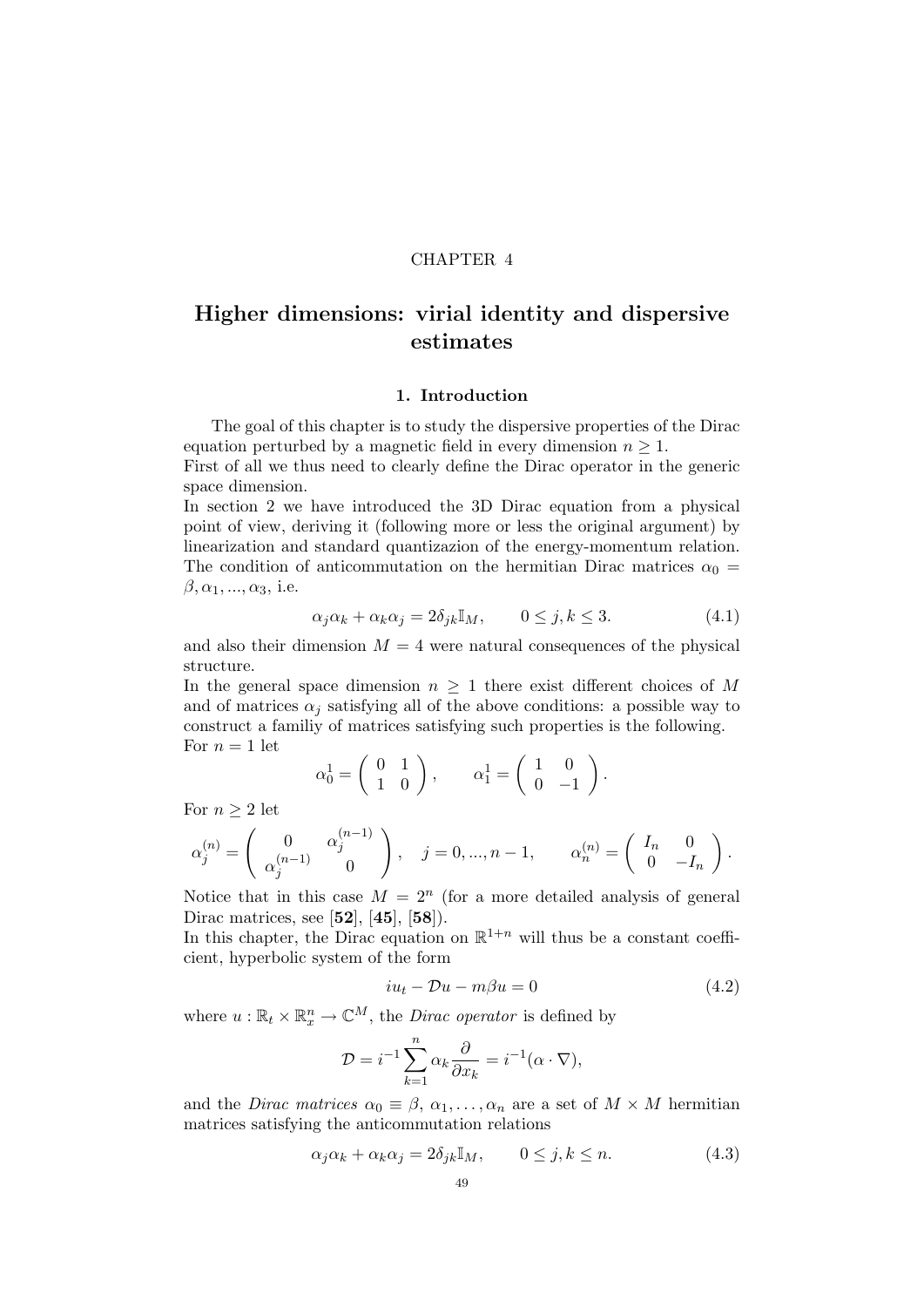CHAPTER 4

# Higher dimensions: virial identity and dispersive estimates

## 1. Introduction

The goal of this chapter is to study the dispersive properties of the Dirac equation perturbed by a magnetic field in every dimension $n \geq 1$.
First of all we thus need to clearly define the Dirac operator in the generic space dimension.
In section 2 we have introduced the 3D Dirac equation from a physical point of view, deriving it (following more or less the original argument) by linearization and standard quantizazion of the energy-momentum relation. The condition of anticommutation on the hermitian Dirac matrices $\alpha_0 = \beta, \alpha_1, ..., \alpha_3$, i.e.

$$\alpha_j \alpha_k + \alpha_k \alpha_j = 2\delta_{jk}\mathbb{I}_M, \qquad 0 \leq j,k \leq 3. \tag{4.1}$$

and also their dimension $M = 4$ were natural consequences of the physical structure.
In the general space dimension $n \geq 1$ there exist different choices of $M$ and of matrices $\alpha_j$ satisfying all of the above conditions: a possible way to construct a familiy of matrices satisfying such properties is the following.
For $n = 1$ let

$$\alpha_0^1 = \begin{pmatrix} 0 & 1 \\ 1 & 0 \end{pmatrix}, \qquad \alpha_1^1 = \begin{pmatrix} 1 & 0 \\ 0 & -1 \end{pmatrix}.$$

For $n \geq 2$ let

$$\alpha_j^{(n)} = \begin{pmatrix} 0 & \alpha_j^{(n-1)} \\ \alpha_j^{(n-1)} & 0 \end{pmatrix}, \quad j = 0, ..., n-1, \qquad \alpha_n^{(n)} = \begin{pmatrix} I_n & 0 \\ 0 & -I_n \end{pmatrix}.$$

Notice that in this case $M = 2^n$ (for a more detailed analysis of general Dirac matrices, see [**52**], [**45**], [**58**]).
In this chapter, the Dirac equation on $\mathbb{R}^{1+n}$ will thus be a constant coefficient, hyperbolic system of the form

$$iu_t - \mathcal{D}u - m\beta u = 0 \tag{4.2}$$

where $u : \mathbb{R}_t \times \mathbb{R}_x^n \to \mathbb{C}^M$, the *Dirac operator* is defined by

$$\mathcal{D} = i^{-1} \sum_{k=1}^{n} \alpha_k \frac{\partial}{\partial x_k} = i^{-1}(\alpha \cdot \nabla),$$

and the *Dirac matrices* $\alpha_0 \equiv \beta$, $\alpha_1, \ldots, \alpha_n$ are a set of $M \times M$ hermitian matrices satisfying the anticommutation relations

$$\alpha_j \alpha_k + \alpha_k \alpha_j = 2\delta_{jk}\mathbb{I}_M, \qquad 0 \leq j,k \leq n. \tag{4.3}$$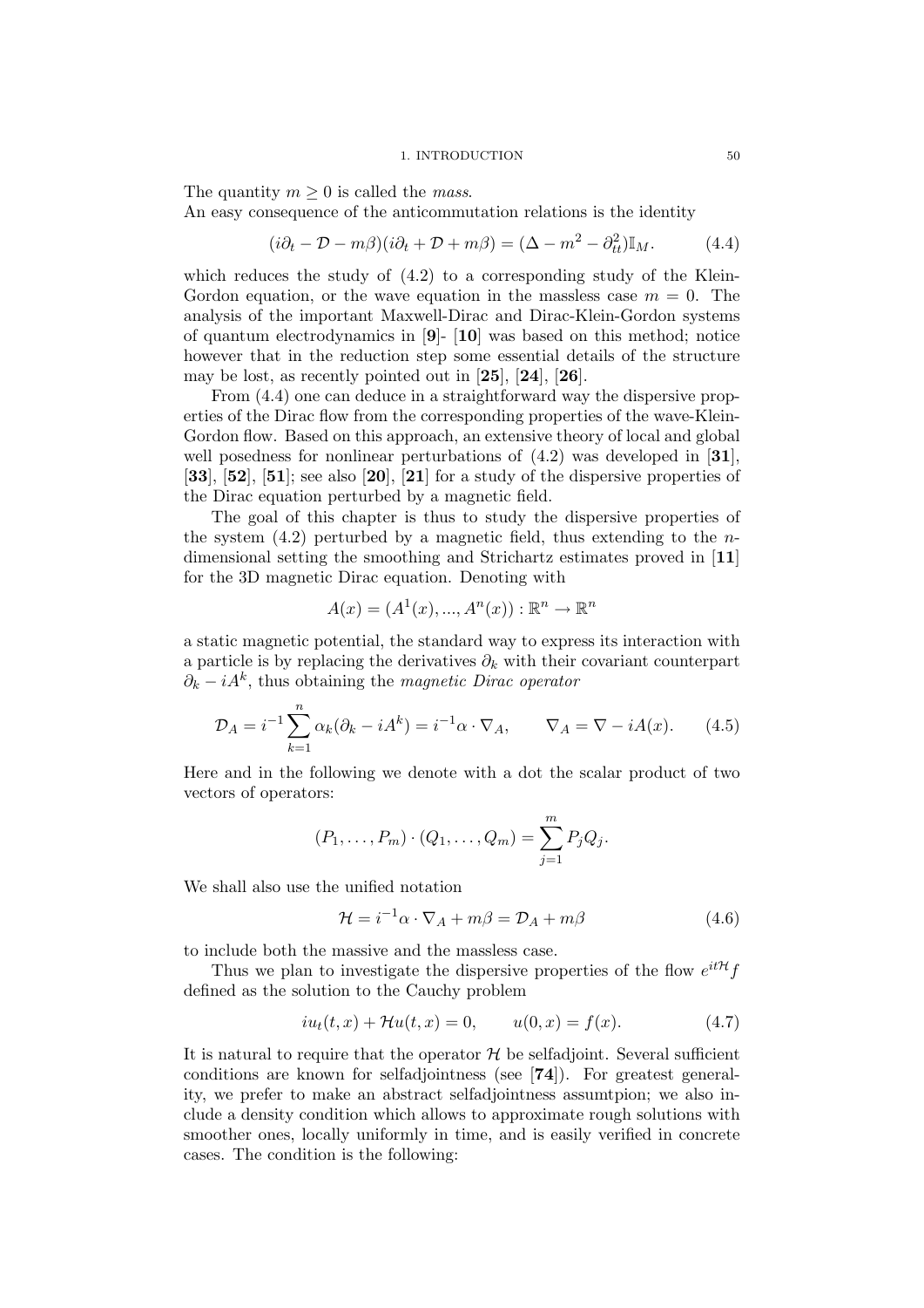The quantity $m \geq 0$ is called the *mass*.
An easy consequence of the anticommutation relations is the identity

$$(i\partial_t - \mathcal{D} - m\beta)(i\partial_t + \mathcal{D} + m\beta) = (\Delta - m^2 - \partial_{tt}^2)\mathbb{I}_M. \tag{4.4}$$

which reduces the study of (4.2) to a corresponding study of the Klein-Gordon equation, or the wave equation in the massless case $m = 0$. The analysis of the important Maxwell-Dirac and Dirac-Klein-Gordon systems of quantum electrodynamics in [**9**]- [**10**] was based on this method; notice however that in the reduction step some essential details of the structure may be lost, as recently pointed out in [**25**], [**24**], [**26**].

From (4.4) one can deduce in a straightforward way the dispersive properties of the Dirac flow from the corresponding properties of the wave-Klein-Gordon flow. Based on this approach, an extensive theory of local and global well posedness for nonlinear perturbations of (4.2) was developed in [**31**], [**33**], [**52**], [**51**]; see also [**20**], [**21**] for a study of the dispersive properties of the Dirac equation perturbed by a magnetic field.

The goal of this chapter is thus to study the dispersive properties of the system (4.2) perturbed by a magnetic field, thus extending to the $n$-dimensional setting the smoothing and Strichartz estimates proved in [**11**] for the 3D magnetic Dirac equation. Denoting with

$$A(x) = (A^1(x), ..., A^n(x)) : \mathbb{R}^n \to \mathbb{R}^n$$

a static magnetic potential, the standard way to express its interaction with a particle is by replacing the derivatives $\partial_k$ with their covariant counterpart $\partial_k - iA^k$, thus obtaining the *magnetic Dirac operator*

$$\mathcal{D}_A = i^{-1}\sum_{k=1}^{n} \alpha_k(\partial_k - iA^k) = i^{-1}\alpha \cdot \nabla_A, \qquad \nabla_A = \nabla - iA(x). \tag{4.5}$$

Here and in the following we denote with a dot the scalar product of two vectors of operators:

$$(P_1, \ldots, P_m) \cdot (Q_1, \ldots, Q_m) = \sum_{j=1}^{m} P_j Q_j.$$

We shall also use the unified notation

$$\mathcal{H} = i^{-1}\alpha \cdot \nabla_A + m\beta = \mathcal{D}_A + m\beta \tag{4.6}$$

to include both the massive and the massless case.

Thus we plan to investigate the dispersive properties of the flow $e^{it\mathcal{H}}f$ defined as the solution to the Cauchy problem

$$iu_t(t, x) + \mathcal{H}u(t, x) = 0, \qquad u(0, x) = f(x). \tag{4.7}$$

It is natural to require that the operator $\mathcal{H}$ be selfadjoint. Several sufficient conditions are known for selfadjointness (see [**74**]). For greatest generality, we prefer to make an abstract selfadjointness assumtpion; we also include a density condition which allows to approximate rough solutions with smoother ones, locally uniformly in time, and is easily verified in concrete cases. The condition is the following: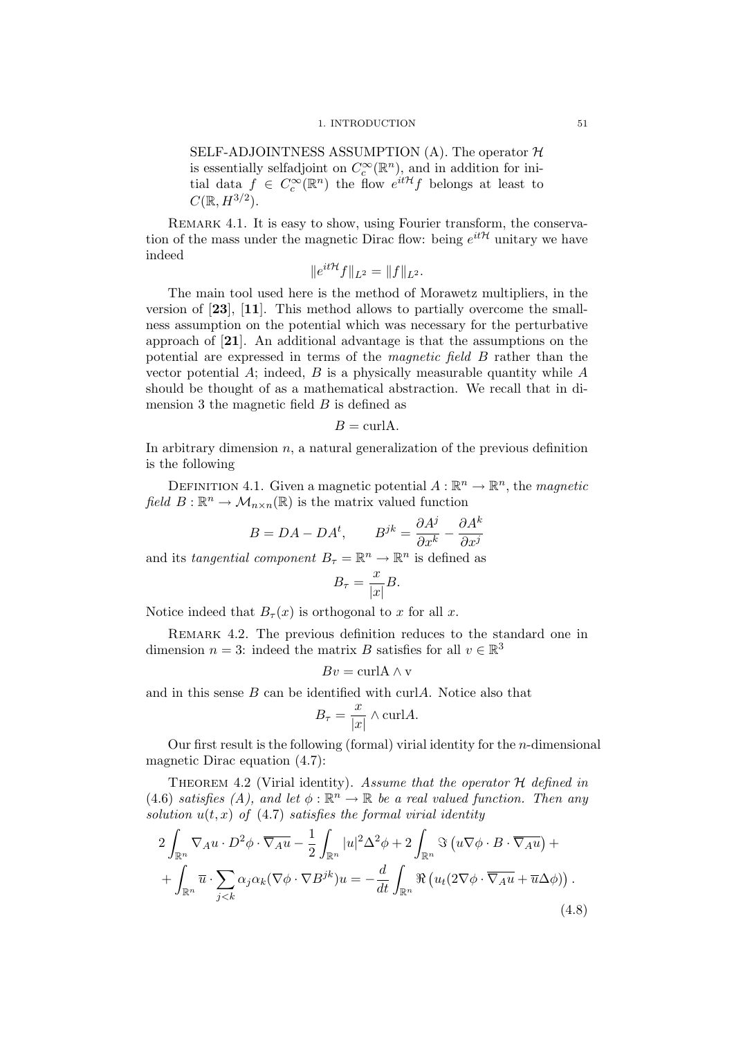SELF-ADJOINTNESS ASSUMPTION (A). The operator $\mathcal{H}$ is essentially selfadjoint on $C_c^\infty(\mathbb{R}^n)$, and in addition for initial data $f \in C_c^\infty(\mathbb{R}^n)$ the flow $e^{it\mathcal{H}}f$ belongs at least to $C(\mathbb{R}, H^{3/2})$.

Remark 4.1. It is easy to show, using Fourier transform, the conservation of the mass under the magnetic Dirac flow: being $e^{it\mathcal{H}}$ unitary we have indeed

$$\|e^{it\mathcal{H}}f\|_{L^2} = \|f\|_{L^2}.$$

The main tool used here is the method of Morawetz multipliers, in the version of [**23**], [**11**]. This method allows to partially overcome the smallness assumption on the potential which was necessary for the perturbative approach of [**21**]. An additional advantage is that the assumptions on the potential are expressed in terms of the *magnetic field* $B$ rather than the vector potential $A$; indeed, $B$ is a physically measurable quantity while $A$ should be thought of as a mathematical abstraction. We recall that in dimension 3 the magnetic field $B$ is defined as

$$B = \mathrm{curlA}.$$

In arbitrary dimension $n$, a natural generalization of the previous definition is the following

Definition 4.1. Given a magnetic potential $A : \mathbb{R}^n \to \mathbb{R}^n$, the *magnetic field* $B : \mathbb{R}^n \to \mathcal{M}_{n\times n}(\mathbb{R})$ is the matrix valued function

$$B = DA - DA^t, \qquad B^{jk} = \frac{\partial A^j}{\partial x^k} - \frac{\partial A^k}{\partial x^j}$$

and its *tangential component* $B_\tau = \mathbb{R}^n \to \mathbb{R}^n$ is defined as

$$B_\tau = \frac{x}{|x|}B.$$

Notice indeed that $B_\tau(x)$ is orthogonal to $x$ for all $x$.

Remark 4.2. The previous definition reduces to the standard one in dimension $n = 3$: indeed the matrix $B$ satisfies for all $v \in \mathbb{R}^3$

$$Bv = \mathrm{curlA} \wedge \mathrm{v}$$

and in this sense $B$ can be identified with curl$A$. Notice also that

$$B_\tau = \frac{x}{|x|} \wedge \mathrm{curl}A.$$

Our first result is the following (formal) virial identity for the $n$-dimensional magnetic Dirac equation (4.7):

Theorem 4.2 (Virial identity). *Assume that the operator $\mathcal{H}$ defined in (4.6) satisfies (A), and let $\phi : \mathbb{R}^n \to \mathbb{R}$ be a real valued function. Then any solution $u(t,x)$ of (4.7) satisfies the formal virial identity*

$$\begin{aligned}
2\int_{\mathbb{R}^n} \nabla_A u \cdot D^2\phi \cdot \overline{\nabla_A u} - \frac{1}{2}\int_{\mathbb{R}^n} |u|^2 \Delta^2 \phi + 2\int_{\mathbb{R}^n} \Im\left(u\nabla\phi \cdot B \cdot \overline{\nabla_A u}\right) + \\
+ \int_{\mathbb{R}^n} \overline{u} \cdot \sum_{j<k} \alpha_j \alpha_k (\nabla\phi \cdot \nabla B^{jk}) u = -\frac{d}{dt}\int_{\mathbb{R}^n} \Re\left(u_t(2\nabla\phi \cdot \overline{\nabla_A u} + \overline{u}\Delta\phi)\right).
\end{aligned} \tag{4.8}$$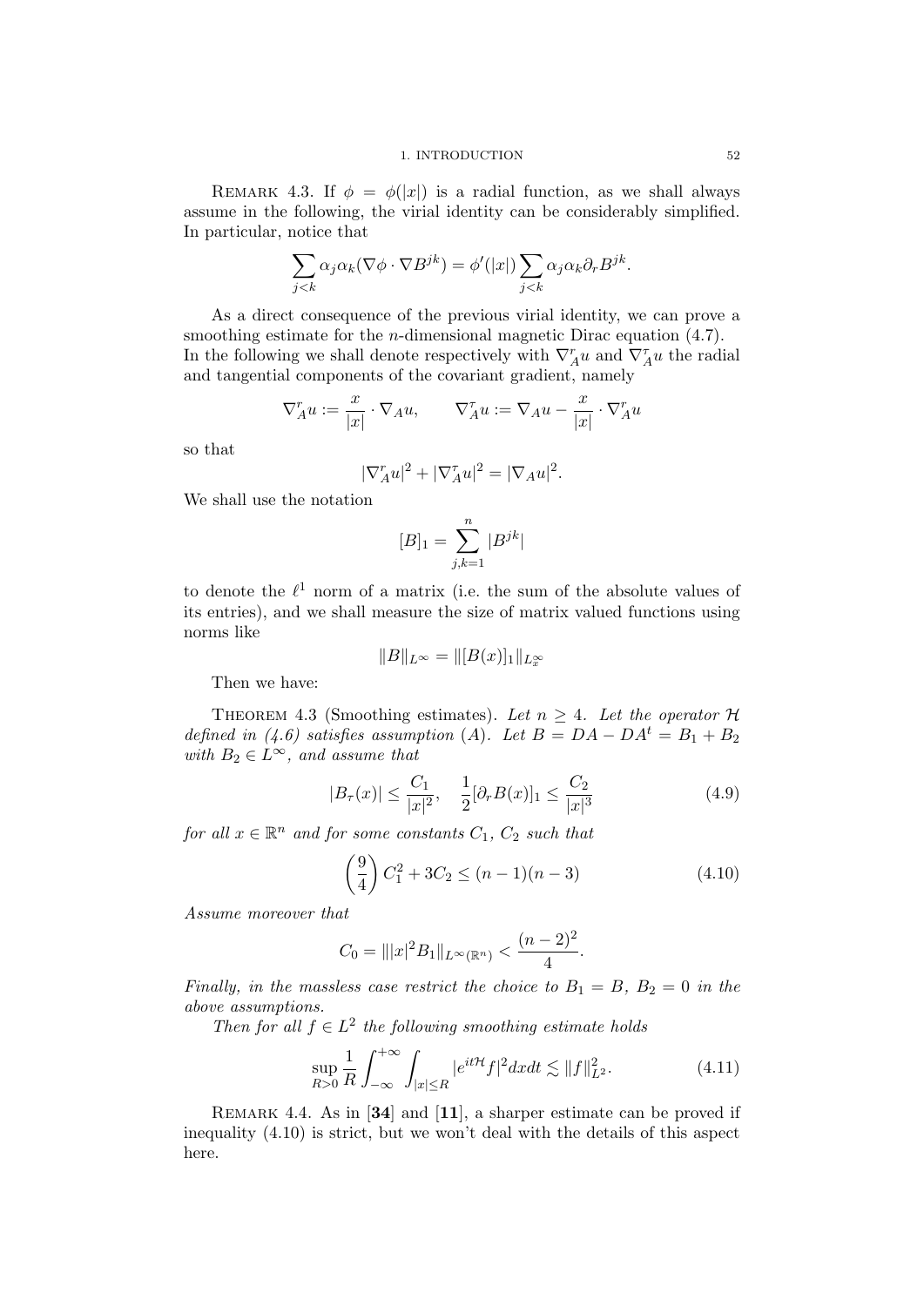Remark 4.3. If $\phi = \phi(|x|)$ is a radial function, as we shall always assume in the following, the virial identity can be considerably simplified. In particular, notice that

$$\sum_{j<k} \alpha_j \alpha_k (\nabla\phi \cdot \nabla B^{jk}) = \phi'(|x|) \sum_{j<k} \alpha_j \alpha_k \partial_r B^{jk}.$$

As a direct consequence of the previous virial identity, we can prove a smoothing estimate for the $n$-dimensional magnetic Dirac equation (4.7). In the following we shall denote respectively with $\nabla_A^r u$ and $\nabla_A^\tau u$ the radial and tangential components of the covariant gradient, namely

$$\nabla_A^r u := \frac{x}{|x|} \cdot \nabla_A u, \qquad \nabla_A^\tau u := \nabla_A u - \frac{x}{|x|} \cdot \nabla_A^r u$$

so that

$$|\nabla_A^r u|^2 + |\nabla_A^\tau u|^2 = |\nabla_A u|^2.$$

We shall use the notation

$$[B]_1 = \sum_{j,k=1}^{n} |B^{jk}|$$

to denote the $\ell^1$ norm of a matrix (i.e. the sum of the absolute values of its entries), and we shall measure the size of matrix valued functions using norms like

$$\|B\|_{L^\infty} = \|[B(x)]_1\|_{L_x^\infty}$$

Then we have:

Theorem 4.3 (Smoothing estimates). *Let $n \geq 4$. Let the operator $\mathcal{H}$ defined in (4.6) satisfies assumption (A). Let $B = DA - DA^t = B_1 + B_2$ with $B_2 \in L^\infty$, and assume that*

$$|B_\tau(x)| \leq \frac{C_1}{|x|^2}, \quad \frac{1}{2}[\partial_r B(x)]_1 \leq \frac{C_2}{|x|^3} \tag{4.9}$$

*for all $x \in \mathbb{R}^n$ and for some constants $C_1$, $C_2$ such that*

$$\left(\frac{9}{4}\right) C_1^2 + 3C_2 \leq (n-1)(n-3) \tag{4.10}$$

*Assume moreover that*

$$C_0 = \||x|^2 B_1\|_{L^\infty(\mathbb{R}^n)} < \frac{(n-2)^2}{4}.$$

*Finally, in the massless case restrict the choice to $B_1 = B$, $B_2 = 0$ in the above assumptions.*

*Then for all $f \in L^2$ the following smoothing estimate holds*

$$\sup_{R>0} \frac{1}{R} \int_{-\infty}^{+\infty} \int_{|x| \leq R} |e^{it\mathcal{H}} f|^2 dx dt \lesssim \|f\|_{L^2}^2. \tag{4.11}$$

Remark 4.4. As in [**34**] and [**11**], a sharper estimate can be proved if inequality (4.10) is strict, but we won't deal with the details of this aspect here.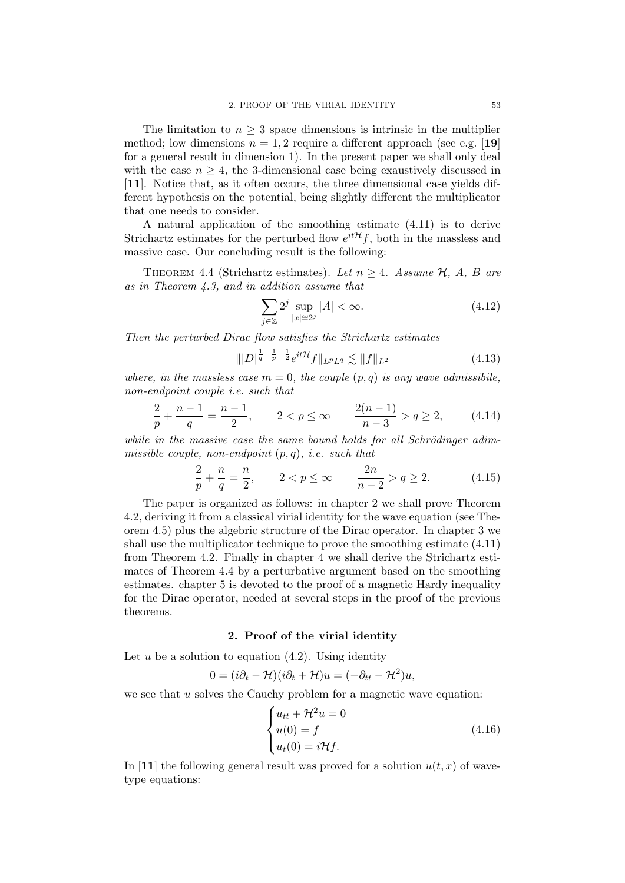The limitation to $n \geq 3$ space dimensions is intrinsic in the multiplier method; low dimensions $n = 1, 2$ require a different approach (see e.g. [**19**] for a general result in dimension 1). In the present paper we shall only deal with the case $n \geq 4$, the 3-dimensional case being exaustively discussed in [**11**]. Notice that, as it often occurs, the three dimensional case yields different hypothesis on the potential, being slightly different the multiplicator that one needs to consider.

A natural application of the smoothing estimate (4.11) is to derive Strichartz estimates for the perturbed flow $e^{it\mathcal{H}}f$, both in the massless and massive case. Our concluding result is the following:

THEOREM 4.4 (Strichartz estimates). *Let $n \geq 4$. Assume $\mathcal{H}$, $A$, $B$ are as in Theorem 4.3, and in addition assume that*

$$\sum_{j\in\mathbb{Z}} 2^j \sup_{|x|\cong 2^j} |A| < \infty. \tag{4.12}$$

*Then the perturbed Dirac flow satisfies the Strichartz estimates*

$$\| |D|^{\frac{1}{q}-\frac{1}{p}-\frac{1}{2}} e^{it\mathcal{H}} f \|_{L^p L^q} \lesssim \|f\|_{L^2} \tag{4.13}$$

*where, in the massless case $m = 0$, the couple $(p, q)$ is any wave admissibile, non-endpoint couple i.e. such that*

$$\frac{2}{p} + \frac{n-1}{q} = \frac{n-1}{2}, \qquad 2 < p \leq \infty \qquad \frac{2(n-1)}{n-3} > q \geq 2, \tag{4.14}$$

*while in the massive case the same bound holds for all Schrödinger adimmissible couple, non-endpoint $(p, q)$, i.e. such that*

$$\frac{2}{p} + \frac{n}{q} = \frac{n}{2}, \qquad 2 < p \leq \infty \qquad \frac{2n}{n-2} > q \geq 2. \tag{4.15}$$

The paper is organized as follows: in chapter 2 we shall prove Theorem 4.2, deriving it from a classical virial identity for the wave equation (see Theorem 4.5) plus the algebric structure of the Dirac operator. In chapter 3 we shall use the multiplicator technique to prove the smoothing estimate (4.11) from Theorem 4.2. Finally in chapter 4 we shall derive the Strichartz estimates of Theorem 4.4 by a perturbative argument based on the smoothing estimates. chapter 5 is devoted to the proof of a magnetic Hardy inequality for the Dirac operator, needed at several steps in the proof of the previous theorems.

## 2. Proof of the virial identity

Let $u$ be a solution to equation (4.2). Using identity

$$0 = (i\partial_t - \mathcal{H})(i\partial_t + \mathcal{H})u = (-\partial_{tt} - \mathcal{H}^2)u,$$

we see that $u$ solves the Cauchy problem for a magnetic wave equation:

$$\begin{cases} u_{tt} + \mathcal{H}^2 u = 0 \\ u(0) = f \\ u_t(0) = i\mathcal{H}f. \end{cases} \tag{4.16}$$

In [**11**] the following general result was proved for a solution $u(t, x)$ of wave-type equations: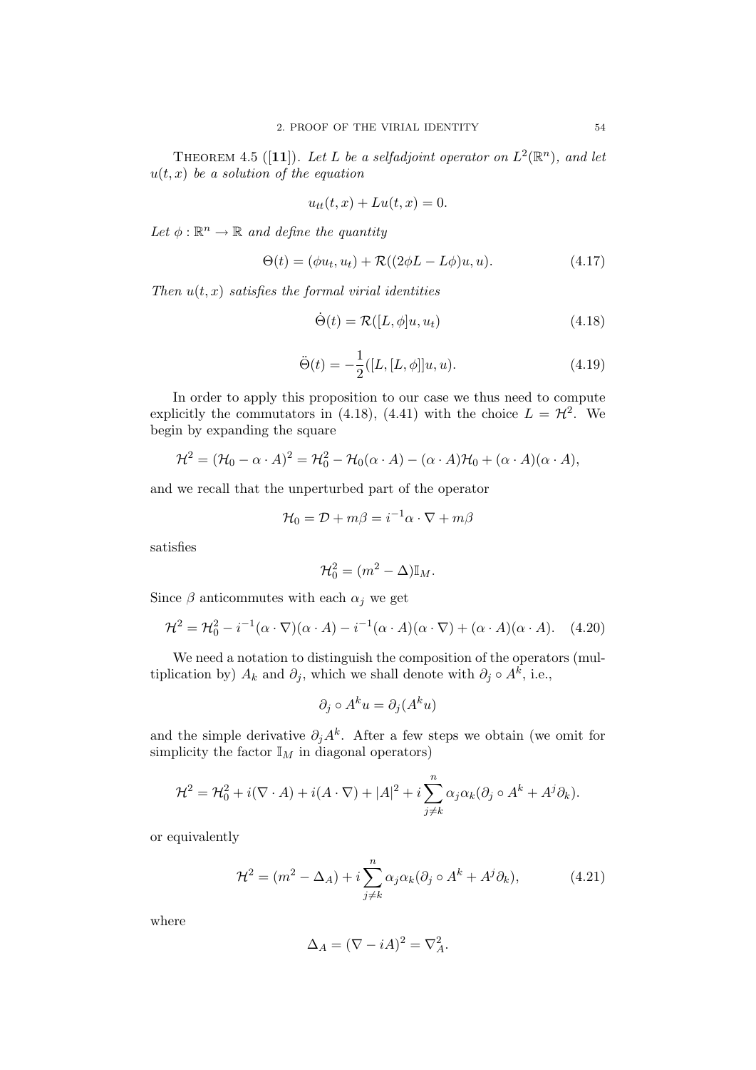**Theorem 4.5** ([**11**]). *Let $L$ be a selfadjoint operator on $L^2(\mathbb{R}^n)$, and let $u(t,x)$ be a solution of the equation*

$$u_{tt}(t,x) + Lu(t,x) = 0.$$

*Let $\phi : \mathbb{R}^n \to \mathbb{R}$ and define the quantity*

$$\Theta(t) = (\phi u_t, u_t) + \mathcal{R}((2\phi L - L\phi)u, u). \tag{4.17}$$

*Then $u(t,x)$ satisfies the formal virial identities*

$$\dot{\Theta}(t) = \mathcal{R}([L,\phi]u, u_t) \tag{4.18}$$

$$\ddot{\Theta}(t) = -\frac{1}{2}([L,[L,\phi]]u, u). \tag{4.19}$$

In order to apply this proposition to our case we thus need to compute explicitly the commutators in (4.18), (4.41) with the choice $L = \mathcal{H}^2$. We begin by expanding the square

$$\mathcal{H}^2 = (\mathcal{H}_0 - \alpha \cdot A)^2 = \mathcal{H}_0^2 - \mathcal{H}_0(\alpha \cdot A) - (\alpha \cdot A)\mathcal{H}_0 + (\alpha \cdot A)(\alpha \cdot A),$$

and we recall that the unperturbed part of the operator

$$\mathcal{H}_0 = \mathcal{D} + m\beta = i^{-1}\alpha \cdot \nabla + m\beta$$

satisfies

$$\mathcal{H}_0^2 = (m^2 - \Delta)\mathbb{I}_M.$$

Since $\beta$ anticommutes with each $\alpha_j$ we get

$$\mathcal{H}^2 = \mathcal{H}_0^2 - i^{-1}(\alpha \cdot \nabla)(\alpha \cdot A) - i^{-1}(\alpha \cdot A)(\alpha \cdot \nabla) + (\alpha \cdot A)(\alpha \cdot A). \tag{4.20}$$

We need a notation to distinguish the composition of the operators (multiplication by) $A_k$ and $\partial_j$, which we shall denote with $\partial_j \circ A^k$, i.e.,

$$\partial_j \circ A^k u = \partial_j(A^k u)$$

and the simple derivative $\partial_j A^k$. After a few steps we obtain (we omit for simplicity the factor $\mathbb{I}_M$ in diagonal operators)

$$\mathcal{H}^2 = \mathcal{H}_0^2 + i(\nabla \cdot A) + i(A \cdot \nabla) + |A|^2 + i\sum_{j \neq k}^{n} \alpha_j \alpha_k (\partial_j \circ A^k + A^j \partial_k).$$

or equivalently

$$\mathcal{H}^2 = (m^2 - \Delta_A) + i\sum_{j \neq k}^{n} \alpha_j \alpha_k (\partial_j \circ A^k + A^j \partial_k), \tag{4.21}$$

where

$$\Delta_A = (\nabla - iA)^2 = \nabla_A^2.$$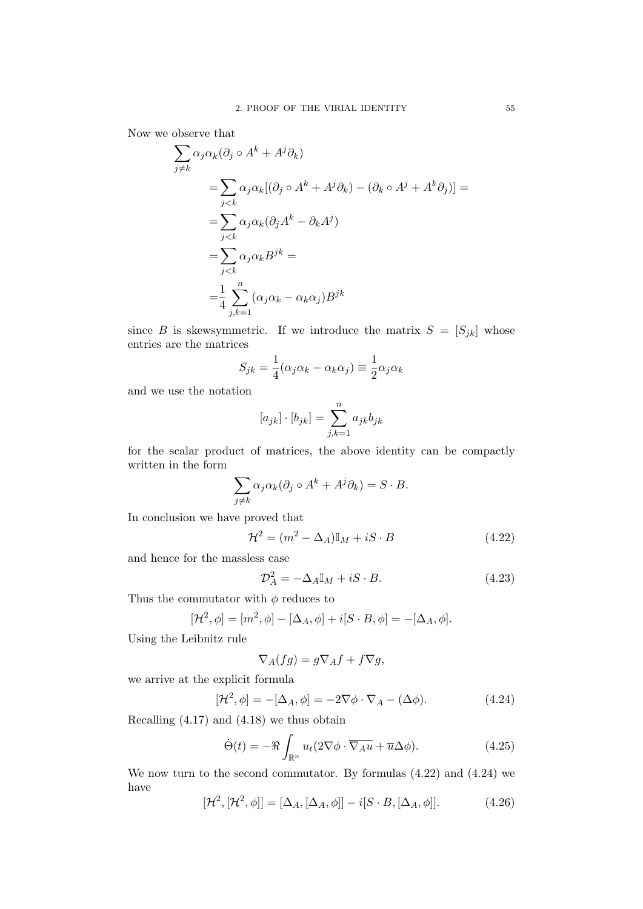Now we observe that

$$
\begin{aligned}
\sum_{j\neq k} & \alpha_j\alpha_k(\partial_j \circ A^k + A^j\partial_k) \\
&= \sum_{j<k} \alpha_j\alpha_k[(\partial_j \circ A^k + A^j\partial_k) - (\partial_k \circ A^j + A^k\partial_j)] = \\
&= \sum_{j<k} \alpha_j\alpha_k(\partial_j A^k - \partial_k A^j) \\
&= \sum_{j<k} \alpha_j\alpha_k B^{jk} = \\
&= \frac{1}{4}\sum_{j,k=1}^{n} (\alpha_j\alpha_k - \alpha_k\alpha_j)B^{jk}
\end{aligned}
$$

since $B$ is skewsymmetric. If we introduce the matrix $S = [S_{jk}]$ whose entries are the matrices

$$
S_{jk} = \frac{1}{4}(\alpha_j\alpha_k - \alpha_k\alpha_j) \equiv \frac{1}{2}\alpha_j\alpha_k
$$

and we use the notation

$$
[a_{jk}] \cdot [b_{jk}] = \sum_{j,k=1}^{n} a_{jk}b_{jk}
$$

for the scalar product of matrices, the above identity can be compactly written in the form

$$
\sum_{j\neq k} \alpha_j\alpha_k(\partial_j \circ A^k + A^j\partial_k) = S \cdot B.
$$

In conclusion we have proved that

$$
\mathcal{H}^2 = (m^2 - \Delta_A)\mathbb{I}_M + iS \cdot B \tag{4.22}
$$

and hence for the massless case

$$
\mathcal{D}_A^2 = -\Delta_A\mathbb{I}_M + iS \cdot B. \tag{4.23}
$$

Thus the commutator with $\phi$ reduces to

$$
[\mathcal{H}^2, \phi] = [m^2, \phi] - [\Delta_A, \phi] + i[S \cdot B, \phi] = -[\Delta_A, \phi].
$$

Using the Leibnitz rule

$$
\nabla_A(fg) = g\nabla_A f + f\nabla g,
$$

we arrive at the explicit formula

$$
[\mathcal{H}^2, \phi] = -[\Delta_A, \phi] = -2\nabla\phi \cdot \nabla_A - (\Delta\phi). \tag{4.24}
$$

Recalling (4.17) and (4.18) we thus obtain

$$
\dot{\Theta}(t) = -\Re\int_{\mathbb{R}^n} u_t(2\nabla\phi \cdot \overline{\nabla_A u} + \overline{u}\Delta\phi). \tag{4.25}
$$

We now turn to the second commutator. By formulas (4.22) and (4.24) we have

$$
[\mathcal{H}^2, [\mathcal{H}^2, \phi]] = [\Delta_A, [\Delta_A, \phi]] - i[S \cdot B, [\Delta_A, \phi]]. \tag{4.26}
$$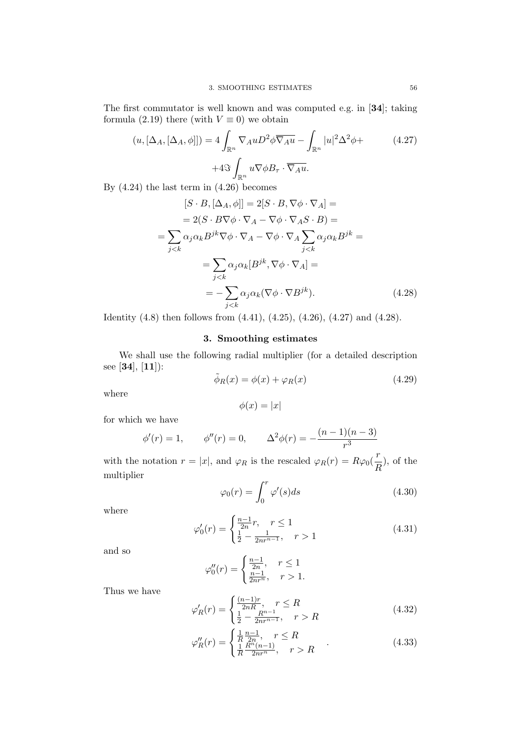The first commutator is well known and was computed e.g. in [**34**]; taking formula (2.19) there (with $V \equiv 0$) we obtain

$$(u, [\Delta_A, [\Delta_A, \phi]]) = 4\int_{\mathbb{R}^n} \nabla_A u D^2\phi \overline{\nabla_A u} - \int_{\mathbb{R}^n} |u|^2 \Delta^2 \phi + \tag{4.27}$$
$$+ 4\Im \int_{\mathbb{R}^n} u \nabla \phi B_\tau \cdot \overline{\nabla_A u}.$$

By (4.24) the last term in (4.26) becomes

$$\begin{aligned}
[S\cdot B, [\Delta_A, \phi]] &= 2[S\cdot B, \nabla\phi\cdot\nabla_A] = \\
&= 2(S\cdot B\nabla\phi\cdot\nabla_A - \nabla\phi\cdot\nabla_A S\cdot B) = \\
&= \sum_{j<k}\alpha_j\alpha_k B^{jk}\nabla\phi\cdot\nabla_A - \nabla\phi\cdot\nabla_A\sum_{j<k}\alpha_j\alpha_k B^{jk} = \\
&= \sum_{j<k}\alpha_j\alpha_k[B^{jk}, \nabla\phi\cdot\nabla_A] = \\
&= -\sum_{j<k}\alpha_j\alpha_k(\nabla\phi\cdot\nabla B^{jk}).
\end{aligned} \tag{4.28}$$

Identity (4.8) then follows from (4.41), (4.25), (4.26), (4.27) and (4.28).

## 3. Smoothing estimates

We shall use the following radial multiplier (for a detailed description see [**34**], [**11**]):

$$\tilde{\phi}_R(x) = \phi(x) + \varphi_R(x) \tag{4.29}$$

where

$$\phi(x) = |x|$$

for which we have

$$\phi'(r) = 1, \qquad \phi''(r) = 0, \qquad \Delta^2\phi(r) = -\frac{(n-1)(n-3)}{r^3}$$

with the notation $r = |x|$, and $\varphi_R$ is the rescaled $\varphi_R(r) = R\varphi_0(\frac{r}{R})$, of the multiplier

$$\varphi_0(r) = \int_0^r \varphi'(s)ds \tag{4.30}$$

where

$$\varphi_0'(r) = \begin{cases} \frac{n-1}{2n}r, & r \leq 1 \\ \frac{1}{2} - \frac{1}{2nr^{n-1}}, & r > 1 \end{cases} \tag{4.31}$$

and so

$$\varphi_0''(r) = \begin{cases} \frac{n-1}{2n}, & r \leq 1 \\ \frac{n-1}{2nr^n}, & r > 1. \end{cases}$$

Thus we have

$$\varphi_R'(r) = \begin{cases} \frac{(n-1)r}{2nR}, & r \leq R \\ \frac{1}{2} - \frac{R^{n-1}}{2nr^{n-1}}, & r > R \end{cases} \tag{4.32}$$

$$\varphi_R''(r) = \begin{cases} \frac{1}{R}\frac{n-1}{2n}, & r \leq R \\ \frac{1}{R}\frac{R^n(n-1)}{2nr^n}, & r > R \end{cases}. \tag{4.33}$$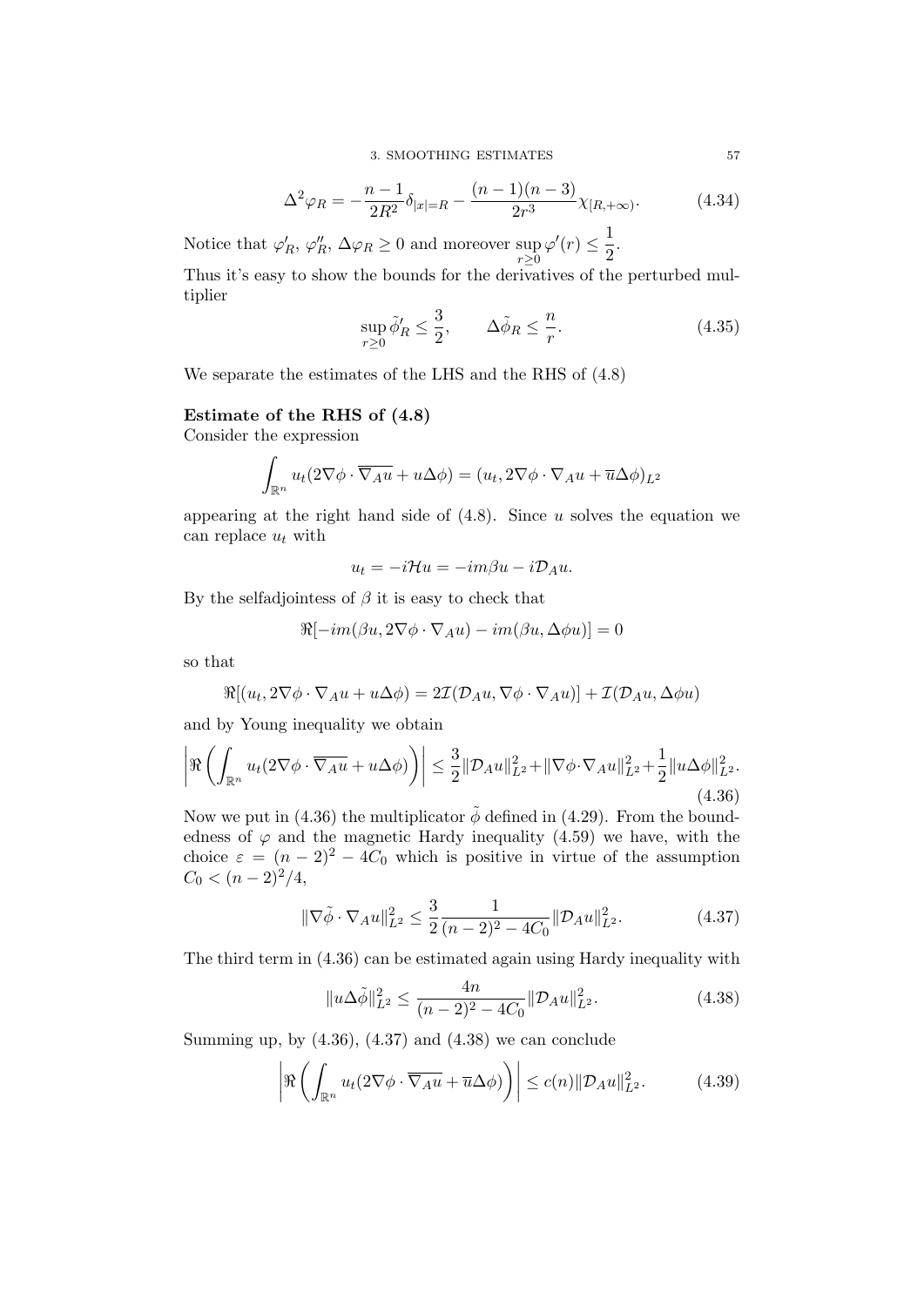$$\Delta^2\varphi_R = -\frac{n-1}{2R^2}\delta_{|x|=R} - \frac{(n-1)(n-3)}{2r^3}\chi_{[R,+\infty)}. \tag{4.34}$$

Notice that $\varphi_R'$, $\varphi_R''$, $\Delta\varphi_R \geq 0$ and moreover $\sup_{r\geq 0}\varphi'(r) \leq \frac{1}{2}$.

Thus it's easy to show the bounds for the derivatives of the perturbed multiplier

$$\sup_{r\geq 0}\tilde{\phi}_R' \leq \frac{3}{2}, \qquad \Delta\tilde{\phi}_R \leq \frac{n}{r}. \tag{4.35}$$

We separate the estimates of the LHS and the RHS of (4.8)

**Estimate of the RHS of (4.8)**

Consider the expression

$$\int_{\mathbb{R}^n} u_t(2\nabla\phi\cdot\overline{\nabla_A u} + u\Delta\phi) = (u_t, 2\nabla\phi\cdot\nabla_A u + \overline{u}\Delta\phi)_{L^2}$$

appearing at the right hand side of (4.8). Since $u$ solves the equation we can replace $u_t$ with

$$u_t = -i\mathcal{H}u = -im\beta u - i\mathcal{D}_A u.$$

By the selfadjointess of $\beta$ it is easy to check that

$$\Re[-im(\beta u, 2\nabla\phi\cdot\nabla_A u) - im(\beta u, \Delta\phi u)] = 0$$

so that

$$\Re[(u_t, 2\nabla\phi\cdot\nabla_A u + u\Delta\phi) = 2\mathcal{I}(\mathcal{D}_A u, \nabla\phi\cdot\nabla_A u)] + \mathcal{I}(\mathcal{D}_A u, \Delta\phi u)$$

and by Young inequality we obtain

$$\left|\Re\left(\int_{\mathbb{R}^n} u_t(2\nabla\phi\cdot\overline{\nabla_A u} + u\Delta\phi)\right)\right| \leq \frac{3}{2}\|\mathcal{D}_A u\|_{L^2}^2 + \|\nabla\phi\cdot\nabla_A u\|_{L^2}^2 + \frac{1}{2}\|u\Delta\phi\|_{L^2}^2. \tag{4.36}$$

Now we put in (4.36) the multiplicator $\tilde{\phi}$ defined in (4.29). From the boundedness of $\varphi$ and the magnetic Hardy inequality (4.59) we have, with the choice $\varepsilon = (n-2)^2 - 4C_0$ which is positive in virtue of the assumption $C_0 < (n-2)^2/4$,

$$\|\nabla\tilde{\phi}\cdot\nabla_A u\|_{L^2}^2 \leq \frac{3}{2}\frac{1}{(n-2)^2 - 4C_0}\|\mathcal{D}_A u\|_{L^2}^2. \tag{4.37}$$

The third term in (4.36) can be estimated again using Hardy inequality with

$$\|u\Delta\tilde{\phi}\|_{L^2}^2 \leq \frac{4n}{(n-2)^2 - 4C_0}\|\mathcal{D}_A u\|_{L^2}^2. \tag{4.38}$$

Summing up, by (4.36), (4.37) and (4.38) we can conclude

$$\left|\Re\left(\int_{\mathbb{R}^n} u_t(2\nabla\phi\cdot\overline{\nabla_A u} + \overline{u}\Delta\phi)\right)\right| \leq c(n)\|\mathcal{D}_A u\|_{L^2}^2. \tag{4.39}$$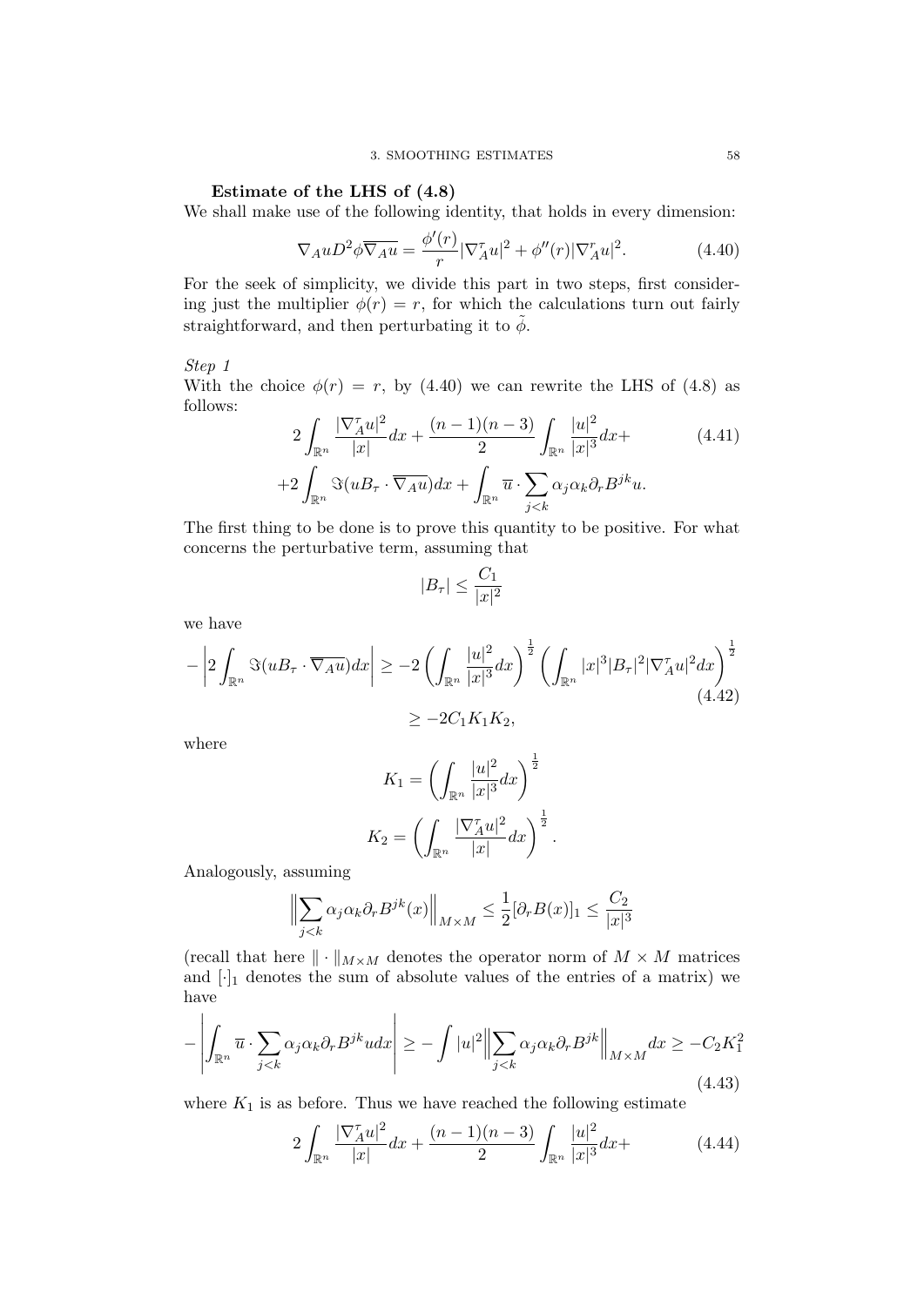**Estimate of the LHS of (4.8)**

We shall make use of the following identity, that holds in every dimension:

$$\nabla_A u D^2\phi \overline{\nabla_A u} = \frac{\phi'(r)}{r}|\nabla_A^\tau u|^2 + \phi''(r)|\nabla_A^r u|^2. \tag{4.40}$$

For the seek of simplicity, we divide this part in two steps, first considering just the multiplier $\phi(r) = r$, for which the calculations turn out fairly straightforward, and then perturbating it to $\tilde{\phi}$.

*Step 1*

With the choice $\phi(r) = r$, by (4.40) we can rewrite the LHS of (4.8) as follows:

$$\begin{aligned} 2\int_{\mathbb{R}^n} \frac{|\nabla_A^\tau u|^2}{|x|}dx + \frac{(n-1)(n-3)}{2}\int_{\mathbb{R}^n} \frac{|u|^2}{|x|^3}dx + \\ +2\int_{\mathbb{R}^n} \Im(uB_\tau \cdot \overline{\nabla_A u})dx + \int_{\mathbb{R}^n} \overline{u}\cdot \sum_{j<k} \alpha_j\alpha_k \partial_r B^{jk} u. \end{aligned} \tag{4.41}$$

The first thing to be done is to prove this quantity to be positive. For what concerns the perturbative term, assuming that

$$|B_\tau| \leq \frac{C_1}{|x|^2}$$

we have

$$\begin{aligned} -\left|2\int_{\mathbb{R}^n} \Im(uB_\tau \cdot \overline{\nabla_A u})dx\right| &\geq -2\left(\int_{\mathbb{R}^n} \frac{|u|^2}{|x|^3}dx\right)^{\frac{1}{2}}\left(\int_{\mathbb{R}^n} |x|^3|B_\tau|^2|\nabla_A^\tau u|^2dx\right)^{\frac{1}{2}} \\ &\geq -2C_1K_1K_2, \end{aligned} \tag{4.42}$$

where

$$K_1 = \left(\int_{\mathbb{R}^n} \frac{|u|^2}{|x|^3}dx\right)^{\frac{1}{2}}$$

$$K_2 = \left(\int_{\mathbb{R}^n} \frac{|\nabla_A^\tau u|^2}{|x|}dx\right)^{\frac{1}{2}}.$$

Analogously, assuming

$$\Big\|\sum_{j<k} \alpha_j\alpha_k \partial_r B^{jk}(x)\Big\|_{M\times M} \leq \frac{1}{2}[\partial_r B(x)]_1 \leq \frac{C_2}{|x|^3}$$

(recall that here $\|\cdot\|_{M\times M}$ denotes the operator norm of $M\times M$ matrices and $[\cdot]_1$ denotes the sum of absolute values of the entries of a matrix) we have

$$-\left|\int_{\mathbb{R}^n} \overline{u}\cdot\sum_{j<k}\alpha_j\alpha_k\partial_r B^{jk}u dx\right| \geq -\int |u|^2\Big\|\sum_{j<k}\alpha_j\alpha_k\partial_r B^{jk}\Big\|_{M\times M}dx \geq -C_2K_1^2 \tag{4.43}$$

where $K_1$ is as before. Thus we have reached the following estimate

$$2\int_{\mathbb{R}^n} \frac{|\nabla_A^\tau u|^2}{|x|}dx + \frac{(n-1)(n-3)}{2}\int_{\mathbb{R}^n} \frac{|u|^2}{|x|^3}dx + \tag{4.44}$$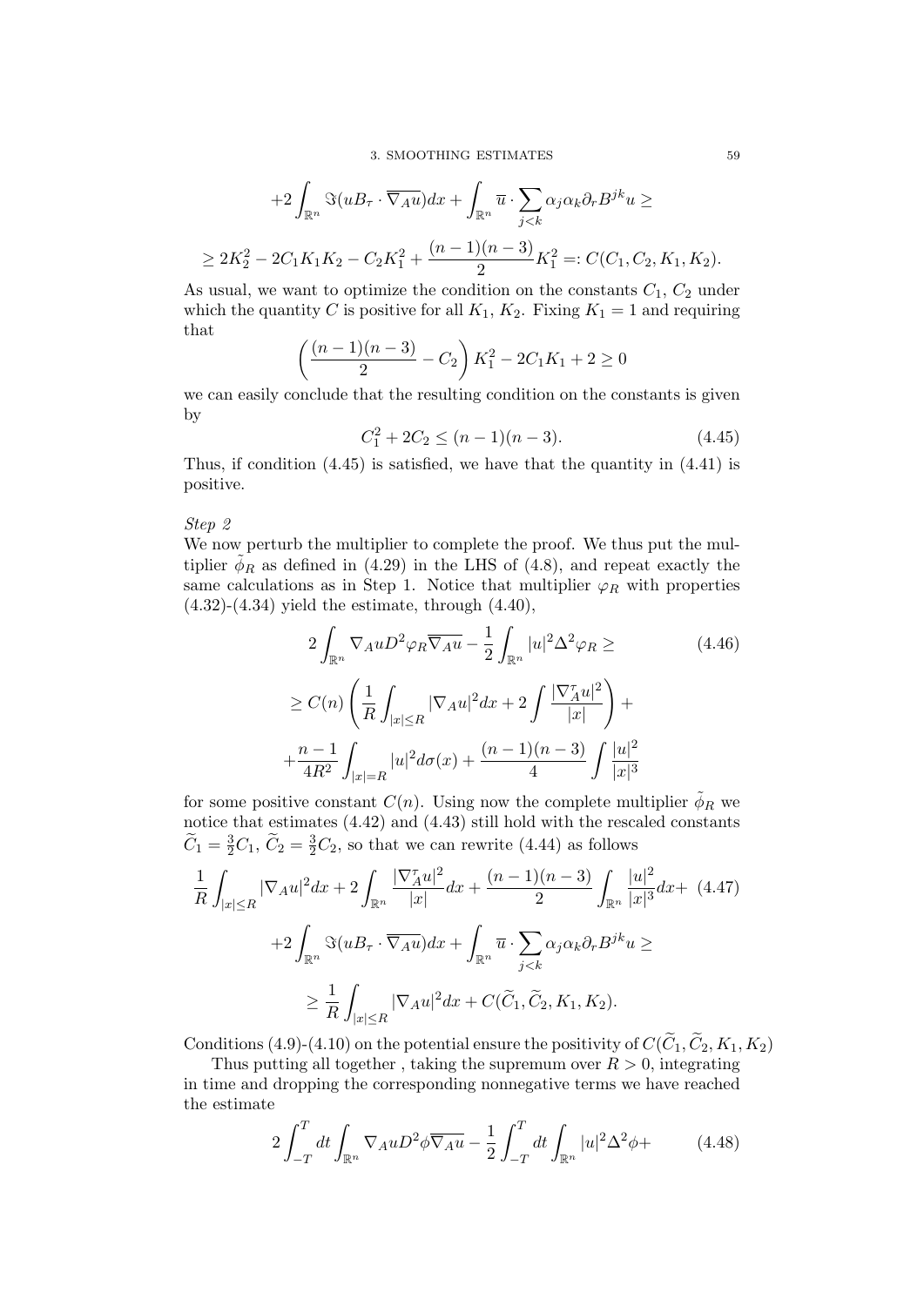$$+2\int_{\mathbb{R}^n} \Im(uB_\tau \cdot \overline{\nabla_A u})dx + \int_{\mathbb{R}^n} \overline{u} \cdot \sum_{j<k} \alpha_j \alpha_k \partial_r B^{jk} u \geq$$

$$\geq 2K_2^2 - 2C_1 K_1 K_2 - C_2 K_1^2 + \frac{(n-1)(n-3)}{2} K_1^2 =: C(C_1, C_2, K_1, K_2).$$

As usual, we want to optimize the condition on the constants $C_1$, $C_2$ under which the quantity $C$ is positive for all $K_1$, $K_2$. Fixing $K_1 = 1$ and requiring that

$$\left(\frac{(n-1)(n-3)}{2} - C_2\right) K_1^2 - 2C_1 K_1 + 2 \geq 0$$

we can easily conclude that the resulting condition on the constants is given by

$$C_1^2 + 2C_2 \leq (n-1)(n-3). \tag{4.45}$$

Thus, if condition (4.45) is satisfied, we have that the quantity in (4.41) is positive.

*Step 2*

We now perturb the multiplier to complete the proof. We thus put the multiplier $\tilde{\phi}_R$ as defined in (4.29) in the LHS of (4.8), and repeat exactly the same calculations as in Step 1. Notice that multiplier $\varphi_R$ with properties (4.32)-(4.34) yield the estimate, through (4.40),

$$2\int_{\mathbb{R}^n} \nabla_A u D^2 \varphi_R \overline{\nabla_A u} - \frac{1}{2}\int_{\mathbb{R}^n} |u|^2 \Delta^2 \varphi_R \geq \tag{4.46}$$

$$\geq C(n)\left(\frac{1}{R}\int_{|x|\leq R} |\nabla_A u|^2 dx + 2\int \frac{|\nabla_A^\tau u|^2}{|x|}\right) +$$

$$+\frac{n-1}{4R^2}\int_{|x|=R} |u|^2 d\sigma(x) + \frac{(n-1)(n-3)}{4}\int \frac{|u|^2}{|x|^3}$$

for some positive constant $C(n)$. Using now the complete multiplier $\tilde{\phi}_R$ we notice that estimates (4.42) and (4.43) still hold with the rescaled constants $\widetilde{C}_1 = \frac{3}{2}C_1$, $\widetilde{C}_2 = \frac{3}{2}C_2$, so that we can rewrite (4.44) as follows

$$\frac{1}{R}\int_{|x|\leq R} |\nabla_A u|^2 dx + 2\int_{\mathbb{R}^n} \frac{|\nabla_A^\tau u|^2}{|x|} dx + \frac{(n-1)(n-3)}{2}\int_{\mathbb{R}^n} \frac{|u|^2}{|x|^3} dx + \tag{4.47}$$

$$+2\int_{\mathbb{R}^n} \Im(uB_\tau \cdot \overline{\nabla_A u})dx + \int_{\mathbb{R}^n} \overline{u} \cdot \sum_{j<k} \alpha_j \alpha_k \partial_r B^{jk} u \geq$$

$$\geq \frac{1}{R}\int_{|x|\leq R} |\nabla_A u|^2 dx + C(\widetilde{C}_1, \widetilde{C}_2, K_1, K_2).$$

Conditions (4.9)-(4.10) on the potential ensure the positivity of $C(\widetilde{C}_1, \widetilde{C}_2, K_1, K_2)$

Thus putting all together , taking the supremum over $R > 0$, integrating in time and dropping the corresponding nonnegative terms we have reached the estimate

$$2\int_{-T}^{T} dt \int_{\mathbb{R}^n} \nabla_A u D^2 \phi \overline{\nabla_A u} - \frac{1}{2}\int_{-T}^{T} dt \int_{\mathbb{R}^n} |u|^2 \Delta^2 \phi + \tag{4.48}$$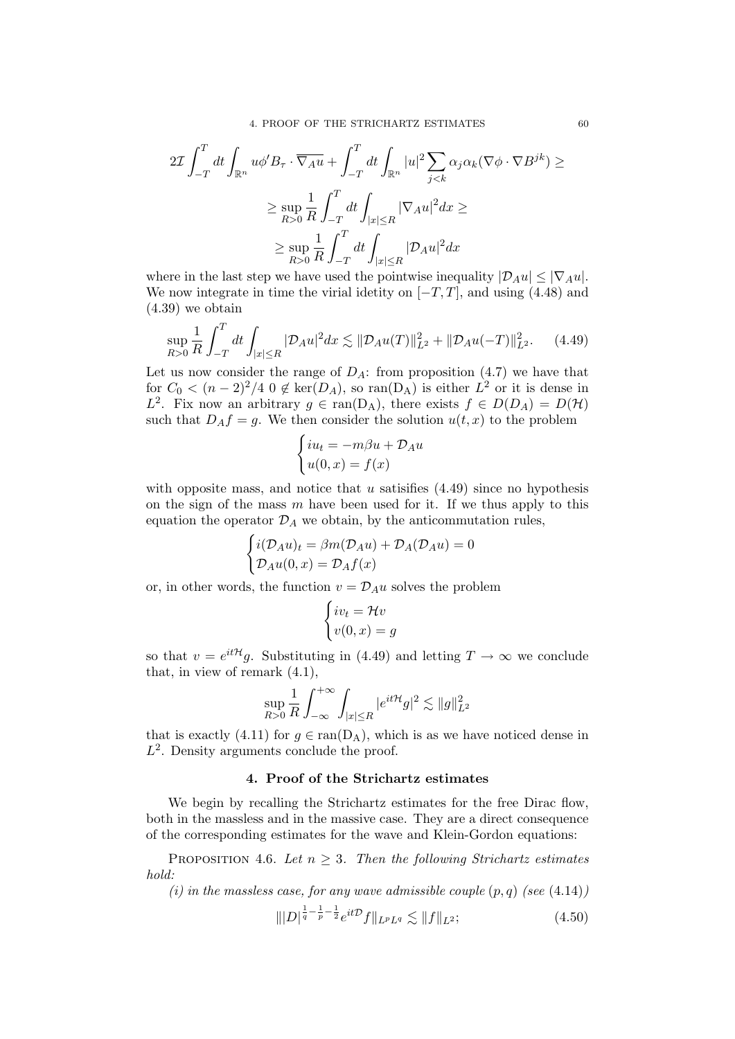$$2\mathcal{I}\int_{-T}^{T}dt\int_{\mathbb{R}^n} u\phi' B_\tau \cdot \overline{\nabla_A u} + \int_{-T}^{T}dt\int_{\mathbb{R}^n}|u|^2\sum_{j<k}\alpha_j\alpha_k(\nabla\phi\cdot\nabla B^{jk}) \geq$$

$$\geq \sup_{R>0}\frac{1}{R}\int_{-T}^{T}dt\int_{|x|\leq R}|\nabla_A u|^2 dx \geq$$

$$\geq \sup_{R>0}\frac{1}{R}\int_{-T}^{T}dt\int_{|x|\leq R}|\mathcal{D}_A u|^2 dx$$

where in the last step we have used the pointwise inequality $|\mathcal{D}_A u| \leq |\nabla_A u|$. We now integrate in time the virial idetity on $[-T,T]$, and using (4.48) and (4.39) we obtain

$$\sup_{R>0}\frac{1}{R}\int_{-T}^{T}dt\int_{|x|\leq R}|\mathcal{D}_A u|^2 dx \lesssim \|\mathcal{D}_A u(T)\|_{L^2}^2 + \|\mathcal{D}_A u(-T)\|_{L^2}^2. \qquad (4.49)$$

Let us now consider the range of $D_A$: from proposition (4.7) we have that for $C_0 < (n-2)^2/4$ $0 \notin \ker(D_A)$, so $\mathrm{ran}(\mathrm{D_A})$ is either $L^2$ or it is dense in $L^2$. Fix now an arbitrary $g \in \mathrm{ran}(\mathrm{D_A})$, there exists $f \in D(D_A) = D(\mathcal{H})$ such that $D_A f = g$. We then consider the solution $u(t,x)$ to the problem

$$\begin{cases} iu_t = -m\beta u + \mathcal{D}_A u \\ u(0,x) = f(x) \end{cases}$$

with opposite mass, and notice that $u$ satisifies (4.49) since no hypothesis on the sign of the mass $m$ have been used for it. If we thus apply to this equation the operator $\mathcal{D}_A$ we obtain, by the anticommutation rules,

$$\begin{cases} i(\mathcal{D}_A u)_t = \beta m(\mathcal{D}_A u) + \mathcal{D}_A(\mathcal{D}_A u) = 0 \\ \mathcal{D}_A u(0,x) = \mathcal{D}_A f(x) \end{cases}$$

or, in other words, the function $v = \mathcal{D}_A u$ solves the problem

$$\begin{cases} iv_t = \mathcal{H}v \\ v(0,x) = g \end{cases}$$

so that $v = e^{it\mathcal{H}}g$. Substituting in (4.49) and letting $T \to \infty$ we conclude that, in view of remark (4.1),

$$\sup_{R>0}\frac{1}{R}\int_{-\infty}^{+\infty}\int_{|x|\leq R}|e^{it\mathcal{H}}g|^2 \lesssim \|g\|_{L^2}^2$$

that is exactly (4.11) for $g \in \mathrm{ran}(\mathrm{D_A})$, which is as we have noticed dense in $L^2$. Density arguments conclude the proof.

## 4. Proof of the Strichartz estimates

We begin by recalling the Strichartz estimates for the free Dirac flow, both in the massless and in the massive case. They are a direct consequence of the corresponding estimates for the wave and Klein-Gordon equations:

PROPOSITION 4.6. *Let $n \geq 3$. Then the following Strichartz estimates hold:*

*(i) in the massless case, for any wave admissible couple $(p,q)$ (see (4.14))*

$$\||D|^{\frac{1}{q}-\frac{1}{p}-\frac{1}{2}}e^{it\mathcal{D}}f\|_{L^pL^q} \lesssim \|f\|_{L^2}; \qquad (4.50)$$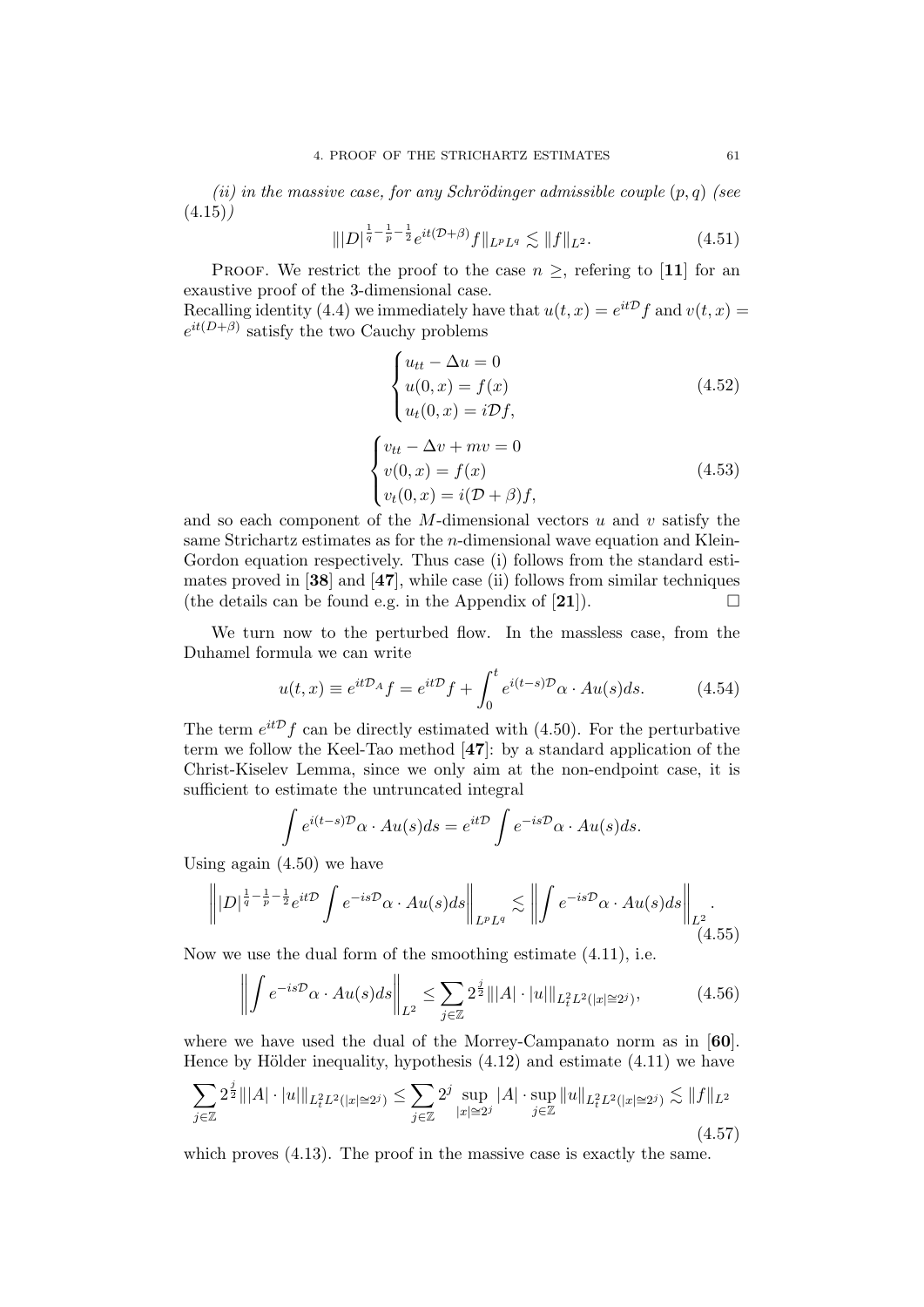*(ii) in the massive case, for any Schrödinger admissible couple $(p, q)$ (see (4.15))*

$$\||D|^{\frac{1}{q}-\frac{1}{p}-\frac{1}{2}} e^{it(\mathcal{D}+\beta)} f\|_{L^p L^q} \lesssim \|f\|_{L^2}. \tag{4.51}$$

Proof. We restrict the proof to the case $n \geq$, refering to [**11**] for an exaustive proof of the 3-dimensional case.
Recalling identity (4.4) we immediately have that $u(t, x) = e^{it\mathcal{D}} f$ and $v(t, x) = e^{it(D+\beta)}$ satisfy the two Cauchy problems

$$\begin{cases} u_{tt} - \Delta u = 0 \\ u(0, x) = f(x) \\ u_t(0, x) = i\mathcal{D}f, \end{cases} \tag{4.52}$$

$$\begin{cases} v_{tt} - \Delta v + mv = 0 \\ v(0, x) = f(x) \\ v_t(0, x) = i(\mathcal{D} + \beta)f, \end{cases} \tag{4.53}$$

and so each component of the $M$-dimensional vectors $u$ and $v$ satisfy the same Strichartz estimates as for the $n$-dimensional wave equation and Klein-Gordon equation respectively. Thus case (i) follows from the standard estimates proved in [**38**] and [**47**], while case (ii) follows from similar techniques (the details can be found e.g. in the Appendix of [**21**]). $\square$

We turn now to the perturbed flow. In the massless case, from the Duhamel formula we can write

$$u(t, x) \equiv e^{it\mathcal{D}_A} f = e^{it\mathcal{D}} f + \int_0^t e^{i(t-s)\mathcal{D}} \alpha \cdot Au(s) ds. \tag{4.54}$$

The term $e^{it\mathcal{D}} f$ can be directly estimated with (4.50). For the perturbative term we follow the Keel-Tao method [**47**]: by a standard application of the Christ-Kiselev Lemma, since we only aim at the non-endpoint case, it is sufficient to estimate the untruncated integral

$$\int e^{i(t-s)\mathcal{D}} \alpha \cdot Au(s) ds = e^{it\mathcal{D}} \int e^{-is\mathcal{D}} \alpha \cdot Au(s) ds.$$

Using again (4.50) we have

$$\left\| |D|^{\frac{1}{q}-\frac{1}{p}-\frac{1}{2}} e^{it\mathcal{D}} \int e^{-is\mathcal{D}} \alpha \cdot Au(s) ds \right\|_{L^p L^q} \lesssim \left\| \int e^{-is\mathcal{D}} \alpha \cdot Au(s) ds \right\|_{L^2}. \tag{4.55}$$

Now we use the dual form of the smoothing estimate (4.11), i.e.

$$\left\| \int e^{-is\mathcal{D}} \alpha \cdot Au(s) ds \right\|_{L^2} \leq \sum_{j \in \mathbb{Z}} 2^{\frac{j}{2}} \||A| \cdot |u|\|_{L_t^2 L^2(|x| \cong 2^j)}, \tag{4.56}$$

where we have used the dual of the Morrey-Campanato norm as in [**60**]. Hence by Hölder inequality, hypothesis (4.12) and estimate (4.11) we have

$$\sum_{j \in \mathbb{Z}} 2^{\frac{j}{2}} \||A| \cdot |u|\|_{L_t^2 L^2(|x| \cong 2^j)} \leq \sum_{j \in \mathbb{Z}} 2^j \sup_{|x| \cong 2^j} |A| \cdot \sup_{j \in \mathbb{Z}} \|u\|_{L_t^2 L^2(|x| \cong 2^j)} \lesssim \|f\|_{L^2} \tag{4.57}$$

which proves (4.13). The proof in the massive case is exactly the same.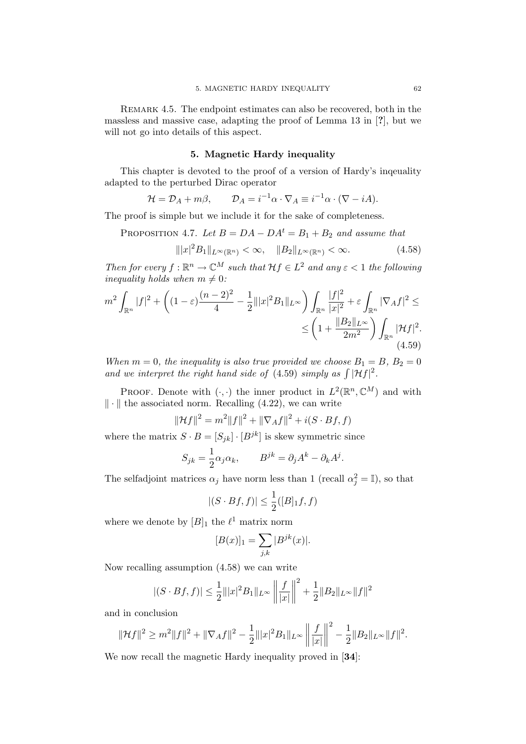Remark 4.5. The endpoint estimates can also be recovered, both in the massless and massive case, adapting the proof of Lemma 13 in [?], but we will not go into details of this aspect.

## 5. Magnetic Hardy inequality

This chapter is devoted to the proof of a version of Hardy's inqeuality adapted to the perturbed Dirac operator

$$\mathcal{H} = \mathcal{D}_A + m\beta, \qquad \mathcal{D}_A = i^{-1}\alpha \cdot \nabla_A \equiv i^{-1}\alpha \cdot (\nabla - iA).$$

The proof is simple but we include it for the sake of completeness.

Proposition 4.7. *Let $B = DA - DA^t = B_1 + B_2$ and assume that*

$$\||x|^2 B_1\|_{L^\infty(\mathbb{R}^n)} < \infty, \quad \|B_2\|_{L^\infty(\mathbb{R}^n)} < \infty. \tag{4.58}$$

*Then for every $f : \mathbb{R}^n \to \mathbb{C}^M$ such that $\mathcal{H}f \in L^2$ and any $\varepsilon < 1$ the following inequality holds when $m \neq 0$:*

$$m^2 \int_{\mathbb{R}^n} |f|^2 + \left( (1-\varepsilon)\frac{(n-2)^2}{4} - \frac{1}{2}\||x|^2 B_1\|_{L^\infty} \right) \int_{\mathbb{R}^n} \frac{|f|^2}{|x|^2} + \varepsilon \int_{\mathbb{R}^n} |\nabla_A f|^2 \leq$$
$$\leq \left(1 + \frac{\|B_2\|_{L^\infty}}{2m^2}\right) \int_{\mathbb{R}^n} |\mathcal{H}f|^2. \tag{4.59}$$

*When $m = 0$, the inequality is also true provided we choose $B_1 = B$, $B_2 = 0$ and we interpret the right hand side of (4.59) simply as $\int |\mathcal{H}f|^2$.*

Proof. Denote with $(\cdot, \cdot)$ the inner product in $L^2(\mathbb{R}^n, \mathbb{C}^M)$ and with $\|\cdot\|$ the associated norm. Recalling (4.22), we can write

$$\|\mathcal{H}f\|^2 = m^2\|f\|^2 + \|\nabla_A f\|^2 + i(S \cdot Bf, f)$$

where the matrix $S \cdot B = [S_{jk}] \cdot [B^{jk}]$ is skew symmetric since

$$S_{jk} = \frac{1}{2}\alpha_j \alpha_k, \qquad B^{jk} = \partial_j A^k - \partial_k A^j.$$

The selfadjoint matrices $\alpha_j$ have norm less than 1 (recall $\alpha_j^2 = \mathbb{I}$), so that

$$|(S \cdot Bf, f)| \leq \frac{1}{2}([B]_1 f, f)$$

where we denote by $[B]_1$ the $\ell^1$ matrix norm

$$[B(x)]_1 = \sum_{j,k} |B^{jk}(x)|.$$

Now recalling assumption (4.58) we can write

$$|(S \cdot Bf, f)| \leq \frac{1}{2}\||x|^2 B_1\|_{L^\infty} \left\| \frac{f}{|x|} \right\|^2 + \frac{1}{2}\|B_2\|_{L^\infty}\|f\|^2$$

and in conclusion

$$\|\mathcal{H}f\|^2 \geq m^2\|f\|^2 + \|\nabla_A f\|^2 - \frac{1}{2}\||x|^2 B_1\|_{L^\infty} \left\| \frac{f}{|x|} \right\|^2 - \frac{1}{2}\|B_2\|_{L^\infty}\|f\|^2.$$

We now recall the magnetic Hardy inequality proved in [**34**]: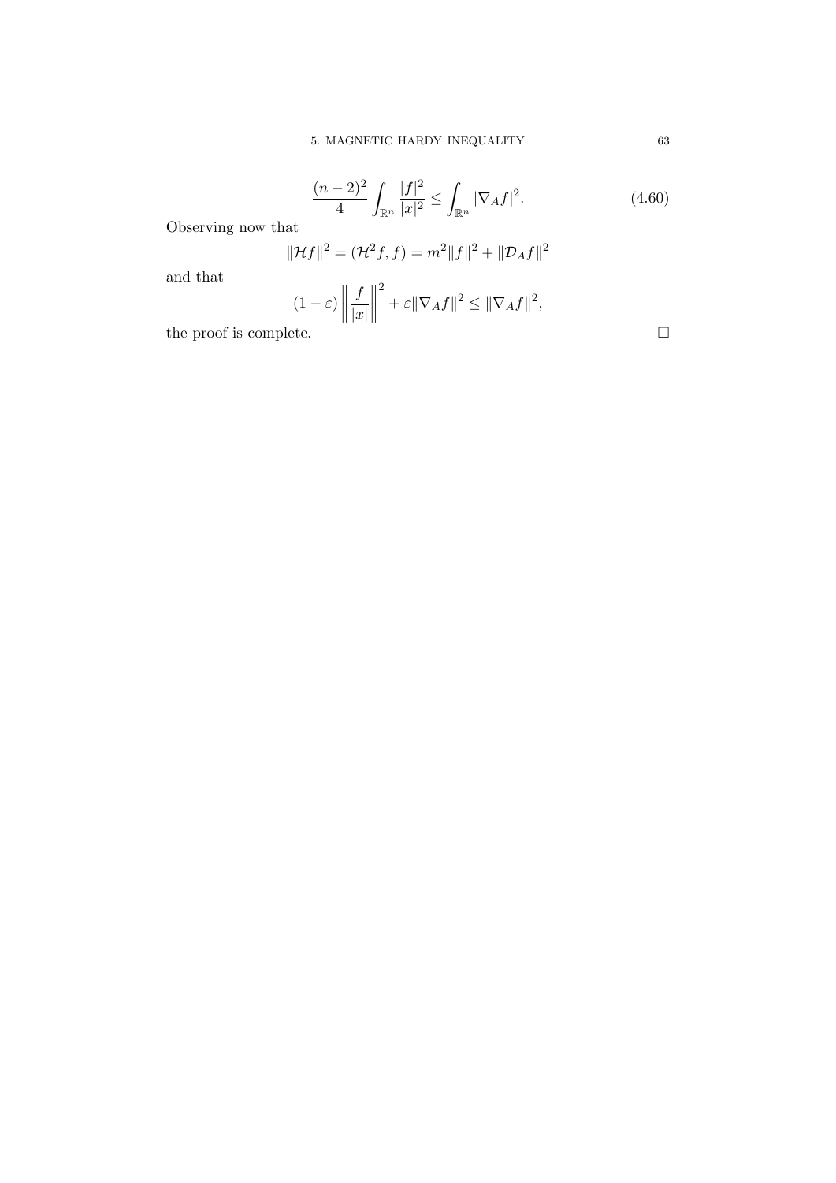$$\frac{(n-2)^2}{4}\int_{\mathbb{R}^n}\frac{|f|^2}{|x|^2} \leq \int_{\mathbb{R}^n}|\nabla_A f|^2. \tag{4.60}$$

Observing now that

$$\|\mathcal{H}f\|^2 = (\mathcal{H}^2 f, f) = m^2\|f\|^2 + \|\mathcal{D}_A f\|^2$$

and that

$$(1-\varepsilon)\left\|\frac{f}{|x|}\right\|^2 + \varepsilon\|\nabla_A f\|^2 \leq \|\nabla_A f\|^2,$$

the proof is complete. □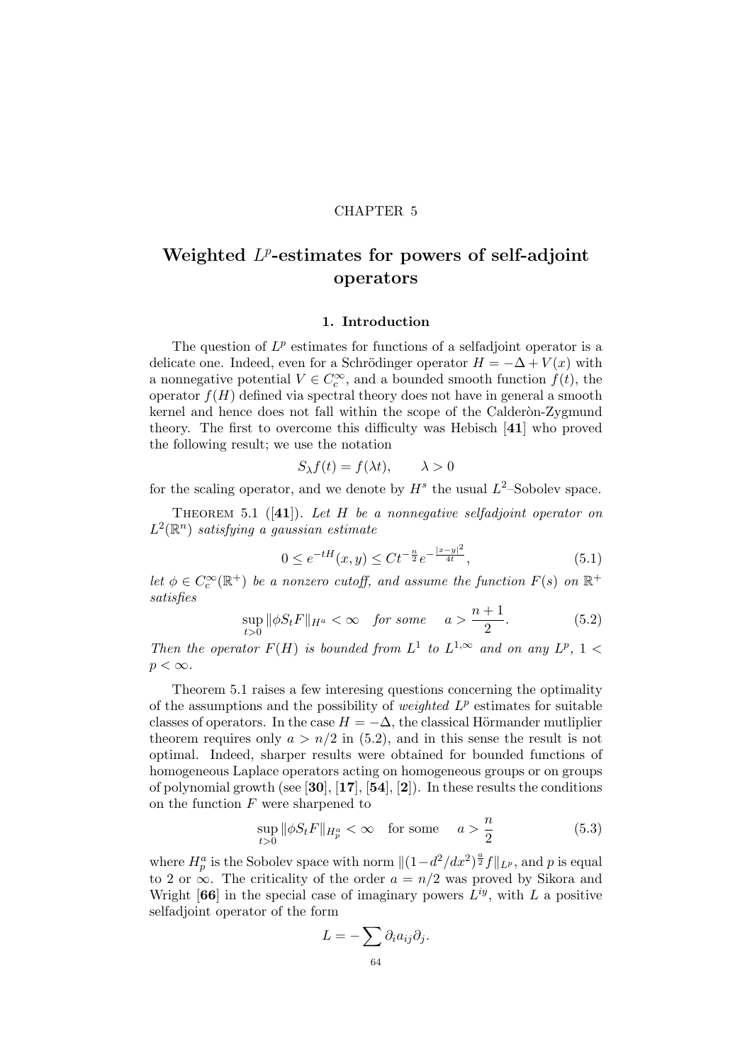CHAPTER 5

# Weighted $L^p$-estimates for powers of self-adjoint operators

## 1. Introduction

The question of $L^p$ estimates for functions of a selfadjoint operator is a delicate one. Indeed, even for a Schrödinger operator $H = -\Delta + V(x)$ with a nonnegative potential $V \in C_c^\infty$, and a bounded smooth function $f(t)$, the operator $f(H)$ defined via spectral theory does not have in general a smooth kernel and hence does not fall within the scope of the Calderòn-Zygmund theory. The first to overcome this difficulty was Hebisch [**41**] who proved the following result; we use the notation

$$S_\lambda f(t) = f(\lambda t), \qquad \lambda > 0$$

for the scaling operator, and we denote by $H^s$ the usual $L^2$–Sobolev space.

Theorem 5.1 ([**41**]). *Let $H$ be a nonnegative selfadjoint operator on $L^2(\mathbb{R}^n)$ satisfying a gaussian estimate*

$$0 \leq e^{-tH}(x,y) \leq Ct^{-\frac{n}{2}} e^{-\frac{|x-y|^2}{4t}}, \tag{5.1}$$

*let $\phi \in C_c^\infty(\mathbb{R}^+)$ be a nonzero cutoff, and assume the function $F(s)$ on $\mathbb{R}^+$ satisfies*

$$\sup_{t>0} \|\phi S_t F\|_{H^a} < \infty \quad \textit{for some} \quad a > \frac{n+1}{2}. \tag{5.2}$$

*Then the operator $F(H)$ is bounded from $L^1$ to $L^{1,\infty}$ and on any $L^p$, $1 < p < \infty$.*

Theorem 5.1 raises a few interesing questions concerning the optimality of the assumptions and the possibility of *weighted* $L^p$ estimates for suitable classes of operators. In the case $H = -\Delta$, the classical Hörmander mutliplier theorem requires only $a > n/2$ in (5.2), and in this sense the result is not optimal. Indeed, sharper results were obtained for bounded functions of homogeneous Laplace operators acting on homogeneous groups or on groups of polynomial growth (see [**30**], [**17**], [**54**], [**2**]). In these results the conditions on the function $F$ were sharpened to

$$\sup_{t>0} \|\phi S_t F\|_{H_p^a} < \infty \quad \text{for some} \quad a > \frac{n}{2} \tag{5.3}$$

where $H_p^a$ is the Sobolev space with norm $\|(1-d^2/dx^2)^{\frac{a}{2}} f\|_{L^p}$, and $p$ is equal to 2 or $\infty$. The criticality of the order $a = n/2$ was proved by Sikora and Wright [**66**] in the special case of imaginary powers $L^{iy}$, with $L$ a positive selfadjoint operator of the form

$$L = -\sum \partial_i a_{ij} \partial_j.$$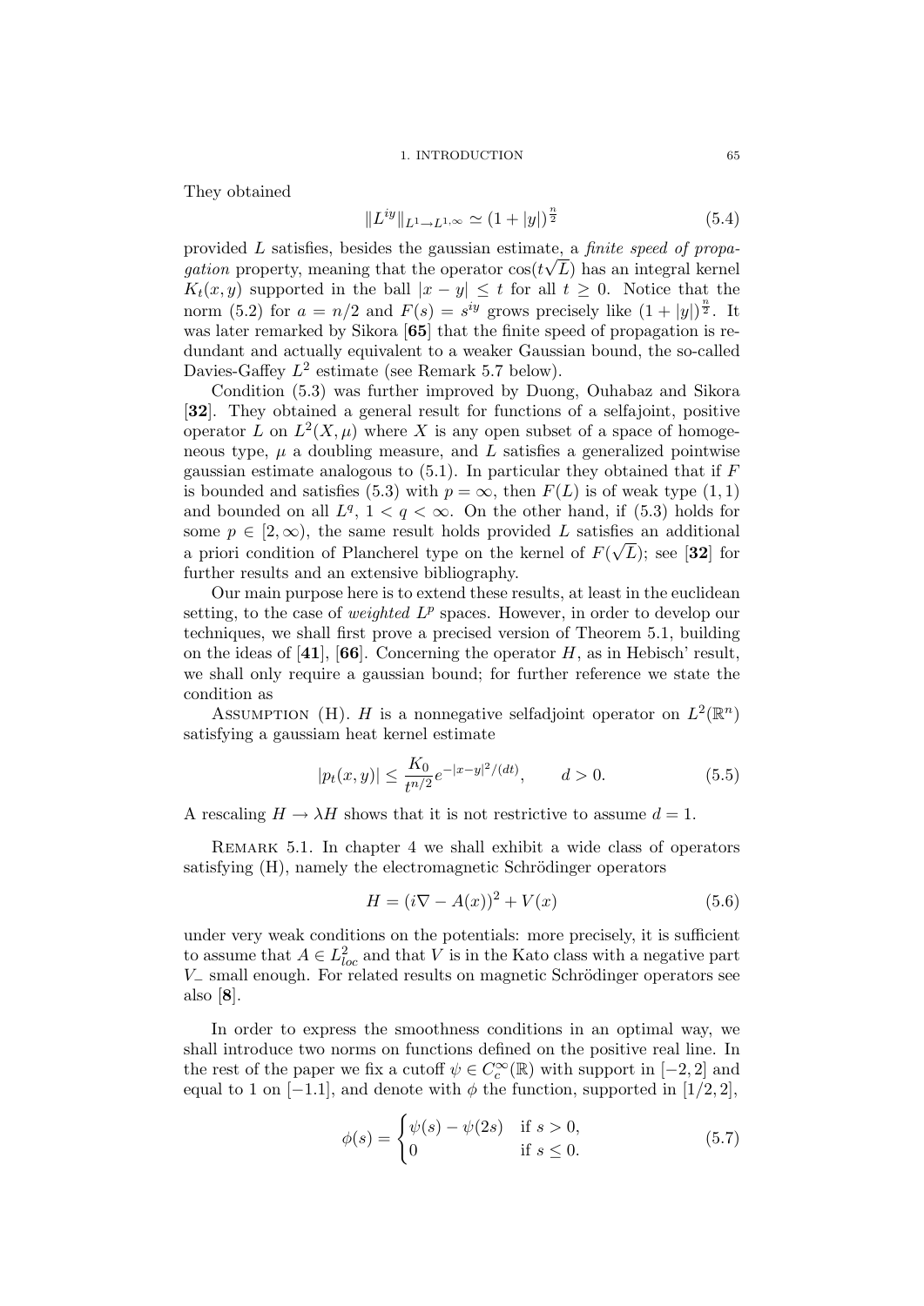They obtained

$$\|L^{iy}\|_{L^1 \to L^{1,\infty}} \simeq (1+|y|)^{\frac{n}{2}} \tag{5.4}$$

provided $L$ satisfies, besides the gaussian estimate, a *finite speed of propagation* property, meaning that the operator $\cos(t\sqrt{L})$ has an integral kernel $K_t(x,y)$ supported in the ball $|x-y| \leq t$ for all $t \geq 0$. Notice that the norm (5.2) for $a = n/2$ and $F(s) = s^{iy}$ grows precisely like $(1+|y|)^{\frac{n}{2}}$. It was later remarked by Sikora [**65**] that the finite speed of propagation is redundant and actually equivalent to a weaker Gaussian bound, the so-called Davies-Gaffey $L^2$ estimate (see Remark 5.7 below).

Condition (5.3) was further improved by Duong, Ouhabaz and Sikora [**32**]. They obtained a general result for functions of a selfajoint, positive operator $L$ on $L^2(X,\mu)$ where $X$ is any open subset of a space of homogeneous type, $\mu$ a doubling measure, and $L$ satisfies a generalized pointwise gaussian estimate analogous to (5.1). In particular they obtained that if $F$ is bounded and satisfies (5.3) with $p = \infty$, then $F(L)$ is of weak type $(1,1)$ and bounded on all $L^q$, $1 < q < \infty$. On the other hand, if (5.3) holds for some $p \in [2,\infty)$, the same result holds provided $L$ satisfies an additional a priori condition of Plancherel type on the kernel of $F(\sqrt{L})$; see [**32**] for further results and an extensive bibliography.

Our main purpose here is to extend these results, at least in the euclidean setting, to the case of *weighted* $L^p$ spaces. However, in order to develop our techniques, we shall first prove a precised version of Theorem 5.1, building on the ideas of [**41**], [**66**]. Concerning the operator $H$, as in Hebisch' result, we shall only require a gaussian bound; for further reference we state the condition as

ASSUMPTION (H). $H$ is a nonnegative selfadjoint operator on $L^2(\mathbb{R}^n)$ satisfying a gaussiam heat kernel estimate

$$|p_t(x,y)| \leq \frac{K_0}{t^{n/2}} e^{-|x-y|^2/(dt)}, \qquad d > 0. \tag{5.5}$$

A rescaling $H \to \lambda H$ shows that it is not restrictive to assume $d = 1$.

REMARK 5.1. In chapter 4 we shall exhibit a wide class of operators satisfying (H), namely the electromagnetic Schrödinger operators

$$H = (i\nabla - A(x))^2 + V(x) \tag{5.6}$$

under very weak conditions on the potentials: more precisely, it is sufficient to assume that $A \in L^2_{loc}$ and that $V$ is in the Kato class with a negative part $V_-$ small enough. For related results on magnetic Schrödinger operators see also [**8**].

In order to express the smoothness conditions in an optimal way, we shall introduce two norms on functions defined on the positive real line. In the rest of the paper we fix a cutoff $\psi \in C_c^\infty(\mathbb{R})$ with support in $[-2,2]$ and equal to 1 on $[-1.1]$, and denote with $\phi$ the function, supported in $[1/2, 2]$,

$$\phi(s) = \begin{cases} \psi(s) - \psi(2s) & \text{if } s > 0, \\ 0 & \text{if } s \leq 0. \end{cases} \tag{5.7}$$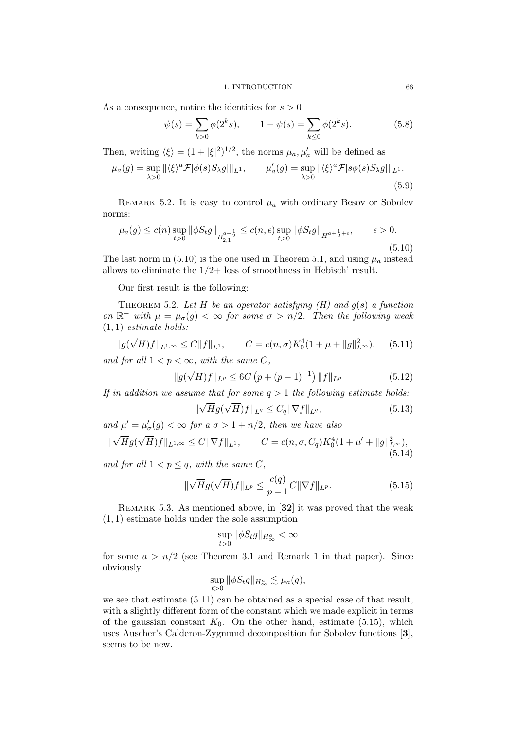As a consequence, notice the identities for $s > 0$

$$\psi(s) = \sum_{k>0} \phi(2^k s), \qquad 1 - \psi(s) = \sum_{k \le 0} \phi(2^k s). \tag{5.8}$$

Then, writing $\langle \xi \rangle = (1 + |\xi|^2)^{1/2}$, the norms $\mu_a, \mu_a'$ will be defined as

$$\mu_a(g) = \sup_{\lambda > 0} \| \langle \xi \rangle^a \mathcal{F}[\phi(s) S_\lambda g] \|_{L^1}, \qquad \mu_a'(g) = \sup_{\lambda > 0} \| \langle \xi \rangle^a \mathcal{F}[s\phi(s) S_\lambda g] \|_{L^1}. \tag{5.9}$$

Remark 5.2. It is easy to control $\mu_a$ with ordinary Besov or Sobolev norms:

$$\mu_a(g) \le c(n) \sup_{t>0} \|\phi S_t g\|_{B^{a+\frac{1}{2}}_{2,1}} \le c(n,\epsilon) \sup_{t>0} \|\phi S_t g\|_{H^{a+\frac{1}{2}+\epsilon}}, \qquad \epsilon > 0. \tag{5.10}$$

The last norm in (5.10) is the one used in Theorem 5.1, and using $\mu_a$ instead allows to eliminate the $1/2+$ loss of smoothness in Hebisch' result.

Our first result is the following:

Theorem 5.2. *Let $H$ be an operator satisfying (H) and $g(s)$ a function on $\mathbb{R}^+$ with $\mu = \mu_\sigma(g) < \infty$ for some $\sigma > n/2$. Then the following weak $(1,1)$ estimate holds:*

$$\|g(\sqrt{H})f\|_{L^{1,\infty}} \le C\|f\|_{L^1}, \qquad C = c(n,\sigma)K_0^4(1 + \mu + \|g\|^2_{L^\infty}), \tag{5.11}$$

*and for all $1 < p < \infty$, with the same $C$,*

$$\|g(\sqrt{H})f\|_{L^p} \le 6C\left(p + (p-1)^{-1}\right)\|f\|_{L^p} \tag{5.12}$$

*If in addition we assume that for some $q > 1$ the following estimate holds:*

$$\|\sqrt{H}g(\sqrt{H})f\|_{L^q} \le C_q \|\nabla f\|_{L^q}, \tag{5.13}$$

*and $\mu' = \mu_\sigma'(g) < \infty$ for a $\sigma > 1 + n/2$, then we have also*

$$\|\sqrt{H}g(\sqrt{H})f\|_{L^{1,\infty}} \le C\|\nabla f\|_{L^1}, \qquad C = c(n,\sigma,C_q)K_0^4(1 + \mu' + \|g\|^2_{L^\infty}), \tag{5.14}$$

*and for all $1 < p \le q$, with the same $C$,*

$$\|\sqrt{H}g(\sqrt{H})f\|_{L^p} \le \frac{c(q)}{p-1} C\|\nabla f\|_{L^p}. \tag{5.15}$$

Remark 5.3. As mentioned above, in [**32**] it was proved that the weak $(1,1)$ estimate holds under the sole assumption

$$\sup_{t>0} \|\phi S_t g\|_{H^a_\infty} < \infty$$

for some $a > n/2$ (see Theorem 3.1 and Remark 1 in that paper). Since obviously

$$\sup_{t>0} \|\phi S_t g\|_{H^a_\infty} \lesssim \mu_a(g),$$

we see that estimate (5.11) can be obtained as a special case of that result, with a slightly different form of the constant which we made explicit in terms of the gaussian constant $K_0$. On the other hand, estimate (5.15), which uses Auscher's Calderon-Zygmund decomposition for Sobolev functions [**3**], seems to be new.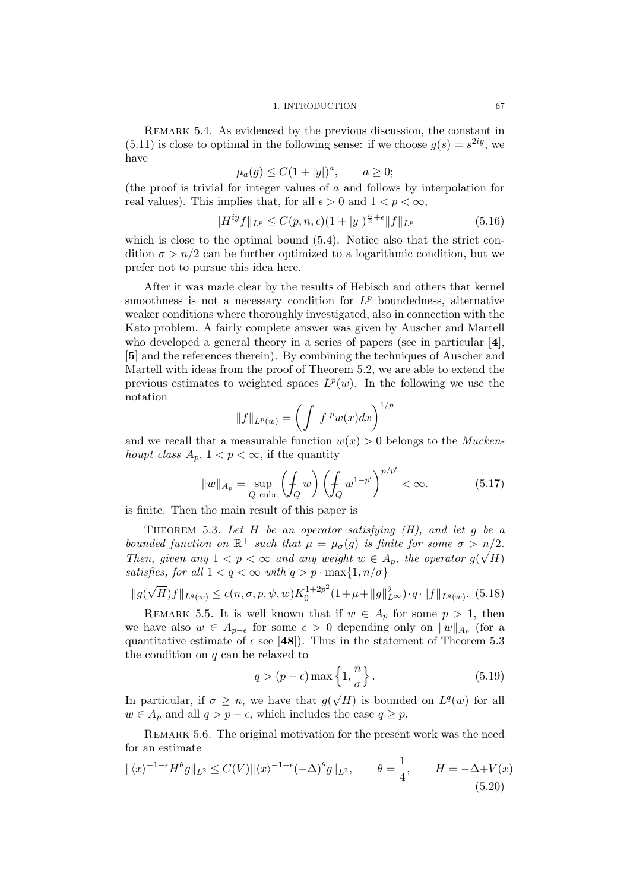Remark 5.4. As evidenced by the previous discussion, the constant in (5.11) is close to optimal in the following sense: if we choose $g(s) = s^{2iy}$, we have

$$\mu_a(g) \leq C(1+|y|)^a, \qquad a \geq 0;$$

(the proof is trivial for integer values of $a$ and follows by interpolation for real values). This implies that, for all $\epsilon > 0$ and $1 < p < \infty$,

$$\|H^{iy} f\|_{L^p} \leq C(p, n, \epsilon)(1+|y|)^{\frac{n}{2}+\epsilon} \|f\|_{L^p} \tag{5.16}$$

which is close to the optimal bound (5.4). Notice also that the strict condition $\sigma > n/2$ can be further optimized to a logarithmic condition, but we prefer not to pursue this idea here.

After it was made clear by the results of Hebisch and others that kernel smoothness is not a necessary condition for $L^p$ boundedness, alternative weaker conditions where thoroughly investigated, also in connection with the Kato problem. A fairly complete answer was given by Auscher and Martell who developed a general theory in a series of papers (see in particular [**4**], [**5**] and the references therein). By combining the techniques of Auscher and Martell with ideas from the proof of Theorem 5.2, we are able to extend the previous estimates to weighted spaces $L^p(w)$. In the following we use the notation

$$\|f\|_{L^p(w)} = \left( \int |f|^p w(x) dx \right)^{1/p}$$

and we recall that a measurable function $w(x) > 0$ belongs to the *Muckenhoupt class* $A_p$, $1 < p < \infty$, if the quantity

$$\|w\|_{A_p} = \sup_{Q \text{ cube}} \left( \fint_Q w \right) \left( \fint_Q w^{1-p'} \right)^{p/p'} < \infty. \tag{5.17}$$

is finite. Then the main result of this paper is

Theorem 5.3. *Let $H$ be an operator satisfying (H), and let $g$ be a bounded function on $\mathbb{R}^+$ such that $\mu = \mu_\sigma(g)$ is finite for some $\sigma > n/2$. Then, given any $1 < p < \infty$ and any weight $w \in A_p$, the operator $g(\sqrt{H})$ satisfies, for all $1 < q < \infty$ with $q > p \cdot \max\{1, n/\sigma\}$*

$$\|g(\sqrt{H})f\|_{L^q(w)} \leq c(n, \sigma, p, \psi, w) K_0^{1+2p^2}(1+\mu+\|g\|_{L^\infty}^2) \cdot q \cdot \|f\|_{L^q(w)}. \tag{5.18}$$

Remark 5.5. It is well known that if $w \in A_p$ for some $p > 1$, then we have also $w \in A_{p-\epsilon}$ for some $\epsilon > 0$ depending only on $\|w\|_{A_p}$ (for a quantitative estimate of $\epsilon$ see [**48**]). Thus in the statement of Theorem 5.3 the condition on $q$ can be relaxed to

$$q > (p - \epsilon) \max\left\{1, \frac{n}{\sigma}\right\}. \tag{5.19}$$

In particular, if $\sigma \geq n$, we have that $g(\sqrt{H})$ is bounded on $L^q(w)$ for all $w \in A_p$ and all $q > p - \epsilon$, which includes the case $q \geq p$.

Remark 5.6. The original motivation for the present work was the need for an estimate

$$\|\langle x \rangle^{-1-\epsilon} H^\theta g\|_{L^2} \leq C(V) \|\langle x \rangle^{-1-\epsilon}(-\Delta)^\theta g\|_{L^2}, \qquad \theta = \frac{1}{4}, \qquad H = -\Delta + V(x) \tag{5.20}$$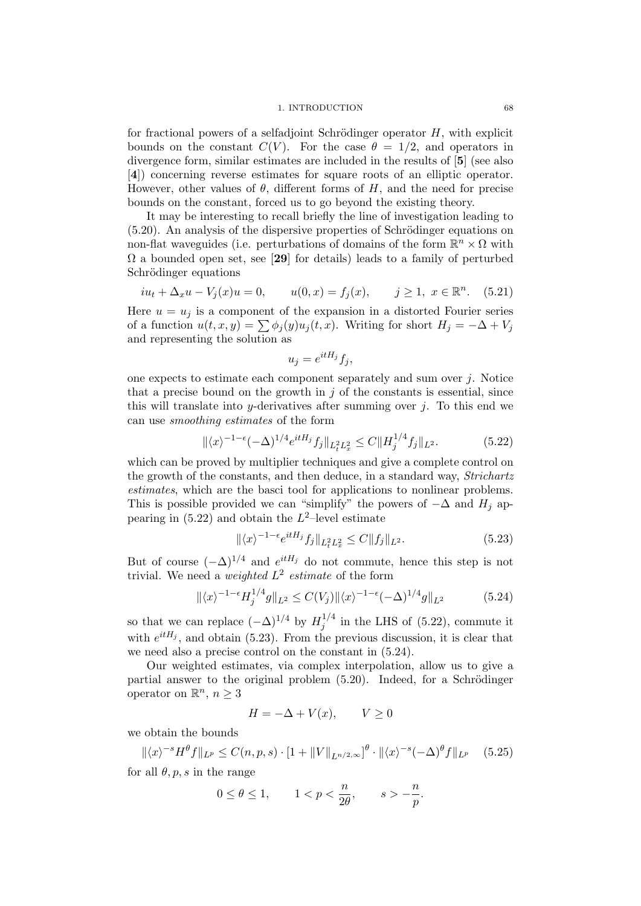for fractional powers of a selfadjoint Schrödinger operator $H$, with explicit bounds on the constant $C(V)$. For the case $\theta = 1/2$, and operators in divergence form, similar estimates are included in the results of [**5**] (see also [**4**]) concerning reverse estimates for square roots of an elliptic operator. However, other values of $\theta$, different forms of $H$, and the need for precise bounds on the constant, forced us to go beyond the existing theory.

It may be interesting to recall briefly the line of investigation leading to (5.20). An analysis of the dispersive properties of Schrödinger equations on non-flat waveguides (i.e. perturbations of domains of the form $\mathbb{R}^n \times \Omega$ with $\Omega$ a bounded open set, see [**29**] for details) leads to a family of perturbed Schrödinger equations

$$iu_t + \Delta_x u - V_j(x)u = 0, \qquad u(0,x) = f_j(x), \qquad j \geq 1,\ x \in \mathbb{R}^n. \tag{5.21}$$

Here $u = u_j$ is a component of the expansion in a distorted Fourier series of a function $u(t,x,y) = \sum \phi_j(y)u_j(t,x)$. Writing for short $H_j = -\Delta + V_j$ and representing the solution as

$$u_j = e^{itH_j} f_j,$$

one expects to estimate each component separately and sum over $j$. Notice that a precise bound on the growth in $j$ of the constants is essential, since this will translate into $y$-derivatives after summing over $j$. To this end we can use *smoothing estimates* of the form

$$\|\langle x\rangle^{-1-\epsilon}(-\Delta)^{1/4} e^{itH_j} f_j\|_{L^2_t L^2_x} \leq C\|H_j^{1/4} f_j\|_{L^2}. \tag{5.22}$$

which can be proved by multiplier techniques and give a complete control on the growth of the constants, and then deduce, in a standard way, *Strichartz estimates*, which are the basci tool for applications to nonlinear problems. This is possible provided we can "simplify" the powers of $-\Delta$ and $H_j$ appearing in (5.22) and obtain the $L^2$–level estimate

$$\|\langle x\rangle^{-1-\epsilon} e^{itH_j} f_j\|_{L^2_t L^2_x} \leq C\|f_j\|_{L^2}. \tag{5.23}$$

But of course $(-\Delta)^{1/4}$ and $e^{itH_j}$ do not commute, hence this step is not trivial. We need a *weighted* $L^2$ *estimate* of the form

$$\|\langle x\rangle^{-1-\epsilon} H_j^{1/4} g\|_{L^2} \leq C(V_j)\|\langle x\rangle^{-1-\epsilon}(-\Delta)^{1/4} g\|_{L^2} \tag{5.24}$$

so that we can replace $(-\Delta)^{1/4}$ by $H_j^{1/4}$ in the LHS of (5.22), commute it with $e^{itH_j}$, and obtain (5.23). From the previous discussion, it is clear that we need also a precise control on the constant in (5.24).

Our weighted estimates, via complex interpolation, allow us to give a partial answer to the original problem (5.20). Indeed, for a Schrödinger operator on $\mathbb{R}^n$, $n \geq 3$

$$H = -\Delta + V(x), \qquad V \geq 0$$

we obtain the bounds

$$\|\langle x\rangle^{-s} H^\theta f\|_{L^p} \leq C(n,p,s) \cdot [1 + \|V\|_{L^{n/2,\infty}}]^\theta \cdot \|\langle x\rangle^{-s}(-\Delta)^\theta f\|_{L^p} \tag{5.25}$$

for all $\theta, p, s$ in the range

$$0 \leq \theta \leq 1, \qquad 1 < p < \frac{n}{2\theta}, \qquad s > -\frac{n}{p}.$$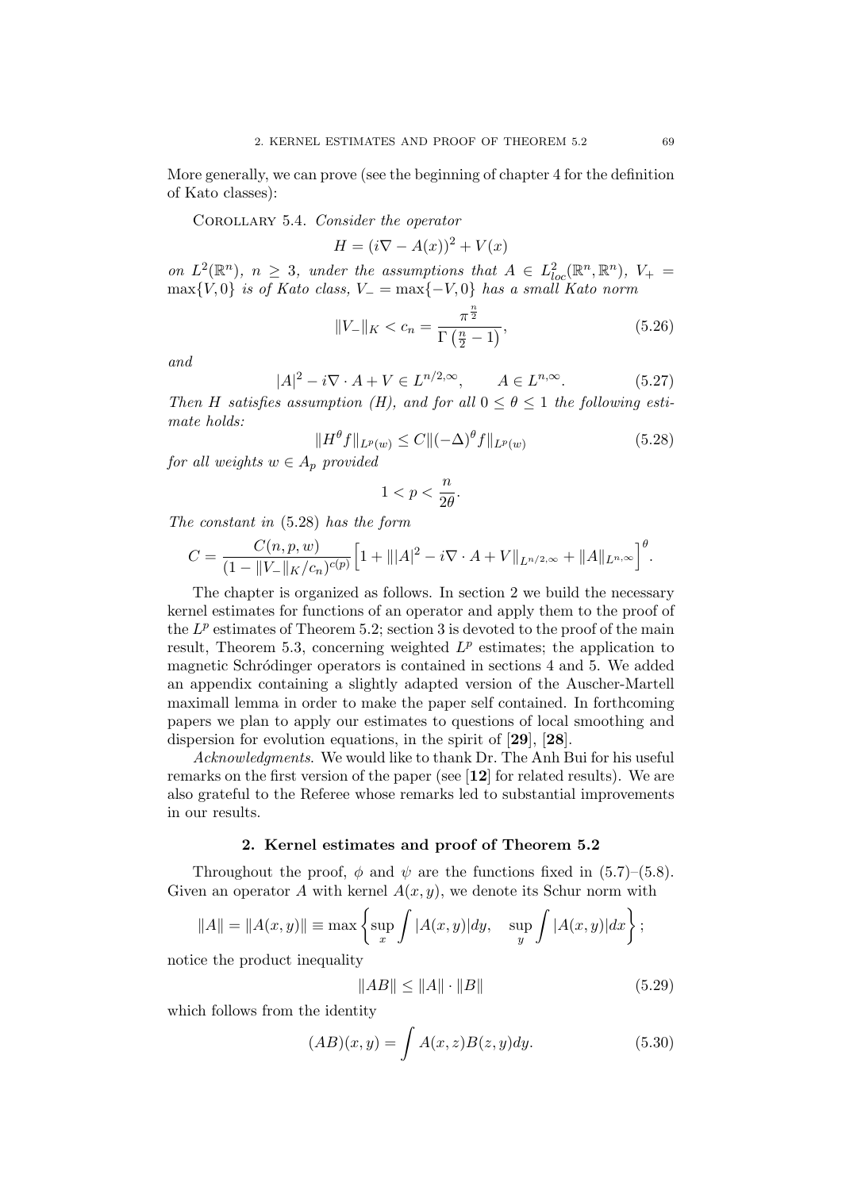More generally, we can prove (see the beginning of chapter 4 for the definition of Kato classes):

Corollary 5.4. *Consider the operator*

$$H = (i\nabla - A(x))^2 + V(x)$$

*on* $L^2(\mathbb{R}^n)$, $n \geq 3$, *under the assumptions that* $A \in L^2_{loc}(\mathbb{R}^n, \mathbb{R}^n)$, $V_+ = \max\{V, 0\}$ *is of Kato class,* $V_- = \max\{-V, 0\}$ *has a small Kato norm*

$$\|V_-\|_K < c_n = \frac{\pi^{\frac{n}{2}}}{\Gamma\left(\frac{n}{2} - 1\right)}, \tag{5.26}$$

*and*

$$|A|^2 - i\nabla \cdot A + V \in L^{n/2,\infty}, \qquad A \in L^{n,\infty}. \tag{5.27}$$

*Then* $H$ *satisfies assumption (H), and for all* $0 \leq \theta \leq 1$ *the following estimate holds:*

$$\|H^\theta f\|_{L^p(w)} \leq C \|(-\Delta)^\theta f\|_{L^p(w)} \tag{5.28}$$

*for all weights* $w \in A_p$ *provided*

$$1 < p < \frac{n}{2\theta}.$$

*The constant in* (5.28) *has the form*

$$C = \frac{C(n, p, w)}{(1 - \|V_-\|_K / c_n)^{c(p)}} \left[1 + \||A|^2 - i\nabla \cdot A + V\|_{L^{n/2,\infty}} + \|A\|_{L^{n,\infty}}\right]^\theta.$$

The chapter is organized as follows. In section 2 we build the necessary kernel estimates for functions of an operator and apply them to the proof of the $L^p$ estimates of Theorem 5.2; section 3 is devoted to the proof of the main result, Theorem 5.3, concerning weighted $L^p$ estimates; the application to magnetic Schródinger operators is contained in sections 4 and 5. We added an appendix containing a slightly adapted version of the Auscher-Martell maximall lemma in order to make the paper self contained. In forthcoming papers we plan to apply our estimates to questions of local smoothing and dispersion for evolution equations, in the spirit of [**29**], [**28**].

*Acknowledgments.* We would like to thank Dr. The Anh Bui for his useful remarks on the first version of the paper (see [**12**] for related results). We are also grateful to the Referee whose remarks led to substantial improvements in our results.

## 2. Kernel estimates and proof of Theorem 5.2

Throughout the proof, $\phi$ and $\psi$ are the functions fixed in (5.7)–(5.8). Given an operator $A$ with kernel $A(x, y)$, we denote its Schur norm with

$$\|A\| = \|A(x, y)\| \equiv \max\left\{\sup_x \int |A(x, y)| dy, \quad \sup_y \int |A(x, y)| dx\right\};$$

notice the product inequality

$$\|AB\| \leq \|A\| \cdot \|B\| \tag{5.29}$$

which follows from the identity

$$(AB)(x, y) = \int A(x, z) B(z, y) dy. \tag{5.30}$$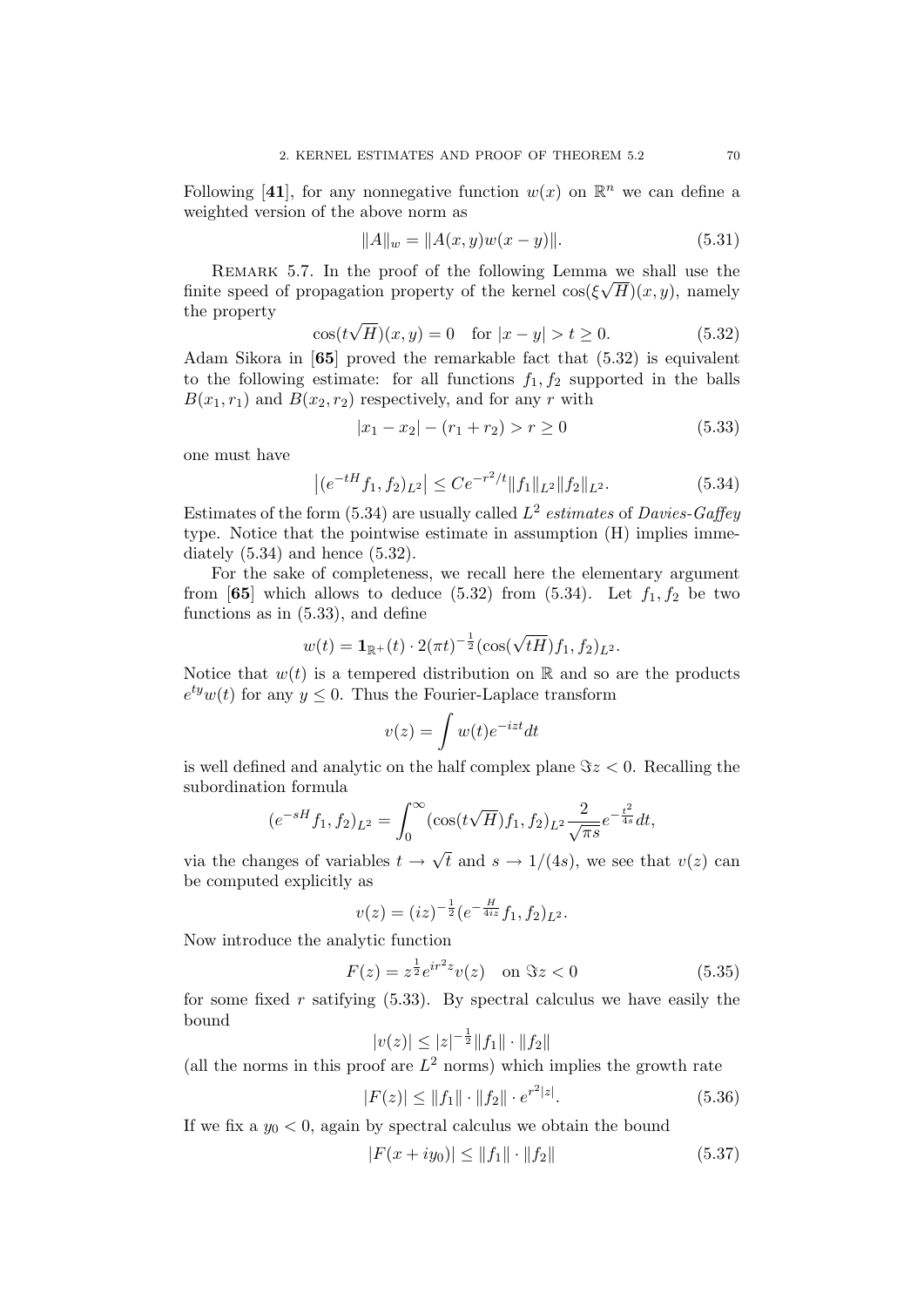Following [**41**], for any nonnegative function $w(x)$ on $\mathbb{R}^n$ we can define a weighted version of the above norm as

$$\|A\|_w = \|A(x,y)w(x-y)\|. \tag{5.31}$$

Remark 5.7. In the proof of the following Lemma we shall use the finite speed of propagation property of the kernel $\cos(\xi\sqrt{H})(x,y)$, namely the property

$$\cos(t\sqrt{H})(x,y) = 0 \quad \text{for } |x-y| > t \geq 0. \tag{5.32}$$

Adam Sikora in [**65**] proved the remarkable fact that (5.32) is equivalent to the following estimate: for all functions $f_1, f_2$ supported in the balls $B(x_1, r_1)$ and $B(x_2, r_2)$ respectively, and for any $r$ with

$$|x_1 - x_2| - (r_1 + r_2) > r \geq 0 \tag{5.33}$$

one must have

$$\left|(e^{-tH}f_1, f_2)_{L^2}\right| \leq Ce^{-r^2/t}\|f_1\|_{L^2}\|f_2\|_{L^2}. \tag{5.34}$$

Estimates of the form (5.34) are usually called *$L^2$ estimates* of *Davies-Gaffey* type. Notice that the pointwise estimate in assumption (H) implies immediately (5.34) and hence (5.32).

For the sake of completeness, we recall here the elementary argument from [**65**] which allows to deduce (5.32) from (5.34). Let $f_1, f_2$ be two functions as in (5.33), and define

$$w(t) = \mathbf{1}_{\mathbb{R}^+}(t) \cdot 2(\pi t)^{-\frac{1}{2}}(\cos(\sqrt{tH})f_1, f_2)_{L^2}.$$

Notice that $w(t)$ is a tempered distribution on $\mathbb{R}$ and so are the products $e^{ty}w(t)$ for any $y \leq 0$. Thus the Fourier-Laplace transform

$$v(z) = \int w(t)e^{-izt}dt$$

is well defined and analytic on the half complex plane $\Im z < 0$. Recalling the subordination formula

$$(e^{-sH}f_1, f_2)_{L^2} = \int_0^\infty (\cos(t\sqrt{H})f_1, f_2)_{L^2}\frac{2}{\sqrt{\pi s}}e^{-\frac{t^2}{4s}}dt,$$

via the changes of variables $t \to \sqrt{t}$ and $s \to 1/(4s)$, we see that $v(z)$ can be computed explicitly as

$$v(z) = (iz)^{-\frac{1}{2}}(e^{-\frac{H}{4iz}}f_1, f_2)_{L^2}.$$

Now introduce the analytic function

$$F(z) = z^{\frac{1}{2}}e^{ir^2z}v(z) \quad \text{on } \Im z < 0 \tag{5.35}$$

for some fixed $r$ satifying (5.33). By spectral calculus we have easily the bound

$$|v(z)| \leq |z|^{-\frac{1}{2}}\|f_1\| \cdot \|f_2\|$$

(all the norms in this proof are $L^2$ norms) which implies the growth rate

$$|F(z)| \leq \|f_1\| \cdot \|f_2\| \cdot e^{r^2|z|}. \tag{5.36}$$

If we fix a $y_0 < 0$, again by spectral calculus we obtain the bound

$$|F(x+iy_0)| \leq \|f_1\| \cdot \|f_2\| \tag{5.37}$$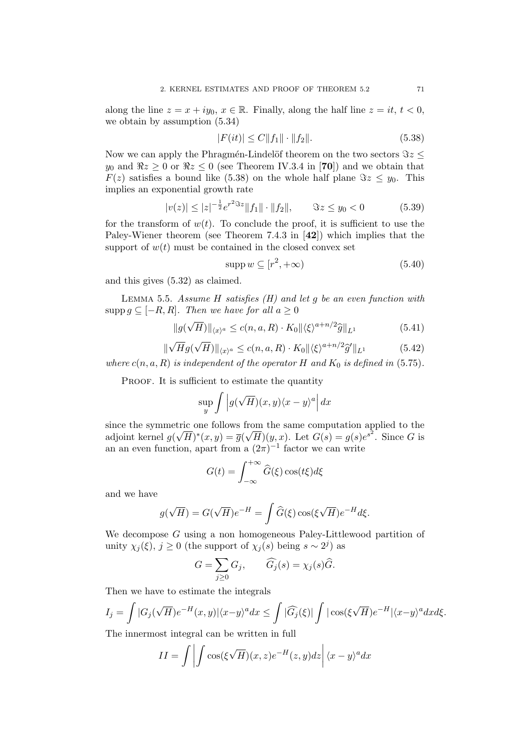along the line $z = x + iy_0$, $x \in \mathbb{R}$. Finally, along the half line $z = it$, $t < 0$, we obtain by assumption (5.34)

$$|F(it)| \leq C\|f_1\| \cdot \|f_2\|. \tag{5.38}$$

Now we can apply the Phragmén-Lindelöf theorem on the two sectors $\Im z \leq y_0$ and $\Re z \geq 0$ or $\Re z \leq 0$ (see Theorem IV.3.4 in [**70**]) and we obtain that $F(z)$ satisfies a bound like (5.38) on the whole half plane $\Im z \leq y_0$. This implies an exponential growth rate

$$|v(z)| \leq |z|^{-\frac{1}{2}} e^{r^2 \Im z} \|f_1\| \cdot \|f_2\|, \qquad \Im z \leq y_0 < 0 \tag{5.39}$$

for the transform of $w(t)$. To conclude the proof, it is sufficient to use the Paley-Wiener theorem (see Theorem 7.4.3 in [**42**]) which implies that the support of $w(t)$ must be contained in the closed convex set

$$\operatorname{supp} w \subseteq [r^2, +\infty) \tag{5.40}$$

and this gives (5.32) as claimed.

Lemma 5.5. *Assume $H$ satisfies (H) and let $g$ be an even function with $\operatorname{supp} g \subseteq [-R, R]$. Then we have for all $a \geq 0$*

$$\|g(\sqrt{H})\|_{\langle x \rangle^a} \leq c(n, a, R) \cdot K_0 \|\langle \xi \rangle^{a+n/2} \widehat{g}\|_{L^1} \tag{5.41}$$

$$\|\sqrt{H} g(\sqrt{H})\|_{\langle x \rangle^a} \leq c(n, a, R) \cdot K_0 \|\langle \xi \rangle^{a+n/2} \widehat{g}'\|_{L^1} \tag{5.42}$$

*where $c(n, a, R)$ is independent of the operator $H$ and $K_0$ is defined in* (5.75).

Proof. It is sufficient to estimate the quantity

$$\sup_y \int \left| g(\sqrt{H})(x, y) \langle x - y \rangle^a \right| dx$$

since the symmetric one follows from the same computation applied to the adjoint kernel $g(\sqrt{H})^*(x, y) = \overline{g}(\sqrt{H})(y, x)$. Let $G(s) = g(s)e^{s^2}$. Since $G$ is an an even function, apart from a $(2\pi)^{-1}$ factor we can write

$$G(t) = \int_{-\infty}^{+\infty} \widehat{G}(\xi) \cos(t\xi) d\xi$$

and we have

$$g(\sqrt{H}) = G(\sqrt{H}) e^{-H} = \int \widehat{G}(\xi) \cos(\xi \sqrt{H}) e^{-H} d\xi.$$

We decompose $G$ using a non homogeneous Paley-Littlewood partition of unity $\chi_j(\xi)$, $j \geq 0$ (the support of $\chi_j(s)$ being $s \sim 2^j$) as

$$G = \sum_{j \geq 0} G_j, \qquad \widehat{G_j}(s) = \chi_j(s) \widehat{G}.$$

Then we have to estimate the integrals

$$I_j = \int |G_j(\sqrt{H}) e^{-H}(x, y)| \langle x - y \rangle^a dx \leq \int |\widehat{G_j}(\xi)| \int |\cos(\xi \sqrt{H}) e^{-H}| \langle x - y \rangle^a dx d\xi.$$

The innermost integral can be written in full

$$II = \int \left| \int \cos(\xi \sqrt{H})(x, z) e^{-H}(z, y) dz \right| \langle x - y \rangle^a dx$$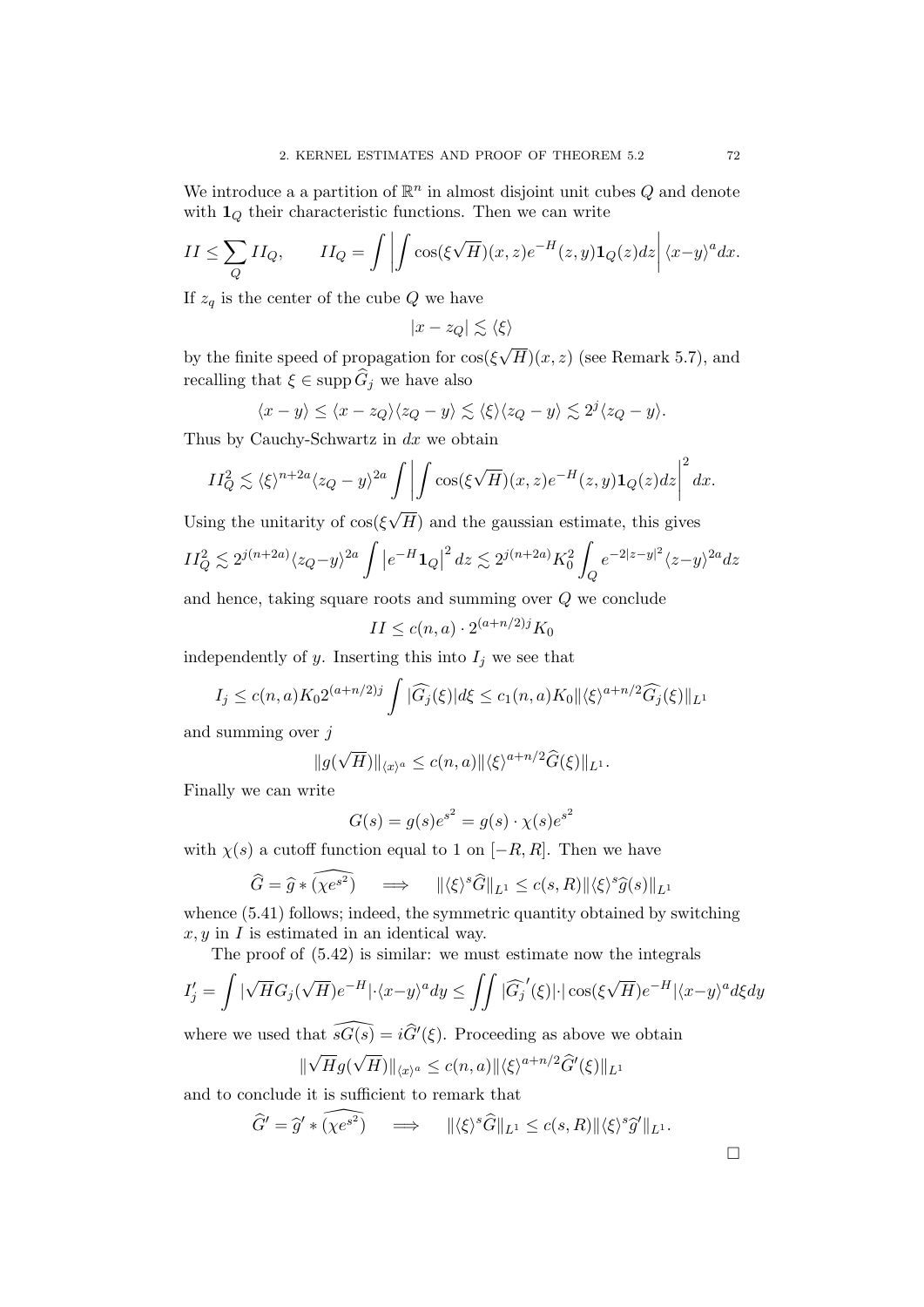We introduce a a partition of $\mathbb{R}^n$ in almost disjoint unit cubes $Q$ and denote with $\mathbf{1}_Q$ their characteristic functions. Then we can write

$$II \leq \sum_Q II_Q, \qquad II_Q = \int \left| \int \cos(\xi\sqrt{H})(x,z) e^{-H}(z,y)\mathbf{1}_Q(z)dz \right| \langle x-y\rangle^a dx.$$

If $z_q$ is the center of the cube $Q$ we have

$$|x - z_Q| \lesssim \langle \xi \rangle$$

by the finite speed of propagation for $\cos(\xi\sqrt{H})(x,z)$ (see Remark 5.7), and recalling that $\xi \in \operatorname{supp} \widehat{G}_j$ we have also

$$\langle x-y\rangle \leq \langle x - z_Q\rangle \langle z_Q - y\rangle \lesssim \langle \xi \rangle \langle z_Q - y \rangle \lesssim 2^j \langle z_Q - y\rangle.$$

Thus by Cauchy-Schwartz in $dx$ we obtain

$$II_Q^2 \lesssim \langle \xi \rangle^{n+2a} \langle z_Q - y\rangle^{2a} \int \left| \int \cos(\xi\sqrt{H})(x,z) e^{-H}(z,y)\mathbf{1}_Q(z)dz \right|^2 dx.$$

Using the unitarity of $\cos(\xi\sqrt{H})$ and the gaussian estimate, this gives

$$II_Q^2 \lesssim 2^{j(n+2a)} \langle z_Q - y\rangle^{2a} \int \left| e^{-H}\mathbf{1}_Q \right|^2 dz \lesssim 2^{j(n+2a)} K_0^2 \int_Q e^{-2|z-y|^2} \langle z-y\rangle^{2a} dz$$

and hence, taking square roots and summing over $Q$ we conclude

$$II \leq c(n,a) \cdot 2^{(a+n/2)j} K_0$$

independently of $y$. Inserting this into $I_j$ we see that

$$I_j \leq c(n,a) K_0 2^{(a+n/2)j} \int |\widehat{G_j}(\xi)| d\xi \leq c_1(n,a) K_0 \| \langle \xi \rangle^{a+n/2} \widehat{G_j}(\xi) \|_{L^1}$$

and summing over $j$

$$\|g(\sqrt{H})\|_{\langle x \rangle^a} \leq c(n,a) \|\langle \xi \rangle^{a+n/2} \widehat{G}(\xi)\|_{L^1}.$$

Finally we can write

$$G(s) = g(s)e^{s^2} = g(s) \cdot \chi(s) e^{s^2}$$

with $\chi(s)$ a cutoff function equal to 1 on $[-R, R]$. Then we have

$$\widehat{G} = \widehat{g} * \widehat{(\chi e^{s^2})} \quad \Longrightarrow \quad \|\langle \xi \rangle^s \widehat{G}\|_{L^1} \leq c(s,R) \|\langle \xi \rangle^s \widehat{g}(s)\|_{L^1}$$

whence (5.41) follows; indeed, the symmetric quantity obtained by switching $x, y$ in $I$ is estimated in an identical way.

The proof of (5.42) is similar: we must estimate now the integrals

$$I_j' = \int |\sqrt{H} G_j(\sqrt{H}) e^{-H}| \cdot \langle x-y\rangle^a dy \leq \iint |\widehat{G_j}'(\xi)| \cdot |\cos(\xi\sqrt{H}) e^{-H}| \langle x-y\rangle^a d\xi dy$$

where we used that $\widehat{sG(s)} = i\widehat{G}'(\xi)$. Proceeding as above we obtain

$$\|\sqrt{H} g(\sqrt{H})\|_{\langle x\rangle^a} \leq c(n,a) \|\langle \xi \rangle^{a+n/2} \widehat{G}'(\xi)\|_{L^1}$$

and to conclude it is sufficient to remark that

$$\widehat{G}' = \widehat{g}' * \widehat{(\chi e^{s^2})} \quad \Longrightarrow \quad \|\langle \xi \rangle^s \widehat{G}\|_{L^1} \leq c(s,R) \|\langle \xi \rangle^s \widehat{g}'\|_{L^1}.$$

$\square$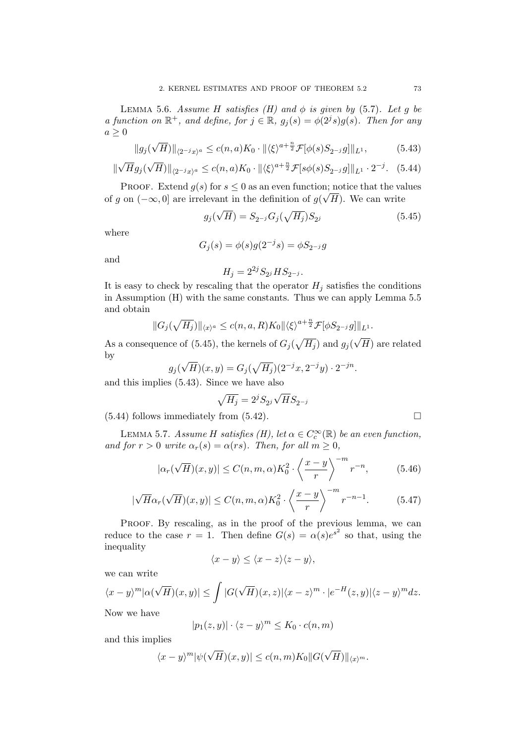LEMMA 5.6. *Assume $H$ satisfies (H) and $\phi$ is given by (5.7). Let $g$ be a function on $\mathbb{R}^+$, and define, for $j \in \mathbb{R}$, $g_j(s) = \phi(2^j s) g(s)$. Then for any $a \geq 0$*

$$\|g_j(\sqrt{H})\|_{\langle 2^{-j}x\rangle^a} \leq c(n,a)K_0 \cdot \|\langle \xi \rangle^{a+\frac{n}{2}} \mathcal{F}[\phi(s) S_{2^{-j}} g]\|_{L^1}, \tag{5.43}$$

$$\|\sqrt{H} g_j(\sqrt{H})\|_{\langle 2^{-j}x\rangle^a} \leq c(n,a)K_0 \cdot \|\langle \xi \rangle^{a+\frac{n}{2}} \mathcal{F}[s\phi(s) S_{2^{-j}} g]\|_{L^1} \cdot 2^{-j}. \tag{5.44}$$

PROOF. Extend $g(s)$ for $s \leq 0$ as an even function; notice that the values of $g$ on $(-\infty, 0]$ are irrelevant in the definition of $g(\sqrt{H})$. We can write

$$g_j(\sqrt{H}) = S_{2^{-j}} G_j(\sqrt{H_j}) S_{2^j} \tag{5.45}$$

where

$$G_j(s) = \phi(s) g(2^{-j}s) = \phi S_{2^{-j}} g$$

and

$$H_j = 2^{2j} S_{2^j} H S_{2^{-j}}.$$

It is easy to check by rescaling that the operator $H_j$ satisfies the conditions in Assumption (H) with the same constants. Thus we can apply Lemma 5.5 and obtain

$$\|G_j(\sqrt{H_j})\|_{\langle x\rangle^a} \leq c(n,a,R)K_0 \|\langle \xi \rangle^{a+\frac{n}{2}} \mathcal{F}[\phi S_{2^{-j}} g]\|_{L^1}.$$

As a consequence of (5.45), the kernels of $G_j(\sqrt{H_j})$ and $g_j(\sqrt{H})$ are related by

$$g_j(\sqrt{H})(x,y) = G_j(\sqrt{H_j})(2^{-j}x, 2^{-j}y) \cdot 2^{-jn}.$$

and this implies (5.43). Since we have also

$$\sqrt{H_j} = 2^j S_{2^j} \sqrt{H} S_{2^{-j}}$$

(5.44) follows immediately from (5.42). $\square$

LEMMA 5.7. *Assume $H$ satisfies (H), let $\alpha \in C_c^\infty(\mathbb{R})$ be an even function, and for $r > 0$ write $\alpha_r(s) = \alpha(rs)$. Then, for all $m \geq 0$,*

$$|\alpha_r(\sqrt{H})(x,y)| \leq C(n,m,\alpha)K_0^2 \cdot \left\langle \frac{x-y}{r} \right\rangle^{-m} r^{-n}, \tag{5.46}$$

$$|\sqrt{H}\alpha_r(\sqrt{H})(x,y)| \leq C(n,m,\alpha)K_0^2 \cdot \left\langle \frac{x-y}{r} \right\rangle^{-m} r^{-n-1}. \tag{5.47}$$

PROOF. By rescaling, as in the proof of the previous lemma, we can reduce to the case $r = 1$. Then define $G(s) = \alpha(s)e^{s^2}$ so that, using the inequality

$$\langle x-y\rangle \leq \langle x-z\rangle \langle z-y\rangle,$$

we can write

$$\langle x-y\rangle^m |\alpha(\sqrt{H})(x,y)| \leq \int |G(\sqrt{H})(x,z)| \langle x-z\rangle^m \cdot |e^{-H}(z,y)| \langle z-y\rangle^m dz.$$

Now we have

$$|p_1(z,y)| \cdot \langle z-y\rangle^m \leq K_0 \cdot c(n,m)$$

and this implies

$$\langle x-y\rangle^m |\psi(\sqrt{H})(x,y)| \leq c(n,m)K_0 \|G(\sqrt{H})\|_{\langle x\rangle^m}.$$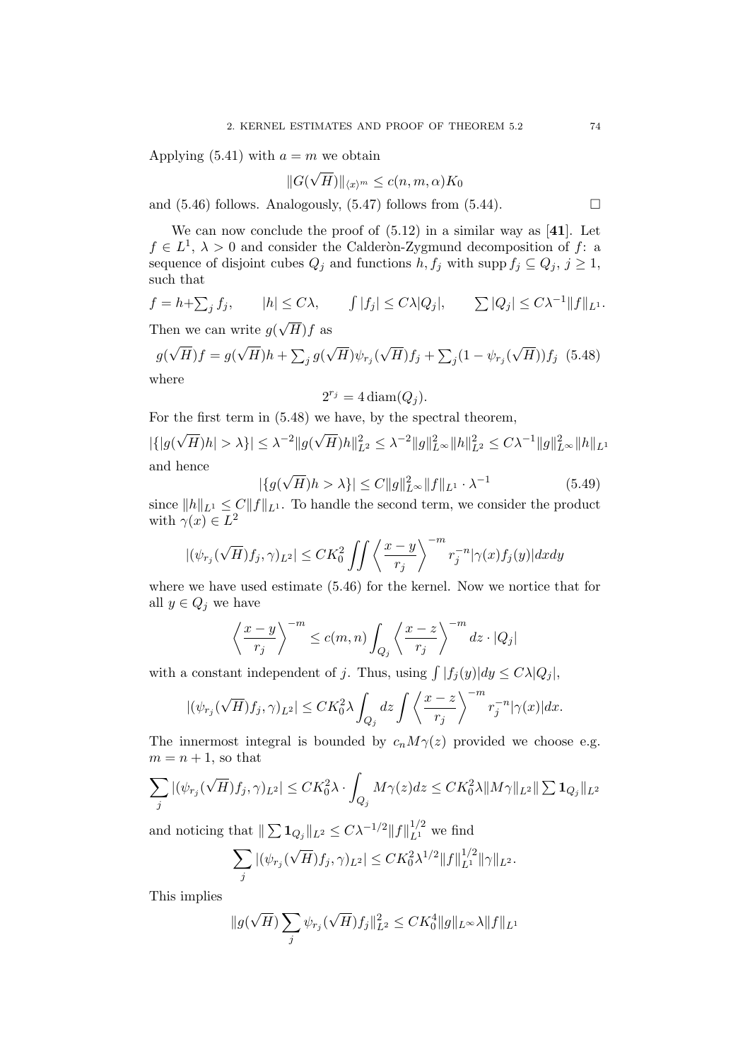Applying (5.41) with $a = m$ we obtain

$$\|G(\sqrt{H})\|_{\langle x\rangle^m} \leq c(n, m, \alpha) K_0$$

and (5.46) follows. Analogously, (5.47) follows from (5.44). $\square$

We can now conclude the proof of (5.12) in a similar way as [**41**]. Let $f \in L^1$, $\lambda > 0$ and consider the Calderòn-Zygmund decomposition of $f$: a sequence of disjoint cubes $Q_j$ and functions $h, f_j$ with $\operatorname{supp} f_j \subseteq Q_j$, $j \geq 1$, such that

$$f = h + \sum_j f_j, \qquad |h| \leq C\lambda, \qquad \int |f_j| \leq C\lambda |Q_j|, \qquad \sum |Q_j| \leq C\lambda^{-1}\|f\|_{L^1}.$$

Then we can write $g(\sqrt{H})f$ as

$$g(\sqrt{H})f = g(\sqrt{H})h + \sum_j g(\sqrt{H})\psi_{r_j}(\sqrt{H})f_j + \sum_j (1 - \psi_{r_j}(\sqrt{H}))f_j \quad (5.48)$$

where

$$2^{r_j} = 4\,\mathrm{diam}(Q_j).$$

For the first term in (5.48) we have, by the spectral theorem,

$$|\{|g(\sqrt{H})h| > \lambda\}| \leq \lambda^{-2}\|g(\sqrt{H})h\|_{L^2}^2 \leq \lambda^{-2}\|g\|_{L^\infty}^2 \|h\|_{L^2}^2 \leq C\lambda^{-1}\|g\|_{L^\infty}^2 \|h\|_{L^1}$$

and hence

$$|\{g(\sqrt{H})h > \lambda\}| \leq C\|g\|_{L^\infty}^2 \|f\|_{L^1} \cdot \lambda^{-1} \quad (5.49)$$

since $\|h\|_{L^1} \leq C\|f\|_{L^1}$. To handle the second term, we consider the product with $\gamma(x) \in L^2$

$$|(\psi_{r_j}(\sqrt{H})f_j, \gamma)_{L^2}| \leq CK_0^2 \iint \left\langle \frac{x-y}{r_j} \right\rangle^{-m} r_j^{-n} |\gamma(x) f_j(y)| dx dy$$

where we have used estimate (5.46) for the kernel. Now we nortice that for all $y \in Q_j$ we have

$$\left\langle \frac{x-y}{r_j} \right\rangle^{-m} \leq c(m, n) \int_{Q_j} \left\langle \frac{x-z}{r_j} \right\rangle^{-m} dz \cdot |Q_j|$$

with a constant independent of $j$. Thus, using $\int |f_j(y)| dy \leq C\lambda |Q_j|$,

$$|(\psi_{r_j}(\sqrt{H})f_j, \gamma)_{L^2}| \leq CK_0^2 \lambda \int_{Q_j} dz \int \left\langle \frac{x-z}{r_j} \right\rangle^{-m} r_j^{-n} |\gamma(x)| dx.$$

The innermost integral is bounded by $c_n M\gamma(z)$ provided we choose e.g. $m = n + 1$, so that

$$\sum_j |(\psi_{r_j}(\sqrt{H})f_j, \gamma)_{L^2}| \leq CK_0^2 \lambda \cdot \int_{Q_j} M\gamma(z) dz \leq CK_0^2 \lambda \|M\gamma\|_{L^2} \|\sum \mathbf{1}_{Q_j}\|_{L^2}$$

and noticing that $\|\sum \mathbf{1}_{Q_j}\|_{L^2} \leq C\lambda^{-1/2}\|f\|_{L^1}^{1/2}$ we find

$$\sum_j |(\psi_{r_j}(\sqrt{H})f_j, \gamma)_{L^2}| \leq CK_0^2 \lambda^{1/2} \|f\|_{L^1}^{1/2} \|\gamma\|_{L^2}.$$

This implies

$$\|g(\sqrt{H}) \sum_j \psi_{r_j}(\sqrt{H}) f_j\|_{L^2}^2 \leq CK_0^4 \|g\|_{L^\infty} \lambda \|f\|_{L^1}$$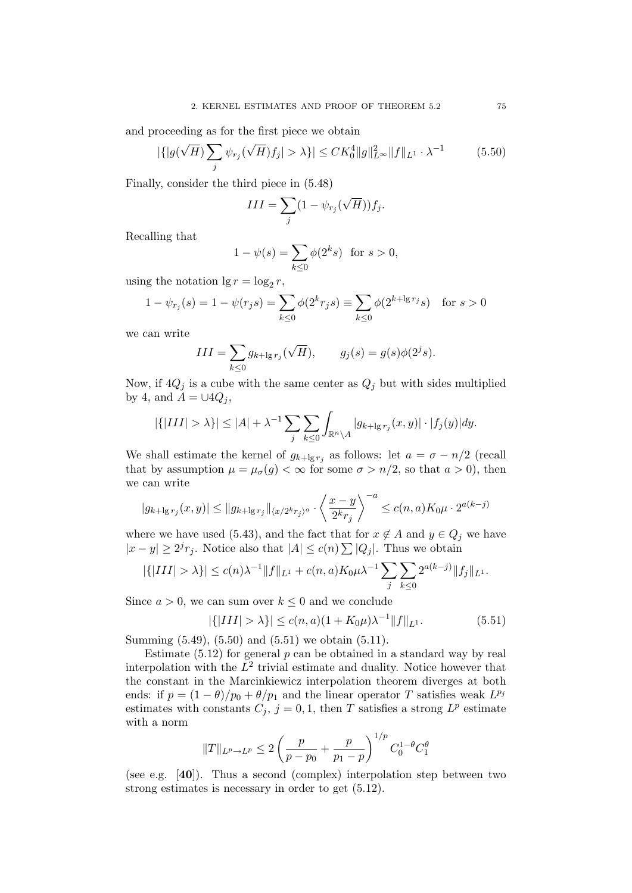and proceeding as for the first piece we obtain

$$|\{|g(\sqrt{H})\sum_j \psi_{r_j}(\sqrt{H})f_j| > \lambda\}| \leq CK_0^4\|g\|_{L^\infty}^2\|f\|_{L^1}\cdot\lambda^{-1} \tag{5.50}$$

Finally, consider the third piece in (5.48)

$$III = \sum_j (1-\psi_{r_j}(\sqrt{H}))f_j.$$

Recalling that

$$1-\psi(s) = \sum_{k\leq 0}\phi(2^k s) \quad \text{for } s>0,$$

using the notation $\lg r = \log_2 r$,

$$1-\psi_{r_j}(s) = 1-\psi(r_j s) = \sum_{k\leq 0}\phi(2^k r_j s) \equiv \sum_{k\leq 0}\phi(2^{k+\lg r_j}s) \quad \text{for } s>0$$

we can write

$$III = \sum_{k\leq 0} g_{k+\lg r_j}(\sqrt{H}), \qquad g_j(s) = g(s)\phi(2^j s).$$

Now, if $4Q_j$ is a cube with the same center as $Q_j$ but with sides multiplied by 4, and $A = \cup 4Q_j$,

$$|\{|III|>\lambda\}| \leq |A| + \lambda^{-1}\sum_j\sum_{k\leq 0}\int_{\mathbb{R}^n\setminus A}|g_{k+\lg r_j}(x,y)|\cdot|f_j(y)|dy.$$

We shall estimate the kernel of $g_{k+\lg r_j}$ as follows: let $a = \sigma - n/2$ (recall that by assumption $\mu = \mu_\sigma(g) < \infty$ for some $\sigma > n/2$, so that $a>0$), then we can write

$$|g_{k+\lg r_j}(x,y)| \leq \|g_{k+\lg r_j}\|_{\langle x/2^k r_j\rangle^a}\cdot\left\langle\frac{x-y}{2^k r_j}\right\rangle^{-a} \leq c(n,a)K_0\mu\cdot 2^{a(k-j)}$$

where we have used (5.43), and the fact that for $x\notin A$ and $y\in Q_j$ we have $|x-y|\geq 2^j r_j$. Notice also that $|A|\leq c(n)\sum|Q_j|$. Thus we obtain

$$|\{|III|>\lambda\}| \leq c(n)\lambda^{-1}\|f\|_{L^1} + c(n,a)K_0\mu\lambda^{-1}\sum_j\sum_{k\leq 0}2^{a(k-j)}\|f_j\|_{L^1}.$$

Since $a>0$, we can sum over $k\leq 0$ and we conclude

$$|\{|III|>\lambda\}| \leq c(n,a)(1+K_0\mu)\lambda^{-1}\|f\|_{L^1}. \tag{5.51}$$

Summing (5.49), (5.50) and (5.51) we obtain (5.11).

Estimate (5.12) for general $p$ can be obtained in a standard way by real interpolation with the $L^2$ trivial estimate and duality. Notice however that the constant in the Marcinkiewicz interpolation theorem diverges at both ends: if $p = (1-\theta)/p_0 + \theta/p_1$ and the linear operator $T$ satisfies weak $L^{p_j}$ estimates with constants $C_j$, $j=0,1$, then $T$ satisfies a strong $L^p$ estimate with a norm

$$\|T\|_{L^p\to L^p} \leq 2\left(\frac{p}{p-p_0}+\frac{p}{p_1-p}\right)^{1/p}C_0^{1-\theta}C_1^\theta$$

(see e.g. [**40**]). Thus a second (complex) interpolation step between two strong estimates is necessary in order to get (5.12).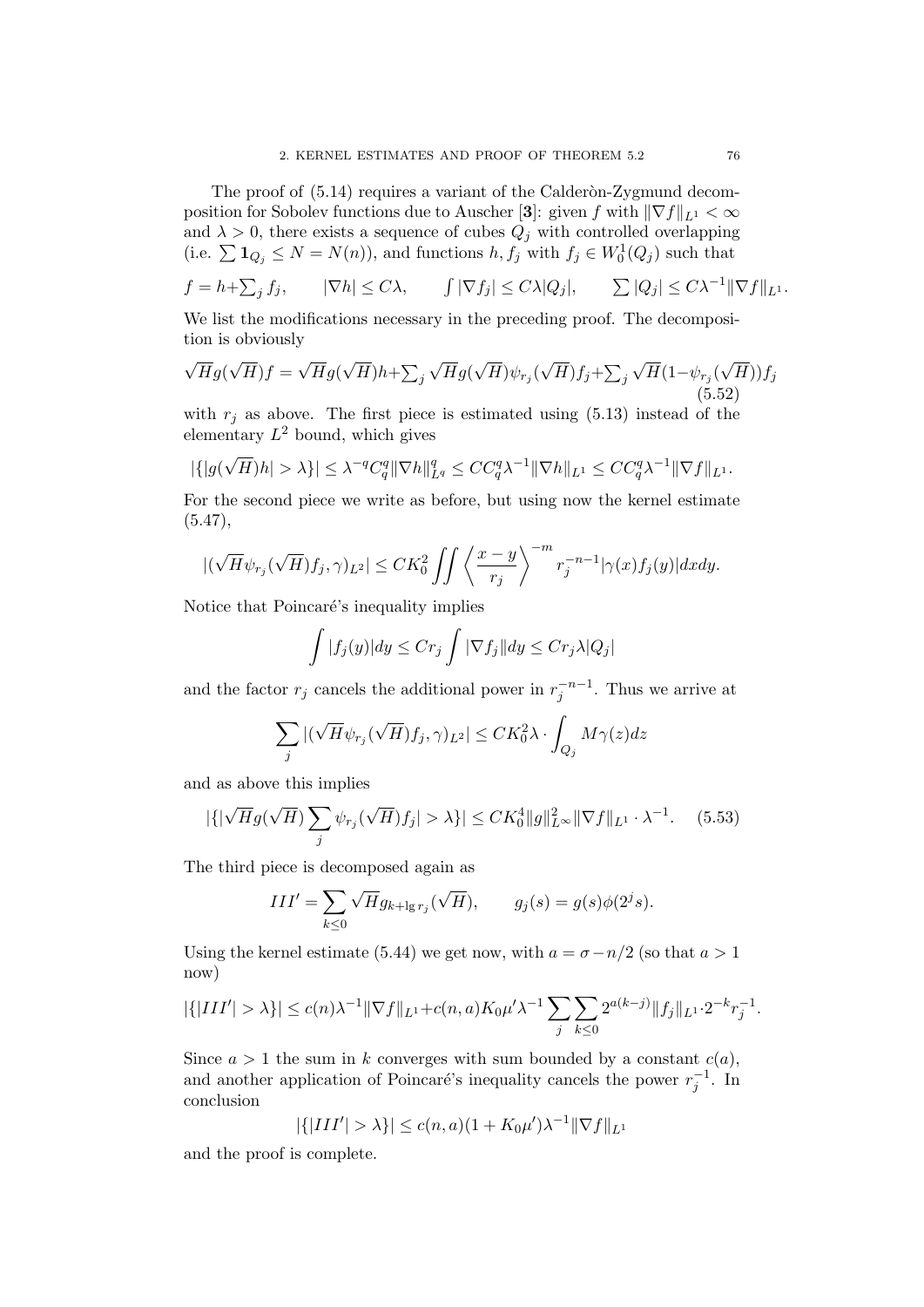The proof of (5.14) requires a variant of the Calderòn-Zygmund decomposition for Sobolev functions due to Auscher [**3**]: given $f$ with $\|\nabla f\|_{L^1} < \infty$ and $\lambda > 0$, there exists a sequence of cubes $Q_j$ with controlled overlapping (i.e. $\sum \mathbf{1}_{Q_j} \leq N = N(n)$), and functions $h, f_j$ with $f_j \in W^1_0(Q_j)$ such that

$$f = h + \sum_j f_j, \qquad |\nabla h| \leq C\lambda, \qquad \int |\nabla f_j| \leq C\lambda |Q_j|, \qquad \sum |Q_j| \leq C\lambda^{-1}\|\nabla f\|_{L^1}.$$

We list the modifications necessary in the preceding proof. The decomposition is obviously

$$\sqrt{H} g(\sqrt{H}) f = \sqrt{H} g(\sqrt{H}) h + \sum_j \sqrt{H} g(\sqrt{H}) \psi_{r_j}(\sqrt{H}) f_j + \sum_j \sqrt{H}(1 - \psi_{r_j}(\sqrt{H})) f_j \tag{5.52}$$

with $r_j$ as above. The first piece is estimated using (5.13) instead of the elementary $L^2$ bound, which gives

$$|\{|g(\sqrt{H})h| > \lambda\}| \leq \lambda^{-q} C_q^q \|\nabla h\|^q_{L^q} \leq C C_q^q \lambda^{-1} \|\nabla h\|_{L^1} \leq C C_q^q \lambda^{-1} \|\nabla f\|_{L^1}.$$

For the second piece we write as before, but using now the kernel estimate (5.47),

$$|(\sqrt{H} \psi_{r_j}(\sqrt{H}) f_j, \gamma)_{L^2}| \leq C K_0^2 \iint \left\langle \frac{x-y}{r_j} \right\rangle^{-m} r_j^{-n-1} |\gamma(x) f_j(y)| dx dy.$$

Notice that Poincaré's inequality implies

$$\int |f_j(y)| dy \leq C r_j \int |\nabla f_j\| dy \leq C r_j \lambda |Q_j|$$

and the factor $r_j$ cancels the additional power in $r_j^{-n-1}$. Thus we arrive at

$$\sum_j |(\sqrt{H} \psi_{r_j}(\sqrt{H}) f_j, \gamma)_{L^2}| \leq C K_0^2 \lambda \cdot \int_{Q_j} M\gamma(z) dz$$

and as above this implies

$$|\{|\sqrt{H} g(\sqrt{H}) \sum_j \psi_{r_j}(\sqrt{H}) f_j| > \lambda\}| \leq C K_0^4 \|g\|^2_{L^\infty} \|\nabla f\|_{L^1} \cdot \lambda^{-1}. \tag{5.53}$$

The third piece is decomposed again as

$$III' = \sum_{k \leq 0} \sqrt{H} g_{k + \lg r_j}(\sqrt{H}), \qquad g_j(s) = g(s)\phi(2^j s).$$

Using the kernel estimate (5.44) we get now, with $a = \sigma - n/2$ (so that $a > 1$ now)

$$|\{|III'| > \lambda\}| \leq c(n)\lambda^{-1}\|\nabla f\|_{L^1} + c(n,a) K_0 \mu' \lambda^{-1} \sum_j \sum_{k \leq 0} 2^{a(k-j)} \|f_j\|_{L^1} \cdot 2^{-k} r_j^{-1}.$$

Since $a > 1$ the sum in $k$ converges with sum bounded by a constant $c(a)$, and another application of Poincaré's inequality cancels the power $r_j^{-1}$. In conclusion

$$|\{|III'| > \lambda\}| \leq c(n,a)(1 + K_0 \mu')\lambda^{-1}\|\nabla f\|_{L^1}$$

and the proof is complete.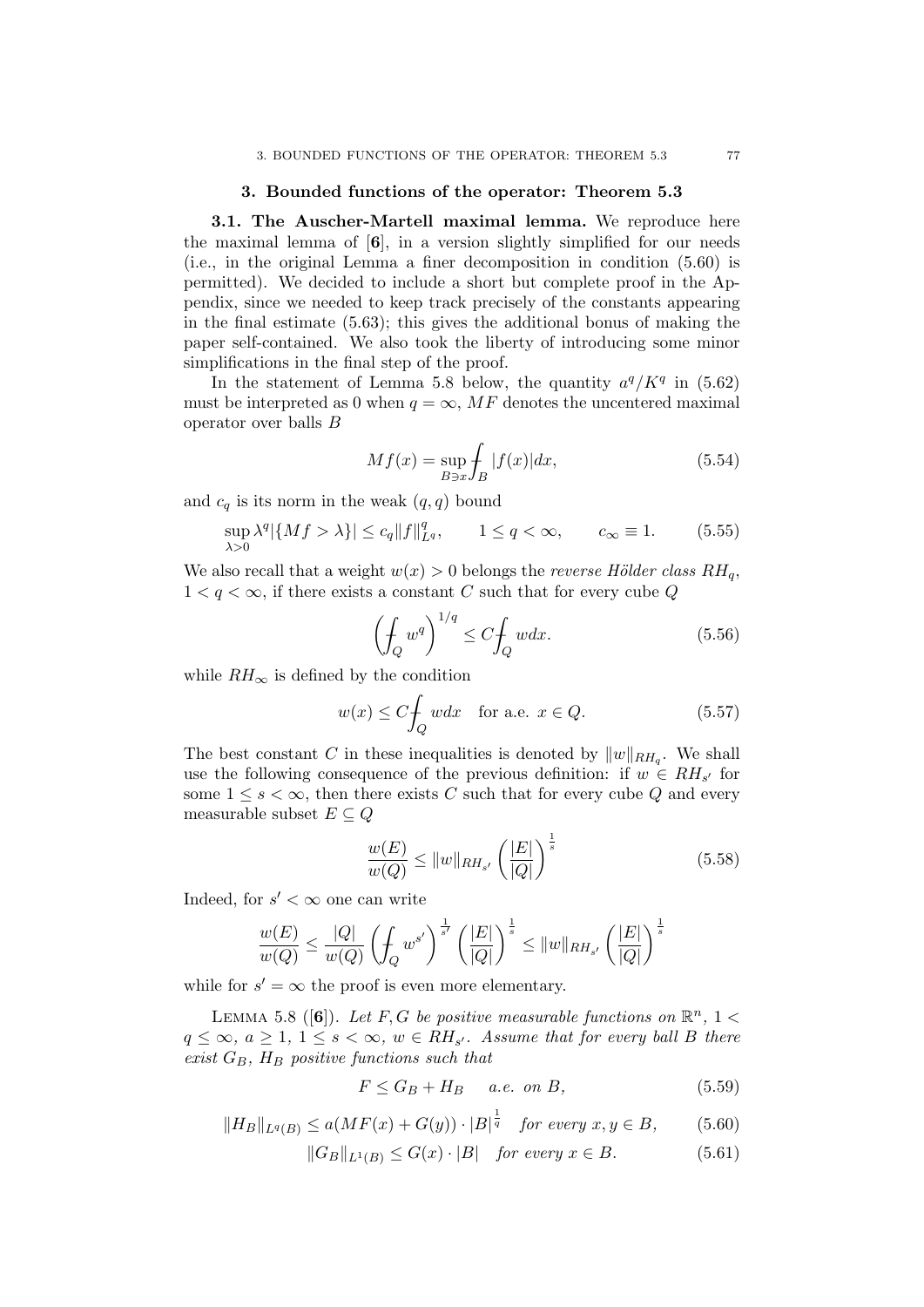## 3. Bounded functions of the operator: Theorem 5.3

**3.1. The Auscher-Martell maximal lemma.** We reproduce here the maximal lemma of [**6**], in a version slightly simplified for our needs (i.e., in the original Lemma a finer decomposition in condition (5.60) is permitted). We decided to include a short but complete proof in the Appendix, since we needed to keep track precisely of the constants appearing in the final estimate (5.63); this gives the additional bonus of making the paper self-contained. We also took the liberty of introducing some minor simplifications in the final step of the proof.

In the statement of Lemma 5.8 below, the quantity $a^q/K^q$ in (5.62) must be interpreted as 0 when $q = \infty$, $MF$ denotes the uncentered maximal operator over balls $B$

$$Mf(x) = \sup_{B \ni x} \fint_B |f(x)| dx, \tag{5.54}$$

and $c_q$ is its norm in the weak $(q, q)$ bound

$$\sup_{\lambda > 0} \lambda^q |\{Mf > \lambda\}| \leq c_q \|f\|_{L^q}^q, \qquad 1 \leq q < \infty, \qquad c_\infty \equiv 1. \tag{5.55}$$

We also recall that a weight $w(x) > 0$ belongs the *reverse Hölder class $RH_q$*, $1 < q < \infty$, if there exists a constant $C$ such that for every cube $Q$

$$\left( \fint_Q w^q \right)^{1/q} \leq C \fint_Q w dx. \tag{5.56}$$

while $RH_\infty$ is defined by the condition

$$w(x) \leq C \fint_Q w dx \quad \text{for a.e. } x \in Q. \tag{5.57}$$

The best constant $C$ in these inequalities is denoted by $\|w\|_{RH_q}$. We shall use the following consequence of the previous definition: if $w \in RH_{s'}$ for some $1 \leq s < \infty$, then there exists $C$ such that for every cube $Q$ and every measurable subset $E \subseteq Q$

$$\frac{w(E)}{w(Q)} \leq \|w\|_{RH_{s'}} \left( \frac{|E|}{|Q|} \right)^{\frac{1}{s}} \tag{5.58}$$

Indeed, for $s' < \infty$ one can write

$$\frac{w(E)}{w(Q)} \leq \frac{|Q|}{w(Q)} \left( \fint_Q w^{s'} \right)^{\frac{1}{s'}} \left( \frac{|E|}{|Q|} \right)^{\frac{1}{s}} \leq \|w\|_{RH_{s'}} \left( \frac{|E|}{|Q|} \right)^{\frac{1}{s}}$$

while for $s' = \infty$ the proof is even more elementary.

Lemma 5.8 ([**6**]). *Let $F, G$ be positive measurable functions on $\mathbb{R}^n$, $1 < q \leq \infty$, $a \geq 1$, $1 \leq s < \infty$, $w \in RH_{s'}$. Assume that for every ball $B$ there exist $G_B$, $H_B$ positive functions such that*

$$F \leq G_B + H_B \quad \text{a.e. on } B, \tag{5.59}$$

$$\|H_B\|_{L^q(B)} \leq a(MF(x) + G(y)) \cdot |B|^{\frac{1}{q}} \quad \text{for every } x, y \in B, \tag{5.60}$$

$$\|G_B\|_{L^1(B)} \leq G(x) \cdot |B| \quad \text{for every } x \in B. \tag{5.61}$$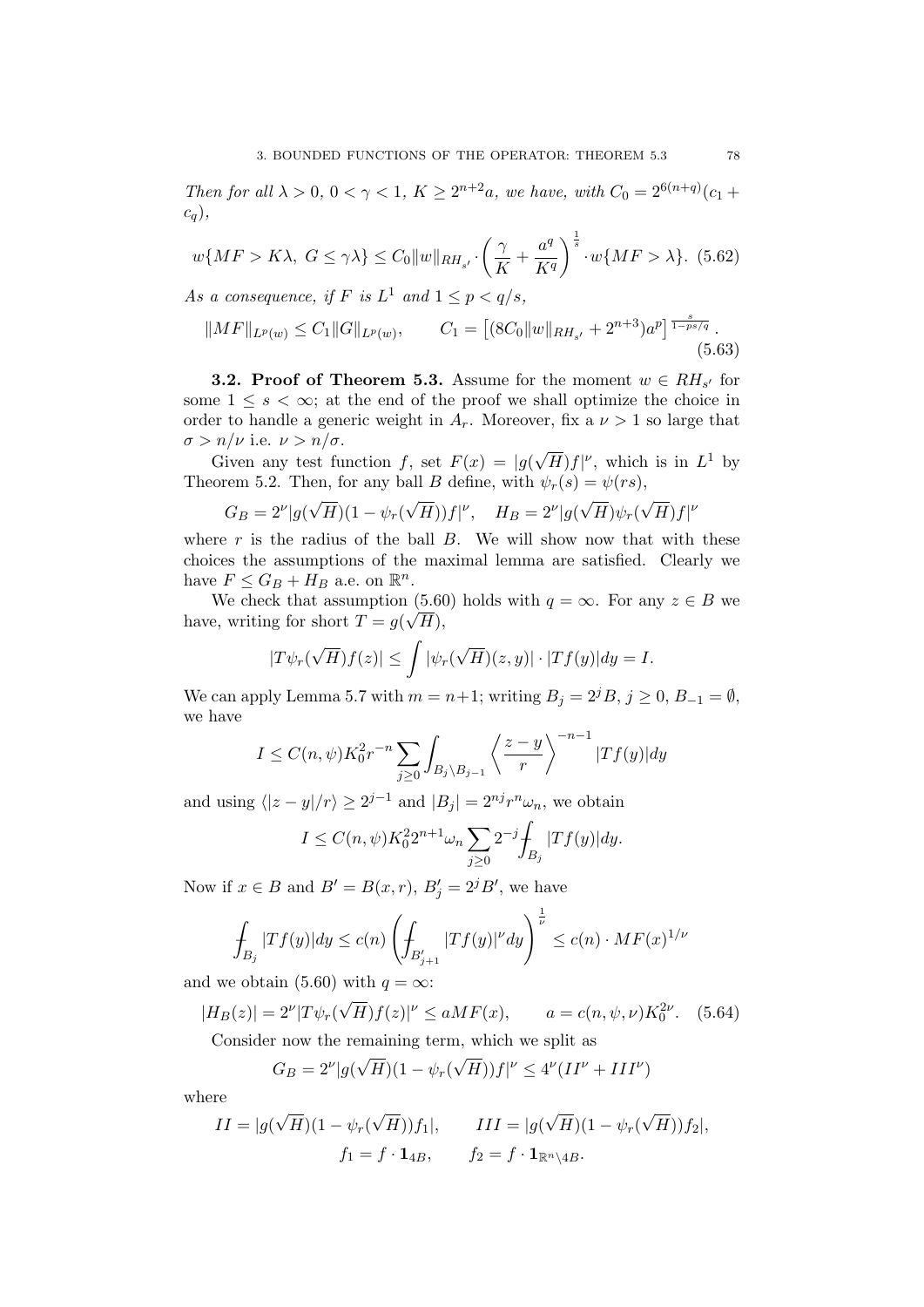*Then for all $\lambda > 0$, $0 < \gamma < 1$, $K \geq 2^{n+2}a$, we have, with $C_0 = 2^{6(n+q)}(c_1 + c_q)$,*

$$w\{MF > K\lambda,\ G \leq \gamma\lambda\} \leq C_0 \|w\|_{RH_{s'}} \cdot \left(\frac{\gamma}{K} + \frac{a^q}{K^q}\right)^{\frac{1}{s}} \cdot w\{MF > \lambda\}. \quad (5.62)$$

*As a consequence, if $F$ is $L^1$ and $1 \leq p < q/s$,*

$$\|MF\|_{L^p(w)} \leq C_1 \|G\|_{L^p(w)}, \qquad C_1 = \left[(8C_0\|w\|_{RH_{s'}} + 2^{n+3})a^p\right]^{\frac{s}{1-ps/q}}. \quad (5.63)$$

**3.2. Proof of Theorem 5.3.** Assume for the moment $w \in RH_{s'}$ for some $1 \leq s < \infty$; at the end of the proof we shall optimize the choice in order to handle a generic weight in $A_r$. Moreover, fix a $\nu > 1$ so large that $\sigma > n/\nu$ i.e. $\nu > n/\sigma$.

Given any test function $f$, set $F(x) = |g(\sqrt{H})f|^\nu$, which is in $L^1$ by Theorem 5.2. Then, for any ball $B$ define, with $\psi_r(s) = \psi(rs)$,

$$G_B = 2^\nu |g(\sqrt{H})(1 - \psi_r(\sqrt{H}))f|^\nu, \quad H_B = 2^\nu |g(\sqrt{H})\psi_r(\sqrt{H})f|^\nu$$

where $r$ is the radius of the ball $B$. We will show now that with these choices the assumptions of the maximal lemma are satisfied. Clearly we have $F \leq G_B + H_B$ a.e. on $\mathbb{R}^n$.

We check that assumption (5.60) holds with $q = \infty$. For any $z \in B$ we have, writing for short $T = g(\sqrt{H})$,

$$|T\psi_r(\sqrt{H})f(z)| \leq \int |\psi_r(\sqrt{H})(z, y)| \cdot |Tf(y)| dy = I.$$

We can apply Lemma 5.7 with $m = n+1$; writing $B_j = 2^j B$, $j \geq 0$, $B_{-1} = \emptyset$, we have

$$I \leq C(n, \psi) K_0^2 r^{-n} \sum_{j \geq 0} \int_{B_j \setminus B_{j-1}} \left\langle \frac{z - y}{r} \right\rangle^{-n-1} |Tf(y)| dy$$

and using $\langle |z - y|/r \rangle \geq 2^{j-1}$ and $|B_j| = 2^{nj} r^n \omega_n$, we obtain

$$I \leq C(n, \psi) K_0^2 2^{n+1} \omega_n \sum_{j \geq 0} 2^{-j} \fint_{B_j} |Tf(y)| dy.$$

Now if $x \in B$ and $B' = B(x, r)$, $B'_j = 2^j B'$, we have

$$\fint_{B_j} |Tf(y)| dy \leq c(n) \left( \fint_{B'_{j+1}} |Tf(y)|^\nu dy \right)^{\frac{1}{\nu}} \leq c(n) \cdot MF(x)^{1/\nu}$$

and we obtain (5.60) with $q = \infty$:

$$|H_B(z)| = 2^\nu |T\psi_r(\sqrt{H})f(z)|^\nu \leq aMF(x), \qquad a = c(n, \psi, \nu) K_0^{2\nu}. \quad (5.64)$$

Consider now the remaining term, which we split as

$$G_B = 2^\nu |g(\sqrt{H})(1 - \psi_r(\sqrt{H}))f|^\nu \leq 4^\nu (II^\nu + III^\nu)$$

where

$$II = |g(\sqrt{H})(1 - \psi_r(\sqrt{H}))f_1|, \qquad III = |g(\sqrt{H})(1 - \psi_r(\sqrt{H}))f_2|,$$
$$f_1 = f \cdot \mathbf{1}_{4B}, \qquad f_2 = f \cdot \mathbf{1}_{\mathbb{R}^n \setminus 4B}.$$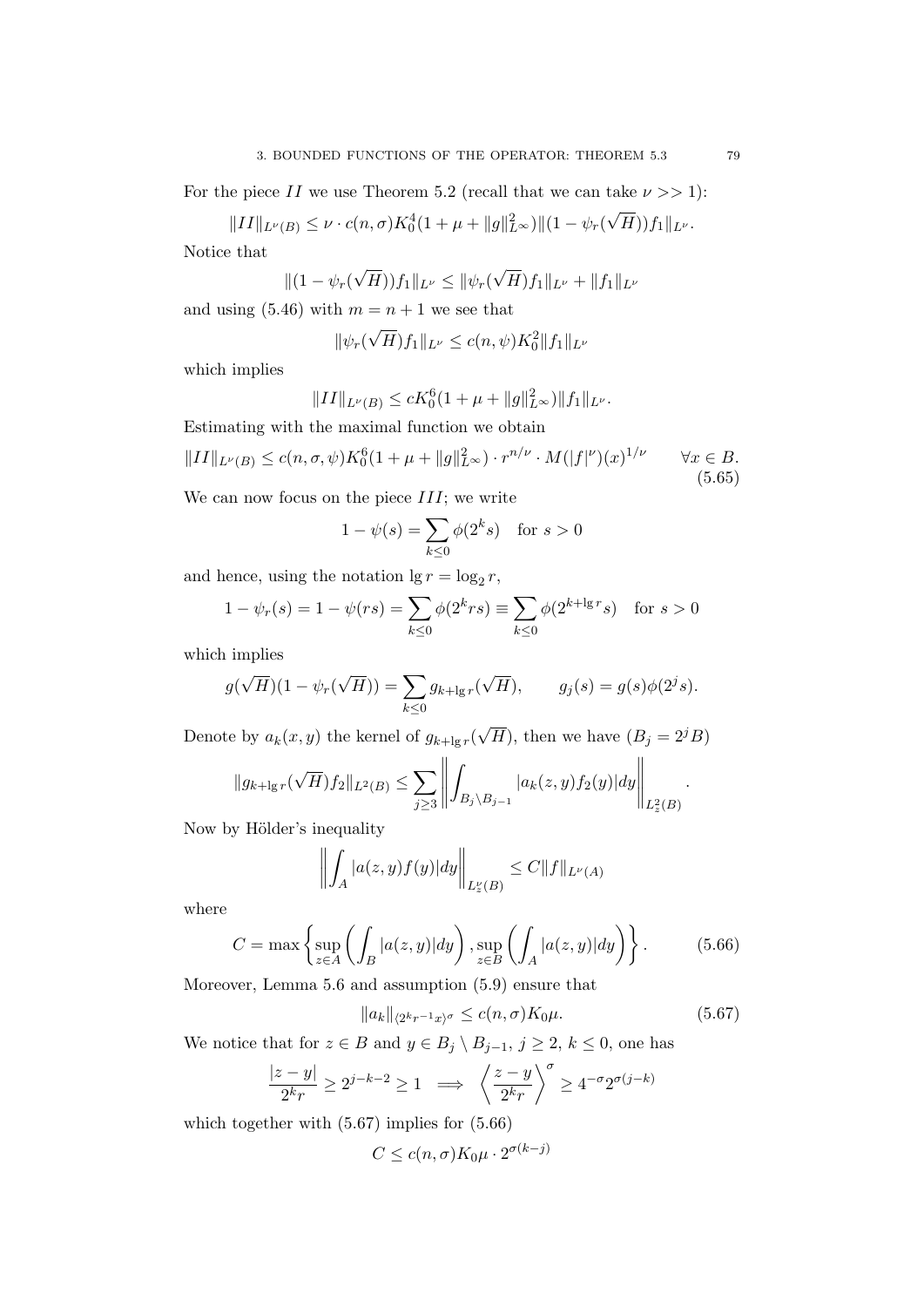For the piece $II$ we use Theorem 5.2 (recall that we can take $\nu >> 1$):

$$\|II\|_{L^\nu(B)} \leq \nu \cdot c(n,\sigma) K_0^4 (1+\mu+\|g\|^2_{L^\infty}) \|(1-\psi_r(\sqrt{H}))f_1\|_{L^\nu}.$$

Notice that

$$\|(1-\psi_r(\sqrt{H}))f_1\|_{L^\nu} \leq \|\psi_r(\sqrt{H})f_1\|_{L^\nu} + \|f_1\|_{L^\nu}$$

and using (5.46) with $m = n+1$ we see that

$$\|\psi_r(\sqrt{H})f_1\|_{L^\nu} \leq c(n,\psi) K_0^2 \|f_1\|_{L^\nu}$$

which implies

$$\|II\|_{L^\nu(B)} \leq c K_0^6 (1+\mu+\|g\|^2_{L^\infty}) \|f_1\|_{L^\nu}.$$

Estimating with the maximal function we obtain

$$\|II\|_{L^\nu(B)} \leq c(n,\sigma,\psi) K_0^6 (1+\mu+\|g\|^2_{L^\infty}) \cdot r^{n/\nu} \cdot M(|f|^\nu)(x)^{1/\nu} \qquad \forall x \in B. \tag{5.65}$$

We can now focus on the piece $III$; we write

$$1-\psi(s) = \sum_{k\leq 0} \phi(2^k s) \quad \text{for } s > 0$$

and hence, using the notation $\lg r = \log_2 r$,

$$1-\psi_r(s) = 1-\psi(rs) = \sum_{k \leq 0} \phi(2^k rs) \equiv \sum_{k\leq 0} \phi(2^{k+\lg r} s) \quad \text{for } s > 0$$

which implies

$$g(\sqrt{H})(1-\psi_r(\sqrt{H})) = \sum_{k\leq 0} g_{k+\lg r}(\sqrt{H}), \qquad g_j(s) = g(s)\phi(2^j s).$$

Denote by $a_k(x,y)$ the kernel of $g_{k+\lg r}(\sqrt{H})$, then we have ($B_j = 2^j B$)

$$\|g_{k+\lg r}(\sqrt{H})f_2\|_{L^2(B)} \leq \sum_{j\geq 3} \left\| \int_{B_j \setminus B_{j-1}} |a_k(z,y) f_2(y)| dy \right\|_{L^2_z(B)}.$$

Now by Hölder's inequality

$$\left\| \int_A |a(z,y) f(y)| dy \right\|_{L^\nu_z(B)} \leq C \|f\|_{L^\nu(A)}$$

where

$$C = \max \left\{ \sup_{z\in A} \left( \int_B |a(z,y)| dy \right), \sup_{z \in B} \left( \int_A |a(z,y)| dy \right) \right\}. \tag{5.66}$$

Moreover, Lemma 5.6 and assumption (5.9) ensure that

$$\|a_k\|_{\langle 2^k r^{-1} x\rangle^\sigma} \leq c(n,\sigma) K_0 \mu. \tag{5.67}$$

We notice that for $z \in B$ and $y \in B_j \setminus B_{j-1}$, $j \geq 2$, $k \leq 0$, one has

$$\frac{|z-y|}{2^k r} \geq 2^{j-k-2} \geq 1 \implies \left\langle \frac{z-y}{2^k r} \right\rangle^\sigma \geq 4^{-\sigma} 2^{\sigma(j-k)}$$

which together with (5.67) implies for (5.66)

$$C \leq c(n,\sigma) K_0 \mu \cdot 2^{\sigma(k-j)}$$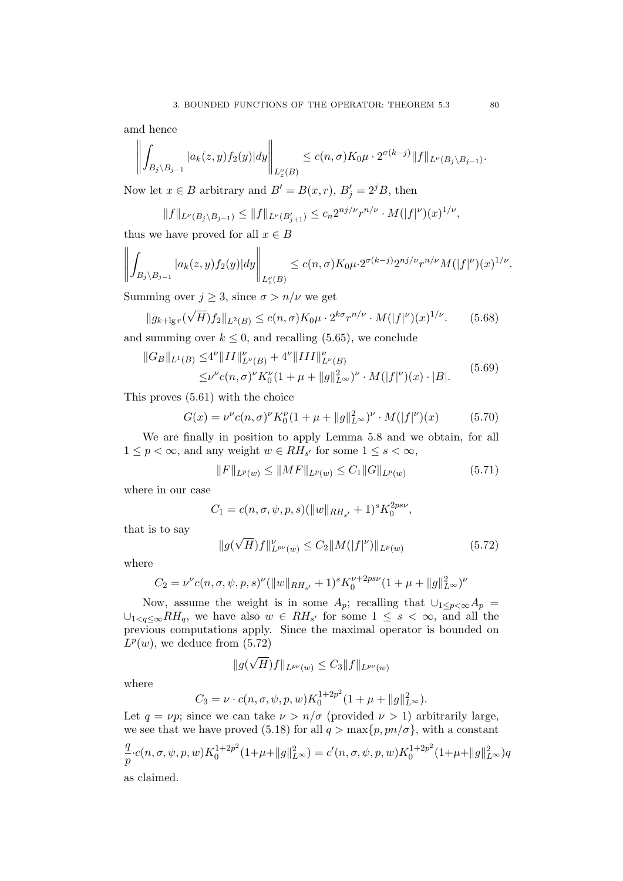amd hence

$$\left\| \int_{B_j \setminus B_{j-1}} |a_k(z,y) f_2(y)| dy \right\|_{L^\nu_z(B)} \leq c(n,\sigma) K_0 \mu \cdot 2^{\sigma(k-j)} \|f\|_{L^\nu(B_j \setminus B_{j-1})}.$$

Now let $x \in B$ arbitrary and $B' = B(x,r)$, $B'_j = 2^j B$, then

$$\|f\|_{L^\nu(B_j \setminus B_{j-1})} \leq \|f\|_{L^\nu(B'_{j+1})} \leq c_n 2^{nj/\nu} r^{n/\nu} \cdot M(|f|^\nu)(x)^{1/\nu},$$

thus we have proved for all $x \in B$

$$\left\| \int_{B_j \setminus B_{j-1}} |a_k(z,y) f_2(y)| dy \right\|_{L^\nu_z(B)} \leq c(n,\sigma) K_0 \mu \cdot 2^{\sigma(k-j)} 2^{nj/\nu} r^{n/\nu} M(|f|^\nu)(x)^{1/\nu}.$$

Summing over $j \geq 3$, since $\sigma > n/\nu$ we get

$$\|g_{k+\lg r}(\sqrt{H}) f_2\|_{L^2(B)} \leq c(n,\sigma) K_0 \mu \cdot 2^{k\sigma} r^{n/\nu} \cdot M(|f|^\nu)(x)^{1/\nu}. \tag{5.68}$$

and summing over $k \leq 0$, and recalling (5.65), we conclude

$$\begin{aligned} \|G_B\|_{L^1(B)} \leq & 4^\nu \|II\|^\nu_{L^\nu(B)} + 4^\nu \|III\|^\nu_{L^\nu(B)} \\ \leq & \nu^\nu c(n,\sigma)^\nu K_0^\nu (1 + \mu + \|g\|^2_{L^\infty})^\nu \cdot M(|f|^\nu)(x) \cdot |B|. \end{aligned} \tag{5.69}$$

This proves (5.61) with the choice

$$G(x) = \nu^\nu c(n,\sigma)^\nu K_0^\nu (1 + \mu + \|g\|^2_{L^\infty})^\nu \cdot M(|f|^\nu)(x) \tag{5.70}$$

We are finally in position to apply Lemma 5.8 and we obtain, for all $1 \leq p < \infty$, and any weight $w \in RH_{s'}$ for some $1 \leq s < \infty$,

$$\|F\|_{L^p(w)} \leq \|MF\|_{L^p(w)} \leq C_1 \|G\|_{L^p(w)} \tag{5.71}$$

where in our case

$$C_1 = c(n,\sigma,\psi,p,s)(\|w\|_{RH_{s'}} + 1)^s K_0^{2ps\nu},$$

that is to say

$$\|g(\sqrt{H}) f\|^\nu_{L^{p\nu}(w)} \leq C_2 \|M(|f|^\nu)\|_{L^p(w)} \tag{5.72}$$

where

$$C_2 = \nu^\nu c(n,\sigma,\psi,p,s)^\nu (\|w\|_{RH_{s'}} + 1)^s K_0^{\nu + 2ps\nu} (1 + \mu + \|g\|^2_{L^\infty})^\nu$$

Now, assume the weight is in some $A_p$; recalling that $\cup_{1 \leq p < \infty} A_p = \cup_{1 < q \leq \infty} RH_q$, we have also $w \in RH_{s'}$ for some $1 \leq s < \infty$, and all the previous computations apply. Since the maximal operator is bounded on $L^p(w)$, we deduce from (5.72)

$$\|g(\sqrt{H}) f\|_{L^{p\nu}(w)} \leq C_3 \|f\|_{L^{p\nu}(w)}$$

where

$$C_3 = \nu \cdot c(n,\sigma,\psi,p,w) K_0^{1+2p^2} (1 + \mu + \|g\|^2_{L^\infty}).$$

Let $q = \nu p$; since we can take $\nu > n/\sigma$ (provided $\nu > 1$) arbitrarily large, we see that we have proved (5.18) for all $q > \max\{p, pn/\sigma\}$, with a constant

$$\frac{q}{p} \cdot c(n,\sigma,\psi,p,w) K_0^{1+2p^2} (1 + \mu + \|g\|^2_{L^\infty}) = c'(n,\sigma,\psi,p,w) K_0^{1+2p^2} (1 + \mu + \|g\|^2_{L^\infty}) q$$

as claimed.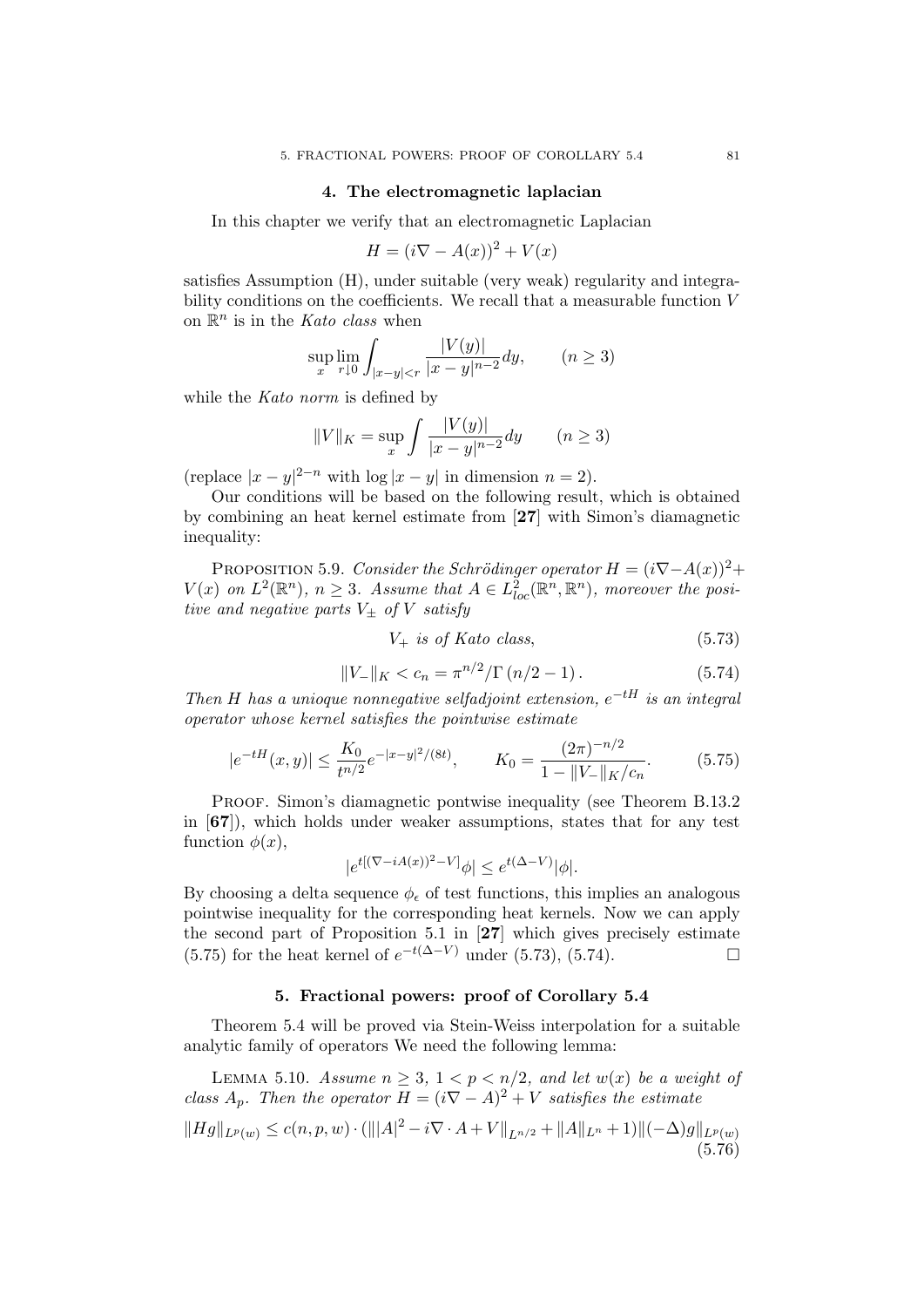## 4. The electromagnetic laplacian

In this chapter we verify that an electromagnetic Laplacian

$$H = (i\nabla - A(x))^2 + V(x)$$

satisfies Assumption (H), under suitable (very weak) regularity and integrability conditions on the coefficients. We recall that a measurable function $V$ on $\mathbb{R}^n$ is in the *Kato class* when

$$\sup_x \lim_{r\downarrow 0} \int_{|x-y|<r} \frac{|V(y)|}{|x-y|^{n-2}} dy, \qquad (n \geq 3)$$

while the *Kato norm* is defined by

$$\|V\|_K = \sup_x \int \frac{|V(y)|}{|x-y|^{n-2}} dy \qquad (n \geq 3)$$

(replace $|x-y|^{2-n}$ with $\log|x-y|$ in dimension $n = 2$).

Our conditions will be based on the following result, which is obtained by combining an heat kernel estimate from [**27**] with Simon's diamagnetic inequality:

Proposition 5.9. *Consider the Schrödinger operator $H = (i\nabla - A(x))^2 + V(x)$ on $L^2(\mathbb{R}^n)$, $n \geq 3$. Assume that $A \in L^2_{loc}(\mathbb{R}^n, \mathbb{R}^n)$, moreover the positive and negative parts $V_\pm$ of $V$ satisfy*

$$V_+ \text{ is of Kato class}, \tag{5.73}$$

$$\|V_-\|_K < c_n = \pi^{n/2}/\Gamma\left(n/2 - 1\right). \tag{5.74}$$

*Then $H$ has a unioque nonnegative selfadjoint extension, $e^{-tH}$ is an integral operator whose kernel satisfies the pointwise estimate*

$$|e^{-tH}(x,y)| \leq \frac{K_0}{t^{n/2}} e^{-|x-y|^2/(8t)}, \qquad K_0 = \frac{(2\pi)^{-n/2}}{1 - \|V_-\|_K/c_n}. \tag{5.75}$$

Proof. Simon's diamagnetic pontwise inequality (see Theorem B.13.2 in [**67**]), which holds under weaker assumptions, states that for any test function $\phi(x)$,

$$|e^{t[(\nabla - iA(x))^2 - V]}\phi| \leq e^{t(\Delta - V)}|\phi|.$$

By choosing a delta sequence $\phi_\epsilon$ of test functions, this implies an analogous pointwise inequality for the corresponding heat kernels. Now we can apply the second part of Proposition 5.1 in [**27**] which gives precisely estimate (5.75) for the heat kernel of $e^{-t(\Delta - V)}$ under (5.73), (5.74). □

## 5. Fractional powers: proof of Corollary 5.4

Theorem 5.4 will be proved via Stein-Weiss interpolation for a suitable analytic family of operators We need the following lemma:

Lemma 5.10. *Assume $n \geq 3$, $1 < p < n/2$, and let $w(x)$ be a weight of class $A_p$. Then the operator $H = (i\nabla - A)^2 + V$ satisfies the estimate*

$$\|Hg\|_{L^p(w)} \leq c(n,p,w) \cdot (\||A|^2 - i\nabla\cdot A + V\|_{L^{n/2}} + \|A\|_{L^n} + 1)\|(-\Delta)g\|_{L^p(w)} \tag{5.76}$$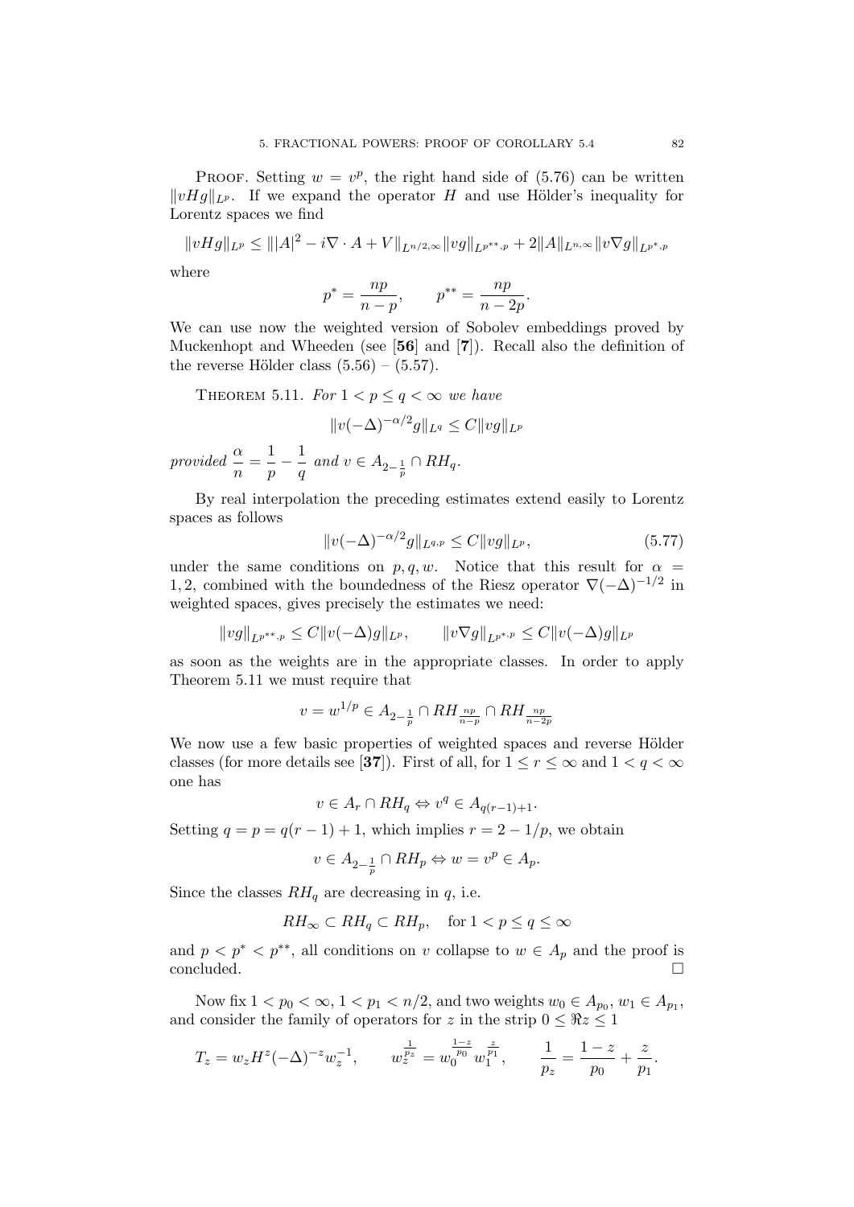PROOF. Setting $w = v^p$, the right hand side of (5.76) can be written $\|vHg\|_{L^p}$. If we expand the operator $H$ and use Hölder's inequality for Lorentz spaces we find

$$\|vHg\|_{L^p} \leq \||A|^2 - i\nabla \cdot A + V\|_{L^{n/2,\infty}} \|vg\|_{L^{p^{**},p}} + 2\|A\|_{L^{n,\infty}} \|v\nabla g\|_{L^{p^*,p}}$$

where

$$p^* = \frac{np}{n-p}, \qquad p^{**} = \frac{np}{n-2p}.$$

We can use now the weighted version of Sobolev embeddings proved by Muckenhopt and Wheeden (see [**56**] and [**7**]). Recall also the definition of the reverse Hölder class (5.56) – (5.57).

THEOREM 5.11. *For $1 < p \leq q < \infty$ we have*

$$\|v(-\Delta)^{-\alpha/2} g\|_{L^q} \leq C\|vg\|_{L^p}$$

*provided* $\dfrac{\alpha}{n} = \dfrac{1}{p} - \dfrac{1}{q}$ *and* $v \in A_{2-\frac{1}{p}} \cap RH_q$.

By real interpolation the preceding estimates extend easily to Lorentz spaces as follows

$$\|v(-\Delta)^{-\alpha/2} g\|_{L^{q,p}} \leq C\|vg\|_{L^p}, \tag{5.77}$$

under the same conditions on $p, q, w$. Notice that this result for $\alpha = 1, 2$, combined with the boundedness of the Riesz operator $\nabla(-\Delta)^{-1/2}$ in weighted spaces, gives precisely the estimates we need:

$$\|vg\|_{L^{p^{**},p}} \leq C\|v(-\Delta)g\|_{L^p}, \qquad \|v\nabla g\|_{L^{p^*,p}} \leq C\|v(-\Delta)g\|_{L^p}$$

as soon as the weights are in the appropriate classes. In order to apply Theorem 5.11 we must require that

$$v = w^{1/p} \in A_{2-\frac{1}{p}} \cap RH_{\frac{np}{n-p}} \cap RH_{\frac{np}{n-2p}}$$

We now use a few basic properties of weighted spaces and reverse Hölder classes (for more details see [**37**]). First of all, for $1 \leq r \leq \infty$ and $1 < q < \infty$ one has

$$v \in A_r \cap RH_q \Leftrightarrow v^q \in A_{q(r-1)+1}.$$

Setting $q = p = q(r-1) + 1$, which implies $r = 2 - 1/p$, we obtain

$$v \in A_{2-\frac{1}{p}} \cap RH_p \Leftrightarrow w = v^p \in A_p.$$

Since the classes $RH_q$ are decreasing in $q$, i.e.

$$RH_\infty \subset RH_q \subset RH_p, \quad \text{for } 1 < p \leq q \leq \infty$$

and $p < p^* < p^{**}$, all conditions on $v$ collapse to $w \in A_p$ and the proof is concluded. $\square$

Now fix $1 < p_0 < \infty$, $1 < p_1 < n/2$, and two weights $w_0 \in A_{p_0}$, $w_1 \in A_{p_1}$, and consider the family of operators for $z$ in the strip $0 \leq \Re z \leq 1$

$$T_z = w_z H^z (-\Delta)^{-z} w_z^{-1}, \qquad w_z^{\frac{1}{p_z}} = w_0^{\frac{1-z}{p_0}} w_1^{\frac{z}{p_1}}, \qquad \frac{1}{p_z} = \frac{1-z}{p_0} + \frac{z}{p_1}.$$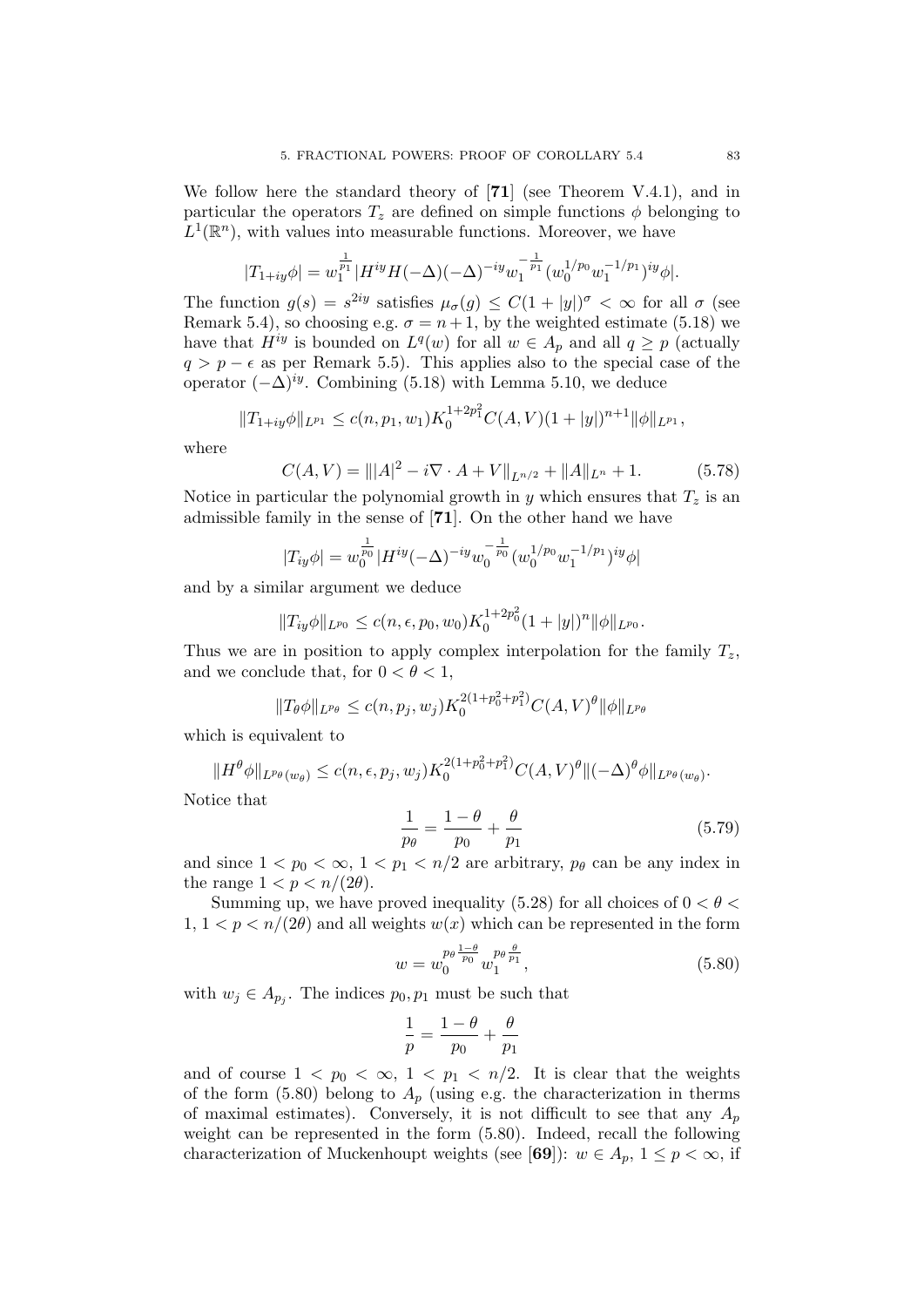We follow here the standard theory of [**71**] (see Theorem V.4.1), and in particular the operators $T_z$ are defined on simple functions $\phi$ belonging to $L^1(\mathbb{R}^n)$, with values into measurable functions. Moreover, we have

$$|T_{1+iy}\phi| = w_1^{\frac{1}{p_1}} |H^{iy} H(-\Delta)(-\Delta)^{-iy} w_1^{-\frac{1}{p_1}} (w_0^{1/p_0} w_1^{-1/p_1})^{iy} \phi|.$$

The function $g(s) = s^{2iy}$ satisfies $\mu_\sigma(g) \leq C(1+|y|)^\sigma < \infty$ for all $\sigma$ (see Remark 5.4), so choosing e.g. $\sigma = n+1$, by the weighted estimate (5.18) we have that $H^{iy}$ is bounded on $L^q(w)$ for all $w \in A_p$ and all $q \geq p$ (actually $q > p - \epsilon$ as per Remark 5.5). This applies also to the special case of the operator $(-\Delta)^{iy}$. Combining (5.18) with Lemma 5.10, we deduce

$$\|T_{1+iy}\phi\|_{L^{p_1}} \leq c(n, p_1, w_1) K_0^{1+2p_1^2} C(A, V)(1+|y|)^{n+1} \|\phi\|_{L^{p_1}},$$

where

$$C(A, V) = \||A|^2 - i\nabla \cdot A + V\|_{L^{n/2}} + \|A\|_{L^n} + 1. \tag{5.78}$$

Notice in particular the polynomial growth in $y$ which ensures that $T_z$ is an admissible family in the sense of [**71**]. On the other hand we have

$$|T_{iy}\phi| = w_0^{\frac{1}{p_0}} |H^{iy}(-\Delta)^{-iy} w_0^{-\frac{1}{p_0}} (w_0^{1/p_0} w_1^{-1/p_1})^{iy} \phi|$$

and by a similar argument we deduce

$$\|T_{iy}\phi\|_{L^{p_0}} \leq c(n, \epsilon, p_0, w_0) K_0^{1+2p_0^2} (1+|y|)^n \|\phi\|_{L^{p_0}}.$$

Thus we are in position to apply complex interpolation for the family $T_z$, and we conclude that, for $0 < \theta < 1$,

$$\|T_\theta \phi\|_{L^{p_\theta}} \leq c(n, p_j, w_j) K_0^{2(1+p_0^2+p_1^2)} C(A, V)^\theta \|\phi\|_{L^{p_\theta}}$$

which is equivalent to

$$\|H^\theta \phi\|_{L^{p_\theta}(w_\theta)} \leq c(n, \epsilon, p_j, w_j) K_0^{2(1+p_0^2+p_1^2)} C(A, V)^\theta \|(-\Delta)^\theta \phi\|_{L^{p_\theta}(w_\theta)}.$$

Notice that

$$\frac{1}{p_\theta} = \frac{1-\theta}{p_0} + \frac{\theta}{p_1} \tag{5.79}$$

and since $1 < p_0 < \infty$, $1 < p_1 < n/2$ are arbitrary, $p_\theta$ can be any index in the range $1 < p < n/(2\theta)$.

Summing up, we have proved inequality (5.28) for all choices of $0 < \theta < 1$, $1 < p < n/(2\theta)$ and all weights $w(x)$ which can be represented in the form

$$w = w_0^{p_\theta \frac{1-\theta}{p_0}} w_1^{p_\theta \frac{\theta}{p_1}}, \tag{5.80}$$

with $w_j \in A_{p_j}$. The indices $p_0, p_1$ must be such that

$$\frac{1}{p} = \frac{1-\theta}{p_0} + \frac{\theta}{p_1}$$

and of course $1 < p_0 < \infty$, $1 < p_1 < n/2$. It is clear that the weights of the form (5.80) belong to $A_p$ (using e.g. the characterization in therms of maximal estimates). Conversely, it is not difficult to see that any $A_p$ weight can be represented in the form (5.80). Indeed, recall the following characterization of Muckenhoupt weights (see [**69**]): $w \in A_p$, $1 \leq p < \infty$, if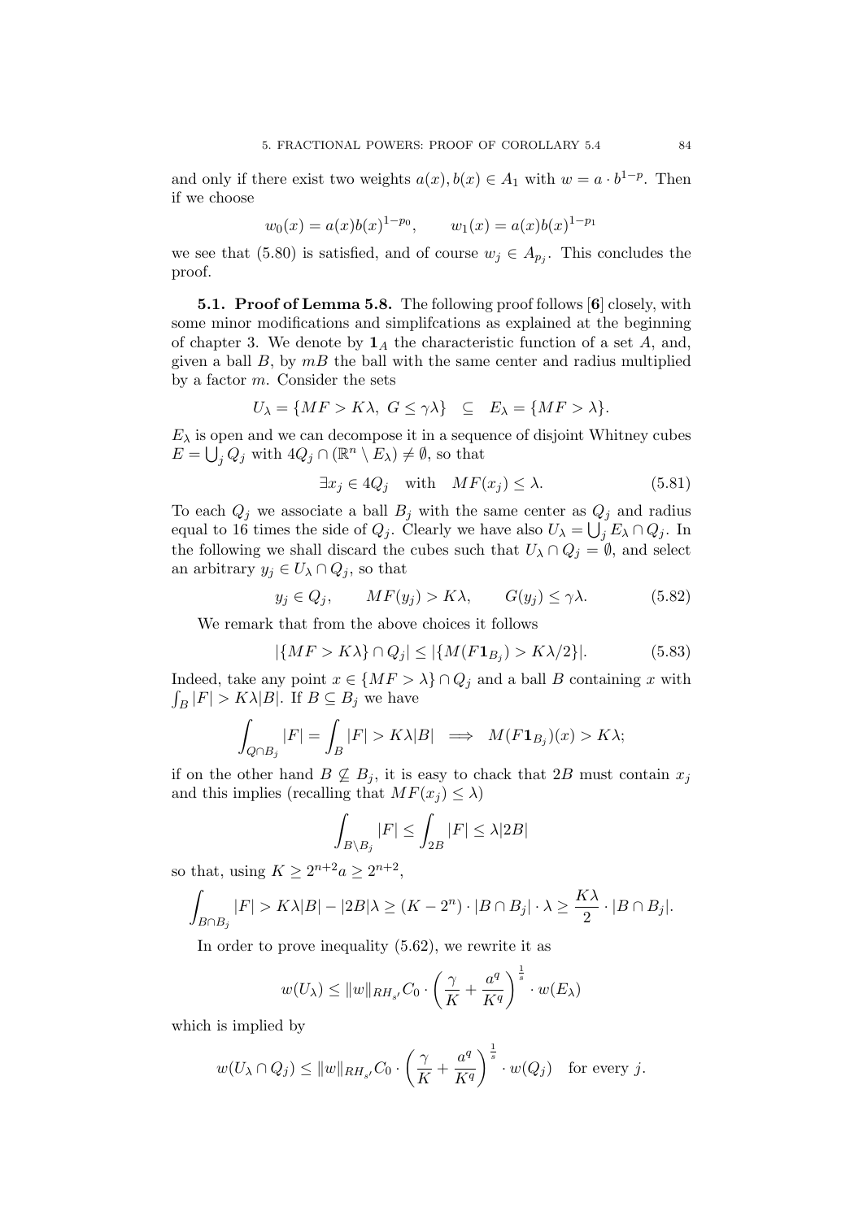and only if there exist two weights $a(x), b(x) \in A_1$ with $w = a \cdot b^{1-p}$. Then if we choose

$$w_0(x) = a(x)b(x)^{1-p_0}, \qquad w_1(x) = a(x)b(x)^{1-p_1}$$

we see that (5.80) is satisfied, and of course $w_j \in A_{p_j}$. This concludes the proof.

**5.1. Proof of Lemma 5.8.** The following proof follows [**6**] closely, with some minor modifications and simplifcations as explained at the beginning of chapter 3. We denote by $\mathbf{1}_A$ the characteristic function of a set $A$, and, given a ball $B$, by $mB$ the ball with the same center and radius multiplied by a factor $m$. Consider the sets

$$U_\lambda = \{MF > K\lambda,\ G \leq \gamma\lambda\} \quad \subseteq \quad E_\lambda = \{MF > \lambda\}.$$

$E_\lambda$ is open and we can decompose it in a sequence of disjoint Whitney cubes $E = \bigcup_j Q_j$ with $4Q_j \cap (\mathbb{R}^n \setminus E_\lambda) \neq \emptyset$, so that

$$\exists x_j \in 4Q_j \quad \text{with} \quad MF(x_j) \leq \lambda. \tag{5.81}$$

To each $Q_j$ we associate a ball $B_j$ with the same center as $Q_j$ and radius equal to 16 times the side of $Q_j$. Clearly we have also $U_\lambda = \bigcup_j E_\lambda \cap Q_j$. In the following we shall discard the cubes such that $U_\lambda \cap Q_j = \emptyset$, and select an arbitrary $y_j \in U_\lambda \cap Q_j$, so that

$$y_j \in Q_j, \qquad MF(y_j) > K\lambda, \qquad G(y_j) \leq \gamma\lambda. \tag{5.82}$$

We remark that from the above choices it follows

$$|\{MF > K\lambda\} \cap Q_j| \leq |\{M(F\mathbf{1}_{B_j}) > K\lambda/2\}|. \tag{5.83}$$

Indeed, take any point $x \in \{MF > \lambda\} \cap Q_j$ and a ball $B$ containing $x$ with $\int_B |F| > K\lambda|B|$. If $B \subseteq B_j$ we have

$$\int_{Q \cap B_j} |F| = \int_B |F| > K\lambda|B| \implies M(F\mathbf{1}_{B_j})(x) > K\lambda;$$

if on the other hand $B \not\subseteq B_j$, it is easy to chack that $2B$ must contain $x_j$ and this implies (recalling that $MF(x_j) \leq \lambda$)

$$\int_{B \setminus B_j} |F| \leq \int_{2B} |F| \leq \lambda|2B|$$

so that, using $K \geq 2^{n+2}a \geq 2^{n+2}$,

$$\int_{B \cap B_j} |F| > K\lambda|B| - |2B|\lambda \geq (K - 2^n) \cdot |B \cap B_j| \cdot \lambda \geq \frac{K\lambda}{2} \cdot |B \cap B_j|.$$

In order to prove inequality (5.62), we rewrite it as

$$w(U_\lambda) \leq \|w\|_{RH_{s'}} C_0 \cdot \left(\frac{\gamma}{K} + \frac{a^q}{K^q}\right)^{\frac{1}{s}} \cdot w(E_\lambda)$$

which is implied by

$$w(U_\lambda \cap Q_j) \leq \|w\|_{RH_{s'}} C_0 \cdot \left(\frac{\gamma}{K} + \frac{a^q}{K^q}\right)^{\frac{1}{s}} \cdot w(Q_j) \quad \text{for every } j.$$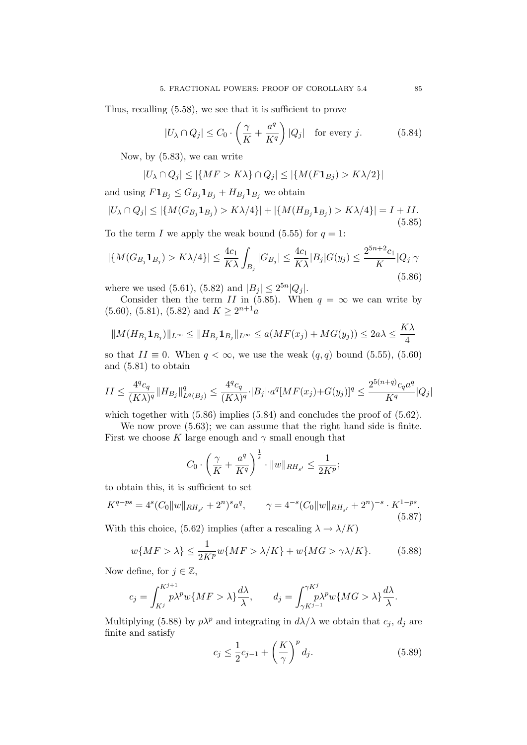Thus, recalling (5.58), we see that it is sufficient to prove

$$|U_\lambda \cap Q_j| \leq C_0 \cdot \left( \frac{\gamma}{K} + \frac{a^q}{K^q} \right) |Q_j| \quad \text{for every } j. \tag{5.84}$$

Now, by (5.83), we can write

$$|U_\lambda \cap Q_j| \leq |\{MF > K\lambda\} \cap Q_j| \leq |\{M(F\mathbf{1}_{B_j}) > K\lambda/2\}|$$

and using $F\mathbf{1}_{B_j} \leq G_{B_j}\mathbf{1}_{B_j} + H_{B_j}\mathbf{1}_{B_j}$ we obtain

$$|U_\lambda \cap Q_j| \leq |\{M(G_{B_j}\mathbf{1}_{B_j}) > K\lambda/4\}| + |\{M(H_{B_j}\mathbf{1}_{B_j}) > K\lambda/4\}| = I + II. \tag{5.85}$$

To the term $I$ we apply the weak bound (5.55) for $q = 1$:

$$|\{M(G_{B_j}\mathbf{1}_{B_j}) > K\lambda/4\}| \leq \frac{4c_1}{K\lambda} \int_{B_j} |G_{B_j}| \leq \frac{4c_1}{K\lambda} |B_j| G(y_j) \leq \frac{2^{5n+2}c_1}{K} |Q_j| \gamma \tag{5.86}$$

where we used (5.61), (5.82) and $|B_j| \leq 2^{5n}|Q_j|$.

Consider then the term $II$ in (5.85). When $q = \infty$ we can write by (5.60), (5.81), (5.82) and $K \geq 2^{n+1}a$

$$\|M(H_{B_j}\mathbf{1}_{B_j})\|_{L^\infty} \leq \|H_{B_j}\mathbf{1}_{B_j}\|_{L^\infty} \leq a(MF(x_j) + MG(y_j)) \leq 2a\lambda \leq \frac{K\lambda}{4}$$

so that $II \equiv 0$. When $q < \infty$, we use the weak $(q, q)$ bound (5.55), (5.60) and (5.81) to obtain

$$II \leq \frac{4^q c_q}{(K\lambda)^q} \|H_{B_j}\|^q_{L^q(B_j)} \leq \frac{4^q c_q}{(K\lambda)^q} \cdot |B_j| \cdot a^q [MF(x_j) + G(y_j)]^q \leq \frac{2^{5(n+q)} c_q a^q}{K^q} |Q_j|$$

which together with (5.86) implies (5.84) and concludes the proof of (5.62).

We now prove (5.63); we can assume that the right hand side is finite. First we choose $K$ large enough and $\gamma$ small enough that

$$C_0 \cdot \left( \frac{\gamma}{K} + \frac{a^q}{K^q} \right)^{\frac{1}{s}} \cdot \|w\|_{RH_{s'}} \leq \frac{1}{2K^p};$$

to obtain this, it is sufficient to set

$$K^{q-ps} = 4^s (C_0 \|w\|_{RH_{s'}} + 2^n)^s a^q, \qquad \gamma = 4^{-s}(C_0\|w\|_{RH_{s'}} + 2^n)^{-s} \cdot K^{1-ps}. \tag{5.87}$$

With this choice, (5.62) implies (after a rescaling $\lambda \to \lambda/K$)

$$w\{MF > \lambda\} \leq \frac{1}{2K^p} w\{MF > \lambda/K\} + w\{MG > \gamma\lambda/K\}. \tag{5.88}$$

Now define, for $j \in \mathbb{Z}$,

$$c_j = \int_{K^j}^{K^{j+1}} p\lambda^p w\{MF > \lambda\} \frac{d\lambda}{\lambda}, \qquad d_j = \int_{\gamma K^{j-1}}^{\gamma K^j} p\lambda^p w\{MG > \lambda\} \frac{d\lambda}{\lambda}.$$

Multiplying (5.88) by $p\lambda^p$ and integrating in $d\lambda/\lambda$ we obtain that $c_j$, $d_j$ are finite and satisfy

$$c_j \leq \frac{1}{2} c_{j-1} + \left( \frac{K}{\gamma} \right)^p d_j. \tag{5.89}$$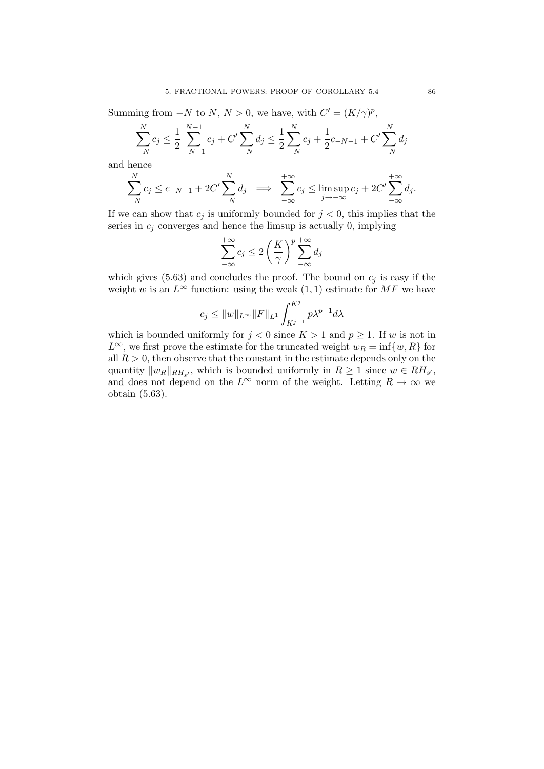Summing from $-N$ to $N$, $N > 0$, we have, with $C' = (K/\gamma)^p$,

$$\sum_{-N}^{N} c_j \le \frac{1}{2} \sum_{-N-1}^{N-1} c_j + C' \sum_{-N}^{N} d_j \le \frac{1}{2} \sum_{-N}^{N} c_j + \frac{1}{2} c_{-N-1} + C' \sum_{-N}^{N} d_j$$

and hence

$$\sum_{-N}^{N} c_j \le c_{-N-1} + 2C' \sum_{-N}^{N} d_j \implies \sum_{-\infty}^{+\infty} c_j \le \limsup_{j \to -\infty} c_j + 2C' \sum_{-\infty}^{+\infty} d_j.$$

If we can show that $c_j$ is uniformly bounded for $j < 0$, this implies that the series in $c_j$ converges and hence the limsup is actually 0, implying

$$\sum_{-\infty}^{+\infty} c_j \le 2 \left( \frac{K}{\gamma} \right)^p \sum_{-\infty}^{+\infty} d_j$$

which gives (5.63) and concludes the proof. The bound on $c_j$ is easy if the weight $w$ is an $L^\infty$ function: using the weak $(1, 1)$ estimate for $MF$ we have

$$c_j \le \|w\|_{L^\infty} \|F\|_{L^1} \int_{K^{j-1}}^{K^j} p \lambda^{p-1} d\lambda$$

which is bounded uniformly for $j < 0$ since $K > 1$ and $p \ge 1$. If $w$ is not in $L^\infty$, we first prove the estimate for the truncated weight $w_R = \inf\{w, R\}$ for all $R > 0$, then observe that the constant in the estimate depends only on the quantity $\|w_R\|_{RH_{s'}}$, which is bounded uniformly in $R \ge 1$ since $w \in RH_{s'}$, and does not depend on the $L^\infty$ norm of the weight. Letting $R \to \infty$ we obtain (5.63).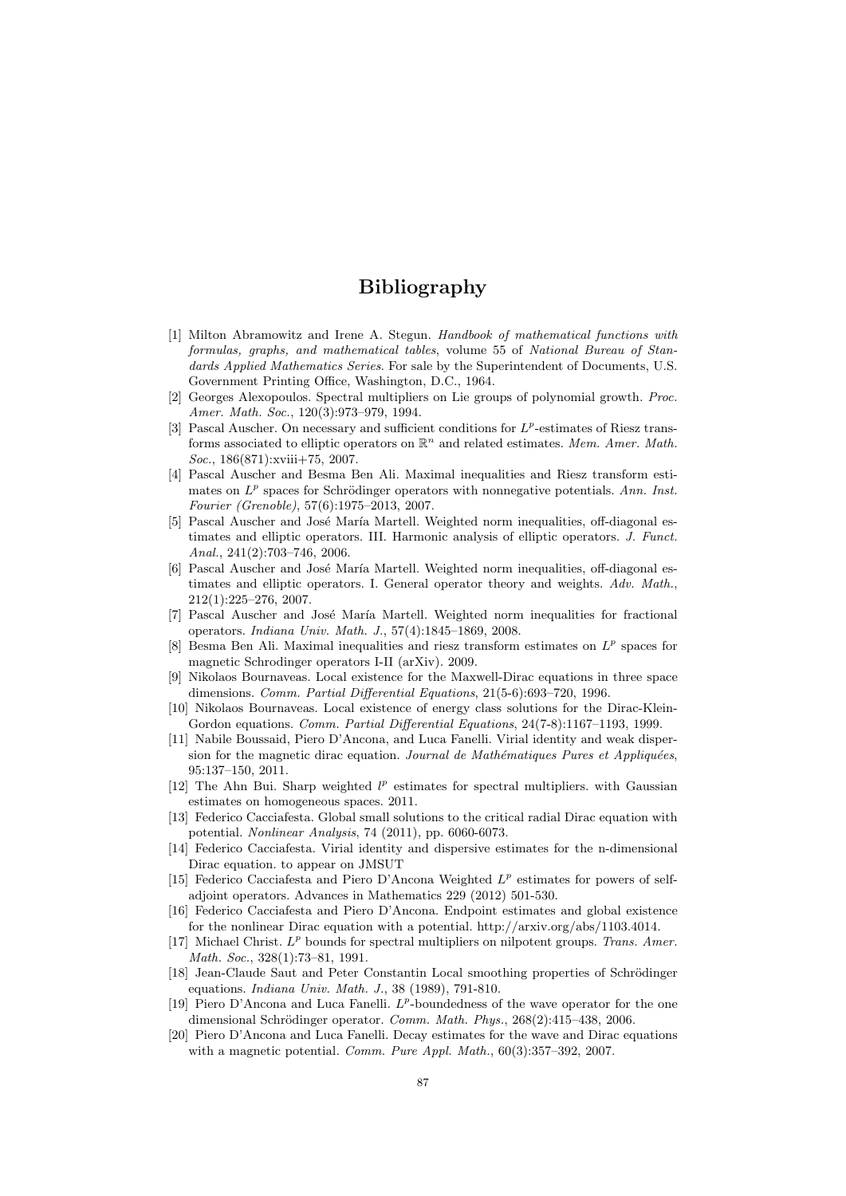# Bibliography

[1] Milton Abramowitz and Irene A. Stegun. *Handbook of mathematical functions with formulas, graphs, and mathematical tables*, volume 55 of *National Bureau of Standards Applied Mathematics Series*. For sale by the Superintendent of Documents, U.S. Government Printing Office, Washington, D.C., 1964.

[2] Georges Alexopoulos. Spectral multipliers on Lie groups of polynomial growth. *Proc. Amer. Math. Soc.*, 120(3):973–979, 1994.

[3] Pascal Auscher. On necessary and sufficient conditions for $L^p$-estimates of Riesz transforms associated to elliptic operators on $\mathbb{R}^n$ and related estimates. *Mem. Amer. Math. Soc.*, 186(871):xviii+75, 2007.

[4] Pascal Auscher and Besma Ben Ali. Maximal inequalities and Riesz transform estimates on $L^p$ spaces for Schrödinger operators with nonnegative potentials. *Ann. Inst. Fourier (Grenoble)*, 57(6):1975–2013, 2007.

[5] Pascal Auscher and José María Martell. Weighted norm inequalities, off-diagonal estimates and elliptic operators. III. Harmonic analysis of elliptic operators. *J. Funct. Anal.*, 241(2):703–746, 2006.

[6] Pascal Auscher and José María Martell. Weighted norm inequalities, off-diagonal estimates and elliptic operators. I. General operator theory and weights. *Adv. Math.*, 212(1):225–276, 2007.

[7] Pascal Auscher and José María Martell. Weighted norm inequalities for fractional operators. *Indiana Univ. Math. J.*, 57(4):1845–1869, 2008.

[8] Besma Ben Ali. Maximal inequalities and riesz transform estimates on $L^p$ spaces for magnetic Schrodinger operators I-II (arXiv). 2009.

[9] Nikolaos Bournaveas. Local existence for the Maxwell-Dirac equations in three space dimensions. *Comm. Partial Differential Equations*, 21(5-6):693–720, 1996.

[10] Nikolaos Bournaveas. Local existence of energy class solutions for the Dirac-Klein-Gordon equations. *Comm. Partial Differential Equations*, 24(7-8):1167–1193, 1999.

[11] Nabile Boussaid, Piero D'Ancona, and Luca Fanelli. Virial identity and weak dispersion for the magnetic dirac equation. *Journal de Mathématiques Pures et Appliquées*, 95:137–150, 2011.

[12] The Ahn Bui. Sharp weighted $l^p$ estimates for spectral multipliers. with Gaussian estimates on homogeneous spaces. 2011.

[13] Federico Cacciafesta. Global small solutions to the critical radial Dirac equation with potential. *Nonlinear Analysis*, 74 (2011), pp. 6060-6073.

[14] Federico Cacciafesta. Virial identity and dispersive estimates for the n-dimensional Dirac equation. to appear on JMSUT

[15] Federico Cacciafesta and Piero D'Ancona Weighted $L^p$ estimates for powers of selfadjoint operators. Advances in Mathematics 229 (2012) 501-530.

[16] Federico Cacciafesta and Piero D'Ancona. Endpoint estimates and global existence for the nonlinear Dirac equation with a potential. http://arxiv.org/abs/1103.4014.

[17] Michael Christ. $L^p$ bounds for spectral multipliers on nilpotent groups. *Trans. Amer. Math. Soc.*, 328(1):73–81, 1991.

[18] Jean-Claude Saut and Peter Constantin Local smoothing properties of Schrödinger equations. *Indiana Univ. Math. J.*, 38 (1989), 791-810.

[19] Piero D'Ancona and Luca Fanelli. $L^p$-boundedness of the wave operator for the one dimensional Schrödinger operator. *Comm. Math. Phys.*, 268(2):415–438, 2006.

[20] Piero D'Ancona and Luca Fanelli. Decay estimates for the wave and Dirac equations with a magnetic potential. *Comm. Pure Appl. Math.*, 60(3):357–392, 2007.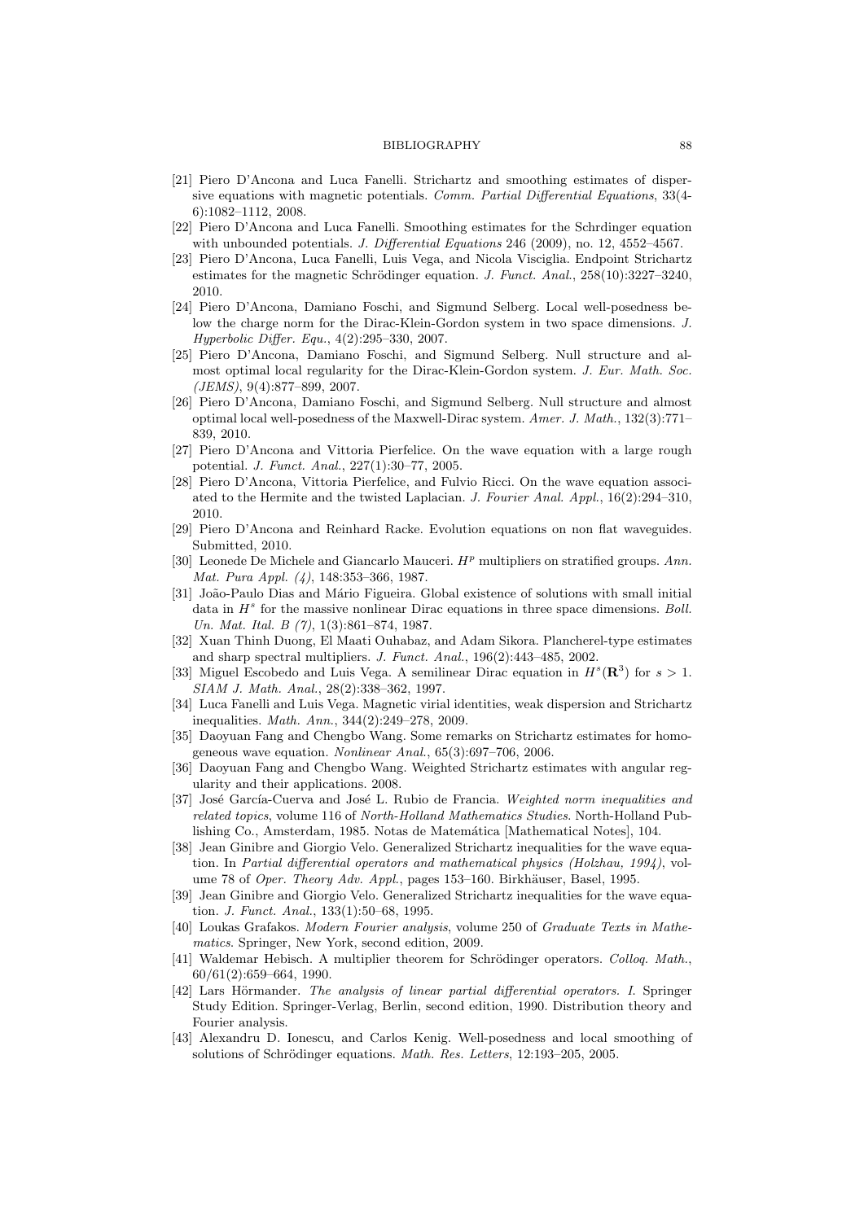[21] Piero D'Ancona and Luca Fanelli. Strichartz and smoothing estimates of dispersive equations with magnetic potentials. *Comm. Partial Differential Equations*, 33(4-6):1082–1112, 2008.

[22] Piero D'Ancona and Luca Fanelli. Smoothing estimates for the Schrdinger equation with unbounded potentials. *J. Differential Equations* 246 (2009), no. 12, 4552–4567.

[23] Piero D'Ancona, Luca Fanelli, Luis Vega, and Nicola Visciglia. Endpoint Strichartz estimates for the magnetic Schrödinger equation. *J. Funct. Anal.*, 258(10):3227–3240, 2010.

[24] Piero D'Ancona, Damiano Foschi, and Sigmund Selberg. Local well-posedness below the charge norm for the Dirac-Klein-Gordon system in two space dimensions. *J. Hyperbolic Differ. Equ.*, 4(2):295–330, 2007.

[25] Piero D'Ancona, Damiano Foschi, and Sigmund Selberg. Null structure and almost optimal local regularity for the Dirac-Klein-Gordon system. *J. Eur. Math. Soc. (JEMS)*, 9(4):877–899, 2007.

[26] Piero D'Ancona, Damiano Foschi, and Sigmund Selberg. Null structure and almost optimal local well-posedness of the Maxwell-Dirac system. *Amer. J. Math.*, 132(3):771–839, 2010.

[27] Piero D'Ancona and Vittoria Pierfelice. On the wave equation with a large rough potential. *J. Funct. Anal.*, 227(1):30–77, 2005.

[28] Piero D'Ancona, Vittoria Pierfelice, and Fulvio Ricci. On the wave equation associated to the Hermite and the twisted Laplacian. *J. Fourier Anal. Appl.*, 16(2):294–310, 2010.

[29] Piero D'Ancona and Reinhard Racke. Evolution equations on non flat waveguides. Submitted, 2010.

[30] Leonede De Michele and Giancarlo Mauceri. $H^p$ multipliers on stratified groups. *Ann. Mat. Pura Appl. (4)*, 148:353–366, 1987.

[31] João-Paulo Dias and Mário Figueira. Global existence of solutions with small initial data in $H^s$ for the massive nonlinear Dirac equations in three space dimensions. *Boll. Un. Mat. Ital. B (7)*, 1(3):861–874, 1987.

[32] Xuan Thinh Duong, El Maati Ouhabaz, and Adam Sikora. Plancherel-type estimates and sharp spectral multipliers. *J. Funct. Anal.*, 196(2):443–485, 2002.

[33] Miguel Escobedo and Luis Vega. A semilinear Dirac equation in $H^s(\mathbf{R}^3)$ for $s > 1$. *SIAM J. Math. Anal.*, 28(2):338–362, 1997.

[34] Luca Fanelli and Luis Vega. Magnetic virial identities, weak dispersion and Strichartz inequalities. *Math. Ann.*, 344(2):249–278, 2009.

[35] Daoyuan Fang and Chengbo Wang. Some remarks on Strichartz estimates for homogeneous wave equation. *Nonlinear Anal.*, 65(3):697–706, 2006.

[36] Daoyuan Fang and Chengbo Wang. Weighted Strichartz estimates with angular regularity and their applications. 2008.

[37] José García-Cuerva and José L. Rubio de Francia. *Weighted norm inequalities and related topics*, volume 116 of *North-Holland Mathematics Studies*. North-Holland Publishing Co., Amsterdam, 1985. Notas de Matemática [Mathematical Notes], 104.

[38] Jean Ginibre and Giorgio Velo. Generalized Strichartz inequalities for the wave equation. In *Partial differential operators and mathematical physics (Holzhau, 1994)*, volume 78 of *Oper. Theory Adv. Appl.*, pages 153–160. Birkhäuser, Basel, 1995.

[39] Jean Ginibre and Giorgio Velo. Generalized Strichartz inequalities for the wave equation. *J. Funct. Anal.*, 133(1):50–68, 1995.

[40] Loukas Grafakos. *Modern Fourier analysis*, volume 250 of *Graduate Texts in Mathematics*. Springer, New York, second edition, 2009.

[41] Waldemar Hebisch. A multiplier theorem for Schrödinger operators. *Colloq. Math.*, 60/61(2):659–664, 1990.

[42] Lars Hörmander. *The analysis of linear partial differential operators. I*. Springer Study Edition. Springer-Verlag, Berlin, second edition, 1990. Distribution theory and Fourier analysis.

[43] Alexandru D. Ionescu, and Carlos Kenig. Well-posedness and local smoothing of solutions of Schrödinger equations. *Math. Res. Letters*, 12:193–205, 2005.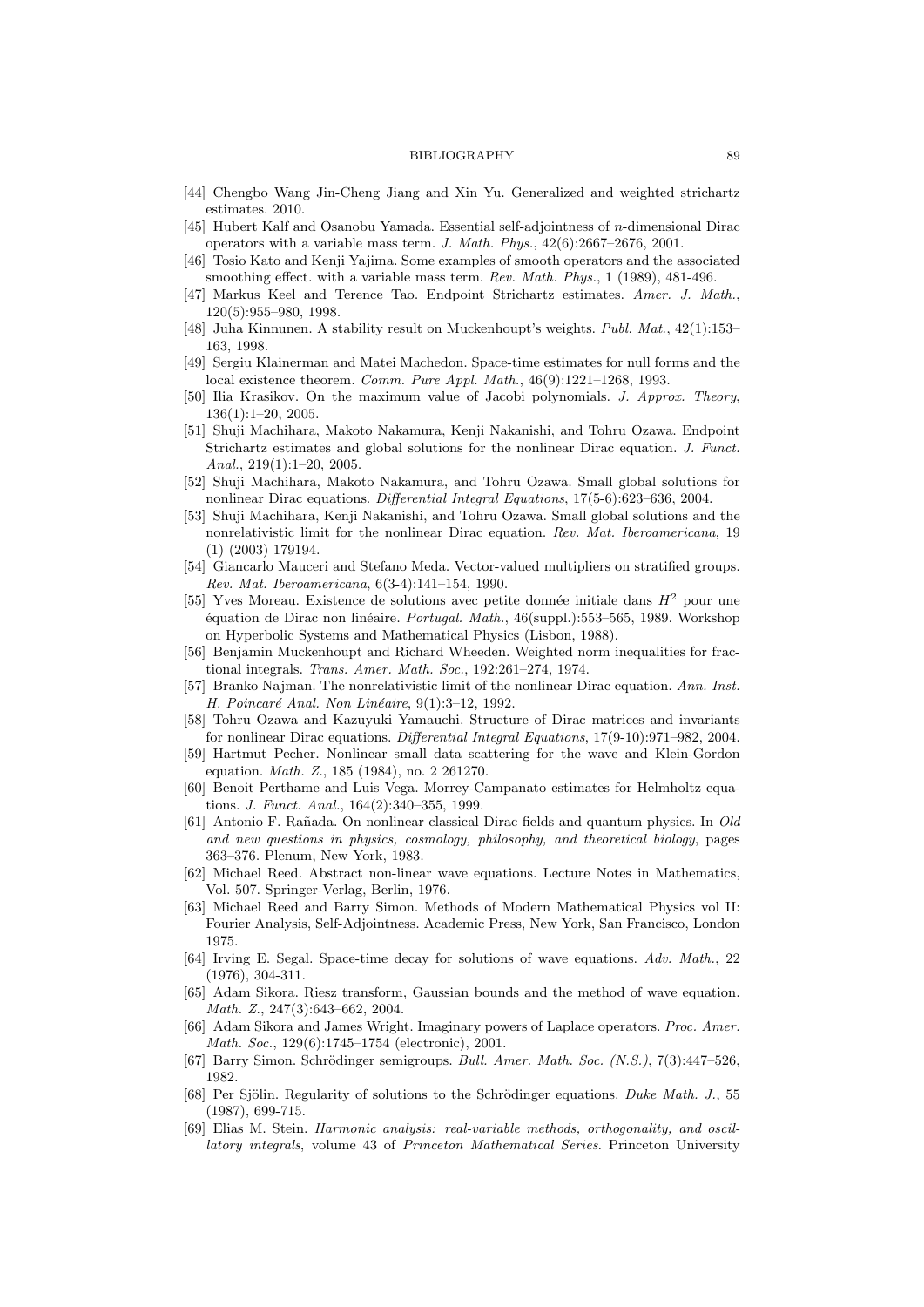[44] Chengbo Wang Jin-Cheng Jiang and Xin Yu. Generalized and weighted strichartz estimates. 2010.

[45] Hubert Kalf and Osanobu Yamada. Essential self-adjointness of $n$-dimensional Dirac operators with a variable mass term. *J. Math. Phys.*, 42(6):2667–2676, 2001.

[46] Tosio Kato and Kenji Yajima. Some examples of smooth operators and the associated smoothing effect. with a variable mass term. *Rev. Math. Phys.*, 1 (1989), 481-496.

[47] Markus Keel and Terence Tao. Endpoint Strichartz estimates. *Amer. J. Math.*, 120(5):955–980, 1998.

[48] Juha Kinnunen. A stability result on Muckenhoupt's weights. *Publ. Mat.*, 42(1):153–163, 1998.

[49] Sergiu Klainerman and Matei Machedon. Space-time estimates for null forms and the local existence theorem. *Comm. Pure Appl. Math.*, 46(9):1221–1268, 1993.

[50] Ilia Krasikov. On the maximum value of Jacobi polynomials. *J. Approx. Theory*, 136(1):1–20, 2005.

[51] Shuji Machihara, Makoto Nakamura, Kenji Nakanishi, and Tohru Ozawa. Endpoint Strichartz estimates and global solutions for the nonlinear Dirac equation. *J. Funct. Anal.*, 219(1):1–20, 2005.

[52] Shuji Machihara, Makoto Nakamura, and Tohru Ozawa. Small global solutions for nonlinear Dirac equations. *Differential Integral Equations*, 17(5-6):623–636, 2004.

[53] Shuji Machihara, Kenji Nakanishi, and Tohru Ozawa. Small global solutions and the nonrelativistic limit for the nonlinear Dirac equation. *Rev. Mat. Iberoamericana*, 19 (1) (2003) 179194.

[54] Giancarlo Mauceri and Stefano Meda. Vector-valued multipliers on stratified groups. *Rev. Mat. Iberoamericana*, 6(3-4):141–154, 1990.

[55] Yves Moreau. Existence de solutions avec petite donnée initiale dans $H^2$ pour une équation de Dirac non linéaire. *Portugal. Math.*, 46(suppl.):553–565, 1989. Workshop on Hyperbolic Systems and Mathematical Physics (Lisbon, 1988).

[56] Benjamin Muckenhoupt and Richard Wheeden. Weighted norm inequalities for fractional integrals. *Trans. Amer. Math. Soc.*, 192:261–274, 1974.

[57] Branko Najman. The nonrelativistic limit of the nonlinear Dirac equation. *Ann. Inst. H. Poincaré Anal. Non Linéaire*, 9(1):3–12, 1992.

[58] Tohru Ozawa and Kazuyuki Yamauchi. Structure of Dirac matrices and invariants for nonlinear Dirac equations. *Differential Integral Equations*, 17(9-10):971–982, 2004.

[59] Hartmut Pecher. Nonlinear small data scattering for the wave and Klein-Gordon equation. *Math. Z.*, 185 (1984), no. 2 261270.

[60] Benoit Perthame and Luis Vega. Morrey-Campanato estimates for Helmholtz equations. *J. Funct. Anal.*, 164(2):340–355, 1999.

[61] Antonio F. Rañada. On nonlinear classical Dirac fields and quantum physics. In *Old and new questions in physics, cosmology, philosophy, and theoretical biology*, pages 363–376. Plenum, New York, 1983.

[62] Michael Reed. Abstract non-linear wave equations. Lecture Notes in Mathematics, Vol. 507. Springer-Verlag, Berlin, 1976.

[63] Michael Reed and Barry Simon. Methods of Modern Mathematical Physics vol II: Fourier Analysis, Self-Adjointness. Academic Press, New York, San Francisco, London 1975.

[64] Irving E. Segal. Space-time decay for solutions of wave equations. *Adv. Math.*, 22 (1976), 304-311.

[65] Adam Sikora. Riesz transform, Gaussian bounds and the method of wave equation. *Math. Z.*, 247(3):643–662, 2004.

[66] Adam Sikora and James Wright. Imaginary powers of Laplace operators. *Proc. Amer. Math. Soc.*, 129(6):1745–1754 (electronic), 2001.

[67] Barry Simon. Schrödinger semigroups. *Bull. Amer. Math. Soc. (N.S.)*, 7(3):447–526, 1982.

[68] Per Sjölin. Regularity of solutions to the Schrödinger equations. *Duke Math. J.*, 55 (1987), 699-715.

[69] Elias M. Stein. *Harmonic analysis: real-variable methods, orthogonality, and oscillatory integrals*, volume 43 of *Princeton Mathematical Series*. Princeton University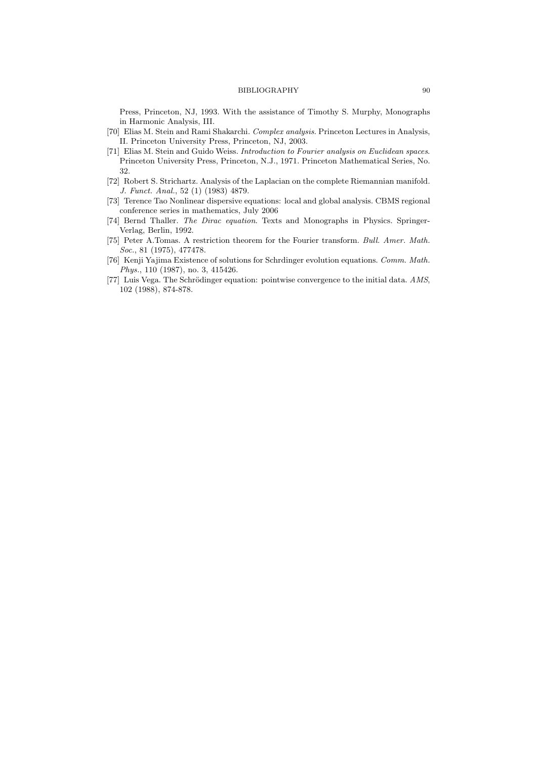Press, Princeton, NJ, 1993. With the assistance of Timothy S. Murphy, Monographs in Harmonic Analysis, III.

[70] Elias M. Stein and Rami Shakarchi. *Complex analysis*. Princeton Lectures in Analysis, II. Princeton University Press, Princeton, NJ, 2003.

[71] Elias M. Stein and Guido Weiss. *Introduction to Fourier analysis on Euclidean spaces*. Princeton University Press, Princeton, N.J., 1971. Princeton Mathematical Series, No. 32.

[72] Robert S. Strichartz. Analysis of the Laplacian on the complete Riemannian manifold. *J. Funct. Anal.*, 52 (1) (1983) 4879.

[73] Terence Tao Nonlinear dispersive equations: local and global analysis. CBMS regional conference series in mathematics, July 2006

[74] Bernd Thaller. *The Dirac equation*. Texts and Monographs in Physics. Springer-Verlag, Berlin, 1992.

[75] Peter A.Tomas. A restriction theorem for the Fourier transform. *Bull. Amer. Math. Soc.*, 81 (1975), 477478.

[76] Kenji Yajima Existence of solutions for Schrdinger evolution equations. *Comm. Math. Phys.*, 110 (1987), no. 3, 415426.

[77] Luis Vega. The Schrödinger equation: pointwise convergence to the initial data. *AMS*, 102 (1988), 874-878.